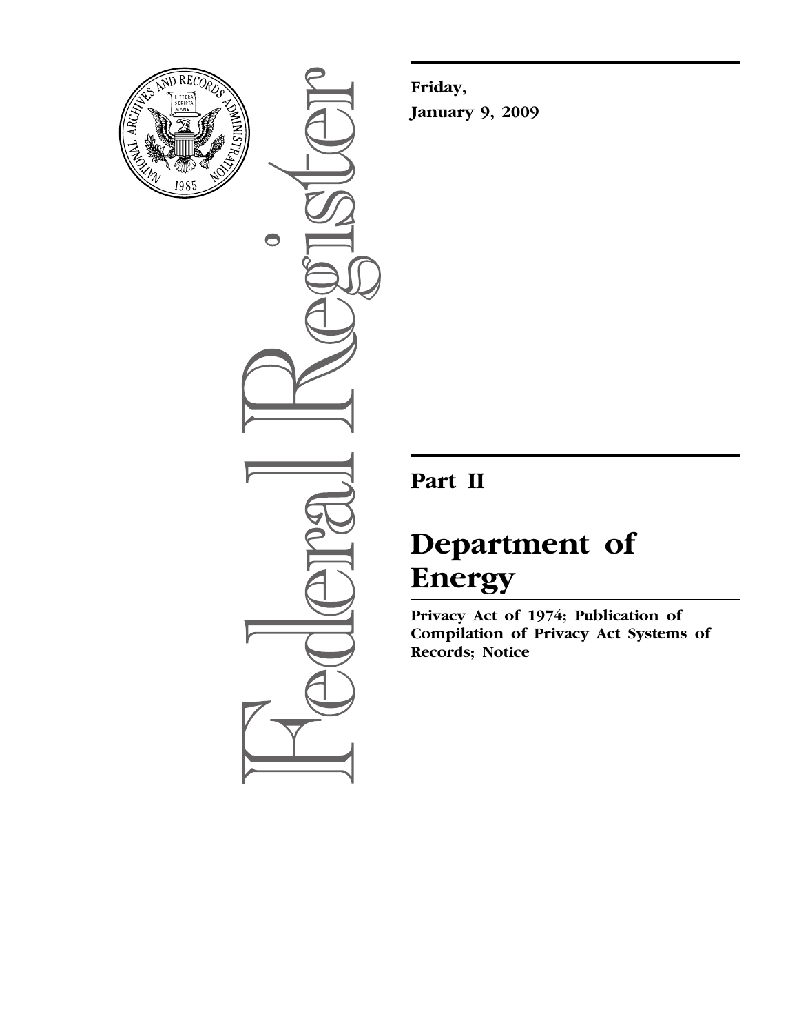**Friday,**
**January 9, 2009**

# Part II

# Department of Energy

**Privacy Act of 1974; Publication of Compilation of Privacy Act Systems of Records; Notice**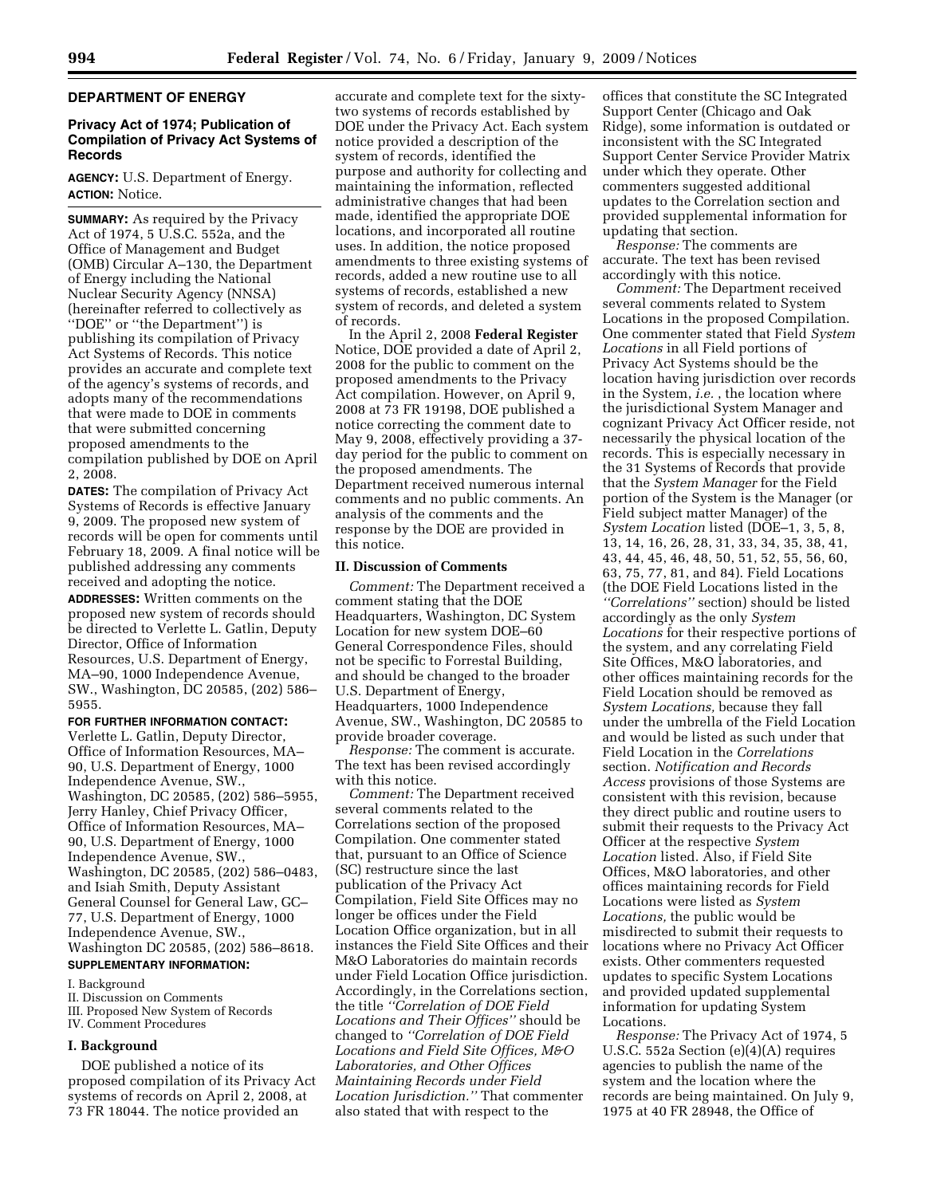## DEPARTMENT OF ENERGY

### Privacy Act of 1974; Publication of Compilation of Privacy Act Systems of Records

**AGENCY:** U.S. Department of Energy.

**ACTION:** Notice.

**SUMMARY:** As required by the Privacy Act of 1974, 5 U.S.C. 552a, and the Office of Management and Budget (OMB) Circular A–130, the Department of Energy including the National Nuclear Security Agency (NNSA) (hereinafter referred to collectively as ''DOE'' or ''the Department'') is publishing its compilation of Privacy Act Systems of Records. This notice provides an accurate and complete text of the agency's systems of records, and adopts many of the recommendations that were made to DOE in comments that were submitted concerning proposed amendments to the compilation published by DOE on April 2, 2008.

**DATES:** The compilation of Privacy Act Systems of Records is effective January 9, 2009. The proposed new system of records will be open for comments until February 18, 2009. A final notice will be published addressing any comments received and adopting the notice.

**ADDRESSES:** Written comments on the proposed new system of records should be directed to Verlette L. Gatlin, Deputy Director, Office of Information Resources, U.S. Department of Energy, MA–90, 1000 Independence Avenue, SW., Washington, DC 20585, (202) 586–5955.

**FOR FURTHER INFORMATION CONTACT:** Verlette L. Gatlin, Deputy Director, Office of Information Resources, MA–90, U.S. Department of Energy, 1000 Independence Avenue, SW., Washington, DC 20585, (202) 586–5955, Jerry Hanley, Chief Privacy Officer, Office of Information Resources, MA–90, U.S. Department of Energy, 1000 Independence Avenue, SW., Washington, DC 20585, (202) 586–0483, and Isiah Smith, Deputy Assistant General Counsel for General Law, GC–77, U.S. Department of Energy, 1000 Independence Avenue, SW., Washington DC 20585, (202) 586–8618.

**SUPPLEMENTARY INFORMATION:**

I. Background
II. Discussion on Comments
III. Proposed New System of Records
IV. Comment Procedures

### I. Background

DOE published a notice of its proposed compilation of its Privacy Act systems of records on April 2, 2008, at 73 FR 18044. The notice provided an accurate and complete text for the sixty-two systems of records established by DOE under the Privacy Act. Each system notice provided a description of the system of records, identified the purpose and authority for collecting and maintaining the information, reflected administrative changes that had been made, identified the appropriate DOE locations, and incorporated all routine uses. In addition, the notice proposed amendments to three existing systems of records, added a new routine use to all systems of records, established a new system of records, and deleted a system of records.

In the April 2, 2008 **Federal Register** Notice, DOE provided a date of April 2, 2008 for the public to comment on the proposed amendments to the Privacy Act compilation. However, on April 9, 2008 at 73 FR 19198, DOE published a notice correcting the comment date to May 9, 2008, effectively providing a 37-day period for the public to comment on the proposed amendments. The Department received numerous internal comments and no public comments. An analysis of the comments and the response by the DOE are provided in this notice.

### II. Discussion of Comments

*Comment:* The Department received a comment stating that the DOE Headquarters, Washington, DC System Location for new system DOE–60 General Correspondence Files, should not be specific to Forrestal Building, and should be changed to the broader U.S. Department of Energy, Headquarters, 1000 Independence Avenue, SW., Washington, DC 20585 to provide broader coverage.

*Response:* The comment is accurate. The text has been revised accordingly with this notice.

*Comment:* The Department received several comments related to the Correlations section of the proposed Compilation. One commenter stated that, pursuant to an Office of Science (SC) restructure since the last publication of the Privacy Act Compilation, Field Site Offices may no longer be offices under the Field Location Office organization, but in all instances the Field Site Offices and their M&O Laboratories do maintain records under Field Location Office jurisdiction. Accordingly, in the Correlations section, the title *''Correlation of DOE Field Locations and Their Offices''* should be changed to *''Correlation of DOE Field Locations and Field Site Offices, M&O Laboratories, and Other Offices Maintaining Records under Field Location Jurisdiction.''* That commenter also stated that with respect to the offices that constitute the SC Integrated Support Center (Chicago and Oak Ridge), some information is outdated or inconsistent with the SC Integrated Support Center Service Provider Matrix under which they operate. Other commenters suggested additional updates to the Correlation section and provided supplemental information for updating that section.

*Response:* The comments are accurate. The text has been revised accordingly with this notice.

*Comment:* The Department received several comments related to System Locations in the proposed Compilation. One commenter stated that Field *System Locations* in all Field portions of Privacy Act Systems should be the location having jurisdiction over records in the System, *i.e.* , the location where the jurisdictional System Manager and cognizant Privacy Act Officer reside, not necessarily the physical location of the records. This is especially necessary in the 31 Systems of Records that provide that the *System Manager* for the Field portion of the System is the Manager (or Field subject matter Manager) of the *System Location* listed (DOE–1, 3, 5, 8, 13, 14, 16, 26, 28, 31, 33, 34, 35, 38, 41, 43, 44, 45, 46, 48, 50, 51, 52, 55, 56, 60, 63, 75, 77, 81, and 84). Field Locations (the DOE Field Locations listed in the *''Correlations''* section) should be listed accordingly as the only *System Locations* for their respective portions of the system, and any correlating Field Site Offices, M&O laboratories, and other offices maintaining records for the Field Location should be removed as *System Locations,* because they fall under the umbrella of the Field Location and would be listed as such under that Field Location in the *Correlations* section. *Notification and Records Access* provisions of those Systems are consistent with this revision, because they direct public and routine users to submit their requests to the Privacy Act Officer at the respective *System Location* listed. Also, if Field Site Offices, M&O laboratories, and other offices maintaining records for Field Locations were listed as *System Locations,* the public would be misdirected to submit their requests to locations where no Privacy Act Officer exists. Other commenters requested updates to specific System Locations and provided updated supplemental information for updating System Locations.

*Response:* The Privacy Act of 1974, 5 U.S.C. 552a Section (e)(4)(A) requires agencies to publish the name of the system and the location where the records are being maintained. On July 9, 1975 at 40 FR 28948, the Office of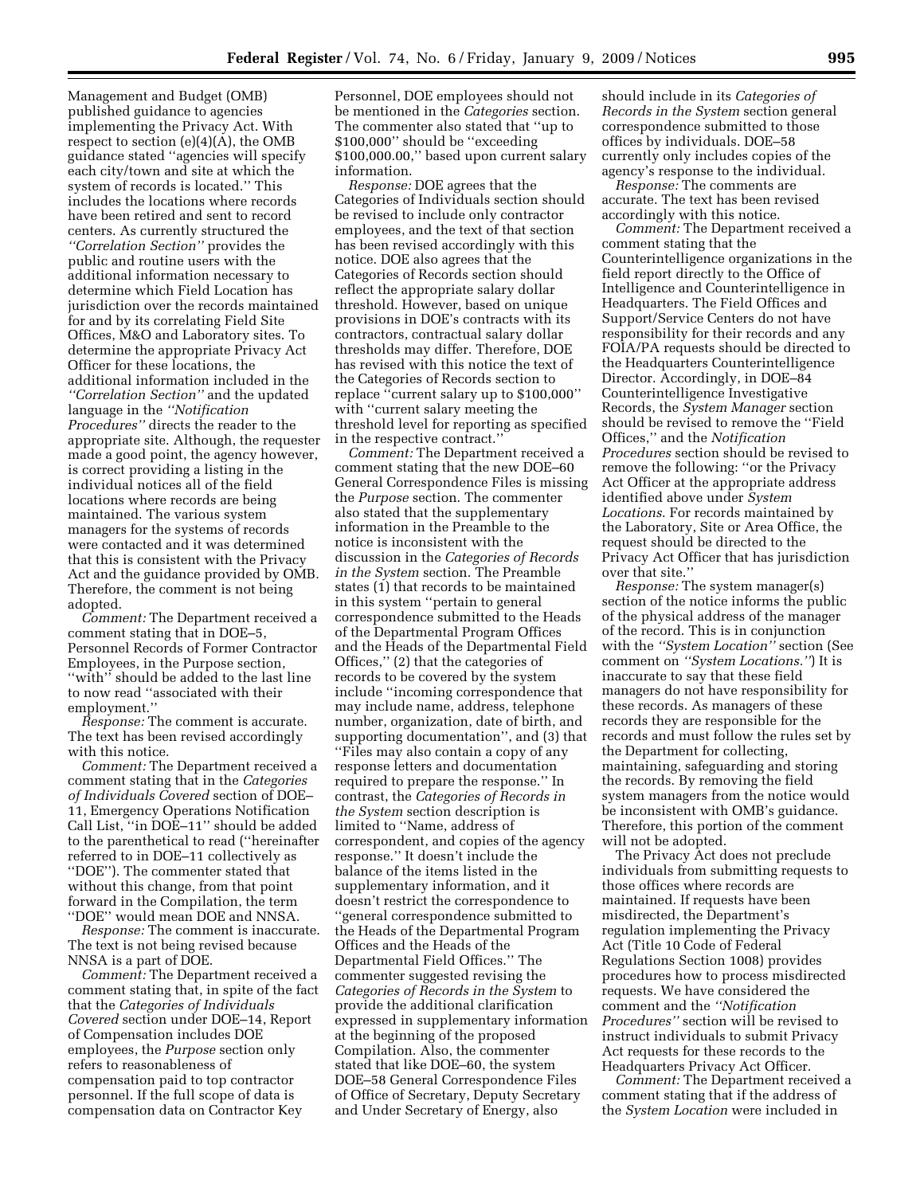Management and Budget (OMB) published guidance to agencies implementing the Privacy Act. With respect to section (e)(4)(A), the OMB guidance stated ''agencies will specify each city/town and site at which the system of records is located.'' This includes the locations where records have been retired and sent to record centers. As currently structured the *''Correlation Section''* provides the public and routine users with the additional information necessary to determine which Field Location has jurisdiction over the records maintained for and by its correlating Field Site Offices, M&O and Laboratory sites. To determine the appropriate Privacy Act Officer for these locations, the additional information included in the *''Correlation Section''* and the updated language in the *''Notification Procedures''* directs the reader to the appropriate site. Although, the requester made a good point, the agency however, is correct providing a listing in the individual notices all of the field locations where records are being maintained. The various system managers for the systems of records were contacted and it was determined that this is consistent with the Privacy Act and the guidance provided by OMB. Therefore, the comment is not being adopted.

*Comment:* The Department received a comment stating that in DOE–5, Personnel Records of Former Contractor Employees, in the Purpose section, ''with'' should be added to the last line to now read ''associated with their employment.''

*Response:* The comment is accurate. The text has been revised accordingly with this notice.

*Comment:* The Department received a comment stating that in the *Categories of Individuals Covered* section of DOE–11, Emergency Operations Notification Call List, ''in DOE–11'' should be added to the parenthetical to read (''hereinafter referred to in DOE–11 collectively as ''DOE''). The commenter stated that without this change, from that point forward in the Compilation, the term ''DOE'' would mean DOE and NNSA.

*Response:* The comment is inaccurate. The text is not being revised because NNSA is a part of DOE.

*Comment:* The Department received a comment stating that, in spite of the fact that the *Categories of Individuals Covered* section under DOE–14, Report of Compensation includes DOE employees, the *Purpose* section only refers to reasonableness of compensation paid to top contractor personnel. If the full scope of data is compensation data on Contractor Key Personnel, DOE employees should not be mentioned in the *Categories* section. The commenter also stated that ''up to $100,000'' should be ''exceeding $100,000.00,'' based upon current salary information.

*Response:* DOE agrees that the Categories of Individuals section should be revised to include only contractor employees, and the text of that section has been revised accordingly with this notice. DOE also agrees that the Categories of Records section should reflect the appropriate salary dollar threshold. However, based on unique provisions in DOE's contracts with its contractors, contractual salary dollar thresholds may differ. Therefore, DOE has revised with this notice the text of the Categories of Records section to replace ''current salary up to $100,000'' with ''current salary meeting the threshold level for reporting as specified in the respective contract.''

*Comment:* The Department received a comment stating that the new DOE–60 General Correspondence Files is missing the *Purpose* section. The commenter also stated that the supplementary information in the Preamble to the notice is inconsistent with the discussion in the *Categories of Records in the System* section. The Preamble states (1) that records to be maintained in this system ''pertain to general correspondence submitted to the Heads of the Departmental Program Offices and the Heads of the Departmental Field Offices,'' (2) that the categories of records to be covered by the system include ''incoming correspondence that may include name, address, telephone number, organization, date of birth, and supporting documentation'', and (3) that ''Files may also contain a copy of any response letters and documentation required to prepare the response.'' In contrast, the *Categories of Records in the System* section description is limited to ''Name, address of correspondent, and copies of the agency response.'' It doesn't include the balance of the items listed in the supplementary information, and it doesn't restrict the correspondence to ''general correspondence submitted to the Heads of the Departmental Program Offices and the Heads of the Departmental Field Offices.'' The commenter suggested revising the *Categories of Records in the System* to provide the additional clarification expressed in supplementary information at the beginning of the proposed Compilation. Also, the commenter stated that like DOE–60, the system DOE–58 General Correspondence Files of Office of Secretary, Deputy Secretary and Under Secretary of Energy, also should include in its *Categories of Records in the System* section general correspondence submitted to those offices by individuals. DOE–58 currently only includes copies of the agency's response to the individual.

*Response:* The comments are accurate. The text has been revised accordingly with this notice.

*Comment:* The Department received a comment stating that the Counterintelligence organizations in the field report directly to the Office of Intelligence and Counterintelligence in Headquarters. The Field Offices and Support/Service Centers do not have responsibility for their records and any FOIA/PA requests should be directed to the Headquarters Counterintelligence Director. Accordingly, in DOE–84 Counterintelligence Investigative Records, the *System Manager* section should be revised to remove the ''Field Offices,'' and the *Notification Procedures* section should be revised to remove the following: ''or the Privacy Act Officer at the appropriate address identified above under *System Locations*. For records maintained by the Laboratory, Site or Area Office, the request should be directed to the Privacy Act Officer that has jurisdiction over that site.''

*Response:* The system manager(s) section of the notice informs the public of the physical address of the manager of the record. This is in conjunction with the *''System Location''* section (See comment on *''System Locations.''*) It is inaccurate to say that these field managers do not have responsibility for these records. As managers of these records they are responsible for the records and must follow the rules set by the Department for collecting, maintaining, safeguarding and storing the records. By removing the field system managers from the notice would be inconsistent with OMB's guidance. Therefore, this portion of the comment will not be adopted.

The Privacy Act does not preclude individuals from submitting requests to those offices where records are maintained. If requests have been misdirected, the Department's regulation implementing the Privacy Act (Title 10 Code of Federal Regulations Section 1008) provides procedures how to process misdirected requests. We have considered the comment and the *''Notification Procedures''* section will be revised to instruct individuals to submit Privacy Act requests for these records to the Headquarters Privacy Act Officer.

*Comment:* The Department received a comment stating that if the address of the *System Location* were included in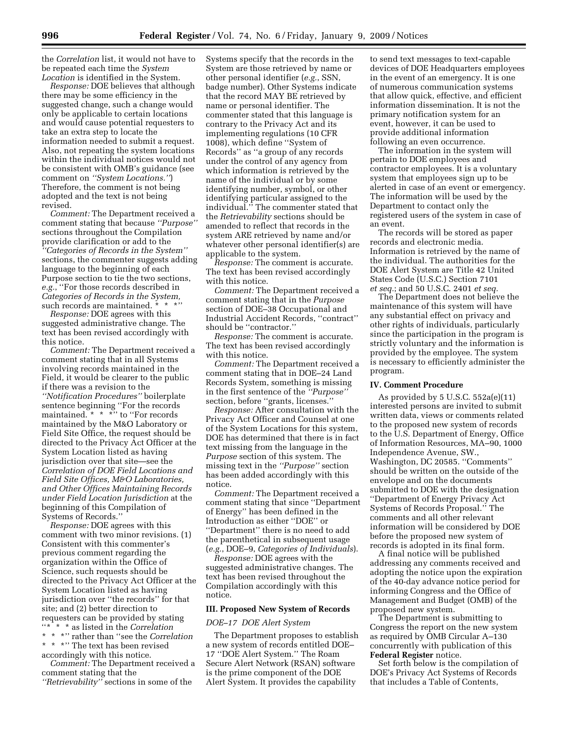the *Correlation* list, it would not have to be repeated each time the *System Location* is identified in the System.

*Response:* DOE believes that although there may be some efficiency in the suggested change, such a change would only be applicable to certain locations and would cause potential requesters to take an extra step to locate the information needed to submit a request. Also, not repeating the system locations within the individual notices would not be consistent with OMB's guidance (see comment on *''System Locations.''*) Therefore, the comment is not being adopted and the text is not being revised.

*Comment:* The Department received a comment stating that because *''Purpose''* sections throughout the Compilation provide clarification or add to the *''Categories of Records in the System''* sections, the commenter suggests adding language to the beginning of each Purpose section to tie the two sections, *e.g.*, ''For those records described in *Categories of Records in the System,* such records are maintained. * * *''

*Response:* DOE agrees with this suggested administrative change. The text has been revised accordingly with this notice.

*Comment:* The Department received a comment stating that in all Systems involving records maintained in the Field, it would be clearer to the public if there was a revision to the *''Notification Procedures''* boilerplate sentence beginning ''For the records maintained. * * *'' to ''For records maintained by the M&O Laboratory or Field Site Office, the request should be directed to the Privacy Act Officer at the System Location listed as having jurisdiction over that site—see the *Correlation of DOE Field Locations and Field Site Offices, M&O Laboratories, and Other Offices Maintaining Records under Field Location Jurisdiction* at the beginning of this Compilation of Systems of Records.''

*Response:* DOE agrees with this comment with two minor revisions. (1) Consistent with this commenter's previous comment regarding the organization within the Office of Science, such requests should be directed to the Privacy Act Officer at the System Location listed as having jurisdiction over ''the records'' for that site; and (2) better direction to requesters can be provided by stating ''* * * as listed in the *Correlation* * * *'' rather than ''see the *Correlation* * * *'' The text has been revised accordingly with this notice.

*Comment:* The Department received a comment stating that the *''Retrievability''* sections in some of the Systems specify that the records in the System are those retrieved by name or other personal identifier (*e.g.*, SSN, badge number). Other Systems indicate that the record MAY BE retrieved by name or personal identifier. The commenter stated that this language is contrary to the Privacy Act and its implementing regulations (10 CFR 1008), which define ''System of Records'' as ''a group of any records under the control of any agency from which information is retrieved by the name of the individual or by some identifying number, symbol, or other identifying particular assigned to the individual.'' The commenter stated that the *Retrievability* sections should be amended to reflect that records in the system ARE retrieved by name and/or whatever other personal identifier(s) are applicable to the system.

*Response:* The comment is accurate. The text has been revised accordingly with this notice.

*Comment:* The Department received a comment stating that in the *Purpose* section of DOE–38 Occupational and Industrial Accident Records, ''contract'' should be ''contractor.''

*Response:* The comment is accurate. The text has been revised accordingly with this notice.

*Comment:* The Department received a comment stating that in DOE–24 Land Records System, something is missing in the first sentence of the *''Purpose''* section, before ''grants, licenses.''

*Response:* After consultation with the Privacy Act Officer and Counsel at one of the System Locations for this system, DOE has determined that there is in fact text missing from the language in the *Purpose* section of this system. The missing text in the *''Purpose''* section has been added accordingly with this notice.

*Comment:* The Department received a comment stating that since ''Department of Energy'' has been defined in the Introduction as either ''DOE'' or ''Department'' there is no need to add the parenthetical in subsequent usage (*e.g.*, DOE–9, *Categories of Individuals*).

*Response:* DOE agrees with the suggested administrative changes. The text has been revised throughout the Compilation accordingly with this notice.

## III. Proposed New System of Records

*DOE–17 DOE Alert System*

The Department proposes to establish a new system of records entitled DOE–17 ''DOE Alert System.'' The Roam Secure Alert Network (RSAN) software is the prime component of the DOE Alert System. It provides the capability to send text messages to text-capable devices of DOE Headquarters employees in the event of an emergency. It is one of numerous communication systems that allow quick, effective, and efficient information dissemination. It is not the primary notification system for an event, however, it can be used to provide additional information following an even occurrence.

The information in the system will pertain to DOE employees and contractor employees. It is a voluntary system that employees sign up to be alerted in case of an event or emergency. The information will be used by the Department to contact only the registered users of the system in case of an event.

The records will be stored as paper records and electronic media. Information is retrieved by the name of the individual. The authorities for the DOE Alert System are Title 42 United States Code (U.S.C.) Section 7101 *et seq.*; and 50 U.S.C. 2401 *et seq.*

The Department does not believe the maintenance of this system will have any substantial effect on privacy and other rights of individuals, particularly since the participation in the program is strictly voluntary and the information is provided by the employee. The system is necessary to efficiently administer the program.

## IV. Comment Procedure

As provided by 5 U.S.C. 552a(e)(11) interested persons are invited to submit written data, views or comments related to the proposed new system of records to the U.S. Department of Energy, Office of Information Resources, MA–90, 1000 Independence Avenue, SW., Washington, DC 20585. ''Comments'' should be written on the outside of the envelope and on the documents submitted to DOE with the designation ''Department of Energy Privacy Act Systems of Records Proposal.'' The comments and all other relevant information will be considered by DOE before the proposed new system of records is adopted in its final form.

A final notice will be published addressing any comments received and adopting the notice upon the expiration of the 40-day advance notice period for informing Congress and the Office of Management and Budget (OMB) of the proposed new system.

The Department is submitting to Congress the report on the new system as required by OMB Circular A–130 concurrently with publication of this **Federal Register** notice.

Set forth below is the compilation of DOE's Privacy Act Systems of Records that includes a Table of Contents,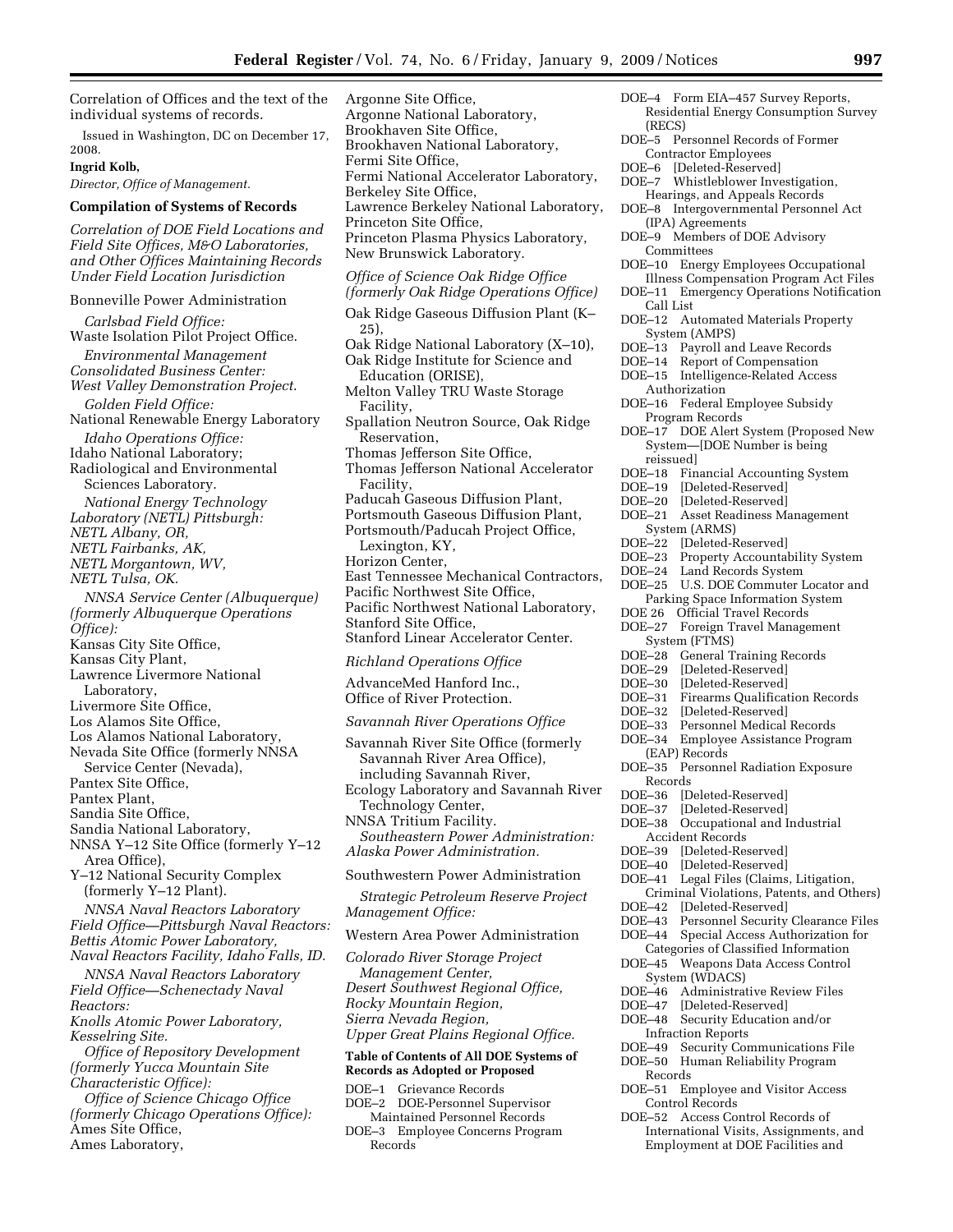Correlation of Offices and the text of the individual systems of records.

Issued in Washington, DC on December 17, 2008.

**Ingrid Kolb,**

*Director, Office of Management.*

**Compilation of Systems of Records**

*Correlation of DOE Field Locations and Field Site Offices, M&O Laboratories, and Other Offices Maintaining Records Under Field Location Jurisdiction*

Bonneville Power Administration

*Carlsbad Field Office:*
Waste Isolation Pilot Project Office.

*Environmental Management Consolidated Business Center:*
*West Valley Demonstration Project.*

*Golden Field Office:*
National Renewable Energy Laboratory

*Idaho Operations Office:*
Idaho National Laboratory;
Radiological and Environmental Sciences Laboratory.

*National Energy Technology Laboratory (NETL) Pittsburgh:*
*NETL Albany, OR,*
*NETL Fairbanks, AK,*
*NETL Morgantown, WV,*
*NETL Tulsa, OK.*

*NNSA Service Center (Albuquerque) (formerly Albuquerque Operations Office):*
Kansas City Site Office,
Kansas City Plant,
Lawrence Livermore National Laboratory,
Livermore Site Office,
Los Alamos Site Office,
Los Alamos National Laboratory,
Nevada Site Office (formerly NNSA Service Center (Nevada),
Pantex Site Office,
Pantex Plant,
Sandia Site Office,
Sandia National Laboratory,
NNSA Y–12 Site Office (formerly Y–12 Area Office),
Y–12 National Security Complex (formerly Y–12 Plant).

*NNSA Naval Reactors Laboratory Field Office—Pittsburgh Naval Reactors:*
*Bettis Atomic Power Laboratory,*
*Naval Reactors Facility, Idaho Falls, ID.*

*NNSA Naval Reactors Laboratory Field Office—Schenectady Naval Reactors:*
*Knolls Atomic Power Laboratory,*
*Kesselring Site.*

*Office of Repository Development (formerly Yucca Mountain Site Characteristic Office):*

*Office of Science Chicago Office (formerly Chicago Operations Office):*
Ames Site Office,
Ames Laboratory,
Argonne Site Office,
Argonne National Laboratory,
Brookhaven Site Office,
Brookhaven National Laboratory,
Fermi Site Office,
Fermi National Accelerator Laboratory,
Berkeley Site Office,
Lawrence Berkeley National Laboratory,
Princeton Site Office,
Princeton Plasma Physics Laboratory,
New Brunswick Laboratory.

*Office of Science Oak Ridge Office (formerly Oak Ridge Operations Office)*

Oak Ridge Gaseous Diffusion Plant (K–25),
Oak Ridge National Laboratory (X–10),
Oak Ridge Institute for Science and Education (ORISE),
Melton Valley TRU Waste Storage Facility,
Spallation Neutron Source, Oak Ridge Reservation,
Thomas Jefferson Site Office,
Thomas Jefferson National Accelerator Facility,
Paducah Gaseous Diffusion Plant,
Portsmouth Gaseous Diffusion Plant,
Portsmouth/Paducah Project Office, Lexington, KY,
Horizon Center,
East Tennessee Mechanical Contractors,
Pacific Northwest Site Office,
Pacific Northwest National Laboratory,
Stanford Site Office,
Stanford Linear Accelerator Center.

*Richland Operations Office*

AdvanceMed Hanford Inc.,
Office of River Protection.

*Savannah River Operations Office*

Savannah River Site Office (formerly Savannah River Area Office), including Savannah River,
Ecology Laboratory and Savannah River Technology Center,
NNSA Tritium Facility.

*Southeastern Power Administration:*
*Alaska Power Administration.*

Southwestern Power Administration

*Strategic Petroleum Reserve Project Management Office:*

Western Area Power Administration

*Colorado River Storage Project Management Center,*
*Desert Southwest Regional Office,*
*Rocky Mountain Region,*
*Sierra Nevada Region,*
*Upper Great Plains Regional Office.*

**Table of Contents of All DOE Systems of Records as Adopted or Proposed**

DOE–1 Grievance Records
DOE–2 DOE-Personnel Supervisor Maintained Personnel Records
DOE–3 Employee Concerns Program Records
DOE–4 Form EIA–457 Survey Reports, Residential Energy Consumption Survey (RECS)
DOE–5 Personnel Records of Former Contractor Employees
DOE–6 [Deleted-Reserved]
DOE–7 Whistleblower Investigation, Hearings, and Appeals Records
DOE–8 Intergovernmental Personnel Act (IPA) Agreements
DOE–9 Members of DOE Advisory Committees
DOE–10 Energy Employees Occupational Illness Compensation Program Act Files
DOE–11 Emergency Operations Notification Call List
DOE–12 Automated Materials Property System (AMPS)
DOE–13 Payroll and Leave Records
DOE–14 Report of Compensation
DOE–15 Intelligence-Related Access Authorization
DOE–16 Federal Employee Subsidy Program Records
DOE–17 DOE Alert System (Proposed New System—[DOE Number is being reissued]
DOE–18 Financial Accounting System
DOE–19 [Deleted-Reserved]
DOE–20 [Deleted-Reserved]
DOE–21 Asset Readiness Management System (ARMS)
DOE–22 [Deleted-Reserved]
DOE–23 Property Accountability System
DOE–24 Land Records System
DOE–25 U.S. DOE Commuter Locator and Parking Space Information System
DOE 26 Official Travel Records
DOE–27 Foreign Travel Management System (FTMS)
DOE–28 General Training Records
DOE–29 [Deleted-Reserved]
DOE–30 [Deleted-Reserved]
DOE–31 Firearms Qualification Records
DOE–32 [Deleted-Reserved]
DOE–33 Personnel Medical Records
DOE–34 Employee Assistance Program (EAP) Records
DOE–35 Personnel Radiation Exposure Records
DOE–36 [Deleted-Reserved]
DOE–37 [Deleted-Reserved]
DOE–38 Occupational and Industrial Accident Records
DOE–39 [Deleted-Reserved]
DOE–40 [Deleted-Reserved]
DOE–41 Legal Files (Claims, Litigation, Criminal Violations, Patents, and Others)
DOE–42 [Deleted-Reserved]
DOE–43 Personnel Security Clearance Files
DOE–44 Special Access Authorization for Categories of Classified Information
DOE–45 Weapons Data Access Control System (WDACS)
DOE–46 Administrative Review Files
DOE–47 [Deleted-Reserved]
DOE–48 Security Education and/or Infraction Reports
DOE–49 Security Communications File
DOE–50 Human Reliability Program Records
DOE–51 Employee and Visitor Access Control Records
DOE–52 Access Control Records of International Visits, Assignments, and Employment at DOE Facilities and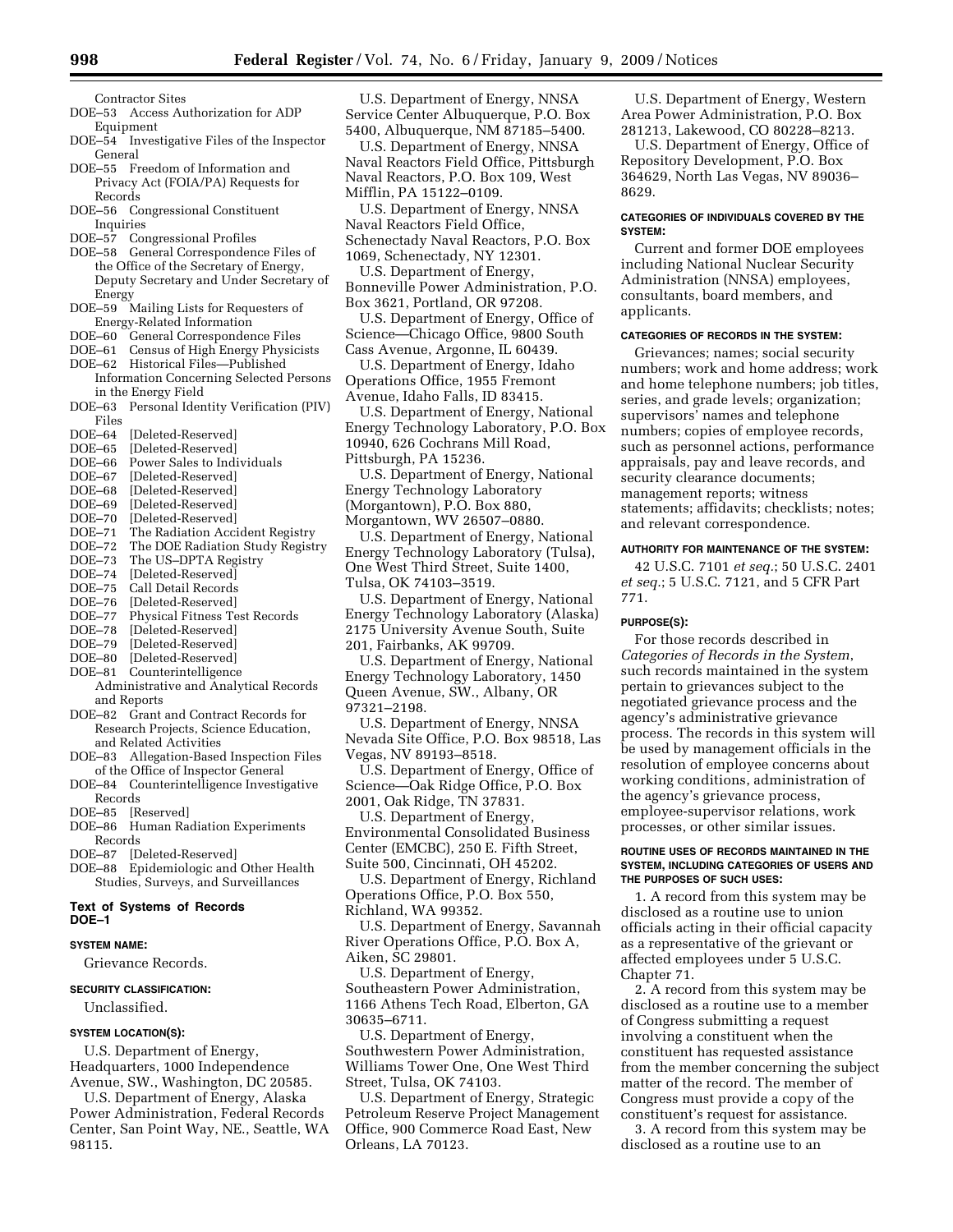Contractor Sites
- DOE–53 Access Authorization for ADP Equipment
- DOE–54 Investigative Files of the Inspector General
- DOE–55 Freedom of Information and Privacy Act (FOIA/PA) Requests for Records
- DOE–56 Congressional Constituent Inquiries
- DOE–57 Congressional Profiles
- DOE–58 General Correspondence Files of the Office of the Secretary of Energy, Deputy Secretary and Under Secretary of Energy
- DOE–59 Mailing Lists for Requesters of Energy-Related Information
- DOE–60 General Correspondence Files
- DOE–61 Census of High Energy Physicists
- DOE–62 Historical Files—Published Information Concerning Selected Persons in the Energy Field
- DOE–63 Personal Identity Verification (PIV) Files
- DOE–64 [Deleted-Reserved]
- DOE–65 [Deleted-Reserved]
- DOE–66 Power Sales to Individuals
- DOE–67 [Deleted-Reserved]
- DOE–68 [Deleted-Reserved]
- DOE–69 [Deleted-Reserved]
- DOE–70 [Deleted-Reserved]
- DOE–71 The Radiation Accident Registry
- DOE–72 The DOE Radiation Study Registry
- DOE–73 The US–DPTA Registry
- DOE–74 [Deleted-Reserved]
- DOE–75 Call Detail Records
- DOE–76 [Deleted-Reserved]
- DOE–77 Physical Fitness Test Records
- DOE–78 [Deleted-Reserved]
- DOE–79 [Deleted-Reserved]
- DOE–80 [Deleted-Reserved]
- DOE–81 Counterintelligence Administrative and Analytical Records and Reports
- DOE–82 Grant and Contract Records for Research Projects, Science Education, and Related Activities
- DOE–83 Allegation-Based Inspection Files of the Office of Inspector General
- DOE–84 Counterintelligence Investigative Records
- DOE–85 [Reserved]
- DOE–86 Human Radiation Experiments Records
- DOE–87 [Deleted-Reserved]
- DOE–88 Epidemiologic and Other Health Studies, Surveys, and Surveillances

## Text of Systems of Records

## DOE–1

### SYSTEM NAME:

Grievance Records.

### SECURITY CLASSIFICATION:

Unclassified.

### SYSTEM LOCATION(S):

U.S. Department of Energy, Headquarters, 1000 Independence Avenue, SW., Washington, DC 20585.

U.S. Department of Energy, Alaska Power Administration, Federal Records Center, San Point Way, NE., Seattle, WA 98115.

U.S. Department of Energy, NNSA Service Center Albuquerque, P.O. Box 5400, Albuquerque, NM 87185–5400.

U.S. Department of Energy, NNSA Naval Reactors Field Office, Pittsburgh Naval Reactors, P.O. Box 109, West Mifflin, PA 15122–0109.

U.S. Department of Energy, NNSA Naval Reactors Field Office, Schenectady Naval Reactors, P.O. Box 1069, Schenectady, NY 12301.

U.S. Department of Energy, Bonneville Power Administration, P.O. Box 3621, Portland, OR 97208.

U.S. Department of Energy, Office of Science—Chicago Office, 9800 South Cass Avenue, Argonne, IL 60439.

U.S. Department of Energy, Idaho Operations Office, 1955 Fremont Avenue, Idaho Falls, ID 83415.

U.S. Department of Energy, National Energy Technology Laboratory, P.O. Box 10940, 626 Cochrans Mill Road, Pittsburgh, PA 15236.

U.S. Department of Energy, National Energy Technology Laboratory (Morgantown), P.O. Box 880, Morgantown, WV 26507–0880.

U.S. Department of Energy, National Energy Technology Laboratory (Tulsa), One West Third Street, Suite 1400, Tulsa, OK 74103–3519.

U.S. Department of Energy, National Energy Technology Laboratory (Alaska) 2175 University Avenue South, Suite 201, Fairbanks, AK 99709.

U.S. Department of Energy, National Energy Technology Laboratory, 1450 Queen Avenue, SW., Albany, OR 97321–2198.

U.S. Department of Energy, NNSA Nevada Site Office, P.O. Box 98518, Las Vegas, NV 89193–8518.

U.S. Department of Energy, Office of Science—Oak Ridge Office, P.O. Box 2001, Oak Ridge, TN 37831.

U.S. Department of Energy, Environmental Consolidated Business Center (EMCBC), 250 E. Fifth Street, Suite 500, Cincinnati, OH 45202.

U.S. Department of Energy, Richland Operations Office, P.O. Box 550, Richland, WA 99352.

U.S. Department of Energy, Savannah River Operations Office, P.O. Box A, Aiken, SC 29801.

U.S. Department of Energy, Southeastern Power Administration, 1166 Athens Tech Road, Elberton, GA 30635–6711.

U.S. Department of Energy, Southwestern Power Administration, Williams Tower One, One West Third Street, Tulsa, OK 74103.

U.S. Department of Energy, Strategic Petroleum Reserve Project Management Office, 900 Commerce Road East, New Orleans, LA 70123.

U.S. Department of Energy, Western Area Power Administration, P.O. Box 281213, Lakewood, CO 80228–8213.

U.S. Department of Energy, Office of Repository Development, P.O. Box 364629, North Las Vegas, NV 89036–8629.

### CATEGORIES OF INDIVIDUALS COVERED BY THE SYSTEM:

Current and former DOE employees including National Nuclear Security Administration (NNSA) employees, consultants, board members, and applicants.

### CATEGORIES OF RECORDS IN THE SYSTEM:

Grievances; names; social security numbers; work and home address; work and home telephone numbers; job titles, series, and grade levels; organization; supervisors' names and telephone numbers; copies of employee records, such as personnel actions, performance appraisals, pay and leave records, and security clearance documents; management reports; witness statements; affidavits; checklists; notes; and relevant correspondence.

### AUTHORITY FOR MAINTENANCE OF THE SYSTEM:

42 U.S.C. 7101 *et seq.*; 50 U.S.C. 2401 *et seq.*; 5 U.S.C. 7121, and 5 CFR Part 771.

### PURPOSE(S):

For those records described in *Categories of Records in the System*, such records maintained in the system pertain to grievances subject to the negotiated grievance process and the agency's administrative grievance process. The records in this system will be used by management officials in the resolution of employee concerns about working conditions, administration of the agency's grievance process, employee-supervisor relations, work processes, or other similar issues.

### ROUTINE USES OF RECORDS MAINTAINED IN THE SYSTEM, INCLUDING CATEGORIES OF USERS AND THE PURPOSES OF SUCH USES:

1. A record from this system may be disclosed as a routine use to union officials acting in their official capacity as a representative of the grievant or affected employees under 5 U.S.C. Chapter 71.

2. A record from this system may be disclosed as a routine use to a member of Congress submitting a request involving a constituent when the constituent has requested assistance from the member concerning the subject matter of the record. The member of Congress must provide a copy of the constituent's request for assistance.

3. A record from this system may be disclosed as a routine use to an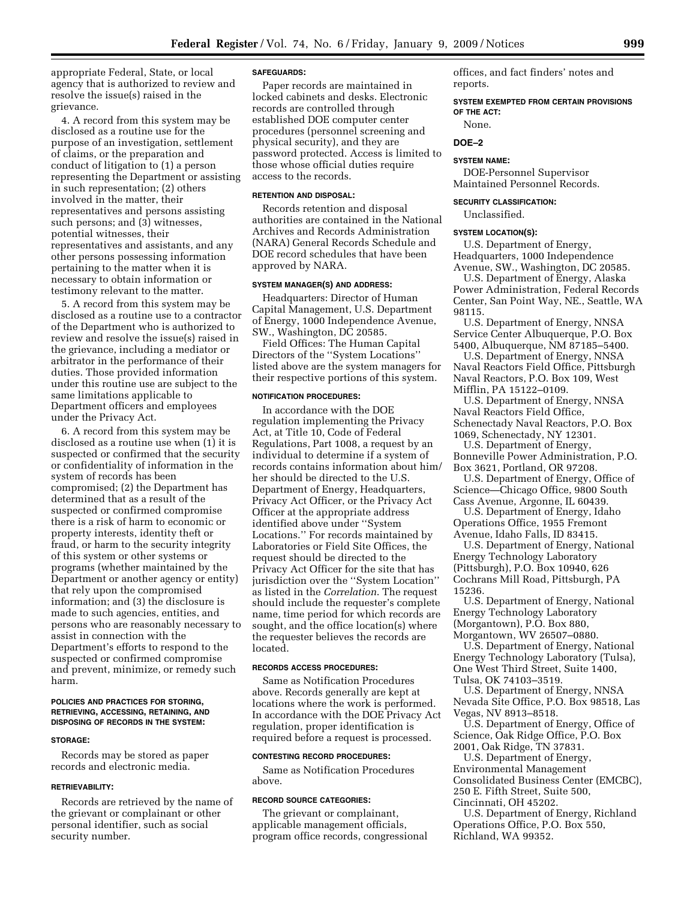appropriate Federal, State, or local agency that is authorized to review and resolve the issue(s) raised in the grievance.

4. A record from this system may be disclosed as a routine use for the purpose of an investigation, settlement of claims, or the preparation and conduct of litigation to (1) a person representing the Department or assisting in such representation; (2) others involved in the matter, their representatives and persons assisting such persons; and (3) witnesses, potential witnesses, their representatives and assistants, and any other persons possessing information pertaining to the matter when it is necessary to obtain information or testimony relevant to the matter.

5. A record from this system may be disclosed as a routine use to a contractor of the Department who is authorized to review and resolve the issue(s) raised in the grievance, including a mediator or arbitrator in the performance of their duties. Those provided information under this routine use are subject to the same limitations applicable to Department officers and employees under the Privacy Act.

6. A record from this system may be disclosed as a routine use when (1) it is suspected or confirmed that the security or confidentiality of information in the system of records has been compromised; (2) the Department has determined that as a result of the suspected or confirmed compromise there is a risk of harm to economic or property interests, identity theft or fraud, or harm to the security integrity of this system or other systems or programs (whether maintained by the Department or another agency or entity) that rely upon the compromised information; and (3) the disclosure is made to such agencies, entities, and persons who are reasonably necessary to assist in connection with the Department's efforts to respond to the suspected or confirmed compromise and prevent, minimize, or remedy such harm.

#### POLICIES AND PRACTICES FOR STORING, RETRIEVING, ACCESSING, RETAINING, AND DISPOSING OF RECORDS IN THE SYSTEM:

#### STORAGE:

Records may be stored as paper records and electronic media.

#### RETRIEVABILITY:

Records are retrieved by the name of the grievant or complainant or other personal identifier, such as social security number.

#### SAFEGUARDS:

Paper records are maintained in locked cabinets and desks. Electronic records are controlled through established DOE computer center procedures (personnel screening and physical security), and they are password protected. Access is limited to those whose official duties require access to the records.

#### RETENTION AND DISPOSAL:

Records retention and disposal authorities are contained in the National Archives and Records Administration (NARA) General Records Schedule and DOE record schedules that have been approved by NARA.

#### SYSTEM MANAGER(S) AND ADDRESS:

Headquarters: Director of Human Capital Management, U.S. Department of Energy, 1000 Independence Avenue, SW., Washington, DC 20585.

Field Offices: The Human Capital Directors of the "System Locations" listed above are the system managers for their respective portions of this system.

#### NOTIFICATION PROCEDURES:

In accordance with the DOE regulation implementing the Privacy Act, at Title 10, Code of Federal Regulations, Part 1008, a request by an individual to determine if a system of records contains information about him/her should be directed to the U.S. Department of Energy, Headquarters, Privacy Act Officer, or the Privacy Act Officer at the appropriate address identified above under "System Locations." For records maintained by Laboratories or Field Site Offices, the request should be directed to the Privacy Act Officer for the site that has jurisdiction over the "System Location" as listed in the *Correlation*. The request should include the requester's complete name, time period for which records are sought, and the office location(s) where the requester believes the records are located.

#### RECORDS ACCESS PROCEDURES:

Same as Notification Procedures above. Records generally are kept at locations where the work is performed. In accordance with the DOE Privacy Act regulation, proper identification is required before a request is processed.

#### CONTESTING RECORD PROCEDURES:

Same as Notification Procedures above.

#### RECORD SOURCE CATEGORIES:

The grievant or complainant, applicable management officials, program office records, congressional offices, and fact finders' notes and reports.

#### SYSTEM EXEMPTED FROM CERTAIN PROVISIONS OF THE ACT:

None.

## DOE–2

#### SYSTEM NAME:

DOE-Personnel Supervisor Maintained Personnel Records.

#### SECURITY CLASSIFICATION:

Unclassified.

#### SYSTEM LOCATION(S):

U.S. Department of Energy, Headquarters, 1000 Independence Avenue, SW., Washington, DC 20585.

U.S. Department of Energy, Alaska Power Administration, Federal Records Center, San Point Way, NE., Seattle, WA 98115.

U.S. Department of Energy, NNSA Service Center Albuquerque, P.O. Box 5400, Albuquerque, NM 87185–5400.

U.S. Department of Energy, NNSA Naval Reactors Field Office, Pittsburgh Naval Reactors, P.O. Box 109, West Mifflin, PA 15122–0109.

U.S. Department of Energy, NNSA Naval Reactors Field Office, Schenectady Naval Reactors, P.O. Box 1069, Schenectady, NY 12301.

U.S. Department of Energy, Bonneville Power Administration, P.O. Box 3621, Portland, OR 97208.

U.S. Department of Energy, Office of Science—Chicago Office, 9800 South Cass Avenue, Argonne, IL 60439.

U.S. Department of Energy, Idaho Operations Office, 1955 Fremont Avenue, Idaho Falls, ID 83415.

U.S. Department of Energy, National Energy Technology Laboratory (Pittsburgh), P.O. Box 10940, 626 Cochrans Mill Road, Pittsburgh, PA 15236.

U.S. Department of Energy, National Energy Technology Laboratory (Morgantown), P.O. Box 880, Morgantown, WV 26507–0880.

U.S. Department of Energy, National Energy Technology Laboratory (Tulsa), One West Third Street, Suite 1400, Tulsa, OK 74103–3519.

U.S. Department of Energy, NNSA Nevada Site Office, P.O. Box 98518, Las Vegas, NV 8913–8518.

U.S. Department of Energy, Office of Science, Oak Ridge Office, P.O. Box 2001, Oak Ridge, TN 37831.

U.S. Department of Energy, Environmental Management Consolidated Business Center (EMCBC), 250 E. Fifth Street, Suite 500, Cincinnati, OH 45202.

U.S. Department of Energy, Richland Operations Office, P.O. Box 550, Richland, WA 99352.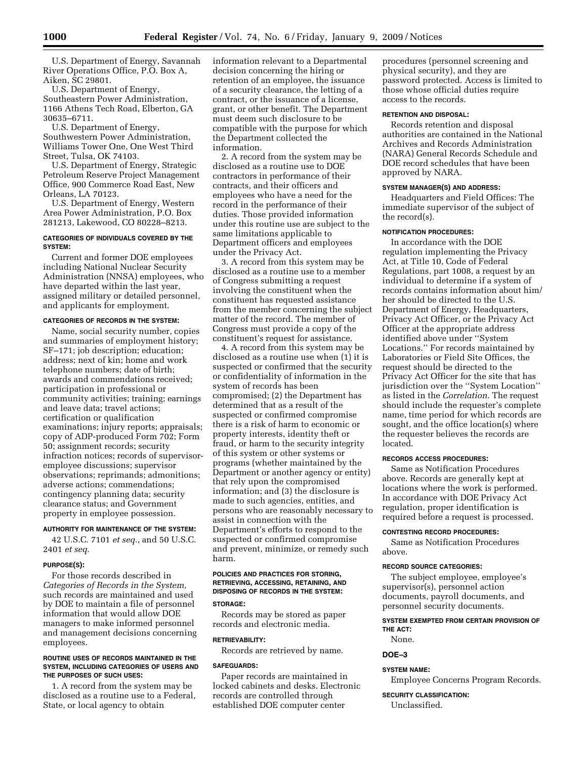U.S. Department of Energy, Savannah River Operations Office, P.O. Box A, Aiken, SC 29801.

U.S. Department of Energy, Southeastern Power Administration, 1166 Athens Tech Road, Elberton, GA 30635–6711.

U.S. Department of Energy, Southwestern Power Administration, Williams Tower One, One West Third Street, Tulsa, OK 74103.

U.S. Department of Energy, Strategic Petroleum Reserve Project Management Office, 900 Commerce Road East, New Orleans, LA 70123.

U.S. Department of Energy, Western Area Power Administration, P.O. Box 281213, Lakewood, CO 80228–8213.

#### CATEGORIES OF INDIVIDUALS COVERED BY THE SYSTEM:

Current and former DOE employees including National Nuclear Security Administration (NNSA) employees, who have departed within the last year, assigned military or detailed personnel, and applicants for employment.

#### CATEGORIES OF RECORDS IN THE SYSTEM:

Name, social security number, copies and summaries of employment history; SF–171; job description; education; address; next of kin; home and work telephone numbers; date of birth; awards and commendations received; participation in professional or community activities; training; earnings and leave data; travel actions; certification or qualification examinations; injury reports; appraisals; copy of ADP-produced Form 702; Form 50; assignment records; security infraction notices; records of supervisor-employee discussions; supervisor observations; reprimands; admonitions; adverse actions; commendations; contingency planning data; security clearance status; and Government property in employee possession.

#### AUTHORITY FOR MAINTENANCE OF THE SYSTEM:

42 U.S.C. 7101 *et seq.*, and 50 U.S.C. 2401 *et seq.*

#### PURPOSE(S):

For those records described in *Categories of Records in the System*, such records are maintained and used by DOE to maintain a file of personnel information that would allow DOE managers to make informed personnel and management decisions concerning employees.

#### ROUTINE USES OF RECORDS MAINTAINED IN THE SYSTEM, INCLUDING CATEGORIES OF USERS AND THE PURPOSES OF SUCH USES:

1. A record from the system may be disclosed as a routine use to a Federal, State, or local agency to obtain information relevant to a Departmental decision concerning the hiring or retention of an employee, the issuance of a security clearance, the letting of a contract, or the issuance of a license, grant, or other benefit. The Department must deem such disclosure to be compatible with the purpose for which the Department collected the information.

2. A record from the system may be disclosed as a routine use to DOE contractors in performance of their contracts, and their officers and employees who have a need for the record in the performance of their duties. Those provided information under this routine use are subject to the same limitations applicable to Department officers and employees under the Privacy Act.

3. A record from this system may be disclosed as a routine use to a member of Congress submitting a request involving the constituent when the constituent has requested assistance from the member concerning the subject matter of the record. The member of Congress must provide a copy of the constituent's request for assistance.

4. A record from this system may be disclosed as a routine use when (1) it is suspected or confirmed that the security or confidentiality of information in the system of records has been compromised; (2) the Department has determined that as a result of the suspected or confirmed compromise there is a risk of harm to economic or property interests, identity theft or fraud, or harm to the security integrity of this system or other systems or programs (whether maintained by the Department or another agency or entity) that rely upon the compromised information; and (3) the disclosure is made to such agencies, entities, and persons who are reasonably necessary to assist in connection with the Department's efforts to respond to the suspected or confirmed compromise and prevent, minimize, or remedy such harm.

#### POLICIES AND PRACTICES FOR STORING, RETRIEVING, ACCESSING, RETAINING, AND DISPOSING OF RECORDS IN THE SYSTEM:

#### STORAGE:

Records may be stored as paper records and electronic media.

#### RETRIEVABILITY:

Records are retrieved by name.

#### SAFEGUARDS:

Paper records are maintained in locked cabinets and desks. Electronic records are controlled through established DOE computer center procedures (personnel screening and physical security), and they are password protected. Access is limited to those whose official duties require access to the records.

#### RETENTION AND DISPOSAL:

Records retention and disposal authorities are contained in the National Archives and Records Administration (NARA) General Records Schedule and DOE record schedules that have been approved by NARA.

#### SYSTEM MANAGER(S) AND ADDRESS:

Headquarters and Field Offices: The immediate supervisor of the subject of the record(s).

#### NOTIFICATION PROCEDURES:

In accordance with the DOE regulation implementing the Privacy Act, at Title 10, Code of Federal Regulations, part 1008, a request by an individual to determine if a system of records contains information about him/her should be directed to the U.S. Department of Energy, Headquarters, Privacy Act Officer, or the Privacy Act Officer at the appropriate address identified above under ''System Locations.'' For records maintained by Laboratories or Field Site Offices, the request should be directed to the Privacy Act Officer for the site that has jurisdiction over the ''System Location'' as listed in the *Correlation*. The request should include the requester's complete name, time period for which records are sought, and the office location(s) where the requester believes the records are located.

#### RECORDS ACCESS PROCEDURES:

Same as Notification Procedures above. Records are generally kept at locations where the work is performed. In accordance with DOE Privacy Act regulation, proper identification is required before a request is processed.

#### CONTESTING RECORD PROCEDURES:

Same as Notification Procedures above.

#### RECORD SOURCE CATEGORIES:

The subject employee, employee's supervisor(s), personnel action documents, payroll documents, and personnel security documents.

#### SYSTEM EXEMPTED FROM CERTAIN PROVISION OF THE ACT:

None.

### DOE–3

#### SYSTEM NAME:

Employee Concerns Program Records.

#### SECURITY CLASSIFICATION:

Unclassified.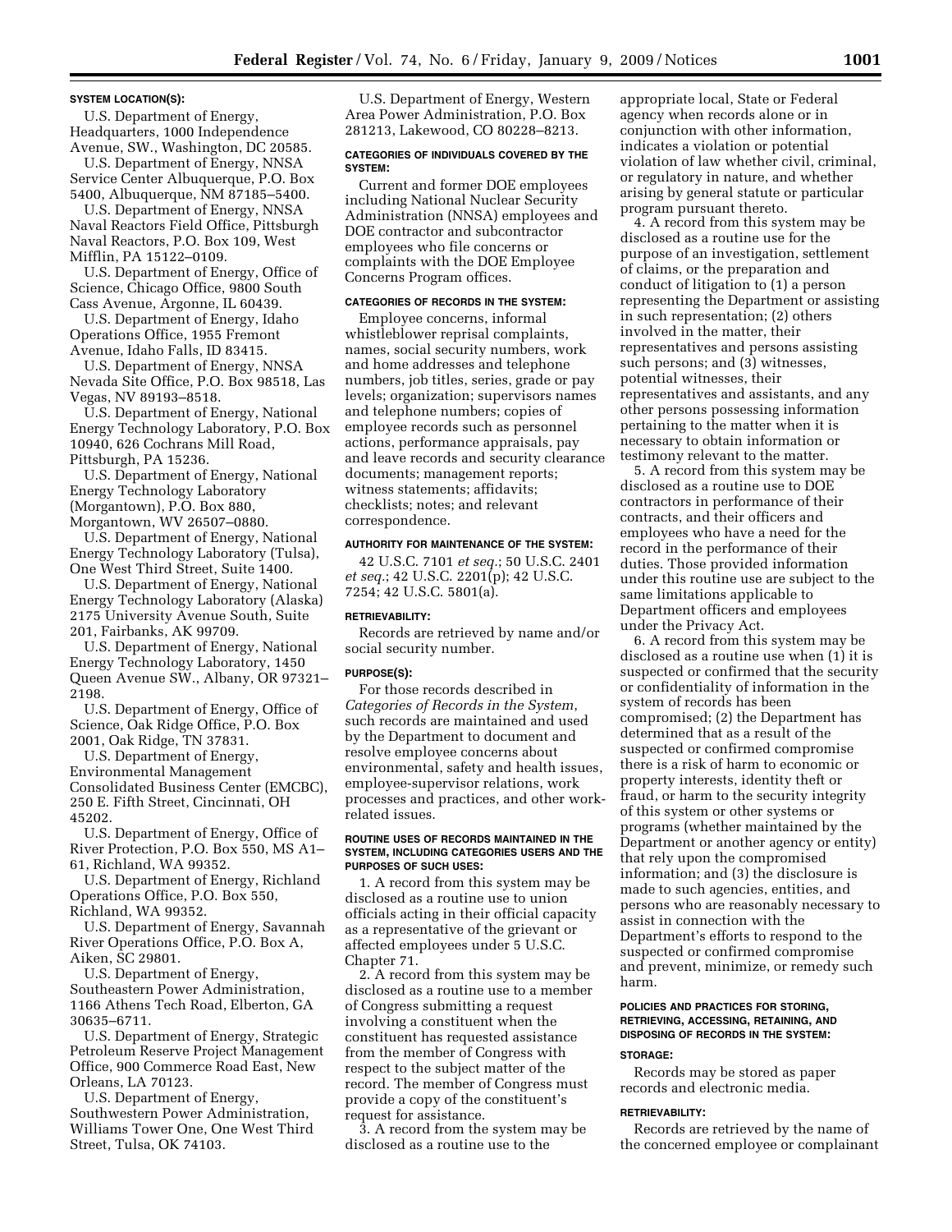**SYSTEM LOCATION(S):**

U.S. Department of Energy, Headquarters, 1000 Independence Avenue, SW., Washington, DC 20585.

U.S. Department of Energy, NNSA Service Center Albuquerque, P.O. Box 5400, Albuquerque, NM 87185–5400.

U.S. Department of Energy, NNSA Naval Reactors Field Office, Pittsburgh Naval Reactors, P.O. Box 109, West Mifflin, PA 15122–0109.

U.S. Department of Energy, Office of Science, Chicago Office, 9800 South Cass Avenue, Argonne, IL 60439.

U.S. Department of Energy, Idaho Operations Office, 1955 Fremont Avenue, Idaho Falls, ID 83415.

U.S. Department of Energy, NNSA Nevada Site Office, P.O. Box 98518, Las Vegas, NV 89193–8518.

U.S. Department of Energy, National Energy Technology Laboratory, P.O. Box 10940, 626 Cochrans Mill Road, Pittsburgh, PA 15236.

U.S. Department of Energy, National Energy Technology Laboratory (Morgantown), P.O. Box 880, Morgantown, WV 26507–0880.

U.S. Department of Energy, National Energy Technology Laboratory (Tulsa), One West Third Street, Suite 1400.

U.S. Department of Energy, National Energy Technology Laboratory (Alaska) 2175 University Avenue South, Suite 201, Fairbanks, AK 99709.

U.S. Department of Energy, National Energy Technology Laboratory, 1450 Queen Avenue SW., Albany, OR 97321–2198.

U.S. Department of Energy, Office of Science, Oak Ridge Office, P.O. Box 2001, Oak Ridge, TN 37831.

U.S. Department of Energy, Environmental Management Consolidated Business Center (EMCBC), 250 E. Fifth Street, Cincinnati, OH 45202.

U.S. Department of Energy, Office of River Protection, P.O. Box 550, MS A1–61, Richland, WA 99352.

U.S. Department of Energy, Richland Operations Office, P.O. Box 550, Richland, WA 99352.

U.S. Department of Energy, Savannah River Operations Office, P.O. Box A, Aiken, SC 29801.

U.S. Department of Energy, Southeastern Power Administration, 1166 Athens Tech Road, Elberton, GA 30635–6711.

U.S. Department of Energy, Strategic Petroleum Reserve Project Management Office, 900 Commerce Road East, New Orleans, LA 70123.

U.S. Department of Energy, Southwestern Power Administration, Williams Tower One, One West Third Street, Tulsa, OK 74103.

U.S. Department of Energy, Western Area Power Administration, P.O. Box 281213, Lakewood, CO 80228–8213.

**CATEGORIES OF INDIVIDUALS COVERED BY THE SYSTEM:**

Current and former DOE employees including National Nuclear Security Administration (NNSA) employees and DOE contractor and subcontractor employees who file concerns or complaints with the DOE Employee Concerns Program offices.

**CATEGORIES OF RECORDS IN THE SYSTEM:**

Employee concerns, informal whistleblower reprisal complaints, names, social security numbers, work and home addresses and telephone numbers, job titles, series, grade or pay levels; organization; supervisors names and telephone numbers; copies of employee records such as personnel actions, performance appraisals, pay and leave records and security clearance documents; management reports; witness statements; affidavits; checklists; notes; and relevant correspondence.

**AUTHORITY FOR MAINTENANCE OF THE SYSTEM:**

42 U.S.C. 7101 *et seq.*; 50 U.S.C. 2401 *et seq.*; 42 U.S.C. 2201(p); 42 U.S.C. 7254; 42 U.S.C. 5801(a).

**RETRIEVABILITY:**

Records are retrieved by name and/or social security number.

**PURPOSE(S):**

For those records described in *Categories of Records in the System*, such records are maintained and used by the Department to document and resolve employee concerns about environmental, safety and health issues, employee-supervisor relations, work processes and practices, and other work-related issues.

**ROUTINE USES OF RECORDS MAINTAINED IN THE SYSTEM, INCLUDING CATEGORIES USERS AND THE PURPOSES OF SUCH USES:**

1. A record from this system may be disclosed as a routine use to union officials acting in their official capacity as a representative of the grievant or affected employees under 5 U.S.C. Chapter 71.

2. A record from this system may be disclosed as a routine use to a member of Congress submitting a request involving a constituent when the constituent has requested assistance from the member of Congress with respect to the subject matter of the record. The member of Congress must provide a copy of the constituent's request for assistance.

3. A record from the system may be disclosed as a routine use to the appropriate local, State or Federal agency when records alone or in conjunction with other information, indicates a violation or potential violation of law whether civil, criminal, or regulatory in nature, and whether arising by general statute or particular program pursuant thereto.

4. A record from this system may be disclosed as a routine use for the purpose of an investigation, settlement of claims, or the preparation and conduct of litigation to (1) a person representing the Department or assisting in such representation; (2) others involved in the matter, their representatives and persons assisting such persons; and (3) witnesses, potential witnesses, their representatives and assistants, and any other persons possessing information pertaining to the matter when it is necessary to obtain information or testimony relevant to the matter.

5. A record from this system may be disclosed as a routine use to DOE contractors in performance of their contracts, and their officers and employees who have a need for the record in the performance of their duties. Those provided information under this routine use are subject to the same limitations applicable to Department officers and employees under the Privacy Act.

6. A record from this system may be disclosed as a routine use when (1) it is suspected or confirmed that the security or confidentiality of information in the system of records has been compromised; (2) the Department has determined that as a result of the suspected or confirmed compromise there is a risk of harm to economic or property interests, identity theft or fraud, or harm to the security integrity of this system or other systems or programs (whether maintained by the Department or another agency or entity) that rely upon the compromised information; and (3) the disclosure is made to such agencies, entities, and persons who are reasonably necessary to assist in connection with the Department's efforts to respond to the suspected or confirmed compromise and prevent, minimize, or remedy such harm.

**POLICIES AND PRACTICES FOR STORING, RETRIEVING, ACCESSING, RETAINING, AND DISPOSING OF RECORDS IN THE SYSTEM:**

**STORAGE:**

Records may be stored as paper records and electronic media.

**RETRIEVABILITY:**

Records are retrieved by the name of the concerned employee or complainant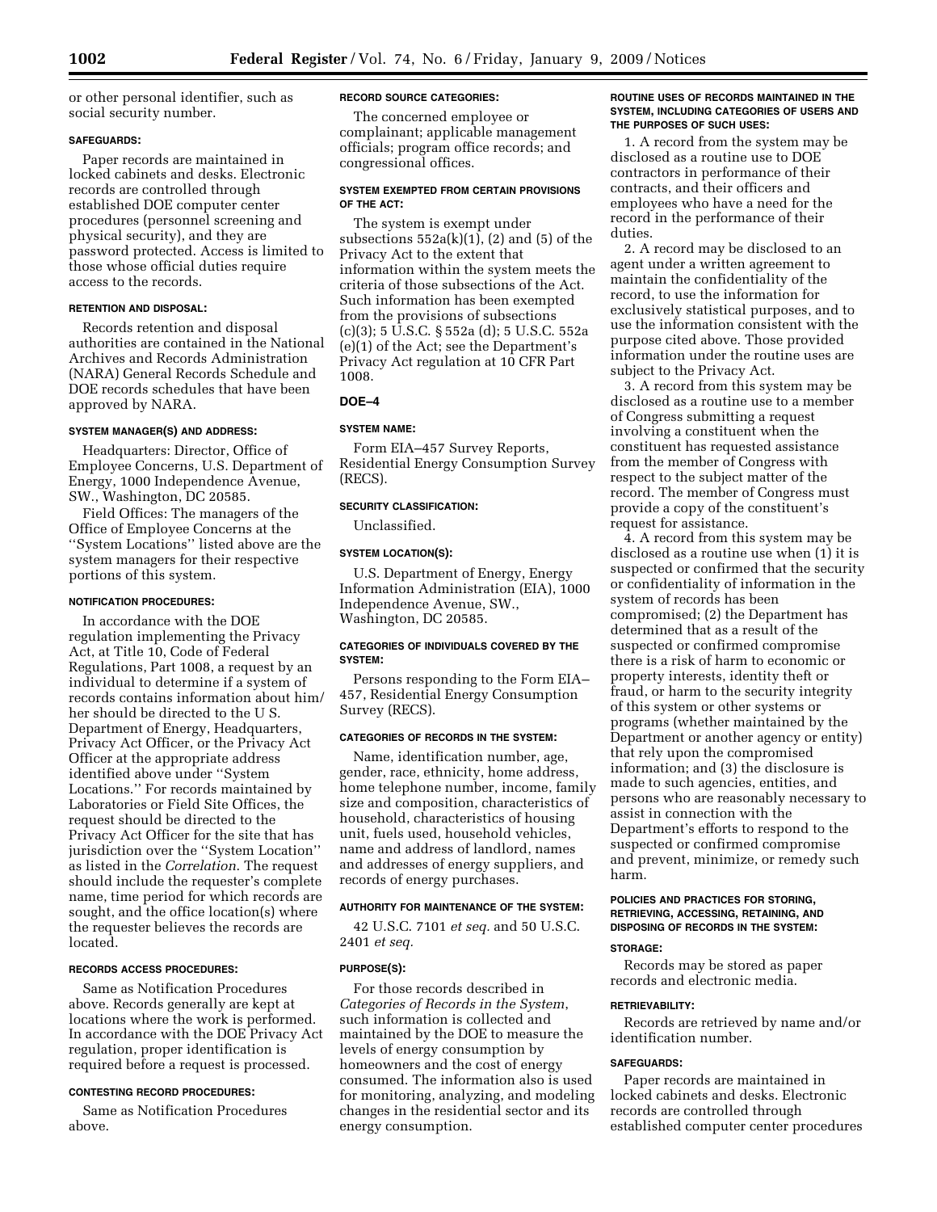or other personal identifier, such as social security number.

#### SAFEGUARDS:

Paper records are maintained in locked cabinets and desks. Electronic records are controlled through established DOE computer center procedures (personnel screening and physical security), and they are password protected. Access is limited to those whose official duties require access to the records.

#### RETENTION AND DISPOSAL:

Records retention and disposal authorities are contained in the National Archives and Records Administration (NARA) General Records Schedule and DOE records schedules that have been approved by NARA.

#### SYSTEM MANAGER(S) AND ADDRESS:

Headquarters: Director, Office of Employee Concerns, U.S. Department of Energy, 1000 Independence Avenue, SW., Washington, DC 20585.

Field Offices: The managers of the Office of Employee Concerns at the ''System Locations'' listed above are the system managers for their respective portions of this system.

#### NOTIFICATION PROCEDURES:

In accordance with the DOE regulation implementing the Privacy Act, at Title 10, Code of Federal Regulations, Part 1008, a request by an individual to determine if a system of records contains information about him/her should be directed to the U S. Department of Energy, Headquarters, Privacy Act Officer, or the Privacy Act Officer at the appropriate address identified above under ''System Locations.'' For records maintained by Laboratories or Field Site Offices, the request should be directed to the Privacy Act Officer for the site that has jurisdiction over the ''System Location'' as listed in the *Correlation*. The request should include the requester's complete name, time period for which records are sought, and the office location(s) where the requester believes the records are located.

#### RECORDS ACCESS PROCEDURES:

Same as Notification Procedures above. Records generally are kept at locations where the work is performed. In accordance with the DOE Privacy Act regulation, proper identification is required before a request is processed.

#### CONTESTING RECORD PROCEDURES:

Same as Notification Procedures above.

#### RECORD SOURCE CATEGORIES:

The concerned employee or complainant; applicable management officials; program office records; and congressional offices.

#### SYSTEM EXEMPTED FROM CERTAIN PROVISIONS OF THE ACT:

The system is exempt under subsections 552a(k)(1), (2) and (5) of the Privacy Act to the extent that information within the system meets the criteria of those subsections of the Act. Such information has been exempted from the provisions of subsections (c)(3); 5 U.S.C. § 552a (d); 5 U.S.C. 552a (e)(1) of the Act; see the Department's Privacy Act regulation at 10 CFR Part 1008.

### DOE–4

#### SYSTEM NAME:

Form EIA–457 Survey Reports, Residential Energy Consumption Survey (RECS).

#### SECURITY CLASSIFICATION:

Unclassified.

#### SYSTEM LOCATION(S):

U.S. Department of Energy, Energy Information Administration (EIA), 1000 Independence Avenue, SW., Washington, DC 20585.

#### CATEGORIES OF INDIVIDUALS COVERED BY THE SYSTEM:

Persons responding to the Form EIA–457, Residential Energy Consumption Survey (RECS).

#### CATEGORIES OF RECORDS IN THE SYSTEM:

Name, identification number, age, gender, race, ethnicity, home address, home telephone number, income, family size and composition, characteristics of household, characteristics of housing unit, fuels used, household vehicles, name and address of landlord, names and addresses of energy suppliers, and records of energy purchases.

#### AUTHORITY FOR MAINTENANCE OF THE SYSTEM:

42 U.S.C. 7101 *et seq.* and 50 U.S.C. 2401 *et seq.*

#### PURPOSE(S):

For those records described in *Categories of Records in the System*, such information is collected and maintained by the DOE to measure the levels of energy consumption by homeowners and the cost of energy consumed. The information also is used for monitoring, analyzing, and modeling changes in the residential sector and its energy consumption.

#### ROUTINE USES OF RECORDS MAINTAINED IN THE SYSTEM, INCLUDING CATEGORIES OF USERS AND THE PURPOSES OF SUCH USES:

1. A record from the system may be disclosed as a routine use to DOE contractors in performance of their contracts, and their officers and employees who have a need for the record in the performance of their duties.

2. A record may be disclosed to an agent under a written agreement to maintain the confidentiality of the record, to use the information for exclusively statistical purposes, and to use the information consistent with the purpose cited above. Those provided information under the routine uses are subject to the Privacy Act.

3. A record from this system may be disclosed as a routine use to a member of Congress submitting a request involving a constituent when the constituent has requested assistance from the member of Congress with respect to the subject matter of the record. The member of Congress must provide a copy of the constituent's request for assistance.

4. A record from this system may be disclosed as a routine use when (1) it is suspected or confirmed that the security or confidentiality of information in the system of records has been compromised; (2) the Department has determined that as a result of the suspected or confirmed compromise there is a risk of harm to economic or property interests, identity theft or fraud, or harm to the security integrity of this system or other systems or programs (whether maintained by the Department or another agency or entity) that rely upon the compromised information; and (3) the disclosure is made to such agencies, entities, and persons who are reasonably necessary to assist in connection with the Department's efforts to respond to the suspected or confirmed compromise and prevent, minimize, or remedy such harm.

#### POLICIES AND PRACTICES FOR STORING, RETRIEVING, ACCESSING, RETAINING, AND DISPOSING OF RECORDS IN THE SYSTEM:

#### STORAGE:

Records may be stored as paper records and electronic media.

#### RETRIEVABILITY:

Records are retrieved by name and/or identification number.

#### SAFEGUARDS:

Paper records are maintained in locked cabinets and desks. Electronic records are controlled through established computer center procedures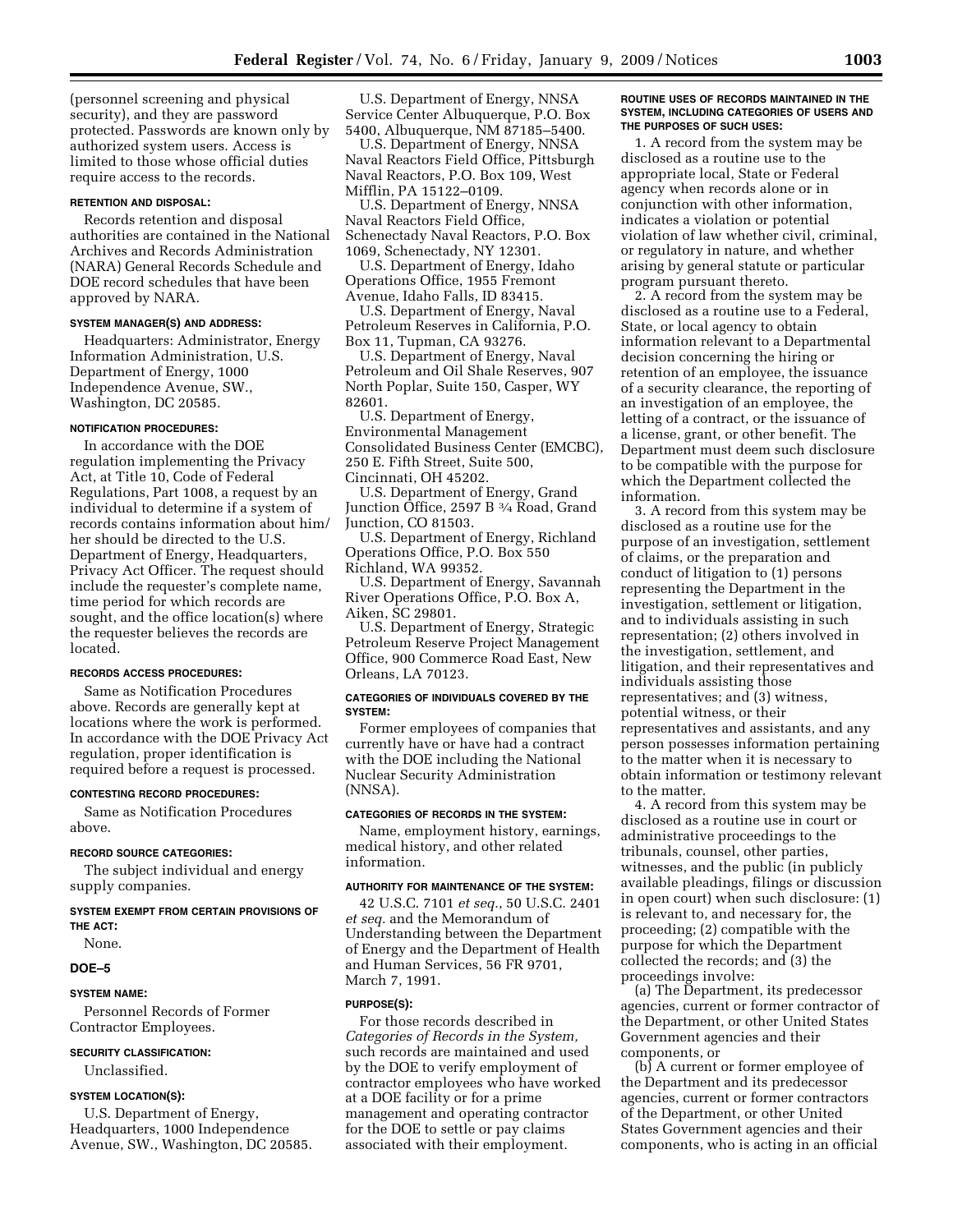(personnel screening and physical security), and they are password protected. Passwords are known only by authorized system users. Access is limited to those whose official duties require access to the records.

**RETENTION AND DISPOSAL:**

Records retention and disposal authorities are contained in the National Archives and Records Administration (NARA) General Records Schedule and DOE record schedules that have been approved by NARA.

**SYSTEM MANAGER(S) AND ADDRESS:**

Headquarters: Administrator, Energy Information Administration, U.S. Department of Energy, 1000 Independence Avenue, SW., Washington, DC 20585.

**NOTIFICATION PROCEDURES:**

In accordance with the DOE regulation implementing the Privacy Act, at Title 10, Code of Federal Regulations, Part 1008, a request by an individual to determine if a system of records contains information about him/her should be directed to the U.S. Department of Energy, Headquarters, Privacy Act Officer. The request should include the requester's complete name, time period for which records are sought, and the office location(s) where the requester believes the records are located.

**RECORDS ACCESS PROCEDURES:**

Same as Notification Procedures above. Records are generally kept at locations where the work is performed. In accordance with the DOE Privacy Act regulation, proper identification is required before a request is processed.

**CONTESTING RECORD PROCEDURES:**

Same as Notification Procedures above.

**RECORD SOURCE CATEGORIES:**

The subject individual and energy supply companies.

**SYSTEM EXEMPT FROM CERTAIN PROVISIONS OF THE ACT:**

None.

## DOE–5

**SYSTEM NAME:**

Personnel Records of Former Contractor Employees.

**SECURITY CLASSIFICATION:**

Unclassified.

**SYSTEM LOCATION(S):**

U.S. Department of Energy, Headquarters, 1000 Independence Avenue, SW., Washington, DC 20585.

U.S. Department of Energy, NNSA Service Center Albuquerque, P.O. Box 5400, Albuquerque, NM 87185–5400.

U.S. Department of Energy, NNSA Naval Reactors Field Office, Pittsburgh Naval Reactors, P.O. Box 109, West Mifflin, PA 15122–0109.

U.S. Department of Energy, NNSA Naval Reactors Field Office, Schenectady Naval Reactors, P.O. Box 1069, Schenectady, NY 12301.

U.S. Department of Energy, Idaho Operations Office, 1955 Fremont Avenue, Idaho Falls, ID 83415.

U.S. Department of Energy, Naval Petroleum Reserves in California, P.O. Box 11, Tupman, CA 93276.

U.S. Department of Energy, Naval Petroleum and Oil Shale Reserves, 907 North Poplar, Suite 150, Casper, WY 82601.

U.S. Department of Energy, Environmental Management Consolidated Business Center (EMCBC), 250 E. Fifth Street, Suite 500, Cincinnati, OH 45202.

U.S. Department of Energy, Grand Junction Office, 2597 B ¾ Road, Grand Junction, CO 81503.

U.S. Department of Energy, Richland Operations Office, P.O. Box 550 Richland, WA 99352.

U.S. Department of Energy, Savannah River Operations Office, P.O. Box A, Aiken, SC 29801.

U.S. Department of Energy, Strategic Petroleum Reserve Project Management Office, 900 Commerce Road East, New Orleans, LA 70123.

**CATEGORIES OF INDIVIDUALS COVERED BY THE SYSTEM:**

Former employees of companies that currently have or have had a contract with the DOE including the National Nuclear Security Administration (NNSA).

**CATEGORIES OF RECORDS IN THE SYSTEM:**

Name, employment history, earnings, medical history, and other related information.

**AUTHORITY FOR MAINTENANCE OF THE SYSTEM:**

42 U.S.C. 7101 *et seq.*, 50 U.S.C. 2401 *et seq.* and the Memorandum of Understanding between the Department of Energy and the Department of Health and Human Services, 56 FR 9701, March 7, 1991.

**PURPOSE(S):**

For those records described in *Categories of Records in the System,* such records are maintained and used by the DOE to verify employment of contractor employees who have worked at a DOE facility or for a prime management and operating contractor for the DOE to settle or pay claims associated with their employment.

**ROUTINE USES OF RECORDS MAINTAINED IN THE SYSTEM, INCLUDING CATEGORIES OF USERS AND THE PURPOSES OF SUCH USES:**

1. A record from the system may be disclosed as a routine use to the appropriate local, State or Federal agency when records alone or in conjunction with other information, indicates a violation or potential violation of law whether civil, criminal, or regulatory in nature, and whether arising by general statute or particular program pursuant thereto.

2. A record from the system may be disclosed as a routine use to a Federal, State, or local agency to obtain information relevant to a Departmental decision concerning the hiring or retention of an employee, the issuance of a security clearance, the reporting of an investigation of an employee, the letting of a contract, or the issuance of a license, grant, or other benefit. The Department must deem such disclosure to be compatible with the purpose for which the Department collected the information.

3. A record from this system may be disclosed as a routine use for the purpose of an investigation, settlement of claims, or the preparation and conduct of litigation to (1) persons representing the Department in the investigation, settlement or litigation, and to individuals assisting in such representation; (2) others involved in the investigation, settlement, and litigation, and their representatives and individuals assisting those representatives; and (3) witness, potential witness, or their representatives and assistants, and any person possesses information pertaining to the matter when it is necessary to obtain information or testimony relevant to the matter.

4. A record from this system may be disclosed as a routine use in court or administrative proceedings to the tribunals, counsel, other parties, witnesses, and the public (in publicly available pleadings, filings or discussion in open court) when such disclosure: (1) is relevant to, and necessary for, the proceeding; (2) compatible with the purpose for which the Department collected the records; and (3) the proceedings involve:

(a) The Department, its predecessor agencies, current or former contractor of the Department, or other United States Government agencies and their components, or

(b) A current or former employee of the Department and its predecessor agencies, current or former contractors of the Department, or other United States Government agencies and their components, who is acting in an official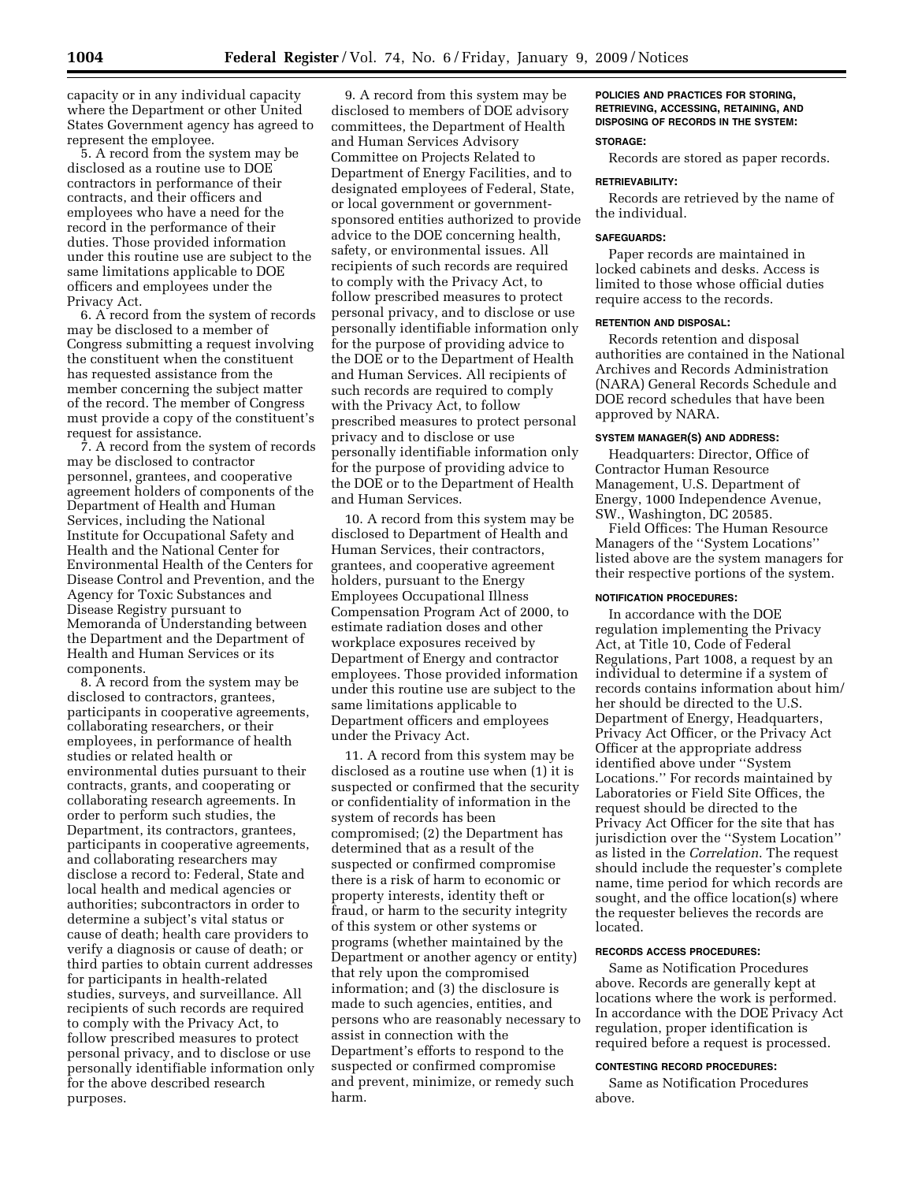capacity or in any individual capacity where the Department or other United States Government agency has agreed to represent the employee.

5. A record from the system may be disclosed as a routine use to DOE contractors in performance of their contracts, and their officers and employees who have a need for the record in the performance of their duties. Those provided information under this routine use are subject to the same limitations applicable to DOE officers and employees under the Privacy Act.

6. A record from the system of records may be disclosed to a member of Congress submitting a request involving the constituent when the constituent has requested assistance from the member concerning the subject matter of the record. The member of Congress must provide a copy of the constituent's request for assistance.

7. A record from the system of records may be disclosed to contractor personnel, grantees, and cooperative agreement holders of components of the Department of Health and Human Services, including the National Institute for Occupational Safety and Health and the National Center for Environmental Health of the Centers for Disease Control and Prevention, and the Agency for Toxic Substances and Disease Registry pursuant to Memoranda of Understanding between the Department and the Department of Health and Human Services or its components.

8. A record from the system may be disclosed to contractors, grantees, participants in cooperative agreements, collaborating researchers, or their employees, in performance of health studies or related health or environmental duties pursuant to their contracts, grants, and cooperating or collaborating research agreements. In order to perform such studies, the Department, its contractors, grantees, participants in cooperative agreements, and collaborating researchers may disclose a record to: Federal, State and local health and medical agencies or authorities; subcontractors in order to determine a subject's vital status or cause of death; health care providers to verify a diagnosis or cause of death; or third parties to obtain current addresses for participants in health-related studies, surveys, and surveillance. All recipients of such records are required to comply with the Privacy Act, to follow prescribed measures to protect personal privacy, and to disclose or use personally identifiable information only for the above described research purposes.

9. A record from this system may be disclosed to members of DOE advisory committees, the Department of Health and Human Services Advisory Committee on Projects Related to Department of Energy Facilities, and to designated employees of Federal, State, or local government or government-sponsored entities authorized to provide advice to the DOE concerning health, safety, or environmental issues. All recipients of such records are required to comply with the Privacy Act, to follow prescribed measures to protect personal privacy, and to disclose or use personally identifiable information only for the purpose of providing advice to the DOE or to the Department of Health and Human Services. All recipients of such records are required to comply with the Privacy Act, to follow prescribed measures to protect personal privacy and to disclose or use personally identifiable information only for the purpose of providing advice to the DOE or to the Department of Health and Human Services.

10. A record from this system may be disclosed to Department of Health and Human Services, their contractors, grantees, and cooperative agreement holders, pursuant to the Energy Employees Occupational Illness Compensation Program Act of 2000, to estimate radiation doses and other workplace exposures received by Department of Energy and contractor employees. Those provided information under this routine use are subject to the same limitations applicable to Department officers and employees under the Privacy Act.

11. A record from this system may be disclosed as a routine use when (1) it is suspected or confirmed that the security or confidentiality of information in the system of records has been compromised; (2) the Department has determined that as a result of the suspected or confirmed compromise there is a risk of harm to economic or property interests, identity theft or fraud, or harm to the security integrity of this system or other systems or programs (whether maintained by the Department or another agency or entity) that rely upon the compromised information; and (3) the disclosure is made to such agencies, entities, and persons who are reasonably necessary to assist in connection with the Department's efforts to respond to the suspected or confirmed compromise and prevent, minimize, or remedy such harm.

#### POLICIES AND PRACTICES FOR STORING, RETRIEVING, ACCESSING, RETAINING, AND DISPOSING OF RECORDS IN THE SYSTEM:

#### STORAGE:

Records are stored as paper records.

#### RETRIEVABILITY:

Records are retrieved by the name of the individual.

#### SAFEGUARDS:

Paper records are maintained in locked cabinets and desks. Access is limited to those whose official duties require access to the records.

#### RETENTION AND DISPOSAL:

Records retention and disposal authorities are contained in the National Archives and Records Administration (NARA) General Records Schedule and DOE record schedules that have been approved by NARA.

#### SYSTEM MANAGER(S) AND ADDRESS:

Headquarters: Director, Office of Contractor Human Resource Management, U.S. Department of Energy, 1000 Independence Avenue, SW., Washington, DC 20585.

Field Offices: The Human Resource Managers of the ''System Locations'' listed above are the system managers for their respective portions of the system.

#### NOTIFICATION PROCEDURES:

In accordance with the DOE regulation implementing the Privacy Act, at Title 10, Code of Federal Regulations, Part 1008, a request by an individual to determine if a system of records contains information about him/her should be directed to the U.S. Department of Energy, Headquarters, Privacy Act Officer, or the Privacy Act Officer at the appropriate address identified above under ''System Locations.'' For records maintained by Laboratories or Field Site Offices, the request should be directed to the Privacy Act Officer for the site that has jurisdiction over the ''System Location'' as listed in the *Correlation*. The request should include the requester's complete name, time period for which records are sought, and the office location(s) where the requester believes the records are located.

#### RECORDS ACCESS PROCEDURES:

Same as Notification Procedures above. Records are generally kept at locations where the work is performed. In accordance with the DOE Privacy Act regulation, proper identification is required before a request is processed.

#### CONTESTING RECORD PROCEDURES:

Same as Notification Procedures above.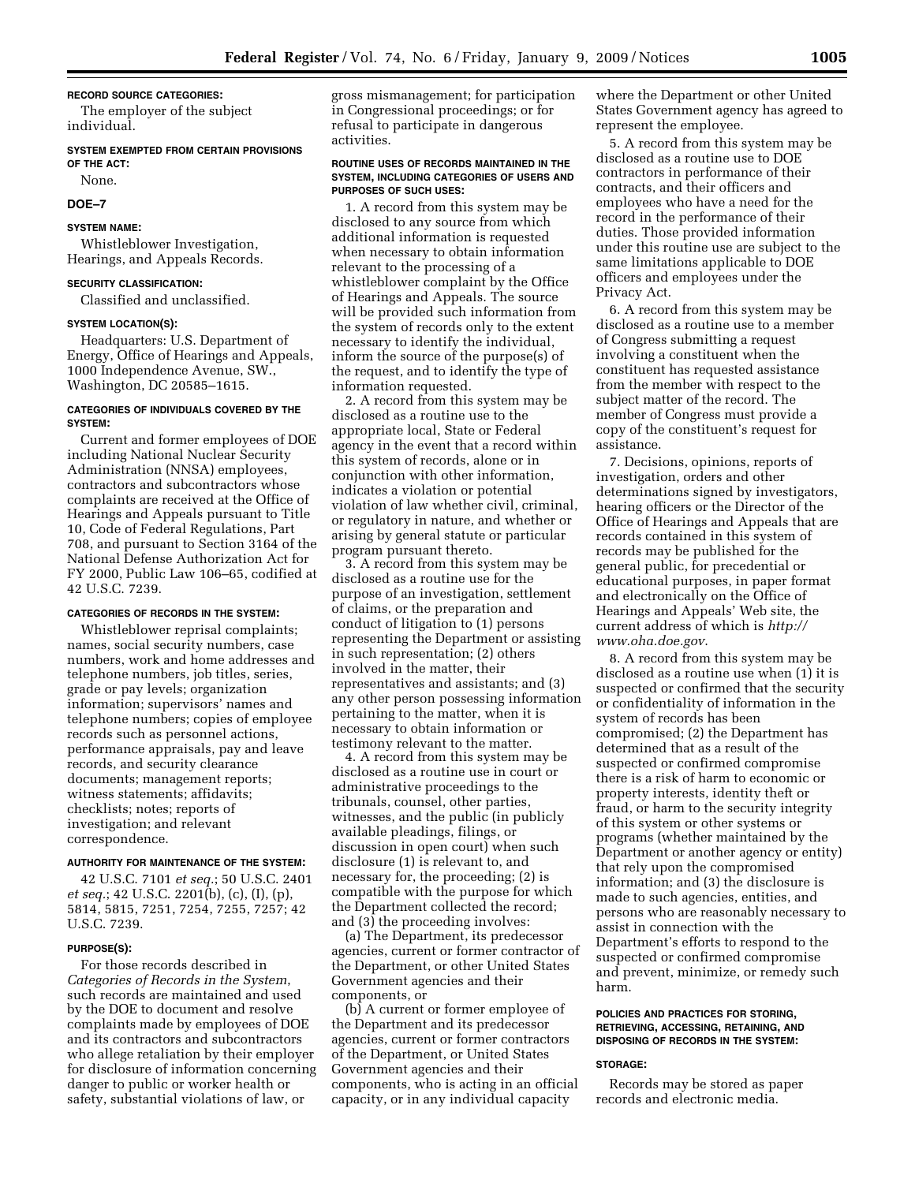**RECORD SOURCE CATEGORIES:**

The employer of the subject individual.

**SYSTEM EXEMPTED FROM CERTAIN PROVISIONS OF THE ACT:**

None.

## DOE–7

**SYSTEM NAME:**

Whistleblower Investigation, Hearings, and Appeals Records.

**SECURITY CLASSIFICATION:**

Classified and unclassified.

**SYSTEM LOCATION(S):**

Headquarters: U.S. Department of Energy, Office of Hearings and Appeals, 1000 Independence Avenue, SW., Washington, DC 20585–1615.

**CATEGORIES OF INDIVIDUALS COVERED BY THE SYSTEM:**

Current and former employees of DOE including National Nuclear Security Administration (NNSA) employees, contractors and subcontractors whose complaints are received at the Office of Hearings and Appeals pursuant to Title 10, Code of Federal Regulations, Part 708, and pursuant to Section 3164 of the National Defense Authorization Act for FY 2000, Public Law 106–65, codified at 42 U.S.C. 7239.

**CATEGORIES OF RECORDS IN THE SYSTEM:**

Whistleblower reprisal complaints; names, social security numbers, case numbers, work and home addresses and telephone numbers, job titles, series, grade or pay levels; organization information; supervisors' names and telephone numbers; copies of employee records such as personnel actions, performance appraisals, pay and leave records, and security clearance documents; management reports; witness statements; affidavits; checklists; notes; reports of investigation; and relevant correspondence.

**AUTHORITY FOR MAINTENANCE OF THE SYSTEM:**

42 U.S.C. 7101 *et seq.*; 50 U.S.C. 2401 *et seq.*; 42 U.S.C. 2201(b), (c), (I), (p), 5814, 5815, 7251, 7254, 7255, 7257; 42 U.S.C. 7239.

**PURPOSE(S):**

For those records described in *Categories of Records in the System*, such records are maintained and used by the DOE to document and resolve complaints made by employees of DOE and its contractors and subcontractors who allege retaliation by their employer for disclosure of information concerning danger to public or worker health or safety, substantial violations of law, or gross mismanagement; for participation in Congressional proceedings; or for refusal to participate in dangerous activities.

**ROUTINE USES OF RECORDS MAINTAINED IN THE SYSTEM, INCLUDING CATEGORIES OF USERS AND PURPOSES OF SUCH USES:**

1. A record from this system may be disclosed to any source from which additional information is requested when necessary to obtain information relevant to the processing of a whistleblower complaint by the Office of Hearings and Appeals. The source will be provided such information from the system of records only to the extent necessary to identify the individual, inform the source of the purpose(s) of the request, and to identify the type of information requested.

2. A record from this system may be disclosed as a routine use to the appropriate local, State or Federal agency in the event that a record within this system of records, alone or in conjunction with other information, indicates a violation or potential violation of law whether civil, criminal, or regulatory in nature, and whether or arising by general statute or particular program pursuant thereto.

3. A record from this system may be disclosed as a routine use for the purpose of an investigation, settlement of claims, or the preparation and conduct of litigation to (1) persons representing the Department or assisting in such representation; (2) others involved in the matter, their representatives and assistants; and (3) any other person possessing information pertaining to the matter, when it is necessary to obtain information or testimony relevant to the matter.

4. A record from this system may be disclosed as a routine use in court or administrative proceedings to the tribunals, counsel, other parties, witnesses, and the public (in publicly available pleadings, filings, or discussion in open court) when such disclosure (1) is relevant to, and necessary for, the proceeding; (2) is compatible with the purpose for which the Department collected the record; and (3) the proceeding involves:

(a) The Department, its predecessor agencies, current or former contractor of the Department, or other United States Government agencies and their components, or

(b) A current or former employee of the Department and its predecessor agencies, current or former contractors of the Department, or United States Government agencies and their components, who is acting in an official capacity, or in any individual capacity where the Department or other United States Government agency has agreed to represent the employee.

5. A record from this system may be disclosed as a routine use to DOE contractors in performance of their contracts, and their officers and employees who have a need for the record in the performance of their duties. Those provided information under this routine use are subject to the same limitations applicable to DOE officers and employees under the Privacy Act.

6. A record from this system may be disclosed as a routine use to a member of Congress submitting a request involving a constituent when the constituent has requested assistance from the member with respect to the subject matter of the record. The member of Congress must provide a copy of the constituent's request for assistance.

7. Decisions, opinions, reports of investigation, orders and other determinations signed by investigators, hearing officers or the Director of the Office of Hearings and Appeals that are records contained in this system of records may be published for the general public, for precedential or educational purposes, in paper format and electronically on the Office of Hearings and Appeals' Web site, the current address of which is *http://www.oha.doe.gov*.

8. A record from this system may be disclosed as a routine use when (1) it is suspected or confirmed that the security or confidentiality of information in the system of records has been compromised; (2) the Department has determined that as a result of the suspected or confirmed compromise there is a risk of harm to economic or property interests, identity theft or fraud, or harm to the security integrity of this system or other systems or programs (whether maintained by the Department or another agency or entity) that rely upon the compromised information; and (3) the disclosure is made to such agencies, entities, and persons who are reasonably necessary to assist in connection with the Department's efforts to respond to the suspected or confirmed compromise and prevent, minimize, or remedy such harm.

**POLICIES AND PRACTICES FOR STORING, RETRIEVING, ACCESSING, RETAINING, AND DISPOSING OF RECORDS IN THE SYSTEM:**

**STORAGE:**

Records may be stored as paper records and electronic media.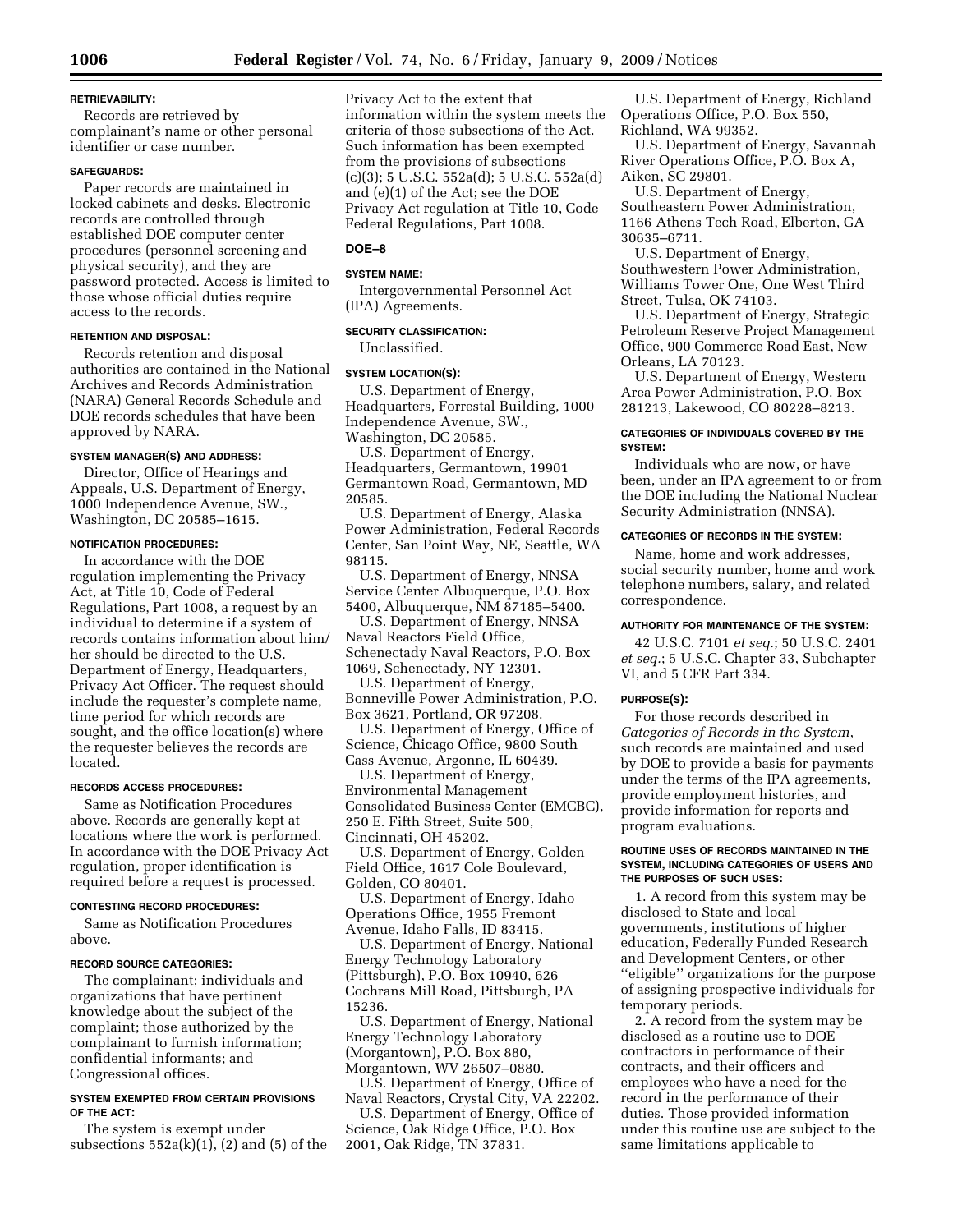**RETRIEVABILITY:**

Records are retrieved by complainant's name or other personal identifier or case number.

**SAFEGUARDS:**

Paper records are maintained in locked cabinets and desks. Electronic records are controlled through established DOE computer center procedures (personnel screening and physical security), and they are password protected. Access is limited to those whose official duties require access to the records.

**RETENTION AND DISPOSAL:**

Records retention and disposal authorities are contained in the National Archives and Records Administration (NARA) General Records Schedule and DOE records schedules that have been approved by NARA.

**SYSTEM MANAGER(S) AND ADDRESS:**

Director, Office of Hearings and Appeals, U.S. Department of Energy, 1000 Independence Avenue, SW., Washington, DC 20585–1615.

**NOTIFICATION PROCEDURES:**

In accordance with the DOE regulation implementing the Privacy Act, at Title 10, Code of Federal Regulations, Part 1008, a request by an individual to determine if a system of records contains information about him/her should be directed to the U.S. Department of Energy, Headquarters, Privacy Act Officer. The request should include the requester's complete name, time period for which records are sought, and the office location(s) where the requester believes the records are located.

**RECORDS ACCESS PROCEDURES:**

Same as Notification Procedures above. Records are generally kept at locations where the work is performed. In accordance with the DOE Privacy Act regulation, proper identification is required before a request is processed.

**CONTESTING RECORD PROCEDURES:**

Same as Notification Procedures above.

**RECORD SOURCE CATEGORIES:**

The complainant; individuals and organizations that have pertinent knowledge about the subject of the complaint; those authorized by the complainant to furnish information; confidential informants; and Congressional offices.

**SYSTEM EXEMPTED FROM CERTAIN PROVISIONS OF THE ACT:**

The system is exempt under subsections 552a(k)(1), (2) and (5) of the Privacy Act to the extent that information within the system meets the criteria of those subsections of the Act. Such information has been exempted from the provisions of subsections (c)(3); 5 U.S.C. 552a(d); 5 U.S.C. 552a(d) and (e)(1) of the Act; see the DOE Privacy Act regulation at Title 10, Code Federal Regulations, Part 1008.

## DOE–8

**SYSTEM NAME:**

Intergovernmental Personnel Act (IPA) Agreements.

**SECURITY CLASSIFICATION:**

Unclassified.

**SYSTEM LOCATION(S):**

U.S. Department of Energy, Headquarters, Forrestal Building, 1000 Independence Avenue, SW., Washington, DC 20585.

U.S. Department of Energy, Headquarters, Germantown, 19901 Germantown Road, Germantown, MD 20585.

U.S. Department of Energy, Alaska Power Administration, Federal Records Center, San Point Way, NE, Seattle, WA 98115.

U.S. Department of Energy, NNSA Service Center Albuquerque, P.O. Box 5400, Albuquerque, NM 87185–5400.

U.S. Department of Energy, NNSA Naval Reactors Field Office, Schenectady Naval Reactors, P.O. Box 1069, Schenectady, NY 12301.

U.S. Department of Energy, Bonneville Power Administration, P.O. Box 3621, Portland, OR 97208.

U.S. Department of Energy, Office of Science, Chicago Office, 9800 South Cass Avenue, Argonne, IL 60439.

U.S. Department of Energy, Environmental Management Consolidated Business Center (EMCBC), 250 E. Fifth Street, Suite 500, Cincinnati, OH 45202.

U.S. Department of Energy, Golden Field Office, 1617 Cole Boulevard, Golden, CO 80401.

U.S. Department of Energy, Idaho Operations Office, 1955 Fremont Avenue, Idaho Falls, ID 83415.

U.S. Department of Energy, National Energy Technology Laboratory (Pittsburgh), P.O. Box 10940, 626 Cochrans Mill Road, Pittsburgh, PA 15236.

U.S. Department of Energy, National Energy Technology Laboratory (Morgantown), P.O. Box 880, Morgantown, WV 26507–0880.

U.S. Department of Energy, Office of Naval Reactors, Crystal City, VA 22202.

U.S. Department of Energy, Office of Science, Oak Ridge Office, P.O. Box 2001, Oak Ridge, TN 37831.

U.S. Department of Energy, Richland Operations Office, P.O. Box 550, Richland, WA 99352.

U.S. Department of Energy, Savannah River Operations Office, P.O. Box A, Aiken, SC 29801.

U.S. Department of Energy, Southeastern Power Administration, 1166 Athens Tech Road, Elberton, GA 30635–6711.

U.S. Department of Energy, Southwestern Power Administration, Williams Tower One, One West Third Street, Tulsa, OK 74103.

U.S. Department of Energy, Strategic Petroleum Reserve Project Management Office, 900 Commerce Road East, New Orleans, LA 70123.

U.S. Department of Energy, Western Area Power Administration, P.O. Box 281213, Lakewood, CO 80228–8213.

**CATEGORIES OF INDIVIDUALS COVERED BY THE SYSTEM:**

Individuals who are now, or have been, under an IPA agreement to or from the DOE including the National Nuclear Security Administration (NNSA).

**CATEGORIES OF RECORDS IN THE SYSTEM:**

Name, home and work addresses, social security number, home and work telephone numbers, salary, and related correspondence.

**AUTHORITY FOR MAINTENANCE OF THE SYSTEM:**

42 U.S.C. 7101 *et seq.*; 50 U.S.C. 2401 *et seq.*; 5 U.S.C. Chapter 33, Subchapter VI, and 5 CFR Part 334.

**PURPOSE(S):**

For those records described in *Categories of Records in the System*, such records are maintained and used by DOE to provide a basis for payments under the terms of the IPA agreements, provide employment histories, and provide information for reports and program evaluations.

**ROUTINE USES OF RECORDS MAINTAINED IN THE SYSTEM, INCLUDING CATEGORIES OF USERS AND THE PURPOSES OF SUCH USES:**

1. A record from this system may be disclosed to State and local governments, institutions of higher education, Federally Funded Research and Development Centers, or other "eligible" organizations for the purpose of assigning prospective individuals for temporary periods.

2. A record from the system may be disclosed as a routine use to DOE contractors in performance of their contracts, and their officers and employees who have a need for the record in the performance of their duties. Those provided information under this routine use are subject to the same limitations applicable to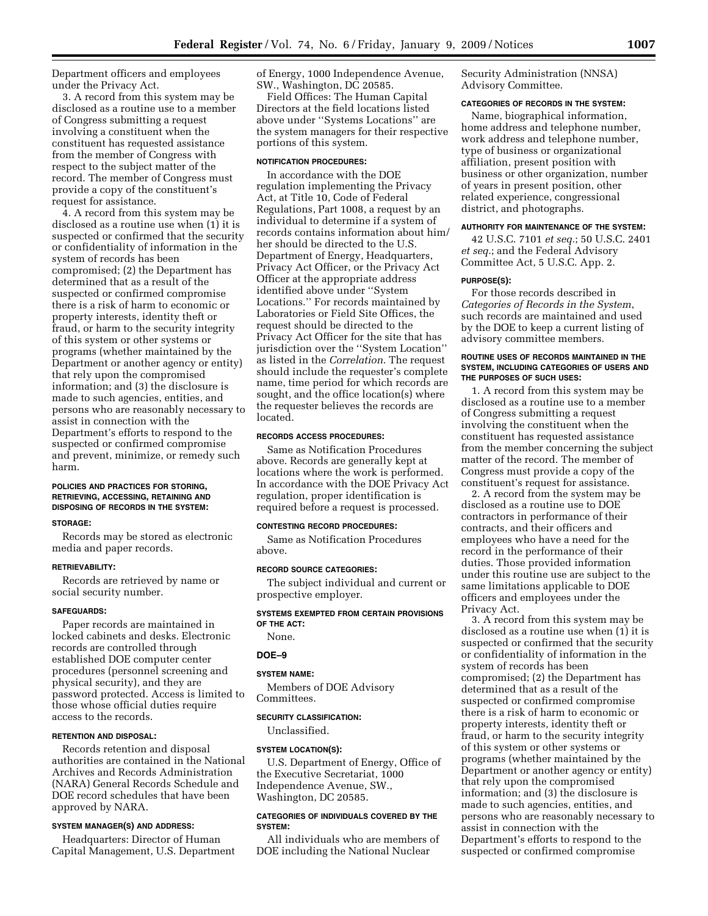Department officers and employees under the Privacy Act.

3. A record from this system may be disclosed as a routine use to a member of Congress submitting a request involving a constituent when the constituent has requested assistance from the member of Congress with respect to the subject matter of the record. The member of Congress must provide a copy of the constituent's request for assistance.

4. A record from this system may be disclosed as a routine use when (1) it is suspected or confirmed that the security or confidentiality of information in the system of records has been compromised; (2) the Department has determined that as a result of the suspected or confirmed compromise there is a risk of harm to economic or property interests, identity theft or fraud, or harm to the security integrity of this system or other systems or programs (whether maintained by the Department or another agency or entity) that rely upon the compromised information; and (3) the disclosure is made to such agencies, entities, and persons who are reasonably necessary to assist in connection with the Department's efforts to respond to the suspected or confirmed compromise and prevent, minimize, or remedy such harm.

#### POLICIES AND PRACTICES FOR STORING, RETRIEVING, ACCESSING, RETAINING AND DISPOSING OF RECORDS IN THE SYSTEM:

#### STORAGE:

Records may be stored as electronic media and paper records.

#### RETRIEVABILITY:

Records are retrieved by name or social security number.

#### SAFEGUARDS:

Paper records are maintained in locked cabinets and desks. Electronic records are controlled through established DOE computer center procedures (personnel screening and physical security), and they are password protected. Access is limited to those whose official duties require access to the records.

#### RETENTION AND DISPOSAL:

Records retention and disposal authorities are contained in the National Archives and Records Administration (NARA) General Records Schedule and DOE record schedules that have been approved by NARA.

#### SYSTEM MANAGER(S) AND ADDRESS:

Headquarters: Director of Human Capital Management, U.S. Department of Energy, 1000 Independence Avenue, SW., Washington, DC 20585.

Field Offices: The Human Capital Directors at the field locations listed above under "Systems Locations" are the system managers for their respective portions of this system.

#### NOTIFICATION PROCEDURES:

In accordance with the DOE regulation implementing the Privacy Act, at Title 10, Code of Federal Regulations, Part 1008, a request by an individual to determine if a system of records contains information about him/her should be directed to the U.S. Department of Energy, Headquarters, Privacy Act Officer, or the Privacy Act Officer at the appropriate address identified above under "System Locations." For records maintained by Laboratories or Field Site Offices, the request should be directed to the Privacy Act Officer for the site that has jurisdiction over the "System Location" as listed in the *Correlation*. The request should include the requester's complete name, time period for which records are sought, and the office location(s) where the requester believes the records are located.

#### RECORDS ACCESS PROCEDURES:

Same as Notification Procedures above. Records are generally kept at locations where the work is performed. In accordance with the DOE Privacy Act regulation, proper identification is required before a request is processed.

#### CONTESTING RECORD PROCEDURES:

Same as Notification Procedures above.

#### RECORD SOURCE CATEGORIES:

The subject individual and current or prospective employer.

#### SYSTEMS EXEMPTED FROM CERTAIN PROVISIONS OF THE ACT:

None.

### DOE–9

#### SYSTEM NAME:

Members of DOE Advisory Committees.

#### SECURITY CLASSIFICATION:

Unclassified.

#### SYSTEM LOCATION(S):

U.S. Department of Energy, Office of the Executive Secretariat, 1000 Independence Avenue, SW., Washington, DC 20585.

#### CATEGORIES OF INDIVIDUALS COVERED BY THE SYSTEM:

All individuals who are members of DOE including the National Nuclear Security Administration (NNSA) Advisory Committee.

#### CATEGORIES OF RECORDS IN THE SYSTEM:

Name, biographical information, home address and telephone number, work address and telephone number, type of business or organizational affiliation, present position with business or other organization, number of years in present position, other related experience, congressional district, and photographs.

#### AUTHORITY FOR MAINTENANCE OF THE SYSTEM:

42 U.S.C. 7101 *et seq.*; 50 U.S.C. 2401 *et seq.*; and the Federal Advisory Committee Act, 5 U.S.C. App. 2.

#### PURPOSE(S):

For those records described in *Categories of Records in the System*, such records are maintained and used by the DOE to keep a current listing of advisory committee members.

#### ROUTINE USES OF RECORDS MAINTAINED IN THE SYSTEM, INCLUDING CATEGORIES OF USERS AND THE PURPOSES OF SUCH USES:

1. A record from this system may be disclosed as a routine use to a member of Congress submitting a request involving the constituent when the constituent has requested assistance from the member concerning the subject matter of the record. The member of Congress must provide a copy of the constituent's request for assistance.

2. A record from the system may be disclosed as a routine use to DOE contractors in performance of their contracts, and their officers and employees who have a need for the record in the performance of their duties. Those provided information under this routine use are subject to the same limitations applicable to DOE officers and employees under the Privacy Act.

3. A record from this system may be disclosed as a routine use when (1) it is suspected or confirmed that the security or confidentiality of information in the system of records has been compromised; (2) the Department has determined that as a result of the suspected or confirmed compromise there is a risk of harm to economic or property interests, identity theft or fraud, or harm to the security integrity of this system or other systems or programs (whether maintained by the Department or another agency or entity) that rely upon the compromised information; and (3) the disclosure is made to such agencies, entities, and persons who are reasonably necessary to assist in connection with the Department's efforts to respond to the suspected or confirmed compromise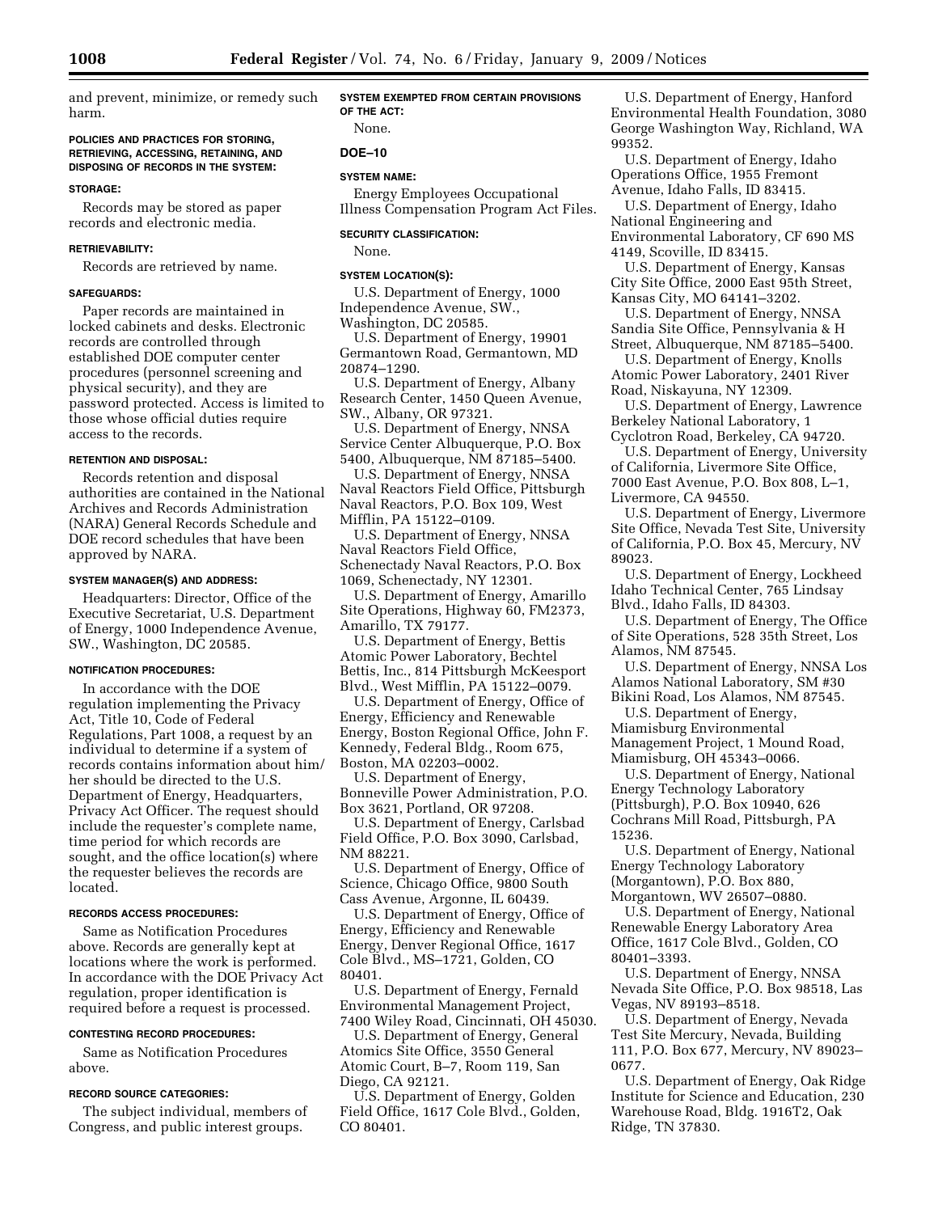and prevent, minimize, or remedy such harm.

#### POLICIES AND PRACTICES FOR STORING, RETRIEVING, ACCESSING, RETAINING, AND DISPOSING OF RECORDS IN THE SYSTEM:

#### STORAGE:

Records may be stored as paper records and electronic media.

#### RETRIEVABILITY:

Records are retrieved by name.

#### SAFEGUARDS:

Paper records are maintained in locked cabinets and desks. Electronic records are controlled through established DOE computer center procedures (personnel screening and physical security), and they are password protected. Access is limited to those whose official duties require access to the records.

#### RETENTION AND DISPOSAL:

Records retention and disposal authorities are contained in the National Archives and Records Administration (NARA) General Records Schedule and DOE record schedules that have been approved by NARA.

#### SYSTEM MANAGER(S) AND ADDRESS:

Headquarters: Director, Office of the Executive Secretariat, U.S. Department of Energy, 1000 Independence Avenue, SW., Washington, DC 20585.

#### NOTIFICATION PROCEDURES:

In accordance with the DOE regulation implementing the Privacy Act, Title 10, Code of Federal Regulations, Part 1008, a request by an individual to determine if a system of records contains information about him/her should be directed to the U.S. Department of Energy, Headquarters, Privacy Act Officer. The request should include the requester's complete name, time period for which records are sought, and the office location(s) where the requester believes the records are located.

#### RECORDS ACCESS PROCEDURES:

Same as Notification Procedures above. Records are generally kept at locations where the work is performed. In accordance with the DOE Privacy Act regulation, proper identification is required before a request is processed.

#### CONTESTING RECORD PROCEDURES:

Same as Notification Procedures above.

#### RECORD SOURCE CATEGORIES:

The subject individual, members of Congress, and public interest groups.

#### SYSTEM EXEMPTED FROM CERTAIN PROVISIONS OF THE ACT:

None.

### DOE–10

#### SYSTEM NAME:

Energy Employees Occupational Illness Compensation Program Act Files.

#### SECURITY CLASSIFICATION:

None.

#### SYSTEM LOCATION(S):

U.S. Department of Energy, 1000 Independence Avenue, SW., Washington, DC 20585.

U.S. Department of Energy, 19901 Germantown Road, Germantown, MD 20874–1290.

U.S. Department of Energy, Albany Research Center, 1450 Queen Avenue, SW., Albany, OR 97321.

U.S. Department of Energy, NNSA Service Center Albuquerque, P.O. Box 5400, Albuquerque, NM 87185–5400.

U.S. Department of Energy, NNSA Naval Reactors Field Office, Pittsburgh Naval Reactors, P.O. Box 109, West Mifflin, PA 15122–0109.

U.S. Department of Energy, NNSA Naval Reactors Field Office, Schenectady Naval Reactors, P.O. Box 1069, Schenectady, NY 12301.

U.S. Department of Energy, Amarillo Site Operations, Highway 60, FM2373, Amarillo, TX 79177.

U.S. Department of Energy, Bettis Atomic Power Laboratory, Bechtel Bettis, Inc., 814 Pittsburgh McKeesport Blvd., West Mifflin, PA 15122–0079.

U.S. Department of Energy, Office of Energy, Efficiency and Renewable Energy, Boston Regional Office, John F. Kennedy, Federal Bldg., Room 675, Boston, MA 02203–0002.

U.S. Department of Energy, Bonneville Power Administration, P.O. Box 3621, Portland, OR 97208.

U.S. Department of Energy, Carlsbad Field Office, P.O. Box 3090, Carlsbad, NM 88221.

U.S. Department of Energy, Office of Science, Chicago Office, 9800 South Cass Avenue, Argonne, IL 60439.

U.S. Department of Energy, Office of Energy, Efficiency and Renewable Energy, Denver Regional Office, 1617 Cole Blvd., MS–1721, Golden, CO 80401.

U.S. Department of Energy, Fernald Environmental Management Project, 7400 Wiley Road, Cincinnati, OH 45030.

U.S. Department of Energy, General Atomics Site Office, 3550 General Atomic Court, B–7, Room 119, San Diego, CA 92121.

U.S. Department of Energy, Golden Field Office, 1617 Cole Blvd., Golden, CO 80401.

U.S. Department of Energy, Hanford Environmental Health Foundation, 3080 George Washington Way, Richland, WA 99352.

U.S. Department of Energy, Idaho Operations Office, 1955 Fremont Avenue, Idaho Falls, ID 83415.

U.S. Department of Energy, Idaho National Engineering and Environmental Laboratory, CF 690 MS 4149, Scoville, ID 83415.

U.S. Department of Energy, Kansas City Site Office, 2000 East 95th Street, Kansas City, MO 64141–3202.

U.S. Department of Energy, NNSA Sandia Site Office, Pennsylvania & H Street, Albuquerque, NM 87185–5400.

U.S. Department of Energy, Knolls Atomic Power Laboratory, 2401 River Road, Niskayuna, NY 12309.

U.S. Department of Energy, Lawrence Berkeley National Laboratory, 1 Cyclotron Road, Berkeley, CA 94720.

U.S. Department of Energy, University of California, Livermore Site Office, 7000 East Avenue, P.O. Box 808, L–1, Livermore, CA 94550.

U.S. Department of Energy, Livermore Site Office, Nevada Test Site, University of California, P.O. Box 45, Mercury, NV 89023.

U.S. Department of Energy, Lockheed Idaho Technical Center, 765 Lindsay Blvd., Idaho Falls, ID 84303.

U.S. Department of Energy, The Office of Site Operations, 528 35th Street, Los Alamos, NM 87545.

U.S. Department of Energy, NNSA Los Alamos National Laboratory, SM #30 Bikini Road, Los Alamos, NM 87545.

U.S. Department of Energy, Miamisburg Environmental Management Project, 1 Mound Road, Miamisburg, OH 45343–0066.

U.S. Department of Energy, National Energy Technology Laboratory (Pittsburgh), P.O. Box 10940, 626 Cochrans Mill Road, Pittsburgh, PA 15236.

U.S. Department of Energy, National Energy Technology Laboratory (Morgantown), P.O. Box 880, Morgantown, WV 26507–0880.

U.S. Department of Energy, National Renewable Energy Laboratory Area Office, 1617 Cole Blvd., Golden, CO 80401–3393.

U.S. Department of Energy, NNSA Nevada Site Office, P.O. Box 98518, Las Vegas, NV 89193–8518.

U.S. Department of Energy, Nevada Test Site Mercury, Nevada, Building 111, P.O. Box 677, Mercury, NV 89023–0677.

U.S. Department of Energy, Oak Ridge Institute for Science and Education, 230 Warehouse Road, Bldg. 1916T2, Oak Ridge, TN 37830.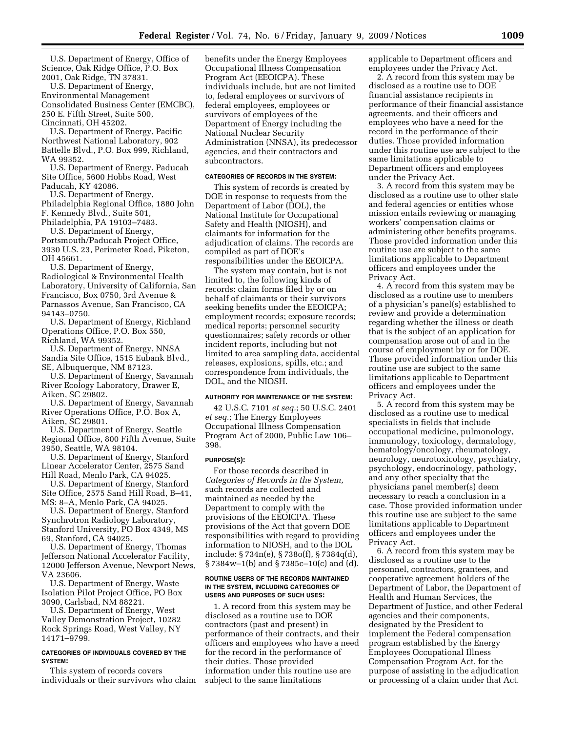U.S. Department of Energy, Office of Science, Oak Ridge Office, P.O. Box 2001, Oak Ridge, TN 37831.

U.S. Department of Energy, Environmental Management Consolidated Business Center (EMCBC), 250 E. Fifth Street, Suite 500, Cincinnati, OH 45202.

U.S. Department of Energy, Pacific Northwest National Laboratory, 902 Battelle Blvd., P.O. Box 999, Richland, WA 99352.

U.S. Department of Energy, Paducah Site Office, 5600 Hobbs Road, West Paducah, KY 42086.

U.S. Department of Energy, Philadelphia Regional Office, 1880 John F. Kennedy Blvd., Suite 501, Philadelphia, PA 19103–7483.

U.S. Department of Energy, Portsmouth/Paducah Project Office, 3930 U.S. 23, Perimeter Road, Piketon, OH 45661.

U.S. Department of Energy, Radiological & Environmental Health Laboratory, University of California, San Francisco, Box 0750, 3rd Avenue & Parnassos Avenue, San Francisco, CA 94143–0750.

U.S. Department of Energy, Richland Operations Office, P.O. Box 550, Richland, WA 99352.

U.S. Department of Energy, NNSA Sandia Site Office, 1515 Eubank Blvd., SE, Albuquerque, NM 87123.

U.S. Department of Energy, Savannah River Ecology Laboratory, Drawer E, Aiken, SC 29802.

U.S. Department of Energy, Savannah River Operations Office, P.O. Box A, Aiken, SC 29801.

U.S. Department of Energy, Seattle Regional Office, 800 Fifth Avenue, Suite 3950, Seattle, WA 98104.

U.S. Department of Energy, Stanford Linear Accelerator Center, 2575 Sand Hill Road, Menlo Park, CA 94025.

U.S. Department of Energy, Stanford Site Office, 2575 Sand Hill Road, B–41, MS: 8–A, Menlo Park, CA 94025.

U.S. Department of Energy, Stanford Synchrotron Radiology Laboratory, Stanford University, PO Box 4349, MS 69, Stanford, CA 94025.

U.S. Department of Energy, Thomas Jefferson National Accelerator Facility, 12000 Jefferson Avenue, Newport News, VA 23606.

U.S. Department of Energy, Waste Isolation Pilot Project Office, PO Box 3090, Carlsbad, NM 88221.

U.S. Department of Energy, West Valley Demonstration Project, 10282 Rock Springs Road, West Valley, NY 14171–9799.

#### CATEGORIES OF INDIVIDUALS COVERED BY THE SYSTEM:

This system of records covers individuals or their survivors who claim benefits under the Energy Employees Occupational Illness Compensation Program Act (EEOICPA). These individuals include, but are not limited to, federal employees or survivors of federal employees, employees or survivors of employees of the Department of Energy including the National Nuclear Security Administration (NNSA), its predecessor agencies, and their contractors and subcontractors.

#### CATEGORIES OF RECORDS IN THE SYSTEM:

This system of records is created by DOE in response to requests from the Department of Labor (DOL), the National Institute for Occupational Safety and Health (NIOSH), and claimants for information for the adjudication of claims. The records are compiled as part of DOE's responsibilities under the EEOICPA.

The system may contain, but is not limited to, the following kinds of records: claim forms filed by or on behalf of claimants or their survivors seeking benefits under the EEOICPA; employment records; exposure records; medical reports; personnel security questionnaires; safety records or other incident reports, including but not limited to area sampling data, accidental releases, explosions, spills, etc.; and correspondence from individuals, the DOL, and the NIOSH.

#### AUTHORITY FOR MAINTENANCE OF THE SYSTEM:

42 U.S.C. 7101 *et seq.*; 50 U.S.C. 2401 *et seq.*; The Energy Employees Occupational Illness Compensation Program Act of 2000, Public Law 106–398.

#### PURPOSE(S):

For those records described in *Categories of Records in the System,* such records are collected and maintained as needed by the Department to comply with the provisions of the EEOICPA. These provisions of the Act that govern DOE responsibilities with regard to providing information to NIOSH, and to the DOL include: § 734n(e), § 738o(f), § 7384q(d), § 7384w–1(b) and § 7385c–10(c) and (d).

#### ROUTINE USERS OF THE RECORDS MAINTAINED IN THE SYSTEM, INCLUDING CATEGORIES OF USERS AND PURPOSES OF SUCH USES:

1. A record from this system may be disclosed as a routine use to DOE contractors (past and present) in performance of their contracts, and their officers and employees who have a need for the record in the performance of their duties. Those provided information under this routine use are subject to the same limitations applicable to Department officers and employees under the Privacy Act.

2. A record from this system may be disclosed as a routine use to DOE financial assistance recipients in performance of their financial assistance agreements, and their officers and employees who have a need for the record in the performance of their duties. Those provided information under this routine use are subject to the same limitations applicable to Department officers and employees under the Privacy Act.

3. A record from this system may be disclosed as a routine use to other state and federal agencies or entities whose mission entails reviewing or managing workers' compensation claims or administering other benefits programs. Those provided information under this routine use are subject to the same limitations applicable to Department officers and employees under the Privacy Act.

4. A record from this system may be disclosed as a routine use to members of a physician's panel(s) established to review and provide a determination regarding whether the illness or death that is the subject of an application for compensation arose out of and in the course of employment by or for DOE. Those provided information under this routine use are subject to the same limitations applicable to Department officers and employees under the Privacy Act.

5. A record from this system may be disclosed as a routine use to medical specialists in fields that include occupational medicine, pulmonology, immunology, toxicology, dermatology, hematology/oncology, rheumatology, neurology, neurotoxicology, psychiatry, psychology, endocrinology, pathology, and any other specialty that the physicians panel member(s) deem necessary to reach a conclusion in a case. Those provided information under this routine use are subject to the same limitations applicable to Department officers and employees under the Privacy Act.

6. A record from this system may be disclosed as a routine use to the personnel, contractors, grantees, and cooperative agreement holders of the Department of Labor, the Department of Health and Human Services, the Department of Justice, and other Federal agencies and their components, designated by the President to implement the Federal compensation program established by the Energy Employees Occupational Illness Compensation Program Act, for the purpose of assisting in the adjudication or processing of a claim under that Act.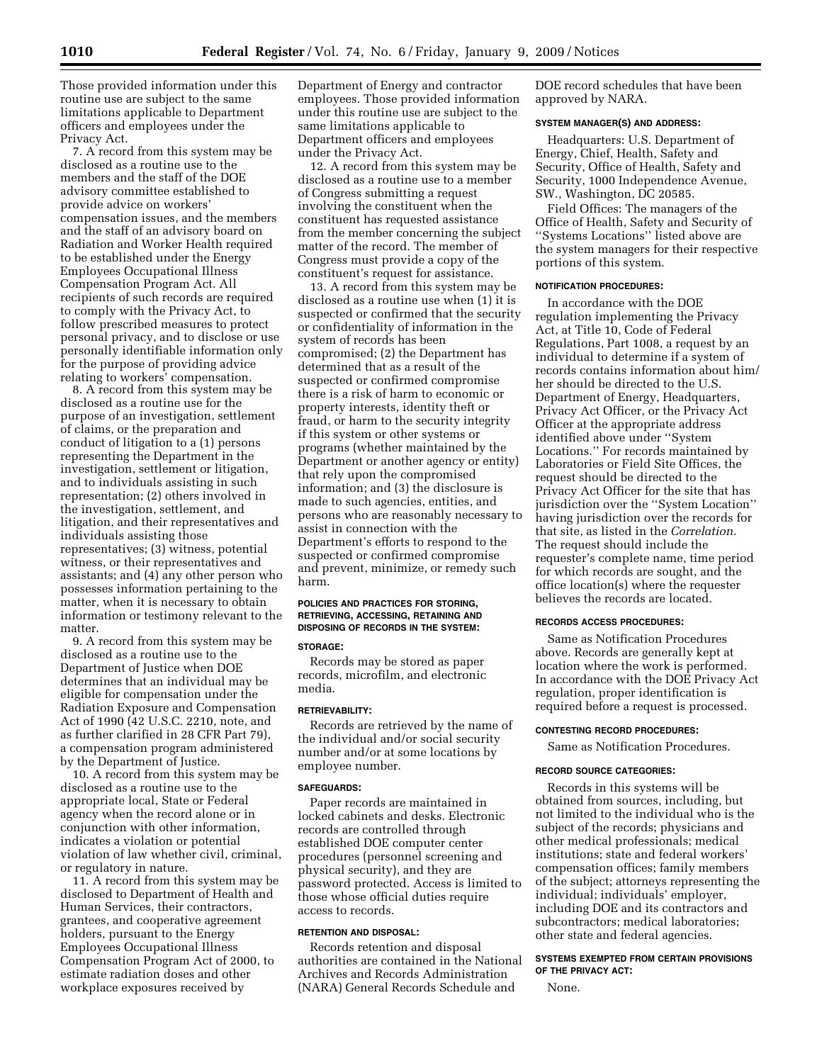Those provided information under this routine use are subject to the same limitations applicable to Department officers and employees under the Privacy Act.

7. A record from this system may be disclosed as a routine use to the members and the staff of the DOE advisory committee established to provide advice on workers' compensation issues, and the members and the staff of an advisory board on Radiation and Worker Health required to be established under the Energy Employees Occupational Illness Compensation Program Act. All recipients of such records are required to comply with the Privacy Act, to follow prescribed measures to protect personal privacy, and to disclose or use personally identifiable information only for the purpose of providing advice relating to workers' compensation.

8. A record from this system may be disclosed as a routine use for the purpose of an investigation, settlement of claims, or the preparation and conduct of litigation to a (1) persons representing the Department in the investigation, settlement or litigation, and to individuals assisting in such representation; (2) others involved in the investigation, settlement, and litigation, and their representatives and individuals assisting those representatives; (3) witness, potential witness, or their representatives and assistants; and (4) any other person who possesses information pertaining to the matter, when it is necessary to obtain information or testimony relevant to the matter.

9. A record from this system may be disclosed as a routine use to the Department of Justice when DOE determines that an individual may be eligible for compensation under the Radiation Exposure and Compensation Act of 1990 (42 U.S.C. 2210, note, and as further clarified in 28 CFR Part 79), a compensation program administered by the Department of Justice.

10. A record from this system may be disclosed as a routine use to the appropriate local, State or Federal agency when the record alone or in conjunction with other information, indicates a violation or potential violation of law whether civil, criminal, or regulatory in nature.

11. A record from this system may be disclosed to Department of Health and Human Services, their contractors, grantees, and cooperative agreement holders, pursuant to the Energy Employees Occupational Illness Compensation Program Act of 2000, to estimate radiation doses and other workplace exposures received by Department of Energy and contractor employees. Those provided information under this routine use are subject to the same limitations applicable to Department officers and employees under the Privacy Act.

12. A record from this system may be disclosed as a routine use to a member of Congress submitting a request involving the constituent when the constituent has requested assistance from the member concerning the subject matter of the record. The member of Congress must provide a copy of the constituent's request for assistance.

13. A record from this system may be disclosed as a routine use when (1) it is suspected or confirmed that the security or confidentiality of information in the system of records has been compromised; (2) the Department has determined that as a result of the suspected or confirmed compromise there is a risk of harm to economic or property interests, identity theft or fraud, or harm to the security integrity if this system or other systems or programs (whether maintained by the Department or another agency or entity) that rely upon the compromised information; and (3) the disclosure is made to such agencies, entities, and persons who are reasonably necessary to assist in connection with the Department's efforts to respond to the suspected or confirmed compromise and prevent, minimize, or remedy such harm.

#### POLICIES AND PRACTICES FOR STORING, RETRIEVING, ACCESSING, RETAINING AND DISPOSING OF RECORDS IN THE SYSTEM:

#### STORAGE:

Records may be stored as paper records, microfilm, and electronic media.

#### RETRIEVABILITY:

Records are retrieved by the name of the individual and/or social security number and/or at some locations by employee number.

#### SAFEGUARDS:

Paper records are maintained in locked cabinets and desks. Electronic records are controlled through established DOE computer center procedures (personnel screening and physical security), and they are password protected. Access is limited to those whose official duties require access to records.

#### RETENTION AND DISPOSAL:

Records retention and disposal authorities are contained in the National Archives and Records Administration (NARA) General Records Schedule and DOE record schedules that have been approved by NARA.

#### SYSTEM MANAGER(S) AND ADDRESS:

Headquarters: U.S. Department of Energy, Chief, Health, Safety and Security, Office of Health, Safety and Security, 1000 Independence Avenue, SW., Washington, DC 20585.

Field Offices: The managers of the Office of Health, Safety and Security of ''Systems Locations'' listed above are the system managers for their respective portions of this system.

#### NOTIFICATION PROCEDURES:

In accordance with the DOE regulation implementing the Privacy Act, at Title 10, Code of Federal Regulations, Part 1008, a request by an individual to determine if a system of records contains information about him/her should be directed to the U.S. Department of Energy, Headquarters, Privacy Act Officer, or the Privacy Act Officer at the appropriate address identified above under ''System Locations.'' For records maintained by Laboratories or Field Site Offices, the request should be directed to the Privacy Act Officer for the site that has jurisdiction over the ''System Location'' having jurisdiction over the records for that site, as listed in the *Correlation*. The request should include the requester's complete name, time period for which records are sought, and the office location(s) where the requester believes the records are located.

#### RECORDS ACCESS PROCEDURES:

Same as Notification Procedures above. Records are generally kept at location where the work is performed. In accordance with the DOE Privacy Act regulation, proper identification is required before a request is processed.

#### CONTESTING RECORD PROCEDURES:

Same as Notification Procedures.

#### RECORD SOURCE CATEGORIES:

Records in this systems will be obtained from sources, including, but not limited to the individual who is the subject of the records; physicians and other medical professionals; medical institutions; state and federal workers' compensation offices; family members of the subject; attorneys representing the individual; individuals' employer, including DOE and its contractors and subcontractors; medical laboratories; other state and federal agencies.

#### SYSTEMS EXEMPTED FROM CERTAIN PROVISIONS OF THE PRIVACY ACT:

None.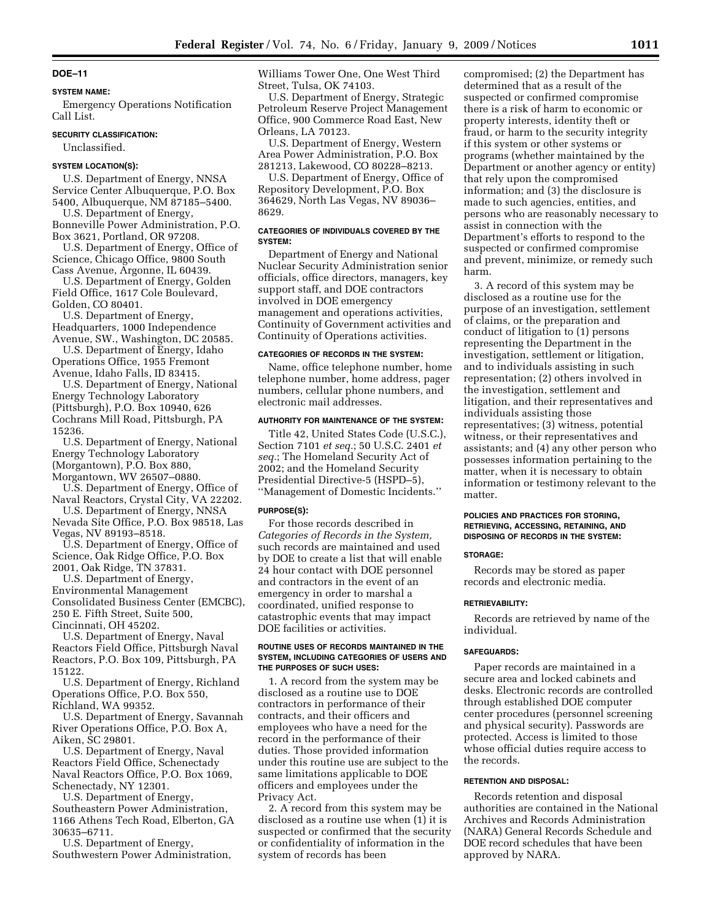## DOE–11

#### SYSTEM NAME:

Emergency Operations Notification Call List.

#### SECURITY CLASSIFICATION:

Unclassified.

#### SYSTEM LOCATION(S):

U.S. Department of Energy, NNSA Service Center Albuquerque, P.O. Box 5400, Albuquerque, NM 87185–5400.

U.S. Department of Energy, Bonneville Power Administration, P.O. Box 3621, Portland, OR 97208.

U.S. Department of Energy, Office of Science, Chicago Office, 9800 South Cass Avenue, Argonne, IL 60439.

U.S. Department of Energy, Golden Field Office, 1617 Cole Boulevard, Golden, CO 80401.

U.S. Department of Energy, Headquarters, 1000 Independence Avenue, SW., Washington, DC 20585.

U.S. Department of Energy, Idaho Operations Office, 1955 Fremont Avenue, Idaho Falls, ID 83415.

U.S. Department of Energy, National Energy Technology Laboratory (Pittsburgh), P.O. Box 10940, 626 Cochrans Mill Road, Pittsburgh, PA 15236.

U.S. Department of Energy, National Energy Technology Laboratory (Morgantown), P.O. Box 880, Morgantown, WV 26507–0880.

U.S. Department of Energy, Office of Naval Reactors, Crystal City, VA 22202.

U.S. Department of Energy, NNSA Nevada Site Office, P.O. Box 98518, Las Vegas, NV 89193–8518.

U.S. Department of Energy, Office of Science, Oak Ridge Office, P.O. Box 2001, Oak Ridge, TN 37831.

U.S. Department of Energy, Environmental Management Consolidated Business Center (EMCBC), 250 E. Fifth Street, Suite 500, Cincinnati, OH 45202.

U.S. Department of Energy, Naval Reactors Field Office, Pittsburgh Naval Reactors, P.O. Box 109, Pittsburgh, PA 15122.

U.S. Department of Energy, Richland Operations Office, P.O. Box 550, Richland, WA 99352.

U.S. Department of Energy, Savannah River Operations Office, P.O. Box A, Aiken, SC 29801.

U.S. Department of Energy, Naval Reactors Field Office, Schenectady Naval Reactors Office, P.O. Box 1069, Schenectady, NY 12301.

U.S. Department of Energy, Southeastern Power Administration, 1166 Athens Tech Road, Elberton, GA 30635–6711.

U.S. Department of Energy, Southwestern Power Administration, Williams Tower One, One West Third Street, Tulsa, OK 74103.

U.S. Department of Energy, Strategic Petroleum Reserve Project Management Office, 900 Commerce Road East, New Orleans, LA 70123.

U.S. Department of Energy, Western Area Power Administration, P.O. Box 281213, Lakewood, CO 80228–8213.

U.S. Department of Energy, Office of Repository Development, P.O. Box 364629, North Las Vegas, NV 89036–8629.

#### CATEGORIES OF INDIVIDUALS COVERED BY THE SYSTEM:

Department of Energy and National Nuclear Security Administration senior officials, office directors, managers, key support staff, and DOE contractors involved in DOE emergency management and operations activities, Continuity of Government activities and Continuity of Operations activities.

#### CATEGORIES OF RECORDS IN THE SYSTEM:

Name, office telephone number, home telephone number, home address, pager numbers, cellular phone numbers, and electronic mail addresses.

#### AUTHORITY FOR MAINTENANCE OF THE SYSTEM:

Title 42, United States Code (U.S.C.), Section 7101 *et seq.*; 50 U.S.C. 2401 *et seq.*; The Homeland Security Act of 2002; and the Homeland Security Presidential Directive-5 (HSPD–5), ''Management of Domestic Incidents.''

#### PURPOSE(S):

For those records described in *Categories of Records in the System,* such records are maintained and used by DOE to create a list that will enable 24 hour contact with DOE personnel and contractors in the event of an emergency in order to marshal a coordinated, unified response to catastrophic events that may impact DOE facilities or activities.

#### ROUTINE USES OF RECORDS MAINTAINED IN THE SYSTEM, INCLUDING CATEGORIES OF USERS AND THE PURPOSES OF SUCH USES:

1. A record from the system may be disclosed as a routine use to DOE contractors in performance of their contracts, and their officers and employees who have a need for the record in the performance of their duties. Those provided information under this routine use are subject to the same limitations applicable to DOE officers and employees under the Privacy Act.

2. A record from this system may be disclosed as a routine use when (1) it is suspected or confirmed that the security or confidentiality of information in the system of records has been compromised; (2) the Department has determined that as a result of the suspected or confirmed compromise there is a risk of harm to economic or property interests, identity theft or fraud, or harm to the security integrity if this system or other systems or programs (whether maintained by the Department or another agency or entity) that rely upon the compromised information; and (3) the disclosure is made to such agencies, entities, and persons who are reasonably necessary to assist in connection with the Department's efforts to respond to the suspected or confirmed compromise and prevent, minimize, or remedy such harm.

3. A record of this system may be disclosed as a routine use for the purpose of an investigation, settlement of claims, or the preparation and conduct of litigation to (1) persons representing the Department in the investigation, settlement or litigation, and to individuals assisting in such representation; (2) others involved in the investigation, settlement and litigation, and their representatives and individuals assisting those representatives; (3) witness, potential witness, or their representatives and assistants; and (4) any other person who possesses information pertaining to the matter, when it is necessary to obtain information or testimony relevant to the matter.

#### POLICIES AND PRACTICES FOR STORING, RETRIEVING, ACCESSING, RETAINING, AND DISPOSING OF RECORDS IN THE SYSTEM:

#### STORAGE:

Records may be stored as paper records and electronic media.

#### RETRIEVABILITY:

Records are retrieved by name of the individual.

#### SAFEGUARDS:

Paper records are maintained in a secure area and locked cabinets and desks. Electronic records are controlled through established DOE computer center procedures (personnel screening and physical security). Passwords are protected. Access is limited to those whose official duties require access to the records.

#### RETENTION AND DISPOSAL:

Records retention and disposal authorities are contained in the National Archives and Records Administration (NARA) General Records Schedule and DOE record schedules that have been approved by NARA.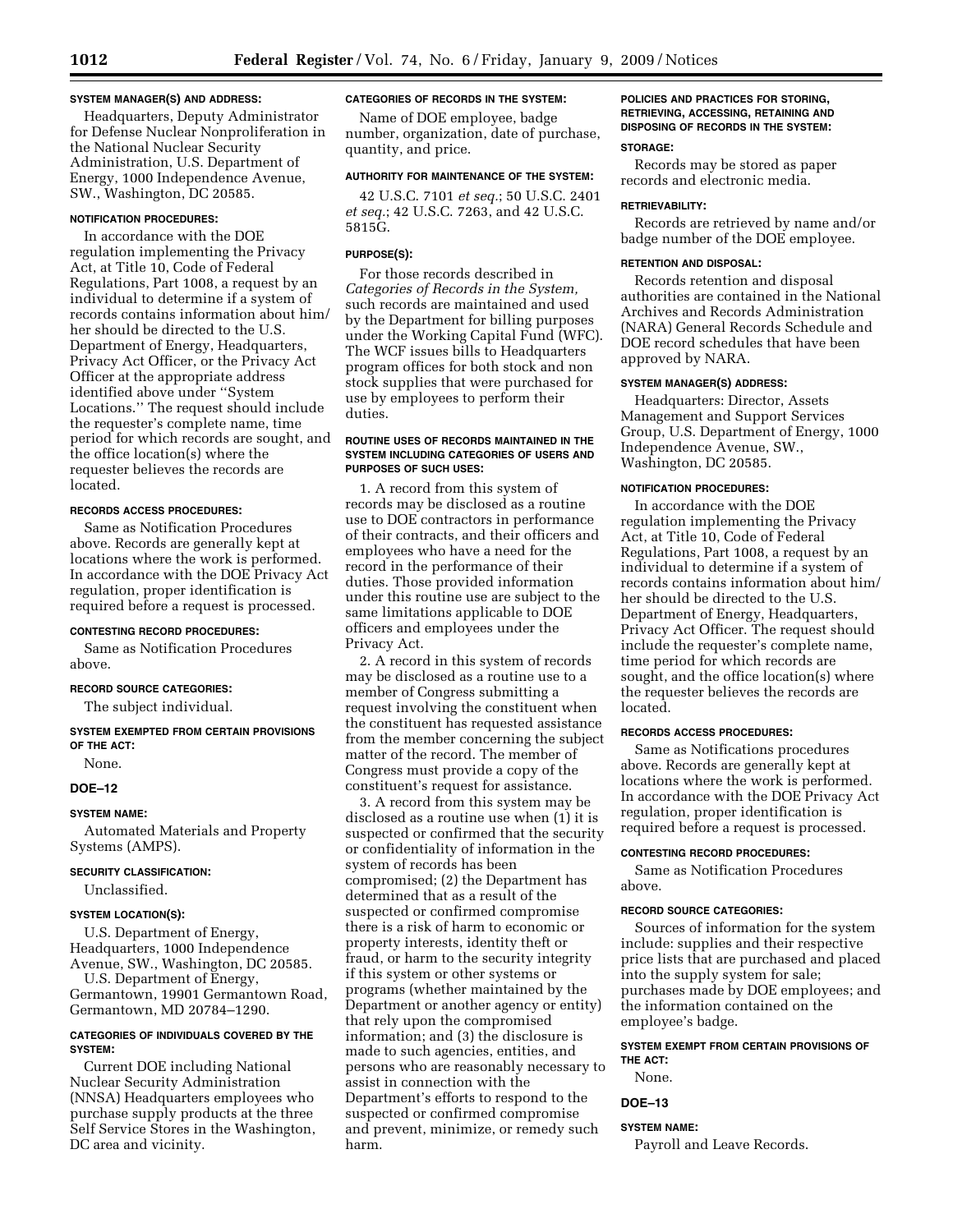**SYSTEM MANAGER(S) AND ADDRESS:**

Headquarters, Deputy Administrator for Defense Nuclear Nonproliferation in the National Nuclear Security Administration, U.S. Department of Energy, 1000 Independence Avenue, SW., Washington, DC 20585.

**NOTIFICATION PROCEDURES:**

In accordance with the DOE regulation implementing the Privacy Act, at Title 10, Code of Federal Regulations, Part 1008, a request by an individual to determine if a system of records contains information about him/her should be directed to the U.S. Department of Energy, Headquarters, Privacy Act Officer, or the Privacy Act Officer at the appropriate address identified above under ''System Locations.'' The request should include the requester's complete name, time period for which records are sought, and the office location(s) where the requester believes the records are located.

**RECORDS ACCESS PROCEDURES:**

Same as Notification Procedures above. Records are generally kept at locations where the work is performed. In accordance with the DOE Privacy Act regulation, proper identification is required before a request is processed.

**CONTESTING RECORD PROCEDURES:**

Same as Notification Procedures above.

**RECORD SOURCE CATEGORIES:**

The subject individual.

**SYSTEM EXEMPTED FROM CERTAIN PROVISIONS OF THE ACT:**

None.

## DOE–12

**SYSTEM NAME:**

Automated Materials and Property Systems (AMPS).

**SECURITY CLASSIFICATION:**

Unclassified.

**SYSTEM LOCATION(S):**

U.S. Department of Energy, Headquarters, 1000 Independence Avenue, SW., Washington, DC 20585.

U.S. Department of Energy, Germantown, 19901 Germantown Road, Germantown, MD 20784–1290.

**CATEGORIES OF INDIVIDUALS COVERED BY THE SYSTEM:**

Current DOE including National Nuclear Security Administration (NNSA) Headquarters employees who purchase supply products at the three Self Service Stores in the Washington, DC area and vicinity.

**CATEGORIES OF RECORDS IN THE SYSTEM:**

Name of DOE employee, badge number, organization, date of purchase, quantity, and price.

**AUTHORITY FOR MAINTENANCE OF THE SYSTEM:**

42 U.S.C. 7101 *et seq.*; 50 U.S.C. 2401 *et seq.*; 42 U.S.C. 7263, and 42 U.S.C. 5815G.

**PURPOSE(S):**

For those records described in *Categories of Records in the System,* such records are maintained and used by the Department for billing purposes under the Working Capital Fund (WFC). The WCF issues bills to Headquarters program offices for both stock and non stock supplies that were purchased for use by employees to perform their duties.

**ROUTINE USES OF RECORDS MAINTAINED IN THE SYSTEM INCLUDING CATEGORIES OF USERS AND PURPOSES OF SUCH USES:**

1. A record from this system of records may be disclosed as a routine use to DOE contractors in performance of their contracts, and their officers and employees who have a need for the record in the performance of their duties. Those provided information under this routine use are subject to the same limitations applicable to DOE officers and employees under the Privacy Act.

2. A record in this system of records may be disclosed as a routine use to a member of Congress submitting a request involving the constituent when the constituent has requested assistance from the member concerning the subject matter of the record. The member of Congress must provide a copy of the constituent's request for assistance.

3. A record from this system may be disclosed as a routine use when (1) it is suspected or confirmed that the security or confidentiality of information in the system of records has been compromised; (2) the Department has determined that as a result of the suspected or confirmed compromise there is a risk of harm to economic or property interests, identity theft or fraud, or harm to the security integrity if this system or other systems or programs (whether maintained by the Department or another agency or entity) that rely upon the compromised information; and (3) the disclosure is made to such agencies, entities, and persons who are reasonably necessary to assist in connection with the Department's efforts to respond to the suspected or confirmed compromise and prevent, minimize, or remedy such harm.

**POLICIES AND PRACTICES FOR STORING, RETRIEVING, ACCESSING, RETAINING AND DISPOSING OF RECORDS IN THE SYSTEM:**

**STORAGE:**

Records may be stored as paper records and electronic media.

**RETRIEVABILITY:**

Records are retrieved by name and/or badge number of the DOE employee.

**RETENTION AND DISPOSAL:**

Records retention and disposal authorities are contained in the National Archives and Records Administration (NARA) General Records Schedule and DOE record schedules that have been approved by NARA.

**SYSTEM MANAGER(S) ADDRESS:**

Headquarters: Director, Assets Management and Support Services Group, U.S. Department of Energy, 1000 Independence Avenue, SW., Washington, DC 20585.

**NOTIFICATION PROCEDURES:**

In accordance with the DOE regulation implementing the Privacy Act, at Title 10, Code of Federal Regulations, Part 1008, a request by an individual to determine if a system of records contains information about him/her should be directed to the U.S. Department of Energy, Headquarters, Privacy Act Officer. The request should include the requester's complete name, time period for which records are sought, and the office location(s) where the requester believes the records are located.

**RECORDS ACCESS PROCEDURES:**

Same as Notifications procedures above. Records are generally kept at locations where the work is performed. In accordance with the DOE Privacy Act regulation, proper identification is required before a request is processed.

**CONTESTING RECORD PROCEDURES:**

Same as Notification Procedures above.

**RECORD SOURCE CATEGORIES:**

Sources of information for the system include: supplies and their respective price lists that are purchased and placed into the supply system for sale; purchases made by DOE employees; and the information contained on the employee's badge.

**SYSTEM EXEMPT FROM CERTAIN PROVISIONS OF THE ACT:**

None.

## DOE–13

**SYSTEM NAME:**

Payroll and Leave Records.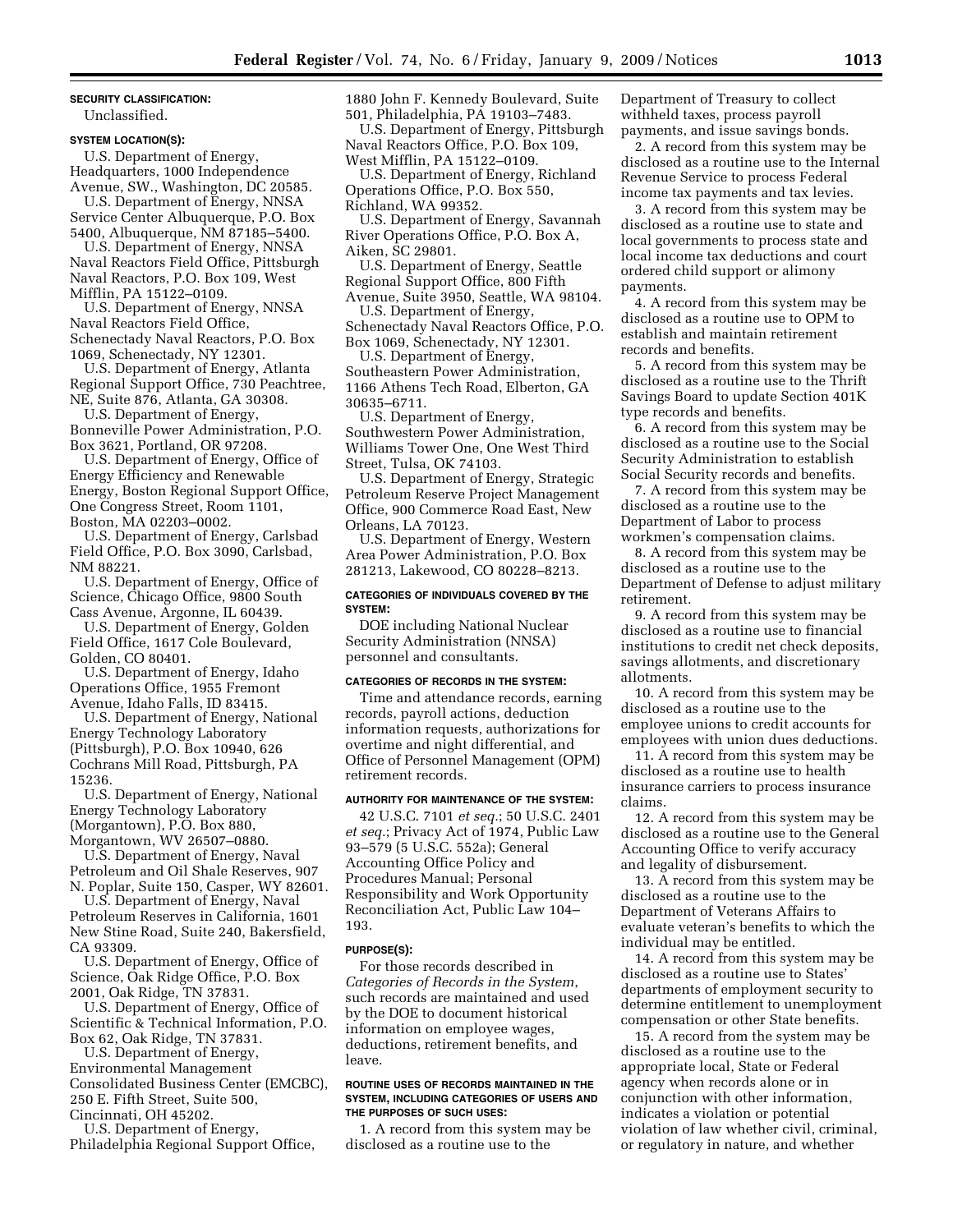**SECURITY CLASSIFICATION:**

Unclassified.

**SYSTEM LOCATION(S):**

U.S. Department of Energy, Headquarters, 1000 Independence Avenue, SW., Washington, DC 20585.

U.S. Department of Energy, NNSA Service Center Albuquerque, P.O. Box 5400, Albuquerque, NM 87185–5400.

U.S. Department of Energy, NNSA Naval Reactors Field Office, Pittsburgh Naval Reactors, P.O. Box 109, West Mifflin, PA 15122–0109.

U.S. Department of Energy, NNSA Naval Reactors Field Office, Schenectady Naval Reactors, P.O. Box 1069, Schenectady, NY 12301.

U.S. Department of Energy, Atlanta Regional Support Office, 730 Peachtree, NE, Suite 876, Atlanta, GA 30308.

U.S. Department of Energy, Bonneville Power Administration, P.O. Box 3621, Portland, OR 97208.

U.S. Department of Energy, Office of Energy Efficiency and Renewable Energy, Boston Regional Support Office, One Congress Street, Room 1101, Boston, MA 02203–0002.

U.S. Department of Energy, Carlsbad Field Office, P.O. Box 3090, Carlsbad, NM 88221.

U.S. Department of Energy, Office of Science, Chicago Office, 9800 South Cass Avenue, Argonne, IL 60439.

U.S. Department of Energy, Golden Field Office, 1617 Cole Boulevard, Golden, CO 80401.

U.S. Department of Energy, Idaho Operations Office, 1955 Fremont Avenue, Idaho Falls, ID 83415.

U.S. Department of Energy, National Energy Technology Laboratory (Pittsburgh), P.O. Box 10940, 626 Cochrans Mill Road, Pittsburgh, PA 15236.

U.S. Department of Energy, National Energy Technology Laboratory (Morgantown), P.O. Box 880, Morgantown, WV 26507–0880.

U.S. Department of Energy, Naval Petroleum and Oil Shale Reserves, 907 N. Poplar, Suite 150, Casper, WY 82601.

U.S. Department of Energy, Naval Petroleum Reserves in California, 1601 New Stine Road, Suite 240, Bakersfield, CA 93309.

U.S. Department of Energy, Office of Science, Oak Ridge Office, P.O. Box 2001, Oak Ridge, TN 37831.

U.S. Department of Energy, Office of Scientific & Technical Information, P.O. Box 62, Oak Ridge, TN 37831.

U.S. Department of Energy, Environmental Management Consolidated Business Center (EMCBC), 250 E. Fifth Street, Suite 500, Cincinnati, OH 45202.

U.S. Department of Energy, Philadelphia Regional Support Office, 1880 John F. Kennedy Boulevard, Suite 501, Philadelphia, PA 19103–7483.

U.S. Department of Energy, Pittsburgh Naval Reactors Office, P.O. Box 109, West Mifflin, PA 15122–0109.

U.S. Department of Energy, Richland Operations Office, P.O. Box 550, Richland, WA 99352.

U.S. Department of Energy, Savannah River Operations Office, P.O. Box A, Aiken, SC 29801.

U.S. Department of Energy, Seattle Regional Support Office, 800 Fifth Avenue, Suite 3950, Seattle, WA 98104.

U.S. Department of Energy, Schenectady Naval Reactors Office, P.O. Box 1069, Schenectady, NY 12301.

U.S. Department of Energy, Southeastern Power Administration, 1166 Athens Tech Road, Elberton, GA 30635–6711.

U.S. Department of Energy, Southwestern Power Administration, Williams Tower One, One West Third Street, Tulsa, OK 74103.

U.S. Department of Energy, Strategic Petroleum Reserve Project Management Office, 900 Commerce Road East, New Orleans, LA 70123.

U.S. Department of Energy, Western Area Power Administration, P.O. Box 281213, Lakewood, CO 80228–8213.

**CATEGORIES OF INDIVIDUALS COVERED BY THE SYSTEM:**

DOE including National Nuclear Security Administration (NNSA) personnel and consultants.

**CATEGORIES OF RECORDS IN THE SYSTEM:**

Time and attendance records, earning records, payroll actions, deduction information requests, authorizations for overtime and night differential, and Office of Personnel Management (OPM) retirement records.

**AUTHORITY FOR MAINTENANCE OF THE SYSTEM:**

42 U.S.C. 7101 *et seq.*; 50 U.S.C. 2401 *et seq.*; Privacy Act of 1974, Public Law 93–579 (5 U.S.C. 552a); General Accounting Office Policy and Procedures Manual; Personal Responsibility and Work Opportunity Reconciliation Act, Public Law 104–193.

**PURPOSE(S):**

For those records described in *Categories of Records in the System*, such records are maintained and used by the DOE to document historical information on employee wages, deductions, retirement benefits, and leave.

**ROUTINE USES OF RECORDS MAINTAINED IN THE SYSTEM, INCLUDING CATEGORIES OF USERS AND THE PURPOSES OF SUCH USES:**

1. A record from this system may be disclosed as a routine use to the Department of Treasury to collect withheld taxes, process payroll payments, and issue savings bonds.

2. A record from this system may be disclosed as a routine use to the Internal Revenue Service to process Federal income tax payments and tax levies.

3. A record from this system may be disclosed as a routine use to state and local governments to process state and local income tax deductions and court ordered child support or alimony payments.

4. A record from this system may be disclosed as a routine use to OPM to establish and maintain retirement records and benefits.

5. A record from this system may be disclosed as a routine use to the Thrift Savings Board to update Section 401K type records and benefits.

6. A record from this system may be disclosed as a routine use to the Social Security Administration to establish Social Security records and benefits.

7. A record from this system may be disclosed as a routine use to the Department of Labor to process workmen's compensation claims.

8. A record from this system may be disclosed as a routine use to the Department of Defense to adjust military retirement.

9. A record from this system may be disclosed as a routine use to financial institutions to credit net check deposits, savings allotments, and discretionary allotments.

10. A record from this system may be disclosed as a routine use to the employee unions to credit accounts for employees with union dues deductions.

11. A record from this system may be disclosed as a routine use to health insurance carriers to process insurance claims.

12. A record from this system may be disclosed as a routine use to the General Accounting Office to verify accuracy and legality of disbursement.

13. A record from this system may be disclosed as a routine use to the Department of Veterans Affairs to evaluate veteran's benefits to which the individual may be entitled.

14. A record from this system may be disclosed as a routine use to States' departments of employment security to determine entitlement to unemployment compensation or other State benefits.

15. A record from the system may be disclosed as a routine use to the appropriate local, State or Federal agency when records alone or in conjunction with other information, indicates a violation or potential violation of law whether civil, criminal, or regulatory in nature, and whether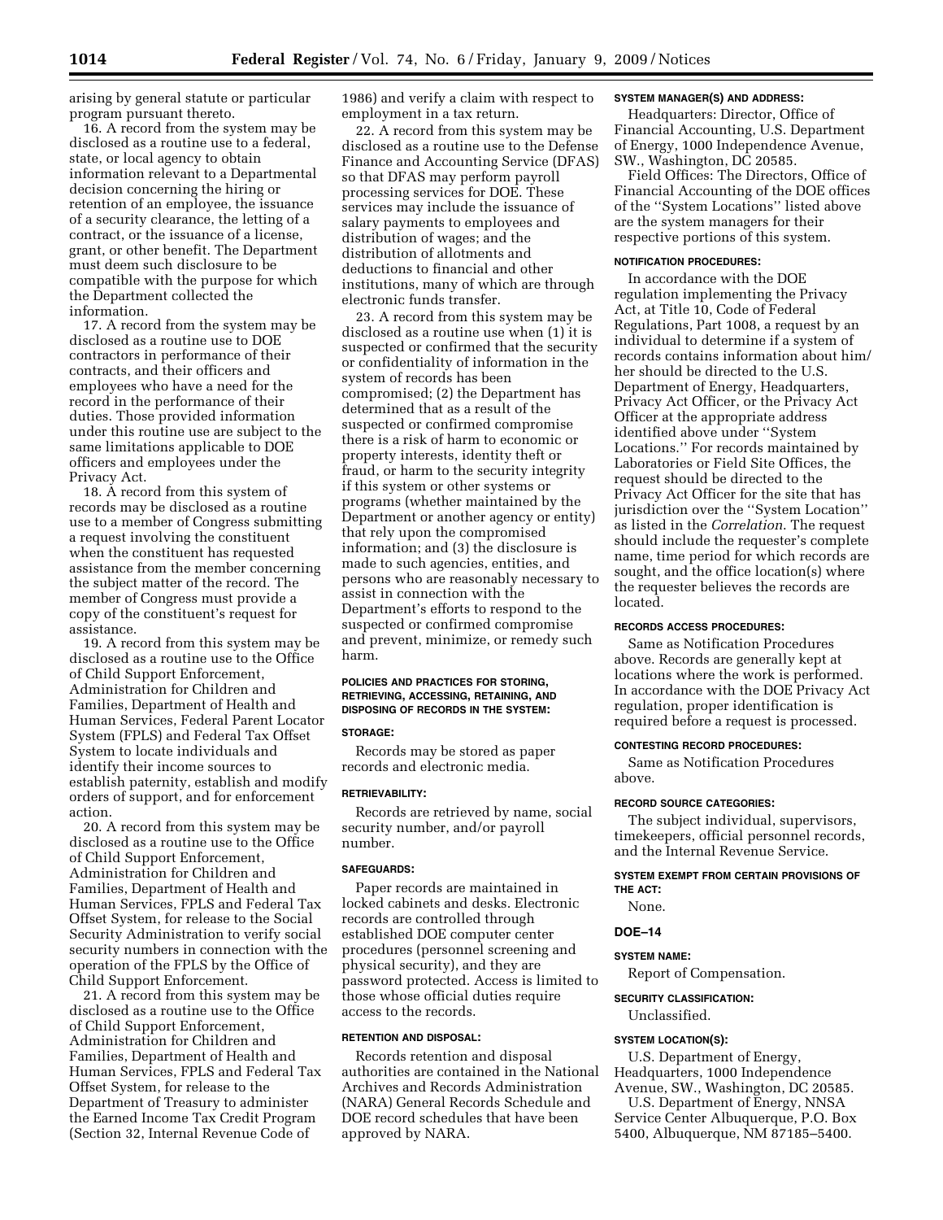arising by general statute or particular program pursuant thereto.

16. A record from the system may be disclosed as a routine use to a federal, state, or local agency to obtain information relevant to a Departmental decision concerning the hiring or retention of an employee, the issuance of a security clearance, the letting of a contract, or the issuance of a license, grant, or other benefit. The Department must deem such disclosure to be compatible with the purpose for which the Department collected the information.

17. A record from the system may be disclosed as a routine use to DOE contractors in performance of their contracts, and their officers and employees who have a need for the record in the performance of their duties. Those provided information under this routine use are subject to the same limitations applicable to DOE officers and employees under the Privacy Act.

18. A record from this system of records may be disclosed as a routine use to a member of Congress submitting a request involving the constituent when the constituent has requested assistance from the member concerning the subject matter of the record. The member of Congress must provide a copy of the constituent's request for assistance.

19. A record from this system may be disclosed as a routine use to the Office of Child Support Enforcement, Administration for Children and Families, Department of Health and Human Services, Federal Parent Locator System (FPLS) and Federal Tax Offset System to locate individuals and identify their income sources to establish paternity, establish and modify orders of support, and for enforcement action.

20. A record from this system may be disclosed as a routine use to the Office of Child Support Enforcement, Administration for Children and Families, Department of Health and Human Services, FPLS and Federal Tax Offset System, for release to the Social Security Administration to verify social security numbers in connection with the operation of the FPLS by the Office of Child Support Enforcement.

21. A record from this system may be disclosed as a routine use to the Office of Child Support Enforcement, Administration for Children and Families, Department of Health and Human Services, FPLS and Federal Tax Offset System, for release to the Department of Treasury to administer the Earned Income Tax Credit Program (Section 32, Internal Revenue Code of 1986) and verify a claim with respect to employment in a tax return.

22. A record from this system may be disclosed as a routine use to the Defense Finance and Accounting Service (DFAS) so that DFAS may perform payroll processing services for DOE. These services may include the issuance of salary payments to employees and distribution of wages; and the distribution of allotments and deductions to financial and other institutions, many of which are through electronic funds transfer.

23. A record from this system may be disclosed as a routine use when (1) it is suspected or confirmed that the security or confidentiality of information in the system of records has been compromised; (2) the Department has determined that as a result of the suspected or confirmed compromise there is a risk of harm to economic or property interests, identity theft or fraud, or harm to the security integrity if this system or other systems or programs (whether maintained by the Department or another agency or entity) that rely upon the compromised information; and (3) the disclosure is made to such agencies, entities, and persons who are reasonably necessary to assist in connection with the Department's efforts to respond to the suspected or confirmed compromise and prevent, minimize, or remedy such harm.

#### POLICIES AND PRACTICES FOR STORING, RETRIEVING, ACCESSING, RETAINING, AND DISPOSING OF RECORDS IN THE SYSTEM:

#### STORAGE:

Records may be stored as paper records and electronic media.

#### RETRIEVABILITY:

Records are retrieved by name, social security number, and/or payroll number.

#### SAFEGUARDS:

Paper records are maintained in locked cabinets and desks. Electronic records are controlled through established DOE computer center procedures (personnel screening and physical security), and they are password protected. Access is limited to those whose official duties require access to the records.

#### RETENTION AND DISPOSAL:

Records retention and disposal authorities are contained in the National Archives and Records Administration (NARA) General Records Schedule and DOE record schedules that have been approved by NARA.

#### SYSTEM MANAGER(S) AND ADDRESS:

Headquarters: Director, Office of Financial Accounting, U.S. Department of Energy, 1000 Independence Avenue, SW., Washington, DC 20585.

Field Offices: The Directors, Office of Financial Accounting of the DOE offices of the ''System Locations'' listed above are the system managers for their respective portions of this system.

#### NOTIFICATION PROCEDURES:

In accordance with the DOE regulation implementing the Privacy Act, at Title 10, Code of Federal Regulations, Part 1008, a request by an individual to determine if a system of records contains information about him/her should be directed to the U.S. Department of Energy, Headquarters, Privacy Act Officer, or the Privacy Act Officer at the appropriate address identified above under ''System Locations.'' For records maintained by Laboratories or Field Site Offices, the request should be directed to the Privacy Act Officer for the site that has jurisdiction over the ''System Location'' as listed in the *Correlation.* The request should include the requester's complete name, time period for which records are sought, and the office location(s) where the requester believes the records are located.

#### RECORDS ACCESS PROCEDURES:

Same as Notification Procedures above. Records are generally kept at locations where the work is performed. In accordance with the DOE Privacy Act regulation, proper identification is required before a request is processed.

#### CONTESTING RECORD PROCEDURES:

Same as Notification Procedures above.

#### RECORD SOURCE CATEGORIES:

The subject individual, supervisors, timekeepers, official personnel records, and the Internal Revenue Service.

#### SYSTEM EXEMPT FROM CERTAIN PROVISIONS OF THE ACT:

None.

### DOE–14

#### SYSTEM NAME:

Report of Compensation.

#### SECURITY CLASSIFICATION:

Unclassified.

#### SYSTEM LOCATION(S):

U.S. Department of Energy, Headquarters, 1000 Independence Avenue, SW., Washington, DC 20585.

U.S. Department of Energy, NNSA Service Center Albuquerque, P.O. Box 5400, Albuquerque, NM 87185–5400.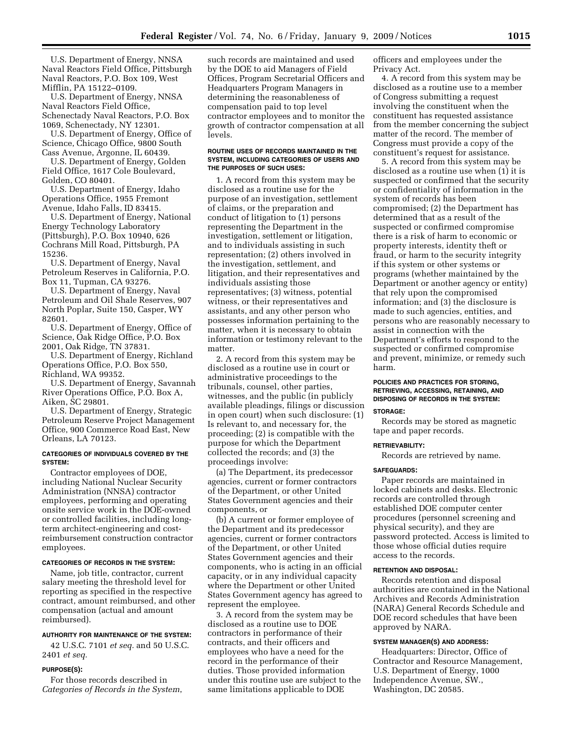U.S. Department of Energy, NNSA Naval Reactors Field Office, Pittsburgh Naval Reactors, P.O. Box 109, West Mifflin, PA 15122–0109.

U.S. Department of Energy, NNSA Naval Reactors Field Office, Schenectady Naval Reactors, P.O. Box 1069, Schenectady, NY 12301.

U.S. Department of Energy, Office of Science, Chicago Office, 9800 South Cass Avenue, Argonne, IL 60439.

U.S. Department of Energy, Golden Field Office, 1617 Cole Boulevard, Golden, CO 80401.

U.S. Department of Energy, Idaho Operations Office, 1955 Fremont Avenue, Idaho Falls, ID 83415.

U.S. Department of Energy, National Energy Technology Laboratory (Pittsburgh), P.O. Box 10940, 626 Cochrans Mill Road, Pittsburgh, PA 15236.

U.S. Department of Energy, Naval Petroleum Reserves in California, P.O. Box 11, Tupman, CA 93276.

U.S. Department of Energy, Naval Petroleum and Oil Shale Reserves, 907 North Poplar, Suite 150, Casper, WY 82601.

U.S. Department of Energy, Office of Science, Oak Ridge Office, P.O. Box 2001, Oak Ridge, TN 37831.

U.S. Department of Energy, Richland Operations Office, P.O. Box 550, Richland, WA 99352.

U.S. Department of Energy, Savannah River Operations Office, P.O. Box A, Aiken, SC 29801.

U.S. Department of Energy, Strategic Petroleum Reserve Project Management Office, 900 Commerce Road East, New Orleans, LA 70123.

#### CATEGORIES OF INDIVIDUALS COVERED BY THE SYSTEM:

Contractor employees of DOE, including National Nuclear Security Administration (NNSA) contractor employees, performing and operating onsite service work in the DOE-owned or controlled facilities, including long-term architect-engineering and cost-reimbursement construction contractor employees.

#### CATEGORIES OF RECORDS IN THE SYSTEM:

Name, job title, contractor, current salary meeting the threshold level for reporting as specified in the respective contract, amount reimbursed, and other compensation (actual and amount reimbursed).

#### AUTHORITY FOR MAINTENANCE OF THE SYSTEM:

42 U.S.C. 7101 *et seq.* and 50 U.S.C. 2401 *et seq.*

#### PURPOSE(S):

For those records described in *Categories of Records in the System*, such records are maintained and used by the DOE to aid Managers of Field Offices, Program Secretarial Officers and Headquarters Program Managers in determining the reasonableness of compensation paid to top level contractor employees and to monitor the growth of contractor compensation at all levels.

#### ROUTINE USES OF RECORDS MAINTAINED IN THE SYSTEM, INCLUDING CATEGORIES OF USERS AND THE PURPOSES OF SUCH USES:

1. A record from this system may be disclosed as a routine use for the purpose of an investigation, settlement of claims, or the preparation and conduct of litigation to (1) persons representing the Department in the investigation, settlement or litigation, and to individuals assisting in such representation; (2) others involved in the investigation, settlement, and litigation, and their representatives and individuals assisting those representatives; (3) witness, potential witness, or their representatives and assistants, and any other person who possesses information pertaining to the matter, when it is necessary to obtain information or testimony relevant to the matter.

2. A record from this system may be disclosed as a routine use in court or administrative proceedings to the tribunals, counsel, other parties, witnesses, and the public (in publicly available pleadings, filings or discussion in open court) when such disclosure: (1) Is relevant to, and necessary for, the proceeding; (2) is compatible with the purpose for which the Department collected the records; and (3) the proceedings involve:

(a) The Department, its predecessor agencies, current or former contractors of the Department, or other United States Government agencies and their components, or

(b) A current or former employee of the Department and its predecessor agencies, current or former contractors of the Department, or other United States Government agencies and their components, who is acting in an official capacity, or in any individual capacity where the Department or other United States Government agency has agreed to represent the employee.

3. A record from the system may be disclosed as a routine use to DOE contractors in performance of their contracts, and their officers and employees who have a need for the record in the performance of their duties. Those provided information under this routine use are subject to the same limitations applicable to DOE officers and employees under the Privacy Act.

4. A record from this system may be disclosed as a routine use to a member of Congress submitting a request involving the constituent when the constituent has requested assistance from the member concerning the subject matter of the record. The member of Congress must provide a copy of the constituent's request for assistance.

5. A record from this system may be disclosed as a routine use when (1) it is suspected or confirmed that the security or confidentiality of information in the system of records has been compromised; (2) the Department has determined that as a result of the suspected or confirmed compromise there is a risk of harm to economic or property interests, identity theft or fraud, or harm to the security integrity if this system or other systems or programs (whether maintained by the Department or another agency or entity) that rely upon the compromised information; and (3) the disclosure is made to such agencies, entities, and persons who are reasonably necessary to assist in connection with the Department's efforts to respond to the suspected or confirmed compromise and prevent, minimize, or remedy such harm.

#### POLICIES AND PRACTICES FOR STORING, RETRIEVING, ACCESSING, RETAINING, AND DISPOSING OF RECORDS IN THE SYSTEM:

#### STORAGE:

Records may be stored as magnetic tape and paper records.

#### RETRIEVABILITY:

Records are retrieved by name.

#### SAFEGUARDS:

Paper records are maintained in locked cabinets and desks. Electronic records are controlled through established DOE computer center procedures (personnel screening and physical security), and they are password protected. Access is limited to those whose official duties require access to the records.

#### RETENTION AND DISPOSAL:

Records retention and disposal authorities are contained in the National Archives and Records Administration (NARA) General Records Schedule and DOE record schedules that have been approved by NARA.

#### SYSTEM MANAGER(S) AND ADDRESS:

Headquarters: Director, Office of Contractor and Resource Management, U.S. Department of Energy, 1000 Independence Avenue, SW., Washington, DC 20585.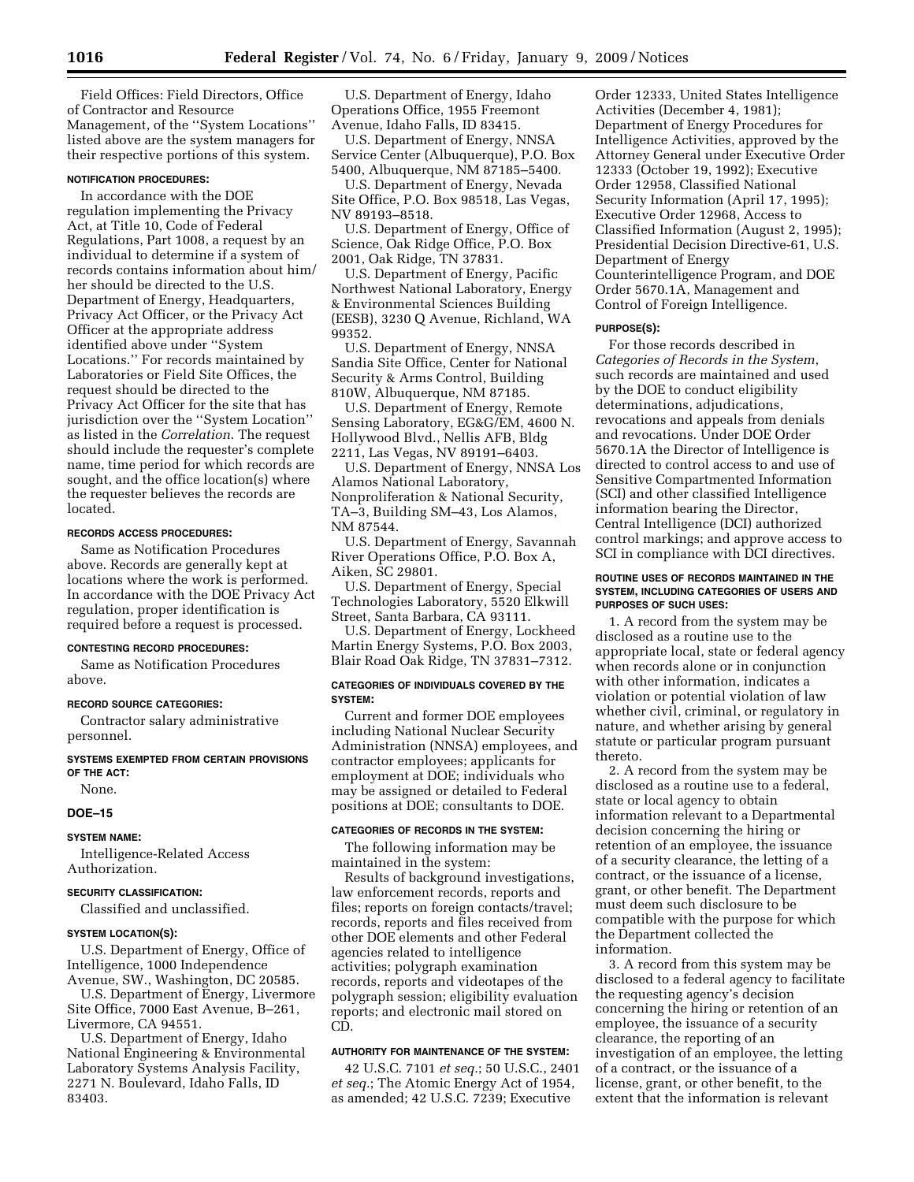Field Offices: Field Directors, Office of Contractor and Resource Management, of the ''System Locations'' listed above are the system managers for their respective portions of this system.

**NOTIFICATION PROCEDURES:**

In accordance with the DOE regulation implementing the Privacy Act, at Title 10, Code of Federal Regulations, Part 1008, a request by an individual to determine if a system of records contains information about him/her should be directed to the U.S. Department of Energy, Headquarters, Privacy Act Officer, or the Privacy Act Officer at the appropriate address identified above under ''System Locations.'' For records maintained by Laboratories or Field Site Offices, the request should be directed to the Privacy Act Officer for the site that has jurisdiction over the ''System Location'' as listed in the *Correlation*. The request should include the requester's complete name, time period for which records are sought, and the office location(s) where the requester believes the records are located.

**RECORDS ACCESS PROCEDURES:**

Same as Notification Procedures above. Records are generally kept at locations where the work is performed. In accordance with the DOE Privacy Act regulation, proper identification is required before a request is processed.

**CONTESTING RECORD PROCEDURES:**

Same as Notification Procedures above.

**RECORD SOURCE CATEGORIES:**

Contractor salary administrative personnel.

**SYSTEMS EXEMPTED FROM CERTAIN PROVISIONS OF THE ACT:**

None.

## DOE–15

**SYSTEM NAME:**

Intelligence-Related Access Authorization.

**SECURITY CLASSIFICATION:**

Classified and unclassified.

**SYSTEM LOCATION(S):**

U.S. Department of Energy, Office of Intelligence, 1000 Independence Avenue, SW., Washington, DC 20585.

U.S. Department of Energy, Livermore Site Office, 7000 East Avenue, B–261, Livermore, CA 94551.

U.S. Department of Energy, Idaho National Engineering & Environmental Laboratory Systems Analysis Facility, 2271 N. Boulevard, Idaho Falls, ID 83403.

U.S. Department of Energy, Idaho Operations Office, 1955 Freemont Avenue, Idaho Falls, ID 83415.

U.S. Department of Energy, NNSA Service Center (Albuquerque), P.O. Box 5400, Albuquerque, NM 87185–5400.

U.S. Department of Energy, Nevada Site Office, P.O. Box 98518, Las Vegas, NV 89193–8518.

U.S. Department of Energy, Office of Science, Oak Ridge Office, P.O. Box 2001, Oak Ridge, TN 37831.

U.S. Department of Energy, Pacific Northwest National Laboratory, Energy & Environmental Sciences Building (EESB), 3230 Q Avenue, Richland, WA 99352.

U.S. Department of Energy, NNSA Sandia Site Office, Center for National Security & Arms Control, Building 810W, Albuquerque, NM 87185.

U.S. Department of Energy, Remote Sensing Laboratory, EG&G/EM, 4600 N. Hollywood Blvd., Nellis AFB, Bldg 2211, Las Vegas, NV 89191–6403.

U.S. Department of Energy, NNSA Los Alamos National Laboratory, Nonproliferation & National Security, TA–3, Building SM–43, Los Alamos, NM 87544.

U.S. Department of Energy, Savannah River Operations Office, P.O. Box A, Aiken, SC 29801.

U.S. Department of Energy, Special Technologies Laboratory, 5520 Elkwill Street, Santa Barbara, CA 93111.

U.S. Department of Energy, Lockheed Martin Energy Systems, P.O. Box 2003, Blair Road Oak Ridge, TN 37831–7312.

**CATEGORIES OF INDIVIDUALS COVERED BY THE SYSTEM:**

Current and former DOE employees including National Nuclear Security Administration (NNSA) employees, and contractor employees; applicants for employment at DOE; individuals who may be assigned or detailed to Federal positions at DOE; consultants to DOE.

**CATEGORIES OF RECORDS IN THE SYSTEM:**

The following information may be maintained in the system:

Results of background investigations, law enforcement records, reports and files; reports on foreign contacts/travel; records, reports and files received from other DOE elements and other Federal agencies related to intelligence activities; polygraph examination records, reports and videotapes of the polygraph session; eligibility evaluation reports; and electronic mail stored on CD.

**AUTHORITY FOR MAINTENANCE OF THE SYSTEM:**

42 U.S.C. 7101 *et seq.*; 50 U.S.C., 2401 *et seq.*; The Atomic Energy Act of 1954, as amended; 42 U.S.C. 7239; Executive Order 12333, United States Intelligence Activities (December 4, 1981); Department of Energy Procedures for Intelligence Activities, approved by the Attorney General under Executive Order 12333 (October 19, 1992); Executive Order 12958, Classified National Security Information (April 17, 1995); Executive Order 12968, Access to Classified Information (August 2, 1995); Presidential Decision Directive-61, U.S. Department of Energy Counterintelligence Program, and DOE Order 5670.1A, Management and Control of Foreign Intelligence.

**PURPOSE(S):**

For those records described in *Categories of Records in the System*, such records are maintained and used by the DOE to conduct eligibility determinations, adjudications, revocations and appeals from denials and revocations. Under DOE Order 5670.1A the Director of Intelligence is directed to control access to and use of Sensitive Compartmented Information (SCI) and other classified Intelligence information bearing the Director, Central Intelligence (DCI) authorized control markings; and approve access to SCI in compliance with DCI directives.

**ROUTINE USES OF RECORDS MAINTAINED IN THE SYSTEM, INCLUDING CATEGORIES OF USERS AND PURPOSES OF SUCH USES:**

1. A record from the system may be disclosed as a routine use to the appropriate local, state or federal agency when records alone or in conjunction with other information, indicates a violation or potential violation of law whether civil, criminal, or regulatory in nature, and whether arising by general statute or particular program pursuant thereto.

2. A record from the system may be disclosed as a routine use to a federal, state or local agency to obtain information relevant to a Departmental decision concerning the hiring or retention of an employee, the issuance of a security clearance, the letting of a contract, or the issuance of a license, grant, or other benefit. The Department must deem such disclosure to be compatible with the purpose for which the Department collected the information.

3. A record from this system may be disclosed to a federal agency to facilitate the requesting agency's decision concerning the hiring or retention of an employee, the issuance of a security clearance, the reporting of an investigation of an employee, the letting of a contract, or the issuance of a license, grant, or other benefit, to the extent that the information is relevant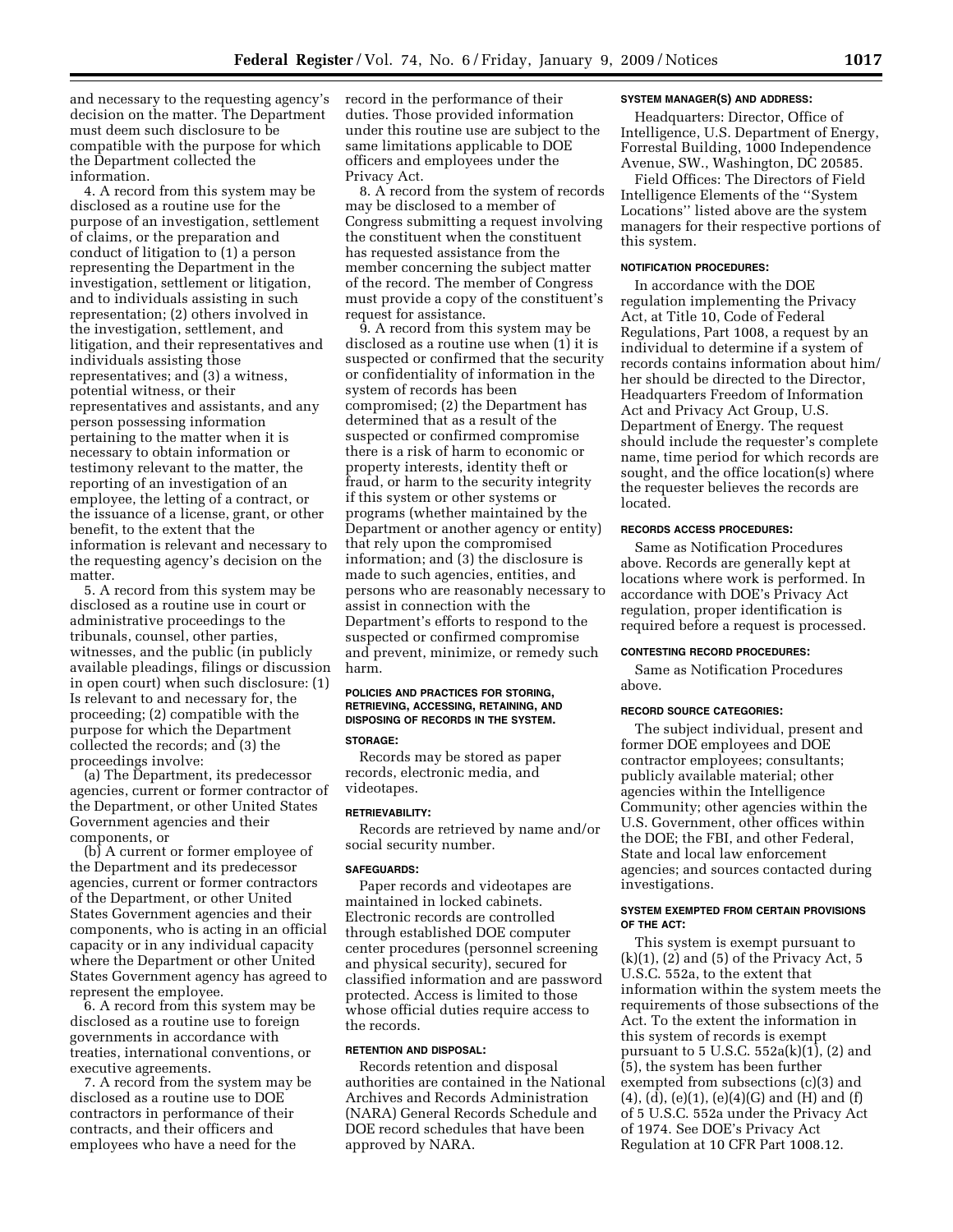and necessary to the requesting agency's decision on the matter. The Department must deem such disclosure to be compatible with the purpose for which the Department collected the information.

4. A record from this system may be disclosed as a routine use for the purpose of an investigation, settlement of claims, or the preparation and conduct of litigation to (1) a person representing the Department in the investigation, settlement or litigation, and to individuals assisting in such representation; (2) others involved in the investigation, settlement, and litigation, and their representatives and individuals assisting those representatives; and (3) a witness, potential witness, or their representatives and assistants, and any person possessing information pertaining to the matter when it is necessary to obtain information or testimony relevant to the matter, the reporting of an investigation of an employee, the letting of a contract, or the issuance of a license, grant, or other benefit, to the extent that the information is relevant and necessary to the requesting agency's decision on the matter.

5. A record from this system may be disclosed as a routine use in court or administrative proceedings to the tribunals, counsel, other parties, witnesses, and the public (in publicly available pleadings, filings or discussion in open court) when such disclosure: (1) Is relevant to and necessary for, the proceeding; (2) compatible with the purpose for which the Department collected the records; and (3) the proceedings involve:

(a) The Department, its predecessor agencies, current or former contractor of the Department, or other United States Government agencies and their components, or

(b) A current or former employee of the Department and its predecessor agencies, current or former contractors of the Department, or other United States Government agencies and their components, who is acting in an official capacity or in any individual capacity where the Department or other United States Government agency has agreed to represent the employee.

6. A record from this system may be disclosed as a routine use to foreign governments in accordance with treaties, international conventions, or executive agreements.

7. A record from the system may be disclosed as a routine use to DOE contractors in performance of their contracts, and their officers and employees who have a need for the record in the performance of their duties. Those provided information under this routine use are subject to the same limitations applicable to DOE officers and employees under the Privacy Act.

8. A record from the system of records may be disclosed to a member of Congress submitting a request involving the constituent when the constituent has requested assistance from the member concerning the subject matter of the record. The member of Congress must provide a copy of the constituent's request for assistance.

9. A record from this system may be disclosed as a routine use when (1) it is suspected or confirmed that the security or confidentiality of information in the system of records has been compromised; (2) the Department has determined that as a result of the suspected or confirmed compromise there is a risk of harm to economic or property interests, identity theft or fraud, or harm to the security integrity if this system or other systems or programs (whether maintained by the Department or another agency or entity) that rely upon the compromised information; and (3) the disclosure is made to such agencies, entities, and persons who are reasonably necessary to assist in connection with the Department's efforts to respond to the suspected or confirmed compromise and prevent, minimize, or remedy such harm.

#### POLICIES AND PRACTICES FOR STORING, RETRIEVING, ACCESSING, RETAINING, AND DISPOSING OF RECORDS IN THE SYSTEM.

#### STORAGE:

Records may be stored as paper records, electronic media, and videotapes.

#### RETRIEVABILITY:

Records are retrieved by name and/or social security number.

#### SAFEGUARDS:

Paper records and videotapes are maintained in locked cabinets. Electronic records are controlled through established DOE computer center procedures (personnel screening and physical security), secured for classified information and are password protected. Access is limited to those whose official duties require access to the records.

#### RETENTION AND DISPOSAL:

Records retention and disposal authorities are contained in the National Archives and Records Administration (NARA) General Records Schedule and DOE record schedules that have been approved by NARA.

#### SYSTEM MANAGER(S) AND ADDRESS:

Headquarters: Director, Office of Intelligence, U.S. Department of Energy, Forrestal Building, 1000 Independence Avenue, SW., Washington, DC 20585.

Field Offices: The Directors of Field Intelligence Elements of the "System Locations" listed above are the system managers for their respective portions of this system.

#### NOTIFICATION PROCEDURES:

In accordance with the DOE regulation implementing the Privacy Act, at Title 10, Code of Federal Regulations, Part 1008, a request by an individual to determine if a system of records contains information about him/her should be directed to the Director, Headquarters Freedom of Information Act and Privacy Act Group, U.S. Department of Energy. The request should include the requester's complete name, time period for which records are sought, and the office location(s) where the requester believes the records are located.

#### RECORDS ACCESS PROCEDURES:

Same as Notification Procedures above. Records are generally kept at locations where work is performed. In accordance with DOE's Privacy Act regulation, proper identification is required before a request is processed.

#### CONTESTING RECORD PROCEDURES:

Same as Notification Procedures above.

#### RECORD SOURCE CATEGORIES:

The subject individual, present and former DOE employees and DOE contractor employees; consultants; publicly available material; other agencies within the Intelligence Community; other agencies within the U.S. Government, other offices within the DOE; the FBI, and other Federal, State and local law enforcement agencies; and sources contacted during investigations.

#### SYSTEM EXEMPTED FROM CERTAIN PROVISIONS OF THE ACT:

This system is exempt pursuant to (k)(1), (2) and (5) of the Privacy Act, 5 U.S.C. 552a, to the extent that information within the system meets the requirements of those subsections of the Act. To the extent the information in this system of records is exempt pursuant to 5 U.S.C. 552a(k)(1), (2) and (5), the system has been further exempted from subsections (c)(3) and (4), (d), (e)(1), (e)(4)(G) and (H) and (f) of 5 U.S.C. 552a under the Privacy Act of 1974. See DOE's Privacy Act Regulation at 10 CFR Part 1008.12.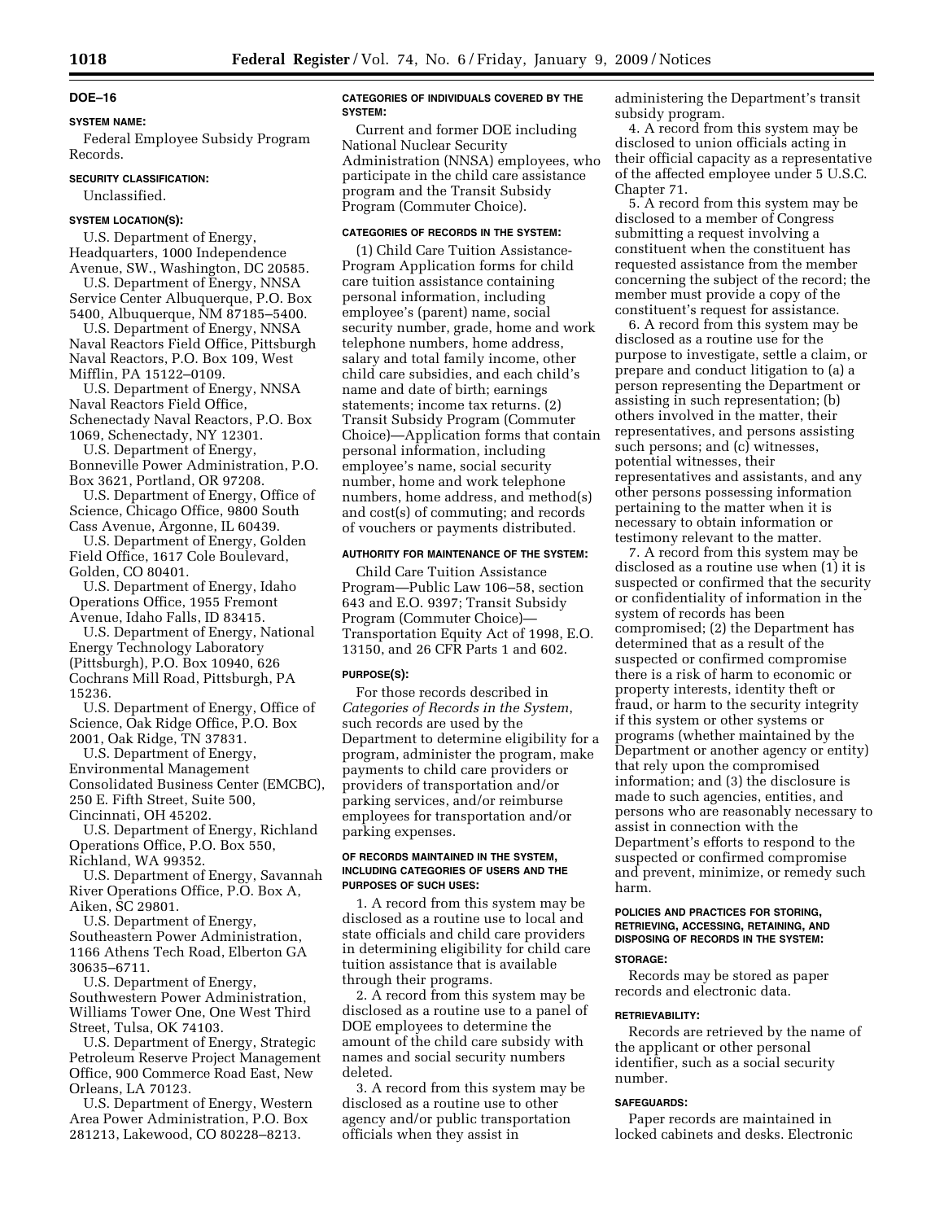## DOE–16

### SYSTEM NAME:

Federal Employee Subsidy Program Records.

### SECURITY CLASSIFICATION:

Unclassified.

### SYSTEM LOCATION(S):

U.S. Department of Energy, Headquarters, 1000 Independence Avenue, SW., Washington, DC 20585.

U.S. Department of Energy, NNSA Service Center Albuquerque, P.O. Box 5400, Albuquerque, NM 87185–5400.

U.S. Department of Energy, NNSA Naval Reactors Field Office, Pittsburgh Naval Reactors, P.O. Box 109, West Mifflin, PA 15122–0109.

U.S. Department of Energy, NNSA Naval Reactors Field Office, Schenectady Naval Reactors, P.O. Box 1069, Schenectady, NY 12301.

U.S. Department of Energy, Bonneville Power Administration, P.O. Box 3621, Portland, OR 97208.

U.S. Department of Energy, Office of Science, Chicago Office, 9800 South Cass Avenue, Argonne, IL 60439.

U.S. Department of Energy, Golden Field Office, 1617 Cole Boulevard, Golden, CO 80401.

U.S. Department of Energy, Idaho Operations Office, 1955 Fremont Avenue, Idaho Falls, ID 83415.

U.S. Department of Energy, National Energy Technology Laboratory (Pittsburgh), P.O. Box 10940, 626 Cochrans Mill Road, Pittsburgh, PA 15236.

U.S. Department of Energy, Office of Science, Oak Ridge Office, P.O. Box 2001, Oak Ridge, TN 37831.

U.S. Department of Energy, Environmental Management Consolidated Business Center (EMCBC), 250 E. Fifth Street, Suite 500, Cincinnati, OH 45202.

U.S. Department of Energy, Richland Operations Office, P.O. Box 550, Richland, WA 99352.

U.S. Department of Energy, Savannah River Operations Office, P.O. Box A, Aiken, SC 29801.

U.S. Department of Energy, Southeastern Power Administration, 1166 Athens Tech Road, Elberton GA 30635–6711.

U.S. Department of Energy, Southwestern Power Administration, Williams Tower One, One West Third Street, Tulsa, OK 74103.

U.S. Department of Energy, Strategic Petroleum Reserve Project Management Office, 900 Commerce Road East, New Orleans, LA 70123.

U.S. Department of Energy, Western Area Power Administration, P.O. Box 281213, Lakewood, CO 80228–8213.

### CATEGORIES OF INDIVIDUALS COVERED BY THE SYSTEM:

Current and former DOE including National Nuclear Security Administration (NNSA) employees, who participate in the child care assistance program and the Transit Subsidy Program (Commuter Choice).

### CATEGORIES OF RECORDS IN THE SYSTEM:

(1) Child Care Tuition Assistance-Program Application forms for child care tuition assistance containing personal information, including employee's (parent) name, social security number, grade, home and work telephone numbers, home address, salary and total family income, other child care subsidies, and each child's name and date of birth; earnings statements; income tax returns. (2) Transit Subsidy Program (Commuter Choice)—Application forms that contain personal information, including employee's name, social security number, home and work telephone numbers, home address, and method(s) and cost(s) of commuting; and records of vouchers or payments distributed.

### AUTHORITY FOR MAINTENANCE OF THE SYSTEM:

Child Care Tuition Assistance Program—Public Law 106–58, section 643 and E.O. 9397; Transit Subsidy Program (Commuter Choice)—Transportation Equity Act of 1998, E.O. 13150, and 26 CFR Parts 1 and 602.

### PURPOSE(S):

For those records described in *Categories of Records in the System*, such records are used by the Department to determine eligibility for a program, administer the program, make payments to child care providers or providers of transportation and/or parking services, and/or reimburse employees for transportation and/or parking expenses.

### OF RECORDS MAINTAINED IN THE SYSTEM, INCLUDING CATEGORIES OF USERS AND THE PURPOSES OF SUCH USES:

1. A record from this system may be disclosed as a routine use to local and state officials and child care providers in determining eligibility for child care tuition assistance that is available through their programs.

2. A record from this system may be disclosed as a routine use to a panel of DOE employees to determine the amount of the child care subsidy with names and social security numbers deleted.

3. A record from this system may be disclosed as a routine use to other agency and/or public transportation officials when they assist in administering the Department's transit subsidy program.

4. A record from this system may be disclosed to union officials acting in their official capacity as a representative of the affected employee under 5 U.S.C. Chapter 71.

5. A record from this system may be disclosed to a member of Congress submitting a request involving a constituent when the constituent has requested assistance from the member concerning the subject of the record; the member must provide a copy of the constituent's request for assistance.

6. A record from this system may be disclosed as a routine use for the purpose to investigate, settle a claim, or prepare and conduct litigation to (a) a person representing the Department or assisting in such representation; (b) others involved in the matter, their representatives, and persons assisting such persons; and (c) witnesses, potential witnesses, their representatives and assistants, and any other persons possessing information pertaining to the matter when it is necessary to obtain information or testimony relevant to the matter.

7. A record from this system may be disclosed as a routine use when (1) it is suspected or confirmed that the security or confidentiality of information in the system of records has been compromised; (2) the Department has determined that as a result of the suspected or confirmed compromise there is a risk of harm to economic or property interests, identity theft or fraud, or harm to the security integrity if this system or other systems or programs (whether maintained by the Department or another agency or entity) that rely upon the compromised information; and (3) the disclosure is made to such agencies, entities, and persons who are reasonably necessary to assist in connection with the Department's efforts to respond to the suspected or confirmed compromise and prevent, minimize, or remedy such harm.

### POLICIES AND PRACTICES FOR STORING, RETRIEVING, ACCESSING, RETAINING, AND DISPOSING OF RECORDS IN THE SYSTEM:

#### STORAGE:

Records may be stored as paper records and electronic data.

#### RETRIEVABILITY:

Records are retrieved by the name of the applicant or other personal identifier, such as a social security number.

#### SAFEGUARDS:

Paper records are maintained in locked cabinets and desks. Electronic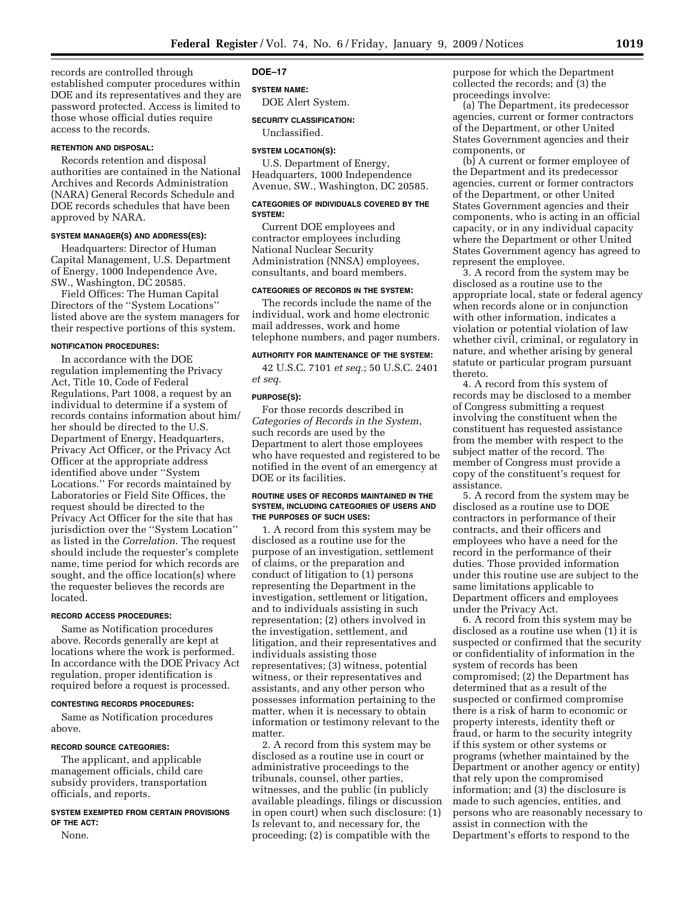records are controlled through established computer procedures within DOE and its representatives and they are password protected. Access is limited to those whose official duties require access to the records.

**RETENTION AND DISPOSAL:**

Records retention and disposal authorities are contained in the National Archives and Records Administration (NARA) General Records Schedule and DOE records schedules that have been approved by NARA.

**SYSTEM MANAGER(S) AND ADDRESS(ES):**

Headquarters: Director of Human Capital Management, U.S. Department of Energy, 1000 Independence Ave, SW., Washington, DC 20585.

Field Offices: The Human Capital Directors of the ''System Locations'' listed above are the system managers for their respective portions of this system.

**NOTIFICATION PROCEDURES:**

In accordance with the DOE regulation implementing the Privacy Act, Title 10, Code of Federal Regulations, Part 1008, a request by an individual to determine if a system of records contains information about him/her should be directed to the U.S. Department of Energy, Headquarters, Privacy Act Officer, or the Privacy Act Officer at the appropriate address identified above under ''System Locations.'' For records maintained by Laboratories or Field Site Offices, the request should be directed to the Privacy Act Officer for the site that has jurisdiction over the ''System Location'' as listed in the *Correlation.* The request should include the requester's complete name, time period for which records are sought, and the office location(s) where the requester believes the records are located.

**RECORD ACCESS PROCEDURES:**

Same as Notification procedures above. Records generally are kept at locations where the work is performed. In accordance with the DOE Privacy Act regulation, proper identification is required before a request is processed.

**CONTESTING RECORDS PROCEDURES:**

Same as Notification procedures above.

**RECORD SOURCE CATEGORIES:**

The applicant, and applicable management officials, child care subsidy providers, transportation officials, and reports.

**SYSTEM EXEMPTED FROM CERTAIN PROVISIONS OF THE ACT:**

None.

## DOE–17

**SYSTEM NAME:**

DOE Alert System.

**SECURITY CLASSIFICATION:**

Unclassified.

**SYSTEM LOCATION(S):**

U.S. Department of Energy, Headquarters, 1000 Independence Avenue, SW., Washington, DC 20585.

**CATEGORIES OF INDIVIDUALS COVERED BY THE SYSTEM:**

Current DOE employees and contractor employees including National Nuclear Security Administration (NNSA) employees, consultants, and board members.

**CATEGORIES OF RECORDS IN THE SYSTEM:**

The records include the name of the individual, work and home electronic mail addresses, work and home telephone numbers, and pager numbers.

**AUTHORITY FOR MAINTENANCE OF THE SYSTEM:**

42 U.S.C. 7101 *et seq.*; 50 U.S.C. 2401 *et seq.*

**PURPOSE(S):**

For those records described in *Categories of Records in the System*, such records are used by the Department to alert those employees who have requested and registered to be notified in the event of an emergency at DOE or its facilities.

**ROUTINE USES OF RECORDS MAINTAINED IN THE SYSTEM, INCLUDING CATEGORIES OF USERS AND THE PURPOSES OF SUCH USES:**

1. A record from this system may be disclosed as a routine use for the purpose of an investigation, settlement of claims, or the preparation and conduct of litigation to (1) persons representing the Department in the investigation, settlement or litigation, and to individuals assisting in such representation; (2) others involved in the investigation, settlement, and litigation, and their representatives and individuals assisting those representatives; (3) witness, potential witness, or their representatives and assistants, and any other person who possesses information pertaining to the matter, when it is necessary to obtain information or testimony relevant to the matter.

2. A record from this system may be disclosed as a routine use in court or administrative proceedings to the tribunals, counsel, other parties, witnesses, and the public (in publicly available pleadings, filings or discussion in open court) when such disclosure: (1) Is relevant to, and necessary for, the proceeding; (2) is compatible with the purpose for which the Department collected the records; and (3) the proceedings involve:

(a) The Department, its predecessor agencies, current or former contractors of the Department, or other United States Government agencies and their components, or

(b) A current or former employee of the Department and its predecessor agencies, current or former contractors of the Department, or other United States Government agencies and their components, who is acting in an official capacity, or in any individual capacity where the Department or other United States Government agency has agreed to represent the employee.

3. A record from the system may be disclosed as a routine use to the appropriate local, state or federal agency when records alone or in conjunction with other information, indicates a violation or potential violation of law whether civil, criminal, or regulatory in nature, and whether arising by general statute or particular program pursuant thereto.

4. A record from this system of records may be disclosed to a member of Congress submitting a request involving the constituent when the constituent has requested assistance from the member with respect to the subject matter of the record. The member of Congress must provide a copy of the constituent's request for assistance.

5. A record from the system may be disclosed as a routine use to DOE contractors in performance of their contracts, and their officers and employees who have a need for the record in the performance of their duties. Those provided information under this routine use are subject to the same limitations applicable to Department officers and employees under the Privacy Act.

6. A record from this system may be disclosed as a routine use when (1) it is suspected or confirmed that the security or confidentiality of information in the system of records has been compromised; (2) the Department has determined that as a result of the suspected or confirmed compromise there is a risk of harm to economic or property interests, identity theft or fraud, or harm to the security integrity if this system or other systems or programs (whether maintained by the Department or another agency or entity) that rely upon the compromised information; and (3) the disclosure is made to such agencies, entities, and persons who are reasonably necessary to assist in connection with the Department's efforts to respond to the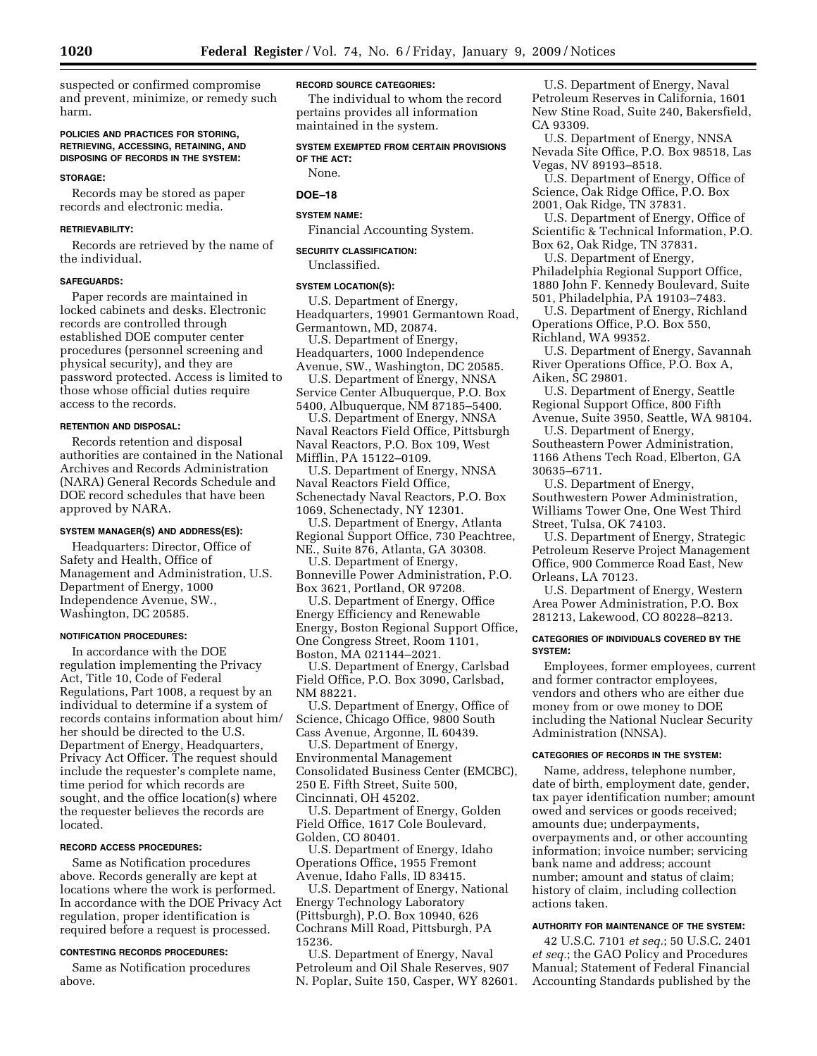suspected or confirmed compromise and prevent, minimize, or remedy such harm.

#### POLICIES AND PRACTICES FOR STORING, RETRIEVING, ACCESSING, RETAINING, AND DISPOSING OF RECORDS IN THE SYSTEM:

#### STORAGE:

Records may be stored as paper records and electronic media.

#### RETRIEVABILITY:

Records are retrieved by the name of the individual.

#### SAFEGUARDS:

Paper records are maintained in locked cabinets and desks. Electronic records are controlled through established DOE computer center procedures (personnel screening and physical security), and they are password protected. Access is limited to those whose official duties require access to the records.

#### RETENTION AND DISPOSAL:

Records retention and disposal authorities are contained in the National Archives and Records Administration (NARA) General Records Schedule and DOE record schedules that have been approved by NARA.

#### SYSTEM MANAGER(S) AND ADDRESS(ES):

Headquarters: Director, Office of Safety and Health, Office of Management and Administration, U.S. Department of Energy, 1000 Independence Avenue, SW., Washington, DC 20585.

#### NOTIFICATION PROCEDURES:

In accordance with the DOE regulation implementing the Privacy Act, Title 10, Code of Federal Regulations, Part 1008, a request by an individual to determine if a system of records contains information about him/her should be directed to the U.S. Department of Energy, Headquarters, Privacy Act Officer. The request should include the requester's complete name, time period for which records are sought, and the office location(s) where the requester believes the records are located.

#### RECORD ACCESS PROCEDURES:

Same as Notification procedures above. Records generally are kept at locations where the work is performed. In accordance with the DOE Privacy Act regulation, proper identification is required before a request is processed.

#### CONTESTING RECORDS PROCEDURES:

Same as Notification procedures above.

#### RECORD SOURCE CATEGORIES:

The individual to whom the record pertains provides all information maintained in the system.

#### SYSTEM EXEMPTED FROM CERTAIN PROVISIONS OF THE ACT:

None.

## DOE–18

#### SYSTEM NAME:

Financial Accounting System.

#### SECURITY CLASSIFICATION:

Unclassified.

#### SYSTEM LOCATION(S):

U.S. Department of Energy, Headquarters, 19901 Germantown Road, Germantown, MD, 20874.

U.S. Department of Energy, Headquarters, 1000 Independence Avenue, SW., Washington, DC 20585.

U.S. Department of Energy, NNSA Service Center Albuquerque, P.O. Box 5400, Albuquerque, NM 87185–5400.

U.S. Department of Energy, NNSA Naval Reactors Field Office, Pittsburgh Naval Reactors, P.O. Box 109, West Mifflin, PA 15122–0109.

U.S. Department of Energy, NNSA Naval Reactors Field Office, Schenectady Naval Reactors, P.O. Box 1069, Schenectady, NY 12301.

U.S. Department of Energy, Atlanta Regional Support Office, 730 Peachtree, NE., Suite 876, Atlanta, GA 30308.

U.S. Department of Energy, Bonneville Power Administration, P.O. Box 3621, Portland, OR 97208.

U.S. Department of Energy, Office Energy Efficiency and Renewable Energy, Boston Regional Support Office, One Congress Street, Room 1101, Boston, MA 021144–2021.

U.S. Department of Energy, Carlsbad Field Office, P.O. Box 3090, Carlsbad, NM 88221.

U.S. Department of Energy, Office of Science, Chicago Office, 9800 South Cass Avenue, Argonne, IL 60439.

U.S. Department of Energy, Environmental Management Consolidated Business Center (EMCBC), 250 E. Fifth Street, Suite 500, Cincinnati, OH 45202.

U.S. Department of Energy, Golden Field Office, 1617 Cole Boulevard, Golden, CO 80401.

U.S. Department of Energy, Idaho Operations Office, 1955 Fremont Avenue, Idaho Falls, ID 83415.

U.S. Department of Energy, National Energy Technology Laboratory (Pittsburgh), P.O. Box 10940, 626 Cochrans Mill Road, Pittsburgh, PA 15236.

U.S. Department of Energy, Naval Petroleum and Oil Shale Reserves, 907 N. Poplar, Suite 150, Casper, WY 82601.

U.S. Department of Energy, Naval Petroleum Reserves in California, 1601 New Stine Road, Suite 240, Bakersfield, CA 93309.

U.S. Department of Energy, NNSA Nevada Site Office, P.O. Box 98518, Las Vegas, NV 89193–8518.

U.S. Department of Energy, Office of Science, Oak Ridge Office, P.O. Box 2001, Oak Ridge, TN 37831.

U.S. Department of Energy, Office of Scientific & Technical Information, P.O. Box 62, Oak Ridge, TN 37831.

U.S. Department of Energy, Philadelphia Regional Support Office, 1880 John F. Kennedy Boulevard, Suite 501, Philadelphia, PA 19103–7483.

U.S. Department of Energy, Richland Operations Office, P.O. Box 550, Richland, WA 99352.

U.S. Department of Energy, Savannah River Operations Office, P.O. Box A, Aiken, SC 29801.

U.S. Department of Energy, Seattle Regional Support Office, 800 Fifth Avenue, Suite 3950, Seattle, WA 98104.

U.S. Department of Energy, Southeastern Power Administration, 1166 Athens Tech Road, Elberton, GA 30635–6711.

U.S. Department of Energy, Southwestern Power Administration, Williams Tower One, One West Third Street, Tulsa, OK 74103.

U.S. Department of Energy, Strategic Petroleum Reserve Project Management Office, 900 Commerce Road East, New Orleans, LA 70123.

U.S. Department of Energy, Western Area Power Administration, P.O. Box 281213, Lakewood, CO 80228–8213.

#### CATEGORIES OF INDIVIDUALS COVERED BY THE SYSTEM:

Employees, former employees, current and former contractor employees, vendors and others who are either due money from or owe money to DOE including the National Nuclear Security Administration (NNSA).

#### CATEGORIES OF RECORDS IN THE SYSTEM:

Name, address, telephone number, date of birth, employment date, gender, tax payer identification number; amount owed and services or goods received; amounts due; underpayments, overpayments and, or other accounting information; invoice number; servicing bank name and address; account number; amount and status of claim; history of claim, including collection actions taken.

#### AUTHORITY FOR MAINTENANCE OF THE SYSTEM:

42 U.S.C. 7101 *et seq.*; 50 U.S.C. 2401 *et seq.*; the GAO Policy and Procedures Manual; Statement of Federal Financial Accounting Standards published by the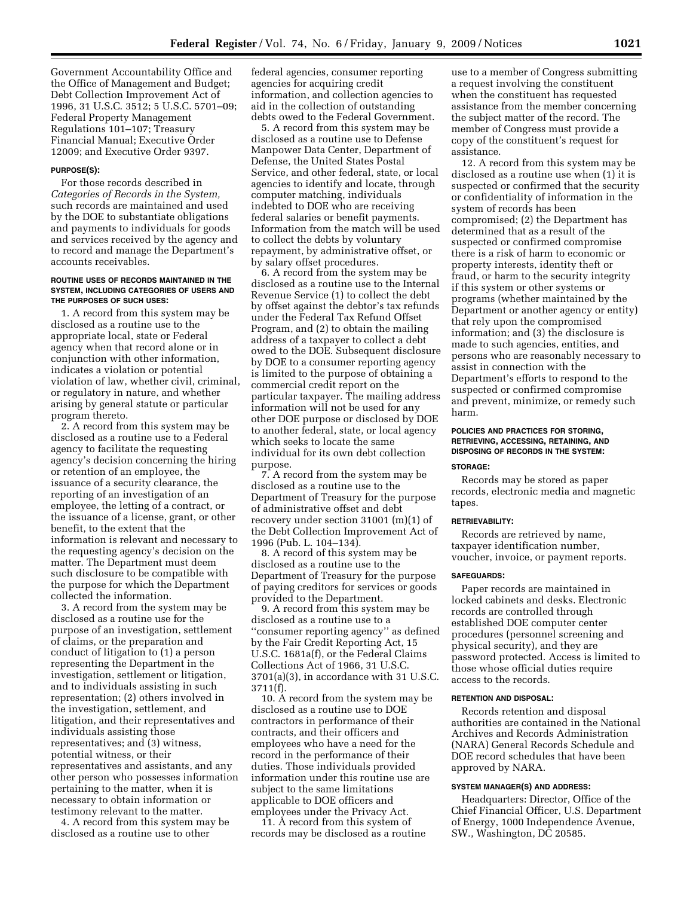Government Accountability Office and the Office of Management and Budget; Debt Collection Improvement Act of 1996, 31 U.S.C. 3512; 5 U.S.C. 5701–09; Federal Property Management Regulations 101–107; Treasury Financial Manual; Executive Order 12009; and Executive Order 9397.

#### PURPOSE(S):

For those records described in *Categories of Records in the System,* such records are maintained and used by the DOE to substantiate obligations and payments to individuals for goods and services received by the agency and to record and manage the Department's accounts receivables.

#### ROUTINE USES OF RECORDS MAINTAINED IN THE SYSTEM, INCLUDING CATEGORIES OF USERS AND THE PURPOSES OF SUCH USES:

1. A record from this system may be disclosed as a routine use to the appropriate local, state or Federal agency when that record alone or in conjunction with other information, indicates a violation or potential violation of law, whether civil, criminal, or regulatory in nature, and whether arising by general statute or particular program thereto.

2. A record from this system may be disclosed as a routine use to a Federal agency to facilitate the requesting agency's decision concerning the hiring or retention of an employee, the issuance of a security clearance, the reporting of an investigation of an employee, the letting of a contract, or the issuance of a license, grant, or other benefit, to the extent that the information is relevant and necessary to the requesting agency's decision on the matter. The Department must deem such disclosure to be compatible with the purpose for which the Department collected the information.

3. A record from the system may be disclosed as a routine use for the purpose of an investigation, settlement of claims, or the preparation and conduct of litigation to (1) a person representing the Department in the investigation, settlement or litigation, and to individuals assisting in such representation; (2) others involved in the investigation, settlement, and litigation, and their representatives and individuals assisting those representatives; and (3) witness, potential witness, or their representatives and assistants, and any other person who possesses information pertaining to the matter, when it is necessary to obtain information or testimony relevant to the matter.

4. A record from this system may be disclosed as a routine use to other federal agencies, consumer reporting agencies for acquiring credit information, and collection agencies to aid in the collection of outstanding debts owed to the Federal Government.

5. A record from this system may be disclosed as a routine use to Defense Manpower Data Center, Department of Defense, the United States Postal Service, and other federal, state, or local agencies to identify and locate, through computer matching, individuals indebted to DOE who are receiving federal salaries or benefit payments. Information from the match will be used to collect the debts by voluntary repayment, by administrative offset, or by salary offset procedures.

6. A record from the system may be disclosed as a routine use to the Internal Revenue Service (1) to collect the debt by offset against the debtor's tax refunds under the Federal Tax Refund Offset Program, and (2) to obtain the mailing address of a taxpayer to collect a debt owed to the DOE. Subsequent disclosure by DOE to a consumer reporting agency is limited to the purpose of obtaining a commercial credit report on the particular taxpayer. The mailing address information will not be used for any other DOE purpose or disclosed by DOE to another federal, state, or local agency which seeks to locate the same individual for its own debt collection purpose.

7. A record from the system may be disclosed as a routine use to the Department of Treasury for the purpose of administrative offset and debt recovery under section 31001 (m)(1) of the Debt Collection Improvement Act of 1996 (Pub. L. 104–134).

8. A record of this system may be disclosed as a routine use to the Department of Treasury for the purpose of paying creditors for services or goods provided to the Department.

9. A record from this system may be disclosed as a routine use to a ''consumer reporting agency'' as defined by the Fair Credit Reporting Act, 15 U.S.C. 1681a(f), or the Federal Claims Collections Act of 1966, 31 U.S.C. 3701(a)(3), in accordance with 31 U.S.C. 3711(f).

10. A record from the system may be disclosed as a routine use to DOE contractors in performance of their contracts, and their officers and employees who have a need for the record in the performance of their duties. Those individuals provided information under this routine use are subject to the same limitations applicable to DOE officers and employees under the Privacy Act.

11. A record from this system of records may be disclosed as a routine use to a member of Congress submitting a request involving the constituent when the constituent has requested assistance from the member concerning the subject matter of the record. The member of Congress must provide a copy of the constituent's request for assistance.

12. A record from this system may be disclosed as a routine use when (1) it is suspected or confirmed that the security or confidentiality of information in the system of records has been compromised; (2) the Department has determined that as a result of the suspected or confirmed compromise there is a risk of harm to economic or property interests, identity theft or fraud, or harm to the security integrity if this system or other systems or programs (whether maintained by the Department or another agency or entity) that rely upon the compromised information; and (3) the disclosure is made to such agencies, entities, and persons who are reasonably necessary to assist in connection with the Department's efforts to respond to the suspected or confirmed compromise and prevent, minimize, or remedy such harm.

#### POLICIES AND PRACTICES FOR STORING, RETRIEVING, ACCESSING, RETAINING, AND DISPOSING OF RECORDS IN THE SYSTEM:

#### STORAGE:

Records may be stored as paper records, electronic media and magnetic tapes.

#### RETRIEVABILITY:

Records are retrieved by name, taxpayer identification number, voucher, invoice, or payment reports.

#### SAFEGUARDS:

Paper records are maintained in locked cabinets and desks. Electronic records are controlled through established DOE computer center procedures (personnel screening and physical security), and they are password protected. Access is limited to those whose official duties require access to the records.

#### RETENTION AND DISPOSAL:

Records retention and disposal authorities are contained in the National Archives and Records Administration (NARA) General Records Schedule and DOE record schedules that have been approved by NARA.

#### SYSTEM MANAGER(S) AND ADDRESS:

Headquarters: Director, Office of the Chief Financial Officer, U.S. Department of Energy, 1000 Independence Avenue, SW., Washington, DC 20585.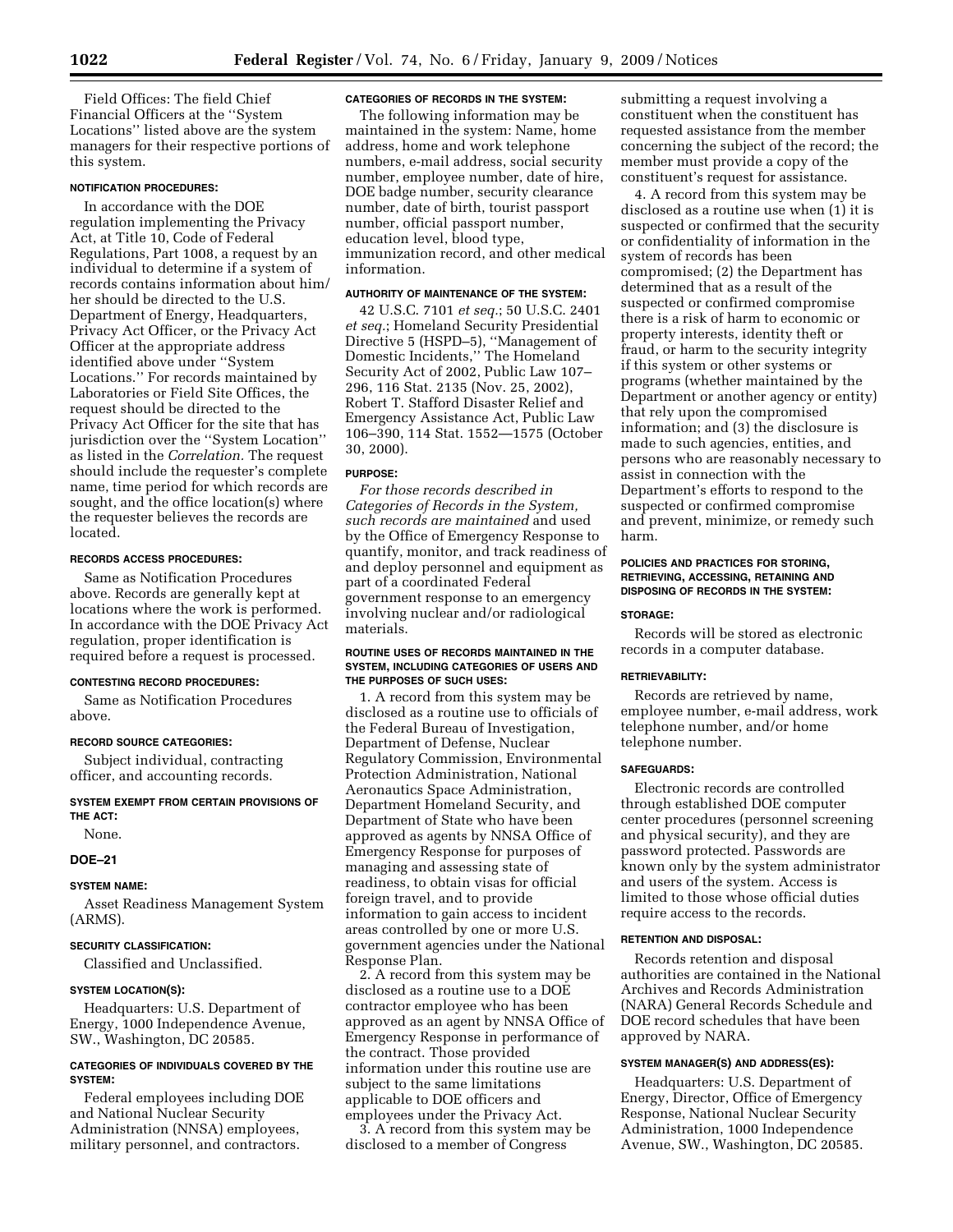Field Offices: The field Chief Financial Officers at the ''System Locations'' listed above are the system managers for their respective portions of this system.

#### NOTIFICATION PROCEDURES:

In accordance with the DOE regulation implementing the Privacy Act, at Title 10, Code of Federal Regulations, Part 1008, a request by an individual to determine if a system of records contains information about him/her should be directed to the U.S. Department of Energy, Headquarters, Privacy Act Officer, or the Privacy Act Officer at the appropriate address identified above under ''System Locations.'' For records maintained by Laboratories or Field Site Offices, the request should be directed to the Privacy Act Officer for the site that has jurisdiction over the ''System Location'' as listed in the *Correlation.* The request should include the requester's complete name, time period for which records are sought, and the office location(s) where the requester believes the records are located.

#### RECORDS ACCESS PROCEDURES:

Same as Notification Procedures above. Records are generally kept at locations where the work is performed. In accordance with the DOE Privacy Act regulation, proper identification is required before a request is processed.

#### CONTESTING RECORD PROCEDURES:

Same as Notification Procedures above.

#### RECORD SOURCE CATEGORIES:

Subject individual, contracting officer, and accounting records.

#### SYSTEM EXEMPT FROM CERTAIN PROVISIONS OF THE ACT:

None.

### DOE–21

#### SYSTEM NAME:

Asset Readiness Management System (ARMS).

#### SECURITY CLASSIFICATION:

Classified and Unclassified.

#### SYSTEM LOCATION(S):

Headquarters: U.S. Department of Energy, 1000 Independence Avenue, SW., Washington, DC 20585.

#### CATEGORIES OF INDIVIDUALS COVERED BY THE SYSTEM:

Federal employees including DOE and National Nuclear Security Administration (NNSA) employees, military personnel, and contractors.

#### CATEGORIES OF RECORDS IN THE SYSTEM:

The following information may be maintained in the system: Name, home address, home and work telephone numbers, e-mail address, social security number, employee number, date of hire, DOE badge number, security clearance number, date of birth, tourist passport number, official passport number, education level, blood type, immunization record, and other medical information.

#### AUTHORITY OF MAINTENANCE OF THE SYSTEM:

42 U.S.C. 7101 *et seq.*; 50 U.S.C. 2401 *et seq.*; Homeland Security Presidential Directive 5 (HSPD–5), ''Management of Domestic Incidents,'' The Homeland Security Act of 2002, Public Law 107–296, 116 Stat. 2135 (Nov. 25, 2002), Robert T. Stafford Disaster Relief and Emergency Assistance Act, Public Law 106–390, 114 Stat. 1552—1575 (October 30, 2000).

#### PURPOSE:

*For those records described in Categories of Records in the System, such records are maintained* and used by the Office of Emergency Response to quantify, monitor, and track readiness of and deploy personnel and equipment as part of a coordinated Federal government response to an emergency involving nuclear and/or radiological materials.

#### ROUTINE USES OF RECORDS MAINTAINED IN THE SYSTEM, INCLUDING CATEGORIES OF USERS AND THE PURPOSES OF SUCH USES:

1. A record from this system may be disclosed as a routine use to officials of the Federal Bureau of Investigation, Department of Defense, Nuclear Regulatory Commission, Environmental Protection Administration, National Aeronautics Space Administration, Department Homeland Security, and Department of State who have been approved as agents by NNSA Office of Emergency Response for purposes of managing and assessing state of readiness, to obtain visas for official foreign travel, and to provide information to gain access to incident areas controlled by one or more U.S. government agencies under the National Response Plan.

2. A record from this system may be disclosed as a routine use to a DOE contractor employee who has been approved as an agent by NNSA Office of Emergency Response in performance of the contract. Those provided information under this routine use are subject to the same limitations applicable to DOE officers and employees under the Privacy Act.

3. A record from this system may be disclosed to a member of Congress submitting a request involving a constituent when the constituent has requested assistance from the member concerning the subject of the record; the member must provide a copy of the constituent's request for assistance.

4. A record from this system may be disclosed as a routine use when (1) it is suspected or confirmed that the security or confidentiality of information in the system of records has been compromised; (2) the Department has determined that as a result of the suspected or confirmed compromise there is a risk of harm to economic or property interests, identity theft or fraud, or harm to the security integrity if this system or other systems or programs (whether maintained by the Department or another agency or entity) that rely upon the compromised information; and (3) the disclosure is made to such agencies, entities, and persons who are reasonably necessary to assist in connection with the Department's efforts to respond to the suspected or confirmed compromise and prevent, minimize, or remedy such harm.

#### POLICIES AND PRACTICES FOR STORING, RETRIEVING, ACCESSING, RETAINING AND DISPOSING OF RECORDS IN THE SYSTEM:

#### STORAGE:

Records will be stored as electronic records in a computer database.

#### RETRIEVABILITY:

Records are retrieved by name, employee number, e-mail address, work telephone number, and/or home telephone number.

#### SAFEGUARDS:

Electronic records are controlled through established DOE computer center procedures (personnel screening and physical security), and they are password protected. Passwords are known only by the system administrator and users of the system. Access is limited to those whose official duties require access to the records.

#### RETENTION AND DISPOSAL:

Records retention and disposal authorities are contained in the National Archives and Records Administration (NARA) General Records Schedule and DOE record schedules that have been approved by NARA.

#### SYSTEM MANAGER(S) AND ADDRESS(ES):

Headquarters: U.S. Department of Energy, Director, Office of Emergency Response, National Nuclear Security Administration, 1000 Independence Avenue, SW., Washington, DC 20585.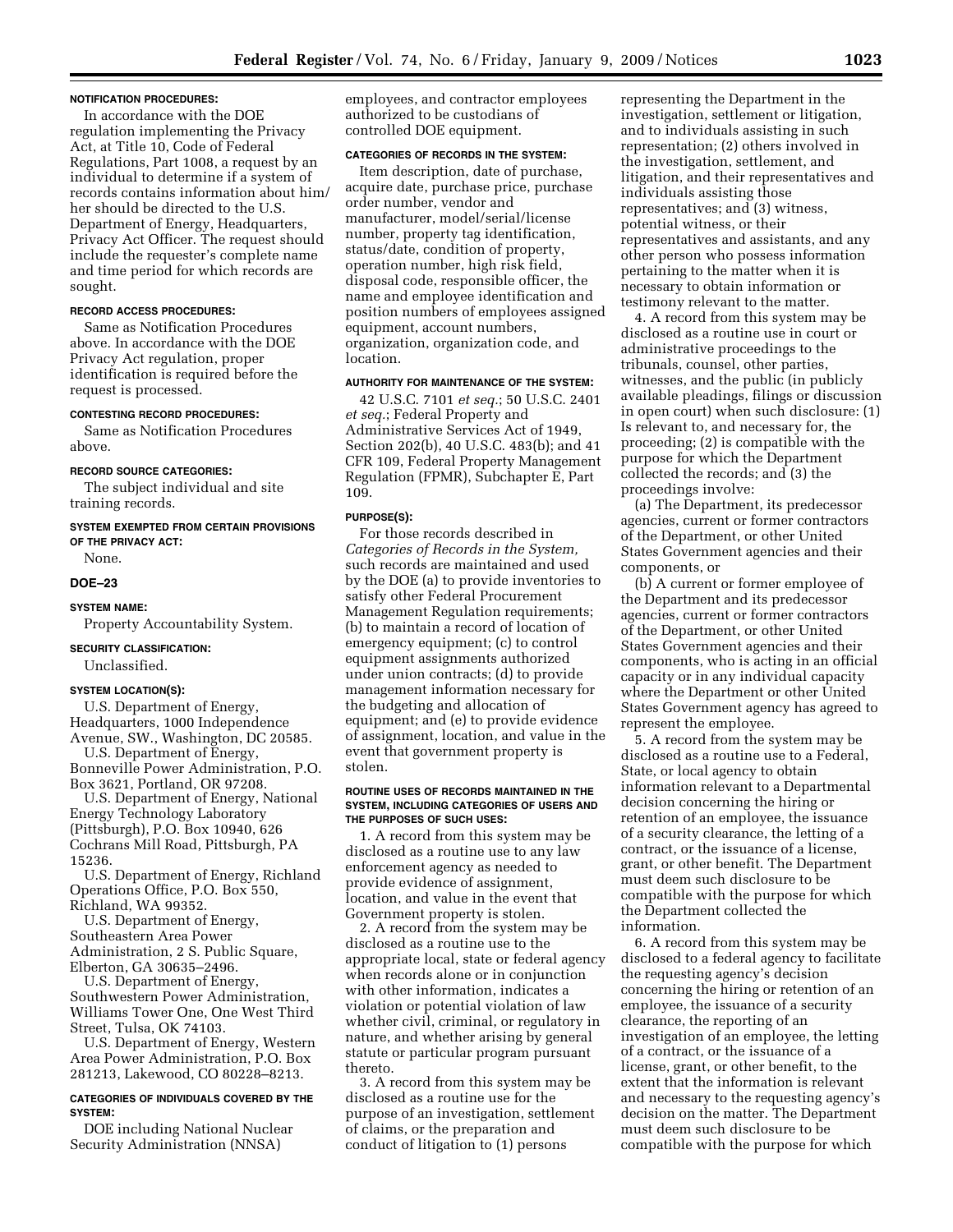**NOTIFICATION PROCEDURES:**

In accordance with the DOE regulation implementing the Privacy Act, at Title 10, Code of Federal Regulations, Part 1008, a request by an individual to determine if a system of records contains information about him/her should be directed to the U.S. Department of Energy, Headquarters, Privacy Act Officer. The request should include the requester's complete name and time period for which records are sought.

**RECORD ACCESS PROCEDURES:**

Same as Notification Procedures above. In accordance with the DOE Privacy Act regulation, proper identification is required before the request is processed.

**CONTESTING RECORD PROCEDURES:**

Same as Notification Procedures above.

**RECORD SOURCE CATEGORIES:**

The subject individual and site training records.

**SYSTEM EXEMPTED FROM CERTAIN PROVISIONS OF THE PRIVACY ACT:**

None.

## DOE–23

**SYSTEM NAME:**

Property Accountability System.

**SECURITY CLASSIFICATION:**

Unclassified.

**SYSTEM LOCATION(S):**

U.S. Department of Energy, Headquarters, 1000 Independence Avenue, SW., Washington, DC 20585.

U.S. Department of Energy, Bonneville Power Administration, P.O. Box 3621, Portland, OR 97208.

U.S. Department of Energy, National Energy Technology Laboratory (Pittsburgh), P.O. Box 10940, 626 Cochrans Mill Road, Pittsburgh, PA 15236.

U.S. Department of Energy, Richland Operations Office, P.O. Box 550, Richland, WA 99352.

U.S. Department of Energy, Southeastern Area Power Administration, 2 S. Public Square, Elberton, GA 30635–2496.

U.S. Department of Energy, Southwestern Power Administration, Williams Tower One, One West Third Street, Tulsa, OK 74103.

U.S. Department of Energy, Western Area Power Administration, P.O. Box 281213, Lakewood, CO 80228–8213.

**CATEGORIES OF INDIVIDUALS COVERED BY THE SYSTEM:**

DOE including National Nuclear Security Administration (NNSA) employees, and contractor employees authorized to be custodians of controlled DOE equipment.

**CATEGORIES OF RECORDS IN THE SYSTEM:**

Item description, date of purchase, acquire date, purchase price, purchase order number, vendor and manufacturer, model/serial/license number, property tag identification, status/date, condition of property, operation number, high risk field, disposal code, responsible officer, the name and employee identification and position numbers of employees assigned equipment, account numbers, organization, organization code, and location.

**AUTHORITY FOR MAINTENANCE OF THE SYSTEM:**

42 U.S.C. 7101 *et seq.*; 50 U.S.C. 2401 *et seq.*; Federal Property and Administrative Services Act of 1949, Section 202(b), 40 U.S.C. 483(b); and 41 CFR 109, Federal Property Management Regulation (FPMR), Subchapter E, Part 109.

**PURPOSE(S):**

For those records described in *Categories of Records in the System,* such records are maintained and used by the DOE (a) to provide inventories to satisfy other Federal Procurement Management Regulation requirements; (b) to maintain a record of location of emergency equipment; (c) to control equipment assignments authorized under union contracts; (d) to provide management information necessary for the budgeting and allocation of equipment; and (e) to provide evidence of assignment, location, and value in the event that government property is stolen.

**ROUTINE USES OF RECORDS MAINTAINED IN THE SYSTEM, INCLUDING CATEGORIES OF USERS AND THE PURPOSES OF SUCH USES:**

1. A record from this system may be disclosed as a routine use to any law enforcement agency as needed to provide evidence of assignment, location, and value in the event that Government property is stolen.

2. A record from the system may be disclosed as a routine use to the appropriate local, state or federal agency when records alone or in conjunction with other information, indicates a violation or potential violation of law whether civil, criminal, or regulatory in nature, and whether arising by general statute or particular program pursuant thereto.

3. A record from this system may be disclosed as a routine use for the purpose of an investigation, settlement of claims, or the preparation and conduct of litigation to (1) persons representing the Department in the investigation, settlement or litigation, and to individuals assisting in such representation; (2) others involved in the investigation, settlement, and litigation, and their representatives and individuals assisting those representatives; and (3) witness, potential witness, or their representatives and assistants, and any other person who possess information pertaining to the matter when it is necessary to obtain information or testimony relevant to the matter.

4. A record from this system may be disclosed as a routine use in court or administrative proceedings to the tribunals, counsel, other parties, witnesses, and the public (in publicly available pleadings, filings or discussion in open court) when such disclosure: (1) Is relevant to, and necessary for, the proceeding; (2) is compatible with the purpose for which the Department collected the records; and (3) the proceedings involve:

(a) The Department, its predecessor agencies, current or former contractors of the Department, or other United States Government agencies and their components, or

(b) A current or former employee of the Department and its predecessor agencies, current or former contractors of the Department, or other United States Government agencies and their components, who is acting in an official capacity or in any individual capacity where the Department or other United States Government agency has agreed to represent the employee.

5. A record from the system may be disclosed as a routine use to a Federal, State, or local agency to obtain information relevant to a Departmental decision concerning the hiring or retention of an employee, the issuance of a security clearance, the letting of a contract, or the issuance of a license, grant, or other benefit. The Department must deem such disclosure to be compatible with the purpose for which the Department collected the information.

6. A record from this system may be disclosed to a federal agency to facilitate the requesting agency's decision concerning the hiring or retention of an employee, the issuance of a security clearance, the reporting of an investigation of an employee, the letting of a contract, or the issuance of a license, grant, or other benefit, to the extent that the information is relevant and necessary to the requesting agency's decision on the matter. The Department must deem such disclosure to be compatible with the purpose for which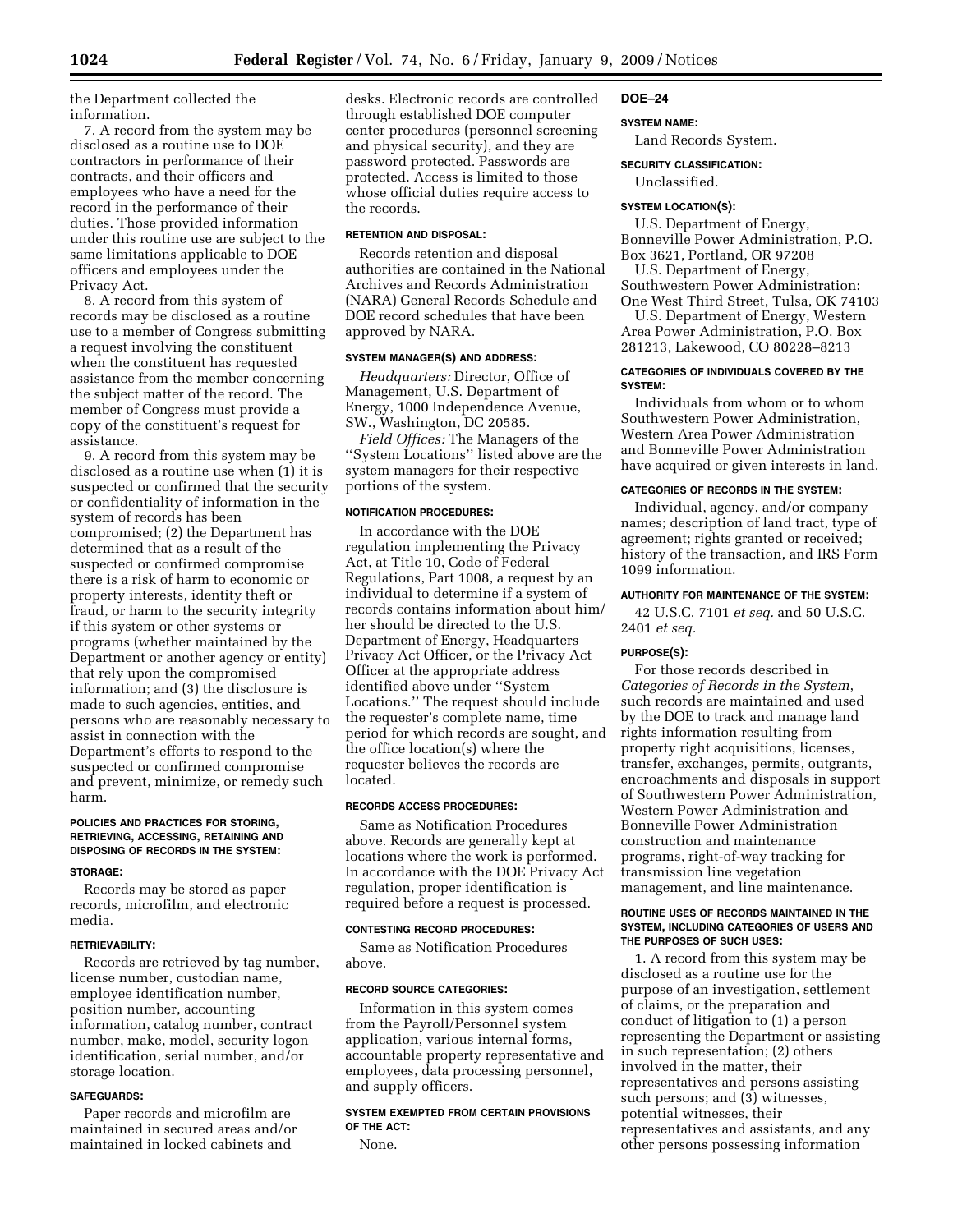the Department collected the information.

7. A record from the system may be disclosed as a routine use to DOE contractors in performance of their contracts, and their officers and employees who have a need for the record in the performance of their duties. Those provided information under this routine use are subject to the same limitations applicable to DOE officers and employees under the Privacy Act.

8. A record from this system of records may be disclosed as a routine use to a member of Congress submitting a request involving the constituent when the constituent has requested assistance from the member concerning the subject matter of the record. The member of Congress must provide a copy of the constituent's request for assistance.

9. A record from this system may be disclosed as a routine use when (1) it is suspected or confirmed that the security or confidentiality of information in the system of records has been compromised; (2) the Department has determined that as a result of the suspected or confirmed compromise there is a risk of harm to economic or property interests, identity theft or fraud, or harm to the security integrity if this system or other systems or programs (whether maintained by the Department or another agency or entity) that rely upon the compromised information; and (3) the disclosure is made to such agencies, entities, and persons who are reasonably necessary to assist in connection with the Department's efforts to respond to the suspected or confirmed compromise and prevent, minimize, or remedy such harm.

#### POLICIES AND PRACTICES FOR STORING, RETRIEVING, ACCESSING, RETAINING AND DISPOSING OF RECORDS IN THE SYSTEM:

#### STORAGE:

Records may be stored as paper records, microfilm, and electronic media.

#### RETRIEVABILITY:

Records are retrieved by tag number, license number, custodian name, employee identification number, position number, accounting information, catalog number, contract number, make, model, security logon identification, serial number, and/or storage location.

#### SAFEGUARDS:

Paper records and microfilm are maintained in secured areas and/or maintained in locked cabinets and desks. Electronic records are controlled through established DOE computer center procedures (personnel screening and physical security), and they are password protected. Passwords are protected. Access is limited to those whose official duties require access to the records.

#### RETENTION AND DISPOSAL:

Records retention and disposal authorities are contained in the National Archives and Records Administration (NARA) General Records Schedule and DOE record schedules that have been approved by NARA.

#### SYSTEM MANAGER(S) AND ADDRESS:

*Headquarters:* Director, Office of Management, U.S. Department of Energy, 1000 Independence Avenue, SW., Washington, DC 20585.

*Field Offices:* The Managers of the "System Locations" listed above are the system managers for their respective portions of the system.

#### NOTIFICATION PROCEDURES:

In accordance with the DOE regulation implementing the Privacy Act, at Title 10, Code of Federal Regulations, Part 1008, a request by an individual to determine if a system of records contains information about him/her should be directed to the U.S. Department of Energy, Headquarters Privacy Act Officer, or the Privacy Act Officer at the appropriate address identified above under "System Locations." The request should include the requester's complete name, time period for which records are sought, and the office location(s) where the requester believes the records are located.

#### RECORDS ACCESS PROCEDURES:

Same as Notification Procedures above. Records are generally kept at locations where the work is performed. In accordance with the DOE Privacy Act regulation, proper identification is required before a request is processed.

#### CONTESTING RECORD PROCEDURES:

Same as Notification Procedures above.

#### RECORD SOURCE CATEGORIES:

Information in this system comes from the Payroll/Personnel system application, various internal forms, accountable property representative and employees, data processing personnel, and supply officers.

#### SYSTEM EXEMPTED FROM CERTAIN PROVISIONS OF THE ACT:

None.

### DOE–24

#### SYSTEM NAME:

Land Records System.

#### SECURITY CLASSIFICATION:

Unclassified.

#### SYSTEM LOCATION(S):

U.S. Department of Energy, Bonneville Power Administration, P.O. Box 3621, Portland, OR 97208

U.S. Department of Energy, Southwestern Power Administration: One West Third Street, Tulsa, OK 74103

U.S. Department of Energy, Western Area Power Administration, P.O. Box 281213, Lakewood, CO 80228–8213

#### CATEGORIES OF INDIVIDUALS COVERED BY THE SYSTEM:

Individuals from whom or to whom Southwestern Power Administration, Western Area Power Administration and Bonneville Power Administration have acquired or given interests in land.

#### CATEGORIES OF RECORDS IN THE SYSTEM:

Individual, agency, and/or company names; description of land tract, type of agreement; rights granted or received; history of the transaction, and IRS Form 1099 information.

#### AUTHORITY FOR MAINTENANCE OF THE SYSTEM:

42 U.S.C. 7101 *et seq.* and 50 U.S.C. 2401 *et seq.*

#### PURPOSE(S):

For those records described in *Categories of Records in the System*, such records are maintained and used by the DOE to track and manage land rights information resulting from property right acquisitions, licenses, transfer, exchanges, permits, outgrants, encroachments and disposals in support of Southwestern Power Administration, Western Power Administration and Bonneville Power Administration construction and maintenance programs, right-of-way tracking for transmission line vegetation management, and line maintenance.

#### ROUTINE USES OF RECORDS MAINTAINED IN THE SYSTEM, INCLUDING CATEGORIES OF USERS AND THE PURPOSES OF SUCH USES:

1. A record from this system may be disclosed as a routine use for the purpose of an investigation, settlement of claims, or the preparation and conduct of litigation to (1) a person representing the Department or assisting in such representation; (2) others involved in the matter, their representatives and persons assisting such persons; and (3) witnesses, potential witnesses, their representatives and assistants, and any other persons possessing information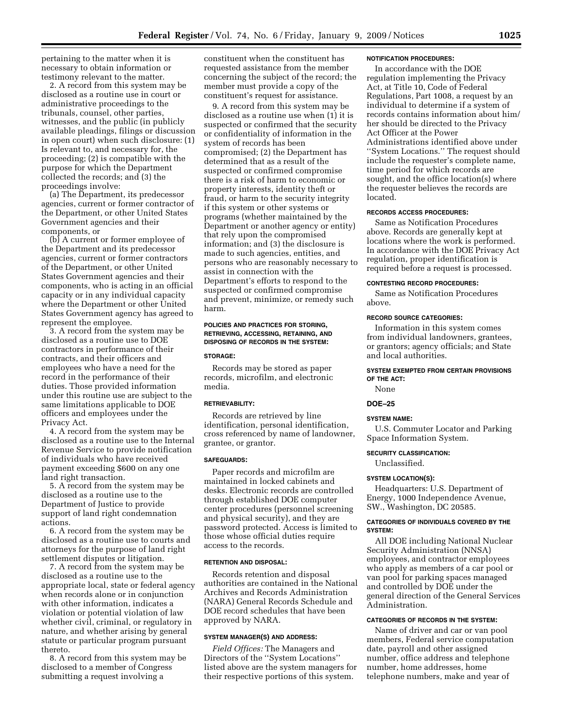pertaining to the matter when it is necessary to obtain information or testimony relevant to the matter.

2. A record from this system may be disclosed as a routine use in court or administrative proceedings to the tribunals, counsel, other parties, witnesses, and the public (in publicly available pleadings, filings or discussion in open court) when such disclosure: (1) Is relevant to, and necessary for, the proceeding; (2) is compatible with the purpose for which the Department collected the records; and (3) the proceedings involve:

(a) The Department, its predecessor agencies, current or former contractor of the Department, or other United States Government agencies and their components, or

(b) A current or former employee of the Department and its predecessor agencies, current or former contractors of the Department, or other United States Government agencies and their components, who is acting in an official capacity or in any individual capacity where the Department or other United States Government agency has agreed to represent the employee.

3. A record from the system may be disclosed as a routine use to DOE contractors in performance of their contracts, and their officers and employees who have a need for the record in the performance of their duties. Those provided information under this routine use are subject to the same limitations applicable to DOE officers and employees under the Privacy Act.

4. A record from the system may be disclosed as a routine use to the Internal Revenue Service to provide notification of individuals who have received payment exceeding $600 on any one land right transaction.

5. A record from the system may be disclosed as a routine use to the Department of Justice to provide support of land right condemnation actions.

6. A record from the system may be disclosed as a routine use to courts and attorneys for the purpose of land right settlement disputes or litigation.

7. A record from the system may be disclosed as a routine use to the appropriate local, state or federal agency when records alone or in conjunction with other information, indicates a violation or potential violation of law whether civil, criminal, or regulatory in nature, and whether arising by general statute or particular program pursuant thereto.

8. A record from this system may be disclosed to a member of Congress submitting a request involving a constituent when the constituent has requested assistance from the member concerning the subject of the record; the member must provide a copy of the constituent's request for assistance.

9. A record from this system may be disclosed as a routine use when (1) it is suspected or confirmed that the security or confidentiality of information in the system of records has been compromised; (2) the Department has determined that as a result of the suspected or confirmed compromise there is a risk of harm to economic or property interests, identity theft or fraud, or harm to the security integrity if this system or other systems or programs (whether maintained by the Department or another agency or entity) that rely upon the compromised information; and (3) the disclosure is made to such agencies, entities, and persons who are reasonably necessary to assist in connection with the Department's efforts to respond to the suspected or confirmed compromise and prevent, minimize, or remedy such harm.

#### POLICIES AND PRACTICES FOR STORING, RETRIEVING, ACCESSING, RETAINING, AND DISPOSING OF RECORDS IN THE SYSTEM:

#### STORAGE:

Records may be stored as paper records, microfilm, and electronic media.

#### RETRIEVABILITY:

Records are retrieved by line identification, personal identification, cross referenced by name of landowner, grantee, or grantor.

#### SAFEGUARDS:

Paper records and microfilm are maintained in locked cabinets and desks. Electronic records are controlled through established DOE computer center procedures (personnel screening and physical security), and they are password protected. Access is limited to those whose official duties require access to the records.

#### RETENTION AND DISPOSAL:

Records retention and disposal authorities are contained in the National Archives and Records Administration (NARA) General Records Schedule and DOE record schedules that have been approved by NARA.

#### SYSTEM MANAGER(S) AND ADDRESS:

*Field Offices:* The Managers and Directors of the ''System Locations'' listed above are the system managers for their respective portions of this system.

#### NOTIFICATION PROCEDURES:

In accordance with the DOE regulation implementing the Privacy Act, at Title 10, Code of Federal Regulations, Part 1008, a request by an individual to determine if a system of records contains information about him/her should be directed to the Privacy Act Officer at the Power Administrations identified above under ''System Locations.'' The request should include the requester's complete name, time period for which records are sought, and the office location(s) where the requester believes the records are located.

#### RECORDS ACCESS PROCEDURES:

Same as Notification Procedures above. Records are generally kept at locations where the work is performed. In accordance with the DOE Privacy Act regulation, proper identification is required before a request is processed.

#### CONTESTING RECORD PROCEDURES:

Same as Notification Procedures above.

#### RECORD SOURCE CATEGORIES:

Information in this system comes from individual landowners, grantees, or grantors; agency officials; and State and local authorities.

#### SYSTEM EXEMPTED FROM CERTAIN PROVISIONS OF THE ACT:

None

### DOE–25

#### SYSTEM NAME:

U.S. Commuter Locator and Parking Space Information System.

#### SECURITY CLASSIFICATION:

Unclassified.

#### SYSTEM LOCATION(S):

Headquarters: U.S. Department of Energy, 1000 Independence Avenue, SW., Washington, DC 20585.

#### CATEGORIES OF INDIVIDUALS COVERED BY THE SYSTEM:

All DOE including National Nuclear Security Administration (NNSA) employees, and contractor employees who apply as members of a car pool or van pool for parking spaces managed and controlled by DOE under the general direction of the General Services Administration.

#### CATEGORIES OF RECORDS IN THE SYSTEM:

Name of driver and car or van pool members, Federal service computation date, payroll and other assigned number, office address and telephone number, home addresses, home telephone numbers, make and year of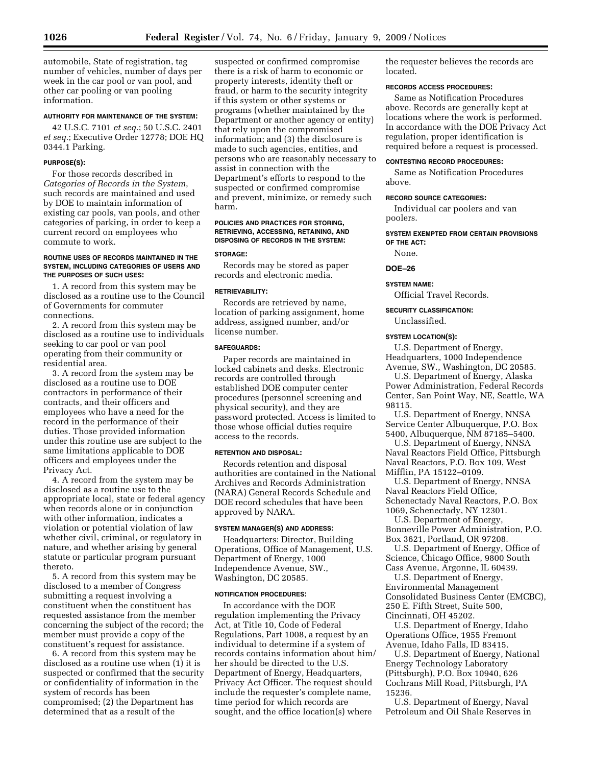automobile, State of registration, tag number of vehicles, number of days per week in the car pool or van pool, and other car pooling or van pooling information.

#### AUTHORITY FOR MAINTENANCE OF THE SYSTEM:

42 U.S.C. 7101 *et seq.*; 50 U.S.C. 2401 *et seq.*; Executive Order 12778; DOE HQ 0344.1 Parking.

#### PURPOSE(S):

For those records described in *Categories of Records in the System*, such records are maintained and used by DOE to maintain information of existing car pools, van pools, and other categories of parking, in order to keep a current record on employees who commute to work.

#### ROUTINE USES OF RECORDS MAINTAINED IN THE SYSTEM, INCLUDING CATEGORIES OF USERS AND THE PURPOSES OF SUCH USES:

1. A record from this system may be disclosed as a routine use to the Council of Governments for commuter connections.

2. A record from this system may be disclosed as a routine use to individuals seeking to car pool or van pool operating from their community or residential area.

3. A record from the system may be disclosed as a routine use to DOE contractors in performance of their contracts, and their officers and employees who have a need for the record in the performance of their duties. Those provided information under this routine use are subject to the same limitations applicable to DOE officers and employees under the Privacy Act.

4. A record from the system may be disclosed as a routine use to the appropriate local, state or federal agency when records alone or in conjunction with other information, indicates a violation or potential violation of law whether civil, criminal, or regulatory in nature, and whether arising by general statute or particular program pursuant thereto.

5. A record from this system may be disclosed to a member of Congress submitting a request involving a constituent when the constituent has requested assistance from the member concerning the subject of the record; the member must provide a copy of the constituent's request for assistance.

6. A record from this system may be disclosed as a routine use when (1) it is suspected or confirmed that the security or confidentiality of information in the system of records has been compromised; (2) the Department has determined that as a result of the suspected or confirmed compromise there is a risk of harm to economic or property interests, identity theft or fraud, or harm to the security integrity if this system or other systems or programs (whether maintained by the Department or another agency or entity) that rely upon the compromised information; and (3) the disclosure is made to such agencies, entities, and persons who are reasonably necessary to assist in connection with the Department's efforts to respond to the suspected or confirmed compromise and prevent, minimize, or remedy such harm.

#### POLICIES AND PRACTICES FOR STORING, RETRIEVING, ACCESSING, RETAINING, AND DISPOSING OF RECORDS IN THE SYSTEM:

#### STORAGE:

Records may be stored as paper records and electronic media.

#### RETRIEVABILITY:

Records are retrieved by name, location of parking assignment, home address, assigned number, and/or license number.

#### SAFEGUARDS:

Paper records are maintained in locked cabinets and desks. Electronic records are controlled through established DOE computer center procedures (personnel screening and physical security), and they are password protected. Access is limited to those whose official duties require access to the records.

#### RETENTION AND DISPOSAL:

Records retention and disposal authorities are contained in the National Archives and Records Administration (NARA) General Records Schedule and DOE record schedules that have been approved by NARA.

#### SYSTEM MANAGER(S) AND ADDRESS:

Headquarters: Director, Building Operations, Office of Management, U.S. Department of Energy, 1000 Independence Avenue, SW., Washington, DC 20585.

#### NOTIFICATION PROCEDURES:

In accordance with the DOE regulation implementing the Privacy Act, at Title 10, Code of Federal Regulations, Part 1008, a request by an individual to determine if a system of records contains information about him/her should be directed to the U.S. Department of Energy, Headquarters, Privacy Act Officer. The request should include the requester's complete name, time period for which records are sought, and the office location(s) where the requester believes the records are located.

#### RECORDS ACCESS PROCEDURES:

Same as Notification Procedures above. Records are generally kept at locations where the work is performed. In accordance with the DOE Privacy Act regulation, proper identification is required before a request is processed.

#### CONTESTING RECORD PROCEDURES:

Same as Notification Procedures above.

#### RECORD SOURCE CATEGORIES:

Individual car poolers and van poolers.

#### SYSTEM EXEMPTED FROM CERTAIN PROVISIONS OF THE ACT:

None.

### DOE–26

#### SYSTEM NAME:

Official Travel Records.

#### SECURITY CLASSIFICATION:

Unclassified.

#### SYSTEM LOCATION(S):

U.S. Department of Energy, Headquarters, 1000 Independence Avenue, SW., Washington, DC 20585.

U.S. Department of Energy, Alaska Power Administration, Federal Records Center, San Point Way, NE, Seattle, WA 98115.

U.S. Department of Energy, NNSA Service Center Albuquerque, P.O. Box 5400, Albuquerque, NM 87185–5400.

U.S. Department of Energy, NNSA Naval Reactors Field Office, Pittsburgh Naval Reactors, P.O. Box 109, West Mifflin, PA 15122–0109.

U.S. Department of Energy, NNSA Naval Reactors Field Office, Schenectady Naval Reactors, P.O. Box 1069, Schenectady, NY 12301.

U.S. Department of Energy, Bonneville Power Administration, P.O. Box 3621, Portland, OR 97208.

U.S. Department of Energy, Office of Science, Chicago Office, 9800 South Cass Avenue, Argonne, IL 60439.

U.S. Department of Energy, Environmental Management Consolidated Business Center (EMCBC), 250 E. Fifth Street, Suite 500, Cincinnati, OH 45202.

U.S. Department of Energy, Idaho Operations Office, 1955 Fremont Avenue, Idaho Falls, ID 83415.

U.S. Department of Energy, National Energy Technology Laboratory (Pittsburgh), P.O. Box 10940, 626 Cochrans Mill Road, Pittsburgh, PA 15236.

U.S. Department of Energy, Naval Petroleum and Oil Shale Reserves in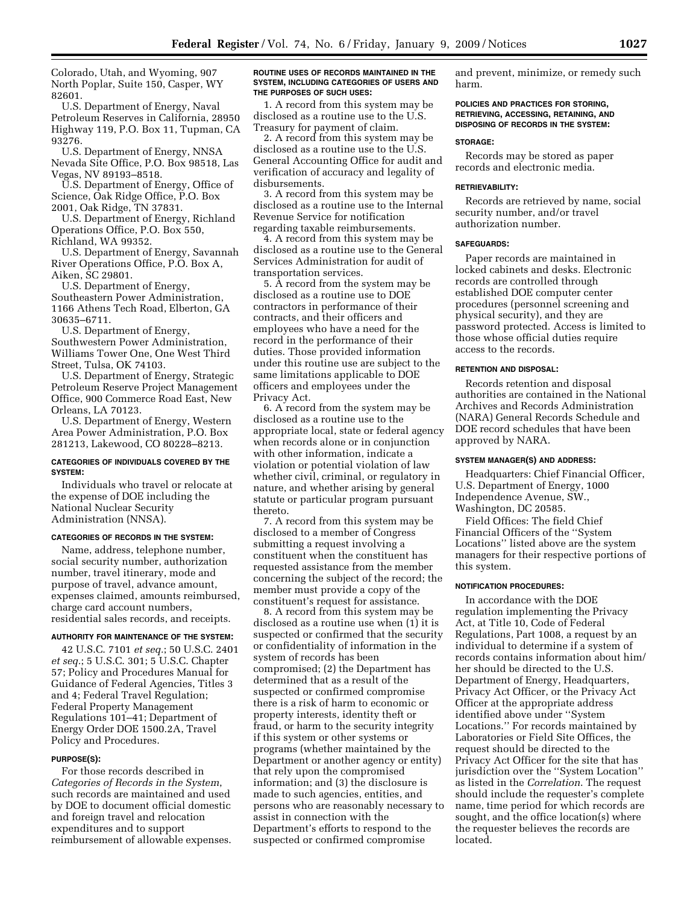Colorado, Utah, and Wyoming, 907 North Poplar, Suite 150, Casper, WY 82601.

U.S. Department of Energy, Naval Petroleum Reserves in California, 28950 Highway 119, P.O. Box 11, Tupman, CA 93276.

U.S. Department of Energy, NNSA Nevada Site Office, P.O. Box 98518, Las Vegas, NV 89193–8518.

U.S. Department of Energy, Office of Science, Oak Ridge Office, P.O. Box 2001, Oak Ridge, TN 37831.

U.S. Department of Energy, Richland Operations Office, P.O. Box 550, Richland, WA 99352.

U.S. Department of Energy, Savannah River Operations Office, P.O. Box A, Aiken, SC 29801.

U.S. Department of Energy, Southeastern Power Administration, 1166 Athens Tech Road, Elberton, GA 30635–6711.

U.S. Department of Energy, Southwestern Power Administration, Williams Tower One, One West Third Street, Tulsa, OK 74103.

U.S. Department of Energy, Strategic Petroleum Reserve Project Management Office, 900 Commerce Road East, New Orleans, LA 70123.

U.S. Department of Energy, Western Area Power Administration, P.O. Box 281213, Lakewood, CO 80228–8213.

#### CATEGORIES OF INDIVIDUALS COVERED BY THE SYSTEM:

Individuals who travel or relocate at the expense of DOE including the National Nuclear Security Administration (NNSA).

#### CATEGORIES OF RECORDS IN THE SYSTEM:

Name, address, telephone number, social security number, authorization number, travel itinerary, mode and purpose of travel, advance amount, expenses claimed, amounts reimbursed, charge card account numbers, residential sales records, and receipts.

#### AUTHORITY FOR MAINTENANCE OF THE SYSTEM:

42 U.S.C. 7101 *et seq.*; 50 U.S.C. 2401 *et seq.*; 5 U.S.C. 301; 5 U.S.C. Chapter 57; Policy and Procedures Manual for Guidance of Federal Agencies, Titles 3 and 4; Federal Travel Regulation; Federal Property Management Regulations 101–41; Department of Energy Order DOE 1500.2A, Travel Policy and Procedures.

#### PURPOSE(S):

For those records described in *Categories of Records in the System*, such records are maintained and used by DOE to document official domestic and foreign travel and relocation expenditures and to support reimbursement of allowable expenses.

#### ROUTINE USES OF RECORDS MAINTAINED IN THE SYSTEM, INCLUDING CATEGORIES OF USERS AND THE PURPOSES OF SUCH USES:

1. A record from this system may be disclosed as a routine use to the U.S. Treasury for payment of claim.

2. A record from this system may be disclosed as a routine use to the U.S. General Accounting Office for audit and verification of accuracy and legality of disbursements.

3. A record from this system may be disclosed as a routine use to the Internal Revenue Service for notification regarding taxable reimbursements.

4. A record from this system may be disclosed as a routine use to the General Services Administration for audit of transportation services.

5. A record from the system may be disclosed as a routine use to DOE contractors in performance of their contracts, and their officers and employees who have a need for the record in the performance of their duties. Those provided information under this routine use are subject to the same limitations applicable to DOE officers and employees under the Privacy Act.

6. A record from the system may be disclosed as a routine use to the appropriate local, state or federal agency when records alone or in conjunction with other information, indicate a violation or potential violation of law whether civil, criminal, or regulatory in nature, and whether arising by general statute or particular program pursuant thereto.

7. A record from this system may be disclosed to a member of Congress submitting a request involving a constituent when the constituent has requested assistance from the member concerning the subject of the record; the member must provide a copy of the constituent's request for assistance.

8. A record from this system may be disclosed as a routine use when (1) it is suspected or confirmed that the security or confidentiality of information in the system of records has been compromised; (2) the Department has determined that as a result of the suspected or confirmed compromise there is a risk of harm to economic or property interests, identity theft or fraud, or harm to the security integrity if this system or other systems or programs (whether maintained by the Department or another agency or entity) that rely upon the compromised information; and (3) the disclosure is made to such agencies, entities, and persons who are reasonably necessary to assist in connection with the Department's efforts to respond to the suspected or confirmed compromise and prevent, minimize, or remedy such harm.

#### POLICIES AND PRACTICES FOR STORING, RETRIEVING, ACCESSING, RETAINING, AND DISPOSING OF RECORDS IN THE SYSTEM:

#### STORAGE:

Records may be stored as paper records and electronic media.

#### RETRIEVABILITY:

Records are retrieved by name, social security number, and/or travel authorization number.

#### SAFEGUARDS:

Paper records are maintained in locked cabinets and desks. Electronic records are controlled through established DOE computer center procedures (personnel screening and physical security), and they are password protected. Access is limited to those whose official duties require access to the records.

#### RETENTION AND DISPOSAL:

Records retention and disposal authorities are contained in the National Archives and Records Administration (NARA) General Records Schedule and DOE record schedules that have been approved by NARA.

#### SYSTEM MANAGER(S) AND ADDRESS:

Headquarters: Chief Financial Officer, U.S. Department of Energy, 1000 Independence Avenue, SW., Washington, DC 20585.

Field Offices: The field Chief Financial Officers of the "System Locations" listed above are the system managers for their respective portions of this system.

#### NOTIFICATION PROCEDURES:

In accordance with the DOE regulation implementing the Privacy Act, at Title 10, Code of Federal Regulations, Part 1008, a request by an individual to determine if a system of records contains information about him/her should be directed to the U.S. Department of Energy, Headquarters, Privacy Act Officer, or the Privacy Act Officer at the appropriate address identified above under "System Locations." For records maintained by Laboratories or Field Site Offices, the request should be directed to the Privacy Act Officer for the site that has jurisdiction over the "System Location" as listed in the *Correlation*. The request should include the requester's complete name, time period for which records are sought, and the office location(s) where the requester believes the records are located.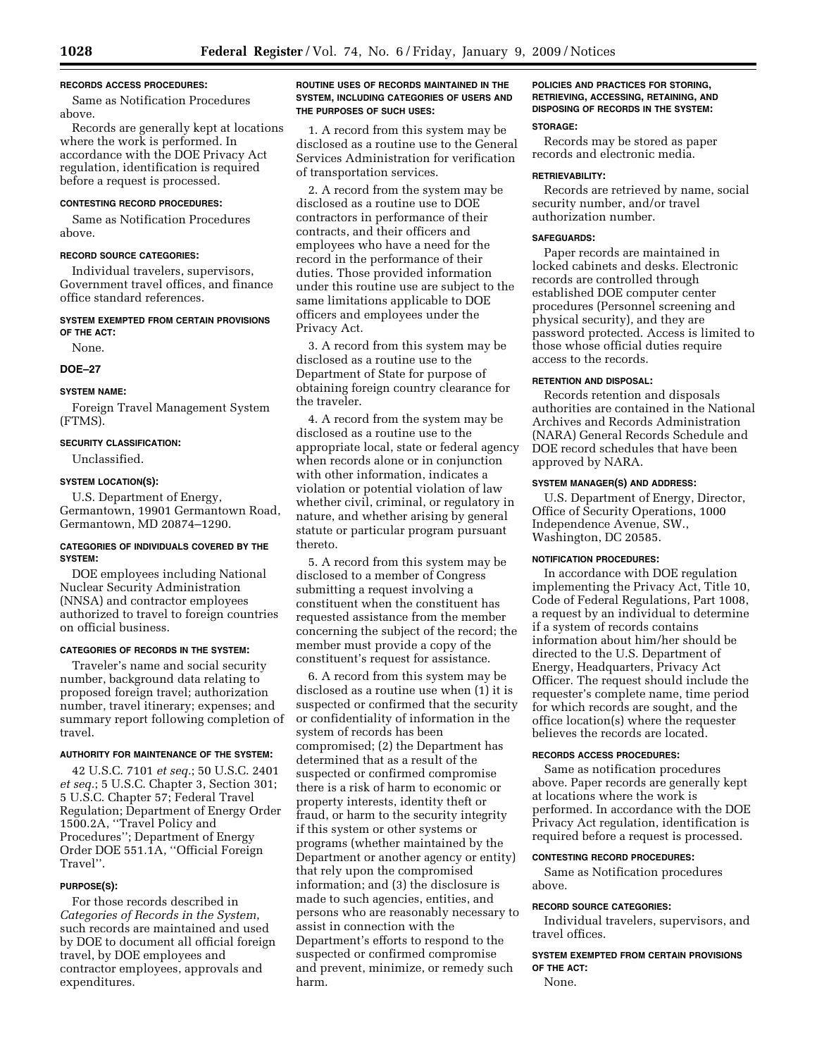#### RECORDS ACCESS PROCEDURES:

Same as Notification Procedures above.

Records are generally kept at locations where the work is performed. In accordance with the DOE Privacy Act regulation, identification is required before a request is processed.

#### CONTESTING RECORD PROCEDURES:

Same as Notification Procedures above.

#### RECORD SOURCE CATEGORIES:

Individual travelers, supervisors, Government travel offices, and finance office standard references.

#### SYSTEM EXEMPTED FROM CERTAIN PROVISIONS OF THE ACT:

None.

### DOE–27

#### SYSTEM NAME:

Foreign Travel Management System (FTMS).

#### SECURITY CLASSIFICATION:

Unclassified.

#### SYSTEM LOCATION(S):

U.S. Department of Energy, Germantown, 19901 Germantown Road, Germantown, MD 20874–1290.

#### CATEGORIES OF INDIVIDUALS COVERED BY THE SYSTEM:

DOE employees including National Nuclear Security Administration (NNSA) and contractor employees authorized to travel to foreign countries on official business.

#### CATEGORIES OF RECORDS IN THE SYSTEM:

Traveler's name and social security number, background data relating to proposed foreign travel; authorization number, travel itinerary; expenses; and summary report following completion of travel.

#### AUTHORITY FOR MAINTENANCE OF THE SYSTEM:

42 U.S.C. 7101 *et seq.*; 50 U.S.C. 2401 *et seq.*; 5 U.S.C. Chapter 3, Section 301; 5 U.S.C. Chapter 57; Federal Travel Regulation; Department of Energy Order 1500.2A, ''Travel Policy and Procedures''; Department of Energy Order DOE 551.1A, ''Official Foreign Travel''.

#### PURPOSE(S):

For those records described in *Categories of Records in the System*, such records are maintained and used by DOE to document all official foreign travel, by DOE employees and contractor employees, approvals and expenditures.

#### ROUTINE USES OF RECORDS MAINTAINED IN THE SYSTEM, INCLUDING CATEGORIES OF USERS AND THE PURPOSES OF SUCH USES:

1. A record from this system may be disclosed as a routine use to the General Services Administration for verification of transportation services.

2. A record from the system may be disclosed as a routine use to DOE contractors in performance of their contracts, and their officers and employees who have a need for the record in the performance of their duties. Those provided information under this routine use are subject to the same limitations applicable to DOE officers and employees under the Privacy Act.

3. A record from this system may be disclosed as a routine use to the Department of State for purpose of obtaining foreign country clearance for the traveler.

4. A record from the system may be disclosed as a routine use to the appropriate local, state or federal agency when records alone or in conjunction with other information, indicates a violation or potential violation of law whether civil, criminal, or regulatory in nature, and whether arising by general statute or particular program pursuant thereto.

5. A record from this system may be disclosed to a member of Congress submitting a request involving a constituent when the constituent has requested assistance from the member concerning the subject of the record; the member must provide a copy of the constituent's request for assistance.

6. A record from this system may be disclosed as a routine use when (1) it is suspected or confirmed that the security or confidentiality of information in the system of records has been compromised; (2) the Department has determined that as a result of the suspected or confirmed compromise there is a risk of harm to economic or property interests, identity theft or fraud, or harm to the security integrity if this system or other systems or programs (whether maintained by the Department or another agency or entity) that rely upon the compromised information; and (3) the disclosure is made to such agencies, entities, and persons who are reasonably necessary to assist in connection with the Department's efforts to respond to the suspected or confirmed compromise and prevent, minimize, or remedy such harm.

#### POLICIES AND PRACTICES FOR STORING, RETRIEVING, ACCESSING, RETAINING, AND DISPOSING OF RECORDS IN THE SYSTEM:

#### STORAGE:

Records may be stored as paper records and electronic media.

#### RETRIEVABILITY:

Records are retrieved by name, social security number, and/or travel authorization number.

#### SAFEGUARDS:

Paper records are maintained in locked cabinets and desks. Electronic records are controlled through established DOE computer center procedures (Personnel screening and physical security), and they are password protected. Access is limited to those whose official duties require access to the records.

#### RETENTION AND DISPOSAL:

Records retention and disposals authorities are contained in the National Archives and Records Administration (NARA) General Records Schedule and DOE record schedules that have been approved by NARA.

#### SYSTEM MANAGER(S) AND ADDRESS:

U.S. Department of Energy, Director, Office of Security Operations, 1000 Independence Avenue, SW., Washington, DC 20585.

#### NOTIFICATION PROCEDURES:

In accordance with DOE regulation implementing the Privacy Act, Title 10, Code of Federal Regulations, Part 1008, a request by an individual to determine if a system of records contains information about him/her should be directed to the U.S. Department of Energy, Headquarters, Privacy Act Officer. The request should include the requester's complete name, time period for which records are sought, and the office location(s) where the requester believes the records are located.

#### RECORDS ACCESS PROCEDURES:

Same as notification procedures above. Paper records are generally kept at locations where the work is performed. In accordance with the DOE Privacy Act regulation, identification is required before a request is processed.

#### CONTESTING RECORD PROCEDURES:

Same as Notification procedures above.

#### RECORD SOURCE CATEGORIES:

Individual travelers, supervisors, and travel offices.

#### SYSTEM EXEMPTED FROM CERTAIN PROVISIONS OF THE ACT:

None.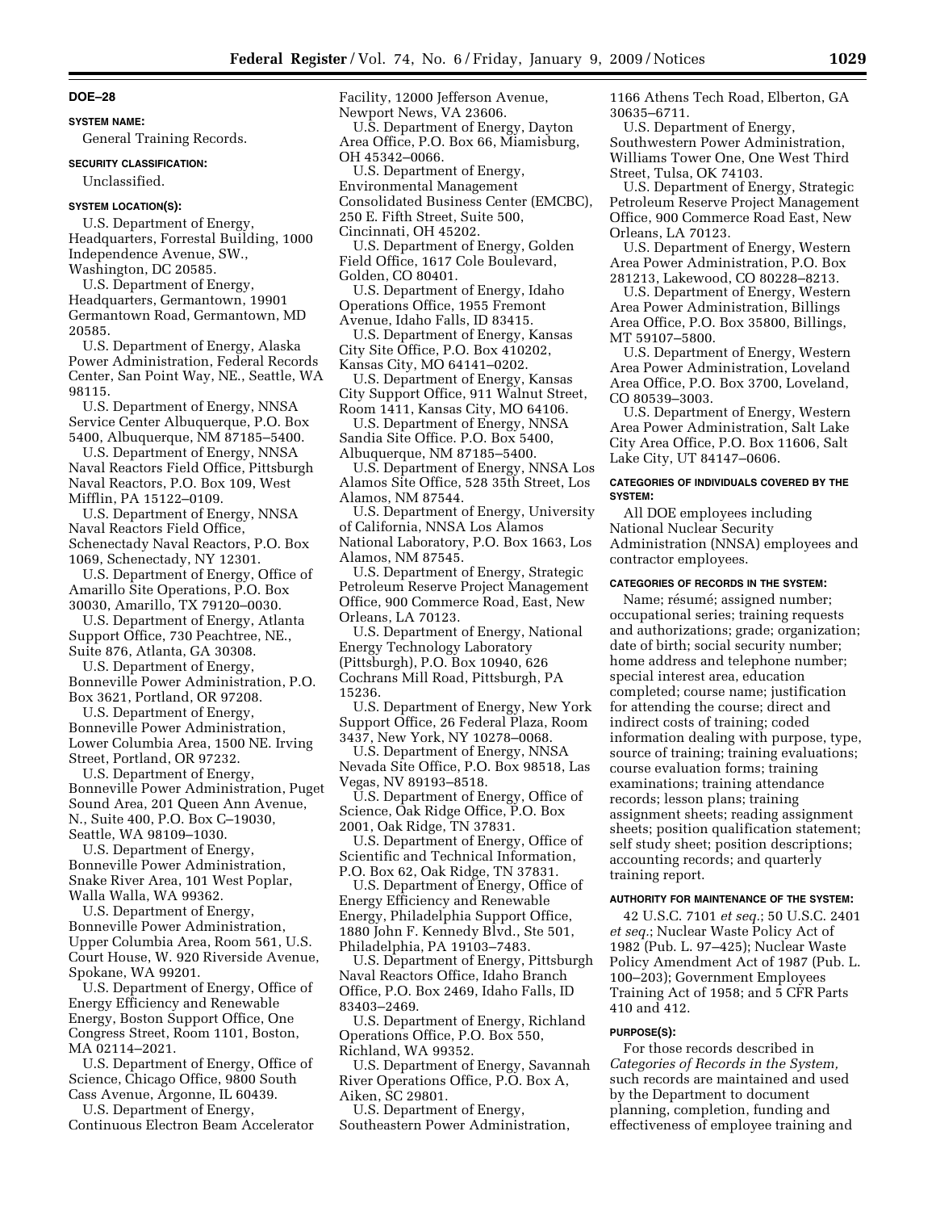## DOE–28

#### SYSTEM NAME:

General Training Records.

#### SECURITY CLASSIFICATION:

Unclassified.

#### SYSTEM LOCATION(S):

U.S. Department of Energy, Headquarters, Forrestal Building, 1000 Independence Avenue, SW., Washington, DC 20585.

U.S. Department of Energy, Headquarters, Germantown, 19901 Germantown Road, Germantown, MD 20585.

U.S. Department of Energy, Alaska Power Administration, Federal Records Center, San Point Way, NE., Seattle, WA 98115.

U.S. Department of Energy, NNSA Service Center Albuquerque, P.O. Box 5400, Albuquerque, NM 87185–5400.

U.S. Department of Energy, NNSA Naval Reactors Field Office, Pittsburgh Naval Reactors, P.O. Box 109, West Mifflin, PA 15122–0109.

U.S. Department of Energy, NNSA Naval Reactors Field Office, Schenectady Naval Reactors, P.O. Box 1069, Schenectady, NY 12301.

U.S. Department of Energy, Office of Amarillo Site Operations, P.O. Box 30030, Amarillo, TX 79120–0030.

U.S. Department of Energy, Atlanta Support Office, 730 Peachtree, NE., Suite 876, Atlanta, GA 30308.

U.S. Department of Energy, Bonneville Power Administration, P.O. Box 3621, Portland, OR 97208.

U.S. Department of Energy, Bonneville Power Administration, Lower Columbia Area, 1500 NE. Irving Street, Portland, OR 97232.

U.S. Department of Energy, Bonneville Power Administration, Puget Sound Area, 201 Queen Ann Avenue, N., Suite 400, P.O. Box C–19030, Seattle, WA 98109–1030.

U.S. Department of Energy, Bonneville Power Administration, Snake River Area, 101 West Poplar, Walla Walla, WA 99362.

U.S. Department of Energy, Bonneville Power Administration, Upper Columbia Area, Room 561, U.S. Court House, W. 920 Riverside Avenue, Spokane, WA 99201.

U.S. Department of Energy, Office of Energy Efficiency and Renewable Energy, Boston Support Office, One Congress Street, Room 1101, Boston, MA 02114–2021.

U.S. Department of Energy, Office of Science, Chicago Office, 9800 South Cass Avenue, Argonne, IL 60439.

U.S. Department of Energy, Continuous Electron Beam Accelerator Facility, 12000 Jefferson Avenue, Newport News, VA 23606.

U.S. Department of Energy, Dayton Area Office, P.O. Box 66, Miamisburg, OH 45342–0066.

U.S. Department of Energy, Environmental Management Consolidated Business Center (EMCBC), 250 E. Fifth Street, Suite 500, Cincinnati, OH 45202.

U.S. Department of Energy, Golden Field Office, 1617 Cole Boulevard, Golden, CO 80401.

U.S. Department of Energy, Idaho Operations Office, 1955 Fremont Avenue, Idaho Falls, ID 83415.

U.S. Department of Energy, Kansas City Site Office, P.O. Box 410202, Kansas City, MO 64141–0202.

U.S. Department of Energy, Kansas City Support Office, 911 Walnut Street, Room 1411, Kansas City, MO 64106.

U.S. Department of Energy, NNSA Sandia Site Office. P.O. Box 5400, Albuquerque, NM 87185–5400.

U.S. Department of Energy, NNSA Los Alamos Site Office, 528 35th Street, Los Alamos, NM 87544.

U.S. Department of Energy, University of California, NNSA Los Alamos National Laboratory, P.O. Box 1663, Los Alamos, NM 87545.

U.S. Department of Energy, Strategic Petroleum Reserve Project Management Office, 900 Commerce Road, East, New Orleans, LA 70123.

U.S. Department of Energy, National Energy Technology Laboratory (Pittsburgh), P.O. Box 10940, 626 Cochrans Mill Road, Pittsburgh, PA 15236.

U.S. Department of Energy, New York Support Office, 26 Federal Plaza, Room 3437, New York, NY 10278–0068.

U.S. Department of Energy, NNSA Nevada Site Office, P.O. Box 98518, Las Vegas, NV 89193–8518.

U.S. Department of Energy, Office of Science, Oak Ridge Office, P.O. Box 2001, Oak Ridge, TN 37831.

U.S. Department of Energy, Office of Scientific and Technical Information, P.O. Box 62, Oak Ridge, TN 37831.

U.S. Department of Energy, Office of Energy Efficiency and Renewable Energy, Philadelphia Support Office, 1880 John F. Kennedy Blvd., Ste 501, Philadelphia, PA 19103–7483.

U.S. Department of Energy, Pittsburgh Naval Reactors Office, Idaho Branch Office, P.O. Box 2469, Idaho Falls, ID 83403–2469.

U.S. Department of Energy, Richland Operations Office, P.O. Box 550, Richland, WA 99352.

U.S. Department of Energy, Savannah River Operations Office, P.O. Box A, Aiken, SC 29801.

U.S. Department of Energy, Southeastern Power Administration, 1166 Athens Tech Road, Elberton, GA 30635–6711.

U.S. Department of Energy, Southwestern Power Administration, Williams Tower One, One West Third Street, Tulsa, OK 74103.

U.S. Department of Energy, Strategic Petroleum Reserve Project Management Office, 900 Commerce Road East, New Orleans, LA 70123.

U.S. Department of Energy, Western Area Power Administration, P.O. Box 281213, Lakewood, CO 80228–8213.

U.S. Department of Energy, Western Area Power Administration, Billings Area Office, P.O. Box 35800, Billings, MT 59107–5800.

U.S. Department of Energy, Western Area Power Administration, Loveland Area Office, P.O. Box 3700, Loveland, CO 80539–3003.

U.S. Department of Energy, Western Area Power Administration, Salt Lake City Area Office, P.O. Box 11606, Salt Lake City, UT 84147–0606.

#### CATEGORIES OF INDIVIDUALS COVERED BY THE SYSTEM:

All DOE employees including National Nuclear Security Administration (NNSA) employees and contractor employees.

#### CATEGORIES OF RECORDS IN THE SYSTEM:

Name; résumé; assigned number; occupational series; training requests and authorizations; grade; organization; date of birth; social security number; home address and telephone number; special interest area, education completed; course name; justification for attending the course; direct and indirect costs of training; coded information dealing with purpose, type, source of training; training evaluations; course evaluation forms; training examinations; training attendance records; lesson plans; training assignment sheets; reading assignment sheets; position qualification statement; self study sheet; position descriptions; accounting records; and quarterly training report.

#### AUTHORITY FOR MAINTENANCE OF THE SYSTEM:

42 U.S.C. 7101 *et seq.*; 50 U.S.C. 2401 *et seq.*; Nuclear Waste Policy Act of 1982 (Pub. L. 97–425); Nuclear Waste Policy Amendment Act of 1987 (Pub. L. 100–203); Government Employees Training Act of 1958; and 5 CFR Parts 410 and 412.

#### PURPOSE(S):

For those records described in *Categories of Records in the System,* such records are maintained and used by the Department to document planning, completion, funding and effectiveness of employee training and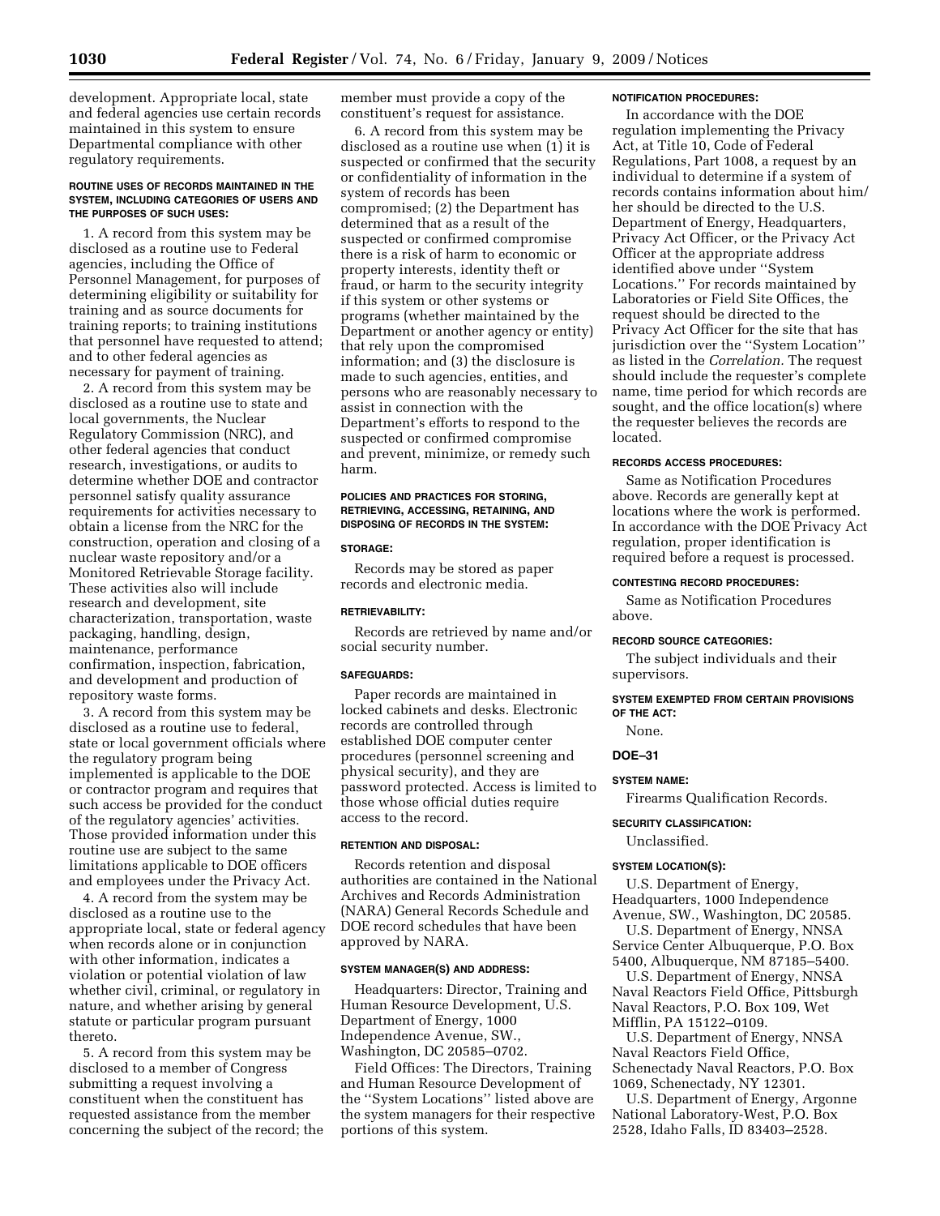development. Appropriate local, state and federal agencies use certain records maintained in this system to ensure Departmental compliance with other regulatory requirements.

#### ROUTINE USES OF RECORDS MAINTAINED IN THE SYSTEM, INCLUDING CATEGORIES OF USERS AND THE PURPOSES OF SUCH USES:

1. A record from this system may be disclosed as a routine use to Federal agencies, including the Office of Personnel Management, for purposes of determining eligibility or suitability for training and as source documents for training reports; to training institutions that personnel have requested to attend; and to other federal agencies as necessary for payment of training.

2. A record from this system may be disclosed as a routine use to state and local governments, the Nuclear Regulatory Commission (NRC), and other federal agencies that conduct research, investigations, or audits to determine whether DOE and contractor personnel satisfy quality assurance requirements for activities necessary to obtain a license from the NRC for the construction, operation and closing of a nuclear waste repository and/or a Monitored Retrievable Storage facility. These activities also will include research and development, site characterization, transportation, waste packaging, handling, design, maintenance, performance confirmation, inspection, fabrication, and development and production of repository waste forms.

3. A record from this system may be disclosed as a routine use to federal, state or local government officials where the regulatory program being implemented is applicable to the DOE or contractor program and requires that such access be provided for the conduct of the regulatory agencies' activities. Those provided information under this routine use are subject to the same limitations applicable to DOE officers and employees under the Privacy Act.

4. A record from the system may be disclosed as a routine use to the appropriate local, state or federal agency when records alone or in conjunction with other information, indicates a violation or potential violation of law whether civil, criminal, or regulatory in nature, and whether arising by general statute or particular program pursuant thereto.

5. A record from this system may be disclosed to a member of Congress submitting a request involving a constituent when the constituent has requested assistance from the member concerning the subject of the record; the member must provide a copy of the constituent's request for assistance.

6. A record from this system may be disclosed as a routine use when (1) it is suspected or confirmed that the security or confidentiality of information in the system of records has been compromised; (2) the Department has determined that as a result of the suspected or confirmed compromise there is a risk of harm to economic or property interests, identity theft or fraud, or harm to the security integrity if this system or other systems or programs (whether maintained by the Department or another agency or entity) that rely upon the compromised information; and (3) the disclosure is made to such agencies, entities, and persons who are reasonably necessary to assist in connection with the Department's efforts to respond to the suspected or confirmed compromise and prevent, minimize, or remedy such harm.

#### POLICIES AND PRACTICES FOR STORING, RETRIEVING, ACCESSING, RETAINING, AND DISPOSING OF RECORDS IN THE SYSTEM:

#### STORAGE:

Records may be stored as paper records and electronic media.

#### RETRIEVABILITY:

Records are retrieved by name and/or social security number.

#### SAFEGUARDS:

Paper records are maintained in locked cabinets and desks. Electronic records are controlled through established DOE computer center procedures (personnel screening and physical security), and they are password protected. Access is limited to those whose official duties require access to the record.

#### RETENTION AND DISPOSAL:

Records retention and disposal authorities are contained in the National Archives and Records Administration (NARA) General Records Schedule and DOE record schedules that have been approved by NARA.

#### SYSTEM MANAGER(S) AND ADDRESS:

Headquarters: Director, Training and Human Resource Development, U.S. Department of Energy, 1000 Independence Avenue, SW., Washington, DC 20585–0702.

Field Offices: The Directors, Training and Human Resource Development of the ''System Locations'' listed above are the system managers for their respective portions of this system.

#### NOTIFICATION PROCEDURES:

In accordance with the DOE regulation implementing the Privacy Act, at Title 10, Code of Federal Regulations, Part 1008, a request by an individual to determine if a system of records contains information about him/her should be directed to the U.S. Department of Energy, Headquarters, Privacy Act Officer, or the Privacy Act Officer at the appropriate address identified above under ''System Locations.'' For records maintained by Laboratories or Field Site Offices, the request should be directed to the Privacy Act Officer for the site that has jurisdiction over the ''System Location'' as listed in the *Correlation.* The request should include the requester's complete name, time period for which records are sought, and the office location(s) where the requester believes the records are located.

#### RECORDS ACCESS PROCEDURES:

Same as Notification Procedures above. Records are generally kept at locations where the work is performed. In accordance with the DOE Privacy Act regulation, proper identification is required before a request is processed.

#### CONTESTING RECORD PROCEDURES:

Same as Notification Procedures above.

#### RECORD SOURCE CATEGORIES:

The subject individuals and their supervisors.

#### SYSTEM EXEMPTED FROM CERTAIN PROVISIONS OF THE ACT:

None.

### DOE–31

#### SYSTEM NAME:

Firearms Qualification Records.

#### SECURITY CLASSIFICATION:

Unclassified.

#### SYSTEM LOCATION(S):

U.S. Department of Energy, Headquarters, 1000 Independence Avenue, SW., Washington, DC 20585.

U.S. Department of Energy, NNSA Service Center Albuquerque, P.O. Box 5400, Albuquerque, NM 87185–5400.

U.S. Department of Energy, NNSA Naval Reactors Field Office, Pittsburgh Naval Reactors, P.O. Box 109, West Mifflin, PA 15122–0109.

U.S. Department of Energy, NNSA Naval Reactors Field Office, Schenectady Naval Reactors, P.O. Box 1069, Schenectady, NY 12301.

U.S. Department of Energy, Argonne National Laboratory-West, P.O. Box 2528, Idaho Falls, ID 83403–2528.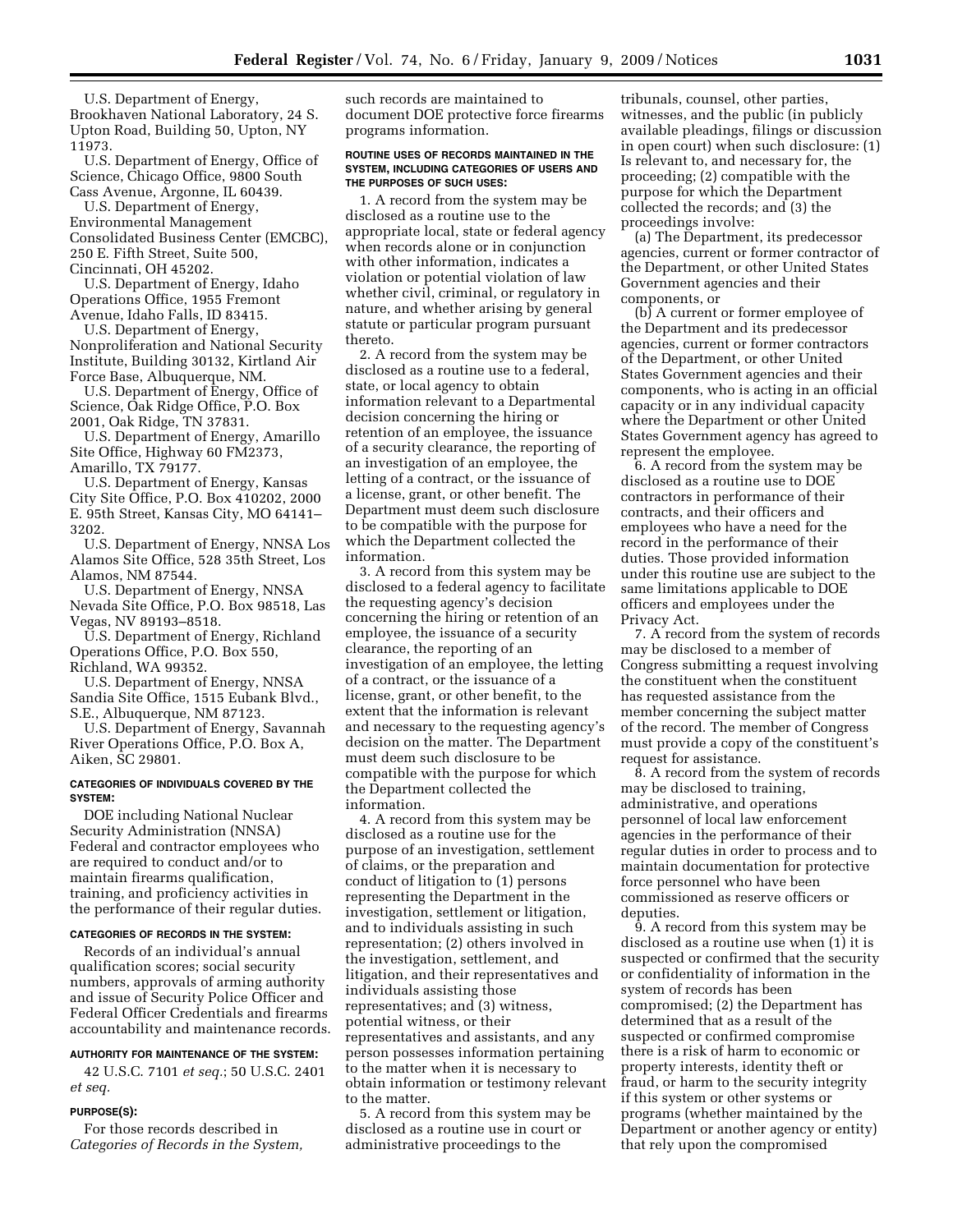U.S. Department of Energy, Brookhaven National Laboratory, 24 S. Upton Road, Building 50, Upton, NY 11973.

U.S. Department of Energy, Office of Science, Chicago Office, 9800 South Cass Avenue, Argonne, IL 60439.

U.S. Department of Energy, Environmental Management Consolidated Business Center (EMCBC), 250 E. Fifth Street, Suite 500, Cincinnati, OH 45202.

U.S. Department of Energy, Idaho Operations Office, 1955 Fremont Avenue, Idaho Falls, ID 83415.

U.S. Department of Energy, Nonproliferation and National Security Institute, Building 30132, Kirtland Air Force Base, Albuquerque, NM.

U.S. Department of Energy, Office of Science, Oak Ridge Office, P.O. Box 2001, Oak Ridge, TN 37831.

U.S. Department of Energy, Amarillo Site Office, Highway 60 FM2373, Amarillo, TX 79177.

U.S. Department of Energy, Kansas City Site Office, P.O. Box 410202, 2000 E. 95th Street, Kansas City, MO 64141–3202.

U.S. Department of Energy, NNSA Los Alamos Site Office, 528 35th Street, Los Alamos, NM 87544.

U.S. Department of Energy, NNSA Nevada Site Office, P.O. Box 98518, Las Vegas, NV 89193–8518.

U.S. Department of Energy, Richland Operations Office, P.O. Box 550, Richland, WA 99352.

U.S. Department of Energy, NNSA Sandia Site Office, 1515 Eubank Blvd., S.E., Albuquerque, NM 87123.

U.S. Department of Energy, Savannah River Operations Office, P.O. Box A, Aiken, SC 29801.

#### CATEGORIES OF INDIVIDUALS COVERED BY THE SYSTEM:

DOE including National Nuclear Security Administration (NNSA) Federal and contractor employees who are required to conduct and/or to maintain firearms qualification, training, and proficiency activities in the performance of their regular duties.

#### CATEGORIES OF RECORDS IN THE SYSTEM:

Records of an individual's annual qualification scores; social security numbers, approvals of arming authority and issue of Security Police Officer and Federal Officer Credentials and firearms accountability and maintenance records.

#### AUTHORITY FOR MAINTENANCE OF THE SYSTEM:

42 U.S.C. 7101 *et seq.*; 50 U.S.C. 2401 *et seq.*

#### PURPOSE(S):

For those records described in *Categories of Records in the System,* such records are maintained to document DOE protective force firearms programs information.

#### ROUTINE USES OF RECORDS MAINTAINED IN THE SYSTEM, INCLUDING CATEGORIES OF USERS AND THE PURPOSES OF SUCH USES:

1. A record from the system may be disclosed as a routine use to the appropriate local, state or federal agency when records alone or in conjunction with other information, indicates a violation or potential violation of law whether civil, criminal, or regulatory in nature, and whether arising by general statute or particular program pursuant thereto.

2. A record from the system may be disclosed as a routine use to a federal, state, or local agency to obtain information relevant to a Departmental decision concerning the hiring or retention of an employee, the issuance of a security clearance, the reporting of an investigation of an employee, the letting of a contract, or the issuance of a license, grant, or other benefit. The Department must deem such disclosure to be compatible with the purpose for which the Department collected the information.

3. A record from this system may be disclosed to a federal agency to facilitate the requesting agency's decision concerning the hiring or retention of an employee, the issuance of a security clearance, the reporting of an investigation of an employee, the letting of a contract, or the issuance of a license, grant, or other benefit, to the extent that the information is relevant and necessary to the requesting agency's decision on the matter. The Department must deem such disclosure to be compatible with the purpose for which the Department collected the information.

4. A record from this system may be disclosed as a routine use for the purpose of an investigation, settlement of claims, or the preparation and conduct of litigation to (1) persons representing the Department in the investigation, settlement or litigation, and to individuals assisting in such representation; (2) others involved in the investigation, settlement, and litigation, and their representatives and individuals assisting those representatives; and (3) witness, potential witness, or their representatives and assistants, and any person possesses information pertaining to the matter when it is necessary to obtain information or testimony relevant to the matter.

5. A record from this system may be disclosed as a routine use in court or administrative proceedings to the tribunals, counsel, other parties, witnesses, and the public (in publicly available pleadings, filings or discussion in open court) when such disclosure: (1) Is relevant to, and necessary for, the proceeding; (2) compatible with the purpose for which the Department collected the records; and (3) the proceedings involve:

(a) The Department, its predecessor agencies, current or former contractor of the Department, or other United States Government agencies and their components, or

(b) A current or former employee of the Department and its predecessor agencies, current or former contractors of the Department, or other United States Government agencies and their components, who is acting in an official capacity or in any individual capacity where the Department or other United States Government agency has agreed to represent the employee.

6. A record from the system may be disclosed as a routine use to DOE contractors in performance of their contracts, and their officers and employees who have a need for the record in the performance of their duties. Those provided information under this routine use are subject to the same limitations applicable to DOE officers and employees under the Privacy Act.

7. A record from the system of records may be disclosed to a member of Congress submitting a request involving the constituent when the constituent has requested assistance from the member concerning the subject matter of the record. The member of Congress must provide a copy of the constituent's request for assistance.

8. A record from the system of records may be disclosed to training, administrative, and operations personnel of local law enforcement agencies in the performance of their regular duties in order to process and to maintain documentation for protective force personnel who have been commissioned as reserve officers or deputies.

9. A record from this system may be disclosed as a routine use when (1) it is suspected or confirmed that the security or confidentiality of information in the system of records has been compromised; (2) the Department has determined that as a result of the suspected or confirmed compromise there is a risk of harm to economic or property interests, identity theft or fraud, or harm to the security integrity if this system or other systems or programs (whether maintained by the Department or another agency or entity) that rely upon the compromised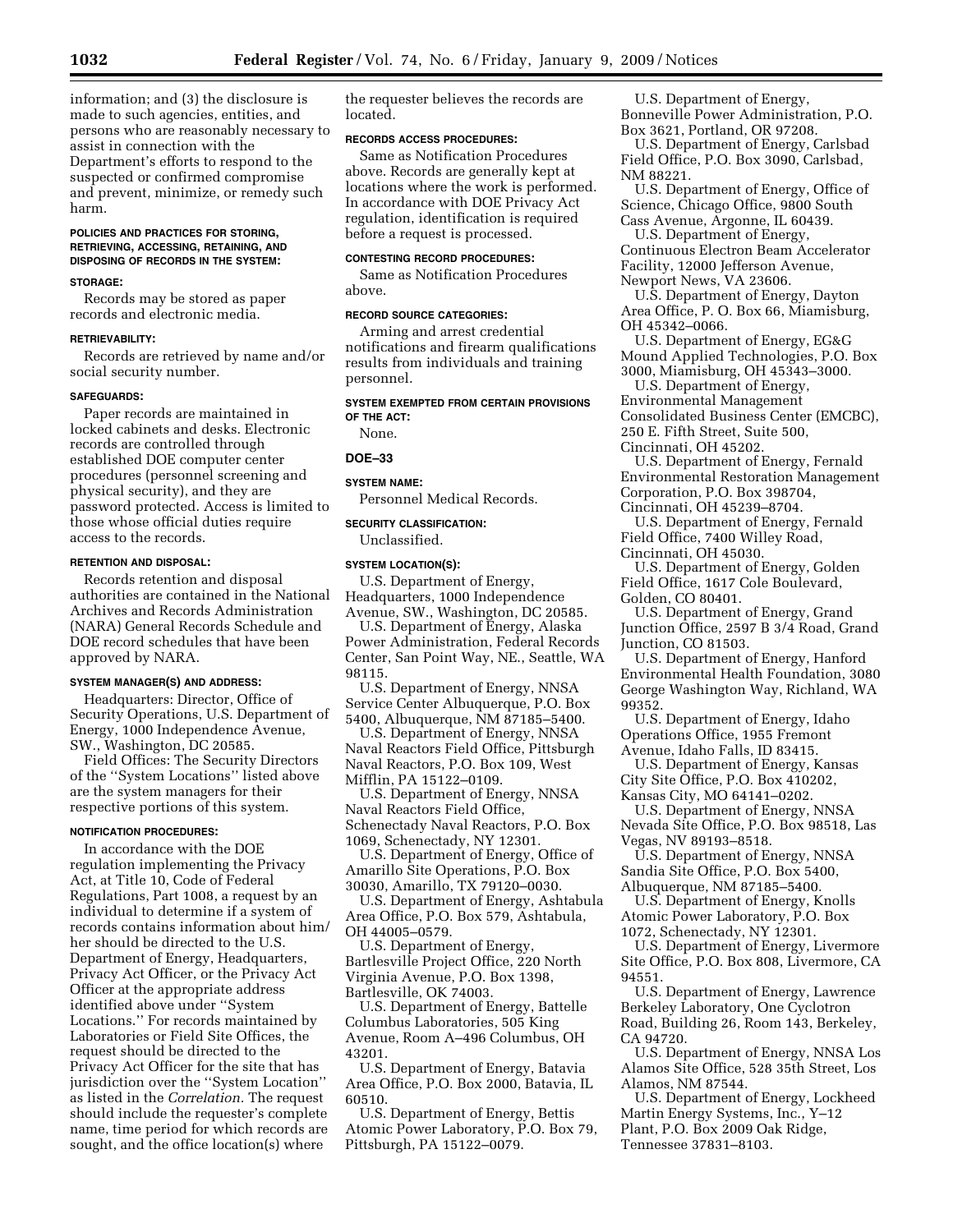information; and (3) the disclosure is made to such agencies, entities, and persons who are reasonably necessary to assist in connection with the Department's efforts to respond to the suspected or confirmed compromise and prevent, minimize, or remedy such harm.

#### POLICIES AND PRACTICES FOR STORING, RETRIEVING, ACCESSING, RETAINING, AND DISPOSING OF RECORDS IN THE SYSTEM:

#### STORAGE:

Records may be stored as paper records and electronic media.

#### RETRIEVABILITY:

Records are retrieved by name and/or social security number.

#### SAFEGUARDS:

Paper records are maintained in locked cabinets and desks. Electronic records are controlled through established DOE computer center procedures (personnel screening and physical security), and they are password protected. Access is limited to those whose official duties require access to the records.

#### RETENTION AND DISPOSAL:

Records retention and disposal authorities are contained in the National Archives and Records Administration (NARA) General Records Schedule and DOE record schedules that have been approved by NARA.

#### SYSTEM MANAGER(S) AND ADDRESS:

Headquarters: Director, Office of Security Operations, U.S. Department of Energy, 1000 Independence Avenue, SW., Washington, DC 20585.

Field Offices: The Security Directors of the ''System Locations'' listed above are the system managers for their respective portions of this system.

#### NOTIFICATION PROCEDURES:

In accordance with the DOE regulation implementing the Privacy Act, at Title 10, Code of Federal Regulations, Part 1008, a request by an individual to determine if a system of records contains information about him/her should be directed to the U.S. Department of Energy, Headquarters, Privacy Act Officer, or the Privacy Act Officer at the appropriate address identified above under ''System Locations.'' For records maintained by Laboratories or Field Site Offices, the request should be directed to the Privacy Act Officer for the site that has jurisdiction over the ''System Location'' as listed in the *Correlation.* The request should include the requester's complete name, time period for which records are sought, and the office location(s) where the requester believes the records are located.

#### RECORDS ACCESS PROCEDURES:

Same as Notification Procedures above. Records are generally kept at locations where the work is performed. In accordance with DOE Privacy Act regulation, identification is required before a request is processed.

#### CONTESTING RECORD PROCEDURES:

Same as Notification Procedures above.

#### RECORD SOURCE CATEGORIES:

Arming and arrest credential notifications and firearm qualifications results from individuals and training personnel.

#### SYSTEM EXEMPTED FROM CERTAIN PROVISIONS OF THE ACT:

None.

### DOE–33

#### SYSTEM NAME:

Personnel Medical Records.

#### SECURITY CLASSIFICATION:

Unclassified.

#### SYSTEM LOCATION(S):

U.S. Department of Energy, Headquarters, 1000 Independence Avenue, SW., Washington, DC 20585.

U.S. Department of Energy, Alaska Power Administration, Federal Records Center, San Point Way, NE., Seattle, WA 98115.

U.S. Department of Energy, NNSA Service Center Albuquerque, P.O. Box 5400, Albuquerque, NM 87185–5400.

U.S. Department of Energy, NNSA Naval Reactors Field Office, Pittsburgh Naval Reactors, P.O. Box 109, West Mifflin, PA 15122–0109.

U.S. Department of Energy, NNSA Naval Reactors Field Office, Schenectady Naval Reactors, P.O. Box 1069, Schenectady, NY 12301.

U.S. Department of Energy, Office of Amarillo Site Operations, P.O. Box 30030, Amarillo, TX 79120–0030.

U.S. Department of Energy, Ashtabula Area Office, P.O. Box 579, Ashtabula, OH 44005–0579.

U.S. Department of Energy, Bartlesville Project Office, 220 North Virginia Avenue, P.O. Box 1398, Bartlesville, OK 74003.

U.S. Department of Energy, Battelle Columbus Laboratories, 505 King Avenue, Room A–496 Columbus, OH 43201.

U.S. Department of Energy, Batavia Area Office, P.O. Box 2000, Batavia, IL 60510.

U.S. Department of Energy, Bettis Atomic Power Laboratory, P.O. Box 79, Pittsburgh, PA 15122–0079.

U.S. Department of Energy, Bonneville Power Administration, P.O. Box 3621, Portland, OR 97208.

U.S. Department of Energy, Carlsbad Field Office, P.O. Box 3090, Carlsbad, NM 88221.

U.S. Department of Energy, Office of Science, Chicago Office, 9800 South Cass Avenue, Argonne, IL 60439.

U.S. Department of Energy, Continuous Electron Beam Accelerator Facility, 12000 Jefferson Avenue, Newport News, VA 23606.

U.S. Department of Energy, Dayton Area Office, P. O. Box 66, Miamisburg, OH 45342–0066.

U.S. Department of Energy, EG&G Mound Applied Technologies, P.O. Box 3000, Miamisburg, OH 45343–3000.

U.S. Department of Energy, Environmental Management Consolidated Business Center (EMCBC), 250 E. Fifth Street, Suite 500, Cincinnati, OH 45202.

U.S. Department of Energy, Fernald Environmental Restoration Management Corporation, P.O. Box 398704, Cincinnati, OH 45239–8704.

U.S. Department of Energy, Fernald Field Office, 7400 Willey Road, Cincinnati, OH 45030.

U.S. Department of Energy, Golden Field Office, 1617 Cole Boulevard, Golden, CO 80401.

U.S. Department of Energy, Grand Junction Office, 2597 B 3/4 Road, Grand Junction, CO 81503.

U.S. Department of Energy, Hanford Environmental Health Foundation, 3080 George Washington Way, Richland, WA 99352.

U.S. Department of Energy, Idaho Operations Office, 1955 Fremont Avenue, Idaho Falls, ID 83415.

U.S. Department of Energy, Kansas City Site Office, P.O. Box 410202, Kansas City, MO 64141–0202.

U.S. Department of Energy, NNSA Nevada Site Office, P.O. Box 98518, Las Vegas, NV 89193–8518.

U.S. Department of Energy, NNSA Sandia Site Office, P.O. Box 5400, Albuquerque, NM 87185–5400.

U.S. Department of Energy, Knolls Atomic Power Laboratory, P.O. Box 1072, Schenectady, NY 12301.

U.S. Department of Energy, Livermore Site Office, P.O. Box 808, Livermore, CA 94551.

U.S. Department of Energy, Lawrence Berkeley Laboratory, One Cyclotron Road, Building 26, Room 143, Berkeley, CA 94720.

U.S. Department of Energy, NNSA Los Alamos Site Office, 528 35th Street, Los Alamos, NM 87544.

U.S. Department of Energy, Lockheed Martin Energy Systems, Inc., Y–12 Plant, P.O. Box 2009 Oak Ridge, Tennessee 37831–8103.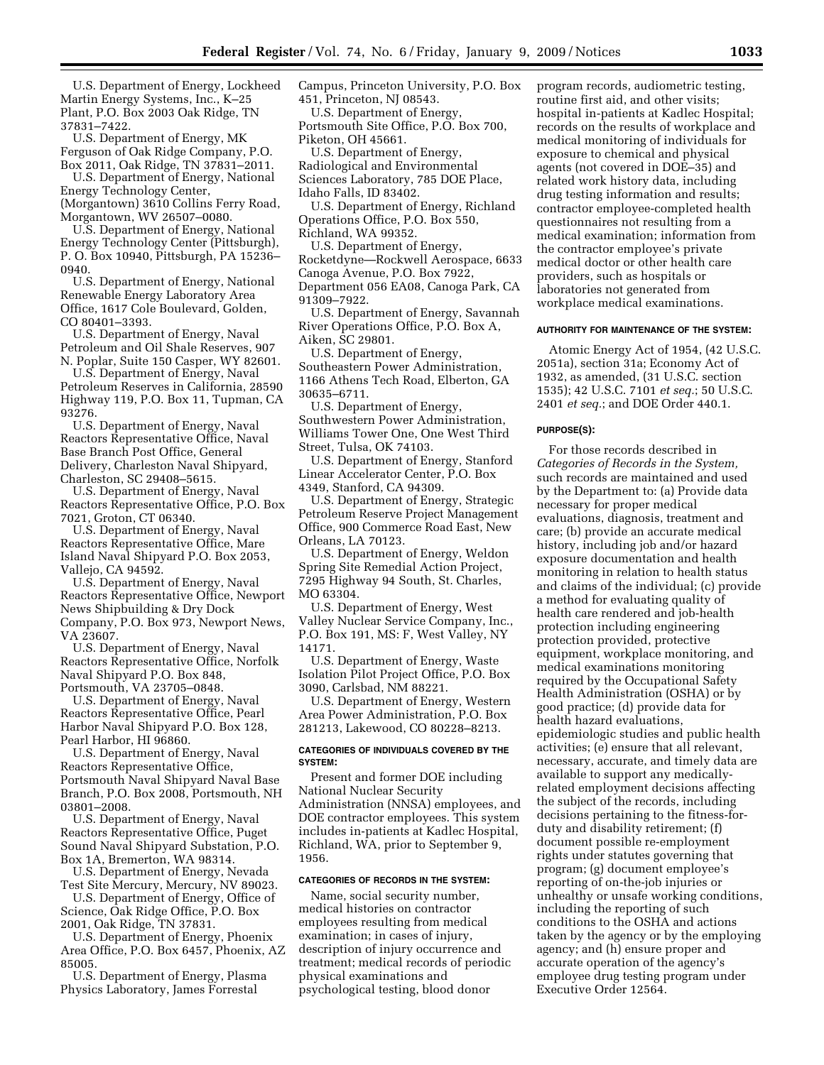U.S. Department of Energy, Lockheed Martin Energy Systems, Inc., K–25 Plant, P.O. Box 2003 Oak Ridge, TN 37831–7422.

U.S. Department of Energy, MK Ferguson of Oak Ridge Company, P.O. Box 2011, Oak Ridge, TN 37831–2011.

U.S. Department of Energy, National Energy Technology Center, (Morgantown) 3610 Collins Ferry Road, Morgantown, WV 26507–0080.

U.S. Department of Energy, National Energy Technology Center (Pittsburgh), P. O. Box 10940, Pittsburgh, PA 15236–0940.

U.S. Department of Energy, National Renewable Energy Laboratory Area Office, 1617 Cole Boulevard, Golden, CO 80401–3393.

U.S. Department of Energy, Naval Petroleum and Oil Shale Reserves, 907 N. Poplar, Suite 150 Casper, WY 82601.

U.S. Department of Energy, Naval Petroleum Reserves in California, 28590 Highway 119, P.O. Box 11, Tupman, CA 93276.

U.S. Department of Energy, Naval Reactors Representative Office, Naval Base Branch Post Office, General Delivery, Charleston Naval Shipyard, Charleston, SC 29408–5615.

U.S. Department of Energy, Naval Reactors Representative Office, P.O. Box 7021, Groton, CT 06340.

U.S. Department of Energy, Naval Reactors Representative Office, Mare Island Naval Shipyard P.O. Box 2053, Vallejo, CA 94592.

U.S. Department of Energy, Naval Reactors Representative Office, Newport News Shipbuilding & Dry Dock Company, P.O. Box 973, Newport News, VA 23607.

U.S. Department of Energy, Naval Reactors Representative Office, Norfolk Naval Shipyard P.O. Box 848, Portsmouth, VA 23705–0848.

U.S. Department of Energy, Naval Reactors Representative Office, Pearl Harbor Naval Shipyard P.O. Box 128, Pearl Harbor, HI 96860.

U.S. Department of Energy, Naval Reactors Representative Office, Portsmouth Naval Shipyard Naval Base Branch, P.O. Box 2008, Portsmouth, NH 03801–2008.

U.S. Department of Energy, Naval Reactors Representative Office, Puget Sound Naval Shipyard Substation, P.O. Box 1A, Bremerton, WA 98314.

U.S. Department of Energy, Nevada Test Site Mercury, Mercury, NV 89023.

U.S. Department of Energy, Office of Science, Oak Ridge Office, P.O. Box 2001, Oak Ridge, TN 37831.

U.S. Department of Energy, Phoenix Area Office, P.O. Box 6457, Phoenix, AZ 85005.

U.S. Department of Energy, Plasma Physics Laboratory, James Forrestal Campus, Princeton University, P.O. Box 451, Princeton, NJ 08543.

U.S. Department of Energy, Portsmouth Site Office, P.O. Box 700, Piketon, OH 45661.

U.S. Department of Energy, Radiological and Environmental Sciences Laboratory, 785 DOE Place, Idaho Falls, ID 83402.

U.S. Department of Energy, Richland Operations Office, P.O. Box 550, Richland, WA 99352.

U.S. Department of Energy, Rocketdyne—Rockwell Aerospace, 6633 Canoga Avenue, P.O. Box 7922, Department 056 EA08, Canoga Park, CA 91309–7922.

U.S. Department of Energy, Savannah River Operations Office, P.O. Box A, Aiken, SC 29801.

U.S. Department of Energy, Southeastern Power Administration, 1166 Athens Tech Road, Elberton, GA 30635–6711.

U.S. Department of Energy, Southwestern Power Administration, Williams Tower One, One West Third Street, Tulsa, OK 74103.

U.S. Department of Energy, Stanford Linear Accelerator Center, P.O. Box 4349, Stanford, CA 94309.

U.S. Department of Energy, Strategic Petroleum Reserve Project Management Office, 900 Commerce Road East, New Orleans, LA 70123.

U.S. Department of Energy, Weldon Spring Site Remedial Action Project, 7295 Highway 94 South, St. Charles, MO 63304.

U.S. Department of Energy, West Valley Nuclear Service Company, Inc., P.O. Box 191, MS: F, West Valley, NY 14171.

U.S. Department of Energy, Waste Isolation Pilot Project Office, P.O. Box 3090, Carlsbad, NM 88221.

U.S. Department of Energy, Western Area Power Administration, P.O. Box 281213, Lakewood, CO 80228–8213.

#### CATEGORIES OF INDIVIDUALS COVERED BY THE SYSTEM:

Present and former DOE including National Nuclear Security Administration (NNSA) employees, and DOE contractor employees. This system includes in-patients at Kadlec Hospital, Richland, WA, prior to September 9, 1956.

#### CATEGORIES OF RECORDS IN THE SYSTEM:

Name, social security number, medical histories on contractor employees resulting from medical examination; in cases of injury, description of injury occurrence and treatment; medical records of periodic physical examinations and psychological testing, blood donor program records, audiometric testing, routine first aid, and other visits; hospital in-patients at Kadlec Hospital; records on the results of workplace and medical monitoring of individuals for exposure to chemical and physical agents (not covered in DOE–35) and related work history data, including drug testing information and results; contractor employee-completed health questionnaires not resulting from a medical examination; information from the contractor employee's private medical doctor or other health care providers, such as hospitals or laboratories not generated from workplace medical examinations.

#### AUTHORITY FOR MAINTENANCE OF THE SYSTEM:

Atomic Energy Act of 1954, (42 U.S.C. 2051a), section 31a; Economy Act of 1932, as amended, (31 U.S.C. section 1535); 42 U.S.C. 7101 *et seq.*; 50 U.S.C. 2401 *et seq.*; and DOE Order 440.1.

#### PURPOSE(S):

For those records described in *Categories of Records in the System,* such records are maintained and used by the Department to: (a) Provide data necessary for proper medical evaluations, diagnosis, treatment and care; (b) provide an accurate medical history, including job and/or hazard exposure documentation and health monitoring in relation to health status and claims of the individual; (c) provide a method for evaluating quality of health care rendered and job-health protection including engineering protection provided, protective equipment, workplace monitoring, and medical examinations monitoring required by the Occupational Safety Health Administration (OSHA) or by good practice; (d) provide data for health hazard evaluations, epidemiologic studies and public health activities; (e) ensure that all relevant, necessary, accurate, and timely data are available to support any medically-related employment decisions affecting the subject of the records, including decisions pertaining to the fitness-for-duty and disability retirement; (f) document possible re-employment rights under statutes governing that program; (g) document employee's reporting of on-the-job injuries or unhealthy or unsafe working conditions, including the reporting of such conditions to the OSHA and actions taken by the agency or by the employing agency; and (h) ensure proper and accurate operation of the agency's employee drug testing program under Executive Order 12564.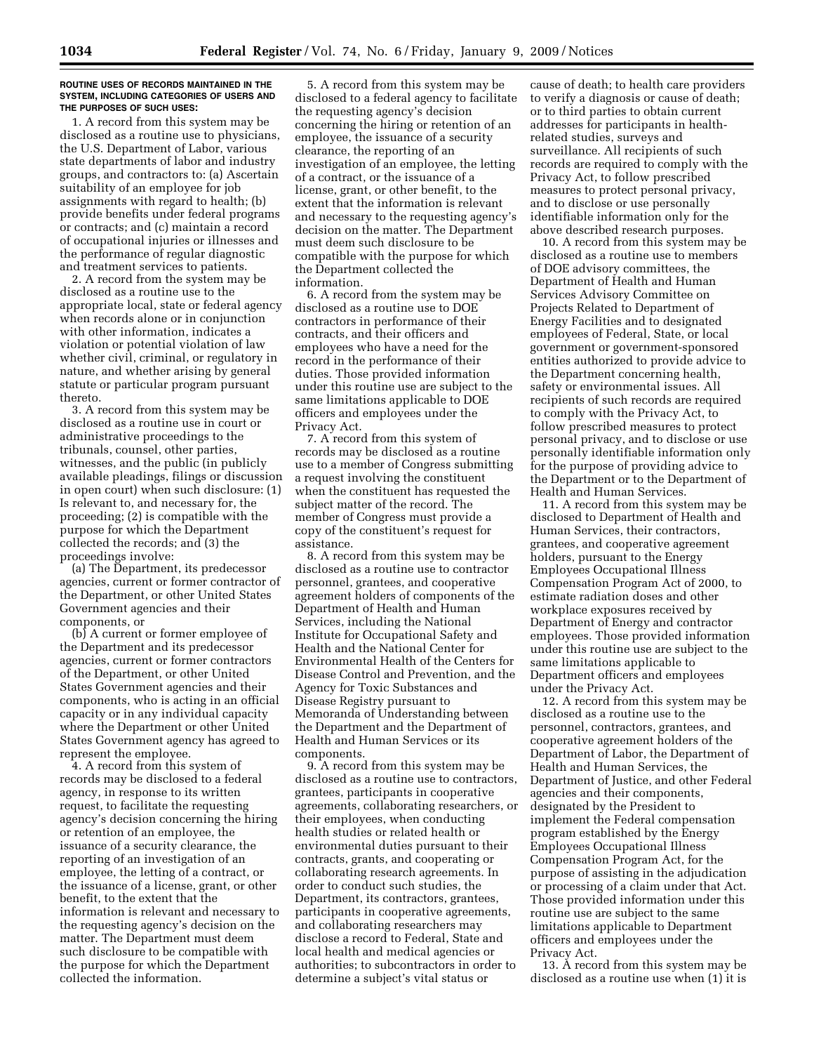**ROUTINE USES OF RECORDS MAINTAINED IN THE SYSTEM, INCLUDING CATEGORIES OF USERS AND THE PURPOSES OF SUCH USES:**

1. A record from this system may be disclosed as a routine use to physicians, the U.S. Department of Labor, various state departments of labor and industry groups, and contractors to: (a) Ascertain suitability of an employee for job assignments with regard to health; (b) provide benefits under federal programs or contracts; and (c) maintain a record of occupational injuries or illnesses and the performance of regular diagnostic and treatment services to patients.

2. A record from the system may be disclosed as a routine use to the appropriate local, state or federal agency when records alone or in conjunction with other information, indicates a violation or potential violation of law whether civil, criminal, or regulatory in nature, and whether arising by general statute or particular program pursuant thereto.

3. A record from this system may be disclosed as a routine use in court or administrative proceedings to the tribunals, counsel, other parties, witnesses, and the public (in publicly available pleadings, filings or discussion in open court) when such disclosure: (1) Is relevant to, and necessary for, the proceeding; (2) is compatible with the purpose for which the Department collected the records; and (3) the proceedings involve:

(a) The Department, its predecessor agencies, current or former contractor of the Department, or other United States Government agencies and their components, or

(b) A current or former employee of the Department and its predecessor agencies, current or former contractors of the Department, or other United States Government agencies and their components, who is acting in an official capacity or in any individual capacity where the Department or other United States Government agency has agreed to represent the employee.

4. A record from this system of records may be disclosed to a federal agency, in response to its written request, to facilitate the requesting agency's decision concerning the hiring or retention of an employee, the issuance of a security clearance, the reporting of an investigation of an employee, the letting of a contract, or the issuance of a license, grant, or other benefit, to the extent that the information is relevant and necessary to the requesting agency's decision on the matter. The Department must deem such disclosure to be compatible with the purpose for which the Department collected the information.

5. A record from this system may be disclosed to a federal agency to facilitate the requesting agency's decision concerning the hiring or retention of an employee, the issuance of a security clearance, the reporting of an investigation of an employee, the letting of a contract, or the issuance of a license, grant, or other benefit, to the extent that the information is relevant and necessary to the requesting agency's decision on the matter. The Department must deem such disclosure to be compatible with the purpose for which the Department collected the information.

6. A record from the system may be disclosed as a routine use to DOE contractors in performance of their contracts, and their officers and employees who have a need for the record in the performance of their duties. Those provided information under this routine use are subject to the same limitations applicable to DOE officers and employees under the Privacy Act.

7. A record from this system of records may be disclosed as a routine use to a member of Congress submitting a request involving the constituent when the constituent has requested the subject matter of the record. The member of Congress must provide a copy of the constituent's request for assistance.

8. A record from this system may be disclosed as a routine use to contractor personnel, grantees, and cooperative agreement holders of components of the Department of Health and Human Services, including the National Institute for Occupational Safety and Health and the National Center for Environmental Health of the Centers for Disease Control and Prevention, and the Agency for Toxic Substances and Disease Registry pursuant to Memoranda of Understanding between the Department and the Department of Health and Human Services or its components.

9. A record from this system may be disclosed as a routine use to contractors, grantees, participants in cooperative agreements, collaborating researchers, or their employees, when conducting health studies or related health or environmental duties pursuant to their contracts, grants, and cooperating or collaborating research agreements. In order to conduct such studies, the Department, its contractors, grantees, participants in cooperative agreements, and collaborating researchers may disclose a record to Federal, State and local health and medical agencies or authorities; to subcontractors in order to determine a subject's vital status or cause of death; to health care providers to verify a diagnosis or cause of death; or to third parties to obtain current addresses for participants in health-related studies, surveys and surveillance. All recipients of such records are required to comply with the Privacy Act, to follow prescribed measures to protect personal privacy, and to disclose or use personally identifiable information only for the above described research purposes.

10. A record from this system may be disclosed as a routine use to members of DOE advisory committees, the Department of Health and Human Services Advisory Committee on Projects Related to Department of Energy Facilities and to designated employees of Federal, State, or local government or government-sponsored entities authorized to provide advice to the Department concerning health, safety or environmental issues. All recipients of such records are required to comply with the Privacy Act, to follow prescribed measures to protect personal privacy, and to disclose or use personally identifiable information only for the purpose of providing advice to the Department or to the Department of Health and Human Services.

11. A record from this system may be disclosed to Department of Health and Human Services, their contractors, grantees, and cooperative agreement holders, pursuant to the Energy Employees Occupational Illness Compensation Program Act of 2000, to estimate radiation doses and other workplace exposures received by Department of Energy and contractor employees. Those provided information under this routine use are subject to the same limitations applicable to Department officers and employees under the Privacy Act.

12. A record from this system may be disclosed as a routine use to the personnel, contractors, grantees, and cooperative agreement holders of the Department of Labor, the Department of Health and Human Services, the Department of Justice, and other Federal agencies and their components, designated by the President to implement the Federal compensation program established by the Energy Employees Occupational Illness Compensation Program Act, for the purpose of assisting in the adjudication or processing of a claim under that Act. Those provided information under this routine use are subject to the same limitations applicable to Department officers and employees under the Privacy Act.

13. A record from this system may be disclosed as a routine use when (1) it is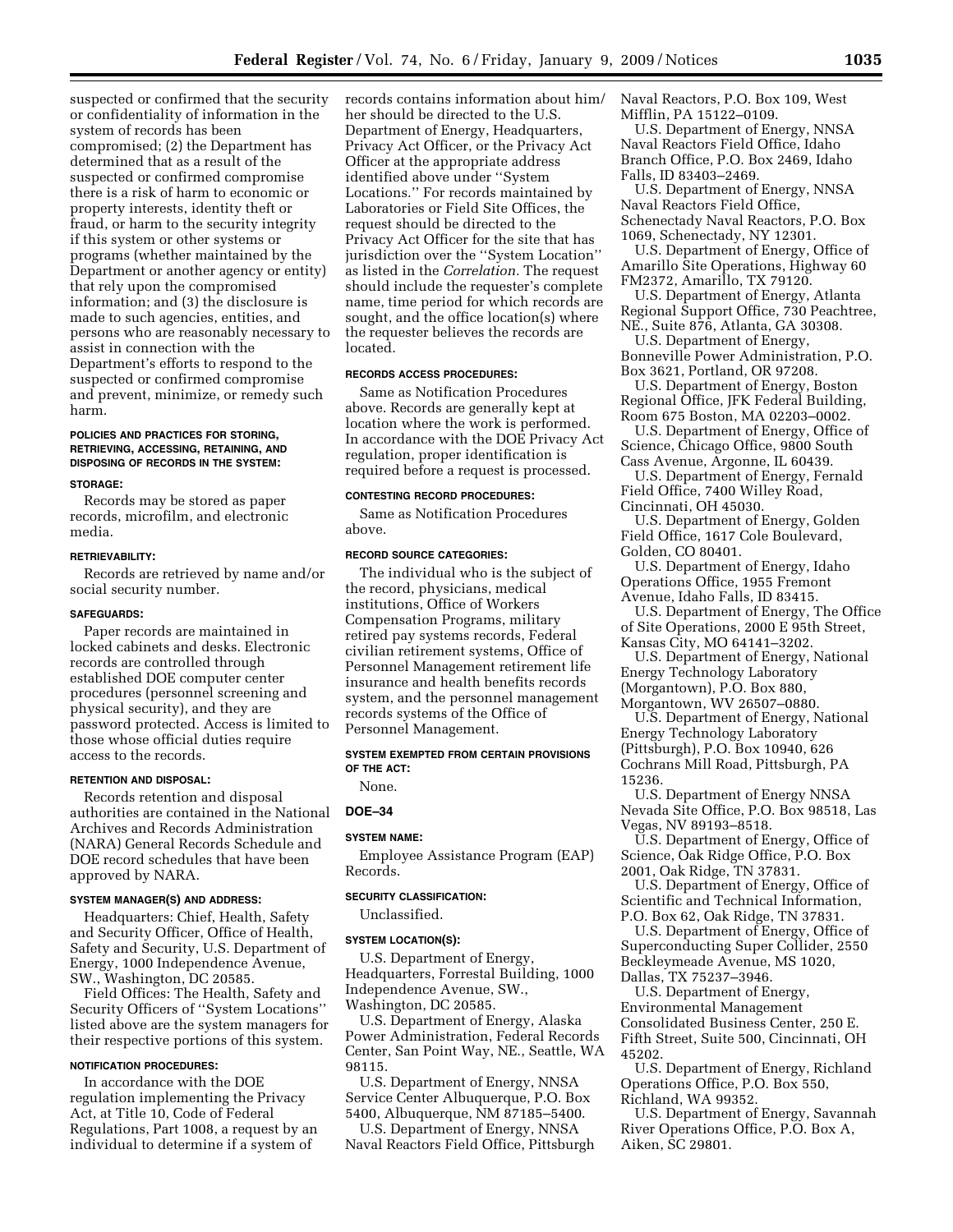suspected or confirmed that the security or confidentiality of information in the system of records has been compromised; (2) the Department has determined that as a result of the suspected or confirmed compromise there is a risk of harm to economic or property interests, identity theft or fraud, or harm to the security integrity if this system or other systems or programs (whether maintained by the Department or another agency or entity) that rely upon the compromised information; and (3) the disclosure is made to such agencies, entities, and persons who are reasonably necessary to assist in connection with the Department's efforts to respond to the suspected or confirmed compromise and prevent, minimize, or remedy such harm.

#### POLICIES AND PRACTICES FOR STORING, RETRIEVING, ACCESSING, RETAINING, AND DISPOSING OF RECORDS IN THE SYSTEM:

#### STORAGE:

Records may be stored as paper records, microfilm, and electronic media.

#### RETRIEVABILITY:

Records are retrieved by name and/or social security number.

#### SAFEGUARDS:

Paper records are maintained in locked cabinets and desks. Electronic records are controlled through established DOE computer center procedures (personnel screening and physical security), and they are password protected. Access is limited to those whose official duties require access to the records.

#### RETENTION AND DISPOSAL:

Records retention and disposal authorities are contained in the National Archives and Records Administration (NARA) General Records Schedule and DOE record schedules that have been approved by NARA.

#### SYSTEM MANAGER(S) AND ADDRESS:

Headquarters: Chief, Health, Safety and Security Officer, Office of Health, Safety and Security, U.S. Department of Energy, 1000 Independence Avenue, SW., Washington, DC 20585.

Field Offices: The Health, Safety and Security Officers of "System Locations" listed above are the system managers for their respective portions of this system.

#### NOTIFICATION PROCEDURES:

In accordance with the DOE regulation implementing the Privacy Act, at Title 10, Code of Federal Regulations, Part 1008, a request by an individual to determine if a system of records contains information about him/her should be directed to the U.S. Department of Energy, Headquarters, Privacy Act Officer, or the Privacy Act Officer at the appropriate address identified above under "System Locations." For records maintained by Laboratories or Field Site Offices, the request should be directed to the Privacy Act Officer for the site that has jurisdiction over the "System Location" as listed in the *Correlation.* The request should include the requester's complete name, time period for which records are sought, and the office location(s) where the requester believes the records are located.

#### RECORDS ACCESS PROCEDURES:

Same as Notification Procedures above. Records are generally kept at location where the work is performed. In accordance with the DOE Privacy Act regulation, proper identification is required before a request is processed.

#### CONTESTING RECORD PROCEDURES:

Same as Notification Procedures above.

#### RECORD SOURCE CATEGORIES:

The individual who is the subject of the record, physicians, medical institutions, Office of Workers Compensation Programs, military retired pay systems records, Federal civilian retirement systems, Office of Personnel Management retirement life insurance and health benefits records system, and the personnel management records systems of the Office of Personnel Management.

#### SYSTEM EXEMPTED FROM CERTAIN PROVISIONS OF THE ACT:

None.

### DOE–34

#### SYSTEM NAME:

Employee Assistance Program (EAP) Records.

#### SECURITY CLASSIFICATION:

Unclassified.

#### SYSTEM LOCATION(S):

U.S. Department of Energy, Headquarters, Forrestal Building, 1000 Independence Avenue, SW., Washington, DC 20585.

U.S. Department of Energy, Alaska Power Administration, Federal Records Center, San Point Way, NE., Seattle, WA 98115.

U.S. Department of Energy, NNSA Service Center Albuquerque, P.O. Box 5400, Albuquerque, NM 87185–5400.

U.S. Department of Energy, NNSA Naval Reactors Field Office, Pittsburgh Naval Reactors, P.O. Box 109, West Mifflin, PA 15122–0109.

U.S. Department of Energy, NNSA Naval Reactors Field Office, Idaho Branch Office, P.O. Box 2469, Idaho Falls, ID 83403–2469.

U.S. Department of Energy, NNSA Naval Reactors Field Office, Schenectady Naval Reactors, P.O. Box 1069, Schenectady, NY 12301.

U.S. Department of Energy, Office of Amarillo Site Operations, Highway 60 FM2372, Amarillo, TX 79120.

U.S. Department of Energy, Atlanta Regional Support Office, 730 Peachtree, NE., Suite 876, Atlanta, GA 30308.

U.S. Department of Energy, Bonneville Power Administration, P.O. Box 3621, Portland, OR 97208.

U.S. Department of Energy, Boston Regional Office, JFK Federal Building, Room 675 Boston, MA 02203–0002.

U.S. Department of Energy, Office of Science, Chicago Office, 9800 South Cass Avenue, Argonne, IL 60439.

U.S. Department of Energy, Fernald Field Office, 7400 Willey Road, Cincinnati, OH 45030.

U.S. Department of Energy, Golden Field Office, 1617 Cole Boulevard, Golden, CO 80401.

U.S. Department of Energy, Idaho Operations Office, 1955 Fremont Avenue, Idaho Falls, ID 83415.

U.S. Department of Energy, The Office of Site Operations, 2000 E 95th Street, Kansas City, MO 64141–3202.

U.S. Department of Energy, National Energy Technology Laboratory (Morgantown), P.O. Box 880, Morgantown, WV 26507–0880.

U.S. Department of Energy, National Energy Technology Laboratory (Pittsburgh), P.O. Box 10940, 626 Cochrans Mill Road, Pittsburgh, PA 15236.

U.S. Department of Energy NNSA Nevada Site Office, P.O. Box 98518, Las Vegas, NV 89193–8518.

U.S. Department of Energy, Office of Science, Oak Ridge Office, P.O. Box 2001, Oak Ridge, TN 37831.

U.S. Department of Energy, Office of Scientific and Technical Information, P.O. Box 62, Oak Ridge, TN 37831.

U.S. Department of Energy, Office of Superconducting Super Collider, 2550 Beckleymeade Avenue, MS 1020, Dallas, TX 75237–3946.

U.S. Department of Energy, Environmental Management Consolidated Business Center, 250 E. Fifth Street, Suite 500, Cincinnati, OH 45202.

U.S. Department of Energy, Richland Operations Office, P.O. Box 550, Richland, WA 99352.

U.S. Department of Energy, Savannah River Operations Office, P.O. Box A, Aiken, SC 29801.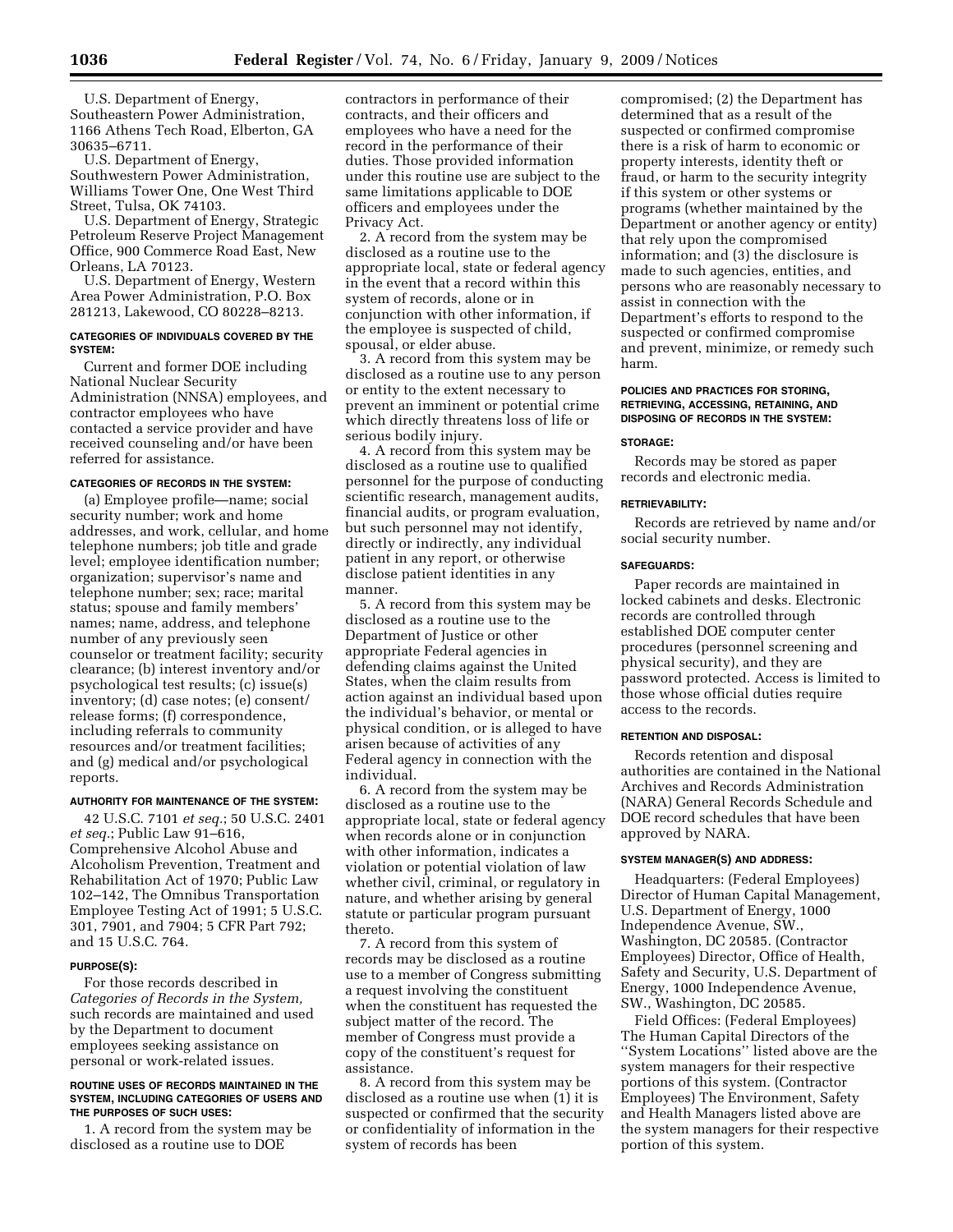U.S. Department of Energy, Southeastern Power Administration, 1166 Athens Tech Road, Elberton, GA 30635–6711.

U.S. Department of Energy, Southwestern Power Administration, Williams Tower One, One West Third Street, Tulsa, OK 74103.

U.S. Department of Energy, Strategic Petroleum Reserve Project Management Office, 900 Commerce Road East, New Orleans, LA 70123.

U.S. Department of Energy, Western Area Power Administration, P.O. Box 281213, Lakewood, CO 80228–8213.

#### CATEGORIES OF INDIVIDUALS COVERED BY THE SYSTEM:

Current and former DOE including National Nuclear Security Administration (NNSA) employees, and contractor employees who have contacted a service provider and have received counseling and/or have been referred for assistance.

#### CATEGORIES OF RECORDS IN THE SYSTEM:

(a) Employee profile—name; social security number; work and home addresses, and work, cellular, and home telephone numbers; job title and grade level; employee identification number; organization; supervisor's name and telephone number; sex; race; marital status; spouse and family members' names; name, address, and telephone number of any previously seen counselor or treatment facility; security clearance; (b) interest inventory and/or psychological test results; (c) issue(s) inventory; (d) case notes; (e) consent/release forms; (f) correspondence, including referrals to community resources and/or treatment facilities; and (g) medical and/or psychological reports.

#### AUTHORITY FOR MAINTENANCE OF THE SYSTEM:

42 U.S.C. 7101 *et seq.*; 50 U.S.C. 2401 *et seq.*; Public Law 91–616, Comprehensive Alcohol Abuse and Alcoholism Prevention, Treatment and Rehabilitation Act of 1970; Public Law 102–142, The Omnibus Transportation Employee Testing Act of 1991; 5 U.S.C. 301, 7901, and 7904; 5 CFR Part 792; and 15 U.S.C. 764.

#### PURPOSE(S):

For those records described in *Categories of Records in the System,* such records are maintained and used by the Department to document employees seeking assistance on personal or work-related issues.

#### ROUTINE USES OF RECORDS MAINTAINED IN THE SYSTEM, INCLUDING CATEGORIES OF USERS AND THE PURPOSES OF SUCH USES:

1. A record from the system may be disclosed as a routine use to DOE contractors in performance of their contracts, and their officers and employees who have a need for the record in the performance of their duties. Those provided information under this routine use are subject to the same limitations applicable to DOE officers and employees under the Privacy Act.

2. A record from the system may be disclosed as a routine use to the appropriate local, state or federal agency in the event that a record within this system of records, alone or in conjunction with other information, if the employee is suspected of child, spousal, or elder abuse.

3. A record from this system may be disclosed as a routine use to any person or entity to the extent necessary to prevent an imminent or potential crime which directly threatens loss of life or serious bodily injury.

4. A record from this system may be disclosed as a routine use to qualified personnel for the purpose of conducting scientific research, management audits, financial audits, or program evaluation, but such personnel may not identify, directly or indirectly, any individual patient in any report, or otherwise disclose patient identities in any manner.

5. A record from this system may be disclosed as a routine use to the Department of Justice or other appropriate Federal agencies in defending claims against the United States, when the claim results from action against an individual based upon the individual's behavior, or mental or physical condition, or is alleged to have arisen because of activities of any Federal agency in connection with the individual.

6. A record from the system may be disclosed as a routine use to the appropriate local, state or federal agency when records alone or in conjunction with other information, indicates a violation or potential violation of law whether civil, criminal, or regulatory in nature, and whether arising by general statute or particular program pursuant thereto.

7. A record from this system of records may be disclosed as a routine use to a member of Congress submitting a request involving the constituent when the constituent has requested the subject matter of the record. The member of Congress must provide a copy of the constituent's request for assistance.

8. A record from this system may be disclosed as a routine use when (1) it is suspected or confirmed that the security or confidentiality of information in the system of records has been compromised; (2) the Department has determined that as a result of the suspected or confirmed compromise there is a risk of harm to economic or property interests, identity theft or fraud, or harm to the security integrity if this system or other systems or programs (whether maintained by the Department or another agency or entity) that rely upon the compromised information; and (3) the disclosure is made to such agencies, entities, and persons who are reasonably necessary to assist in connection with the Department's efforts to respond to the suspected or confirmed compromise and prevent, minimize, or remedy such harm.

#### POLICIES AND PRACTICES FOR STORING, RETRIEVING, ACCESSING, RETAINING, AND DISPOSING OF RECORDS IN THE SYSTEM:

#### STORAGE:

Records may be stored as paper records and electronic media.

#### RETRIEVABILITY:

Records are retrieved by name and/or social security number.

#### SAFEGUARDS:

Paper records are maintained in locked cabinets and desks. Electronic records are controlled through established DOE computer center procedures (personnel screening and physical security), and they are password protected. Access is limited to those whose official duties require access to the records.

#### RETENTION AND DISPOSAL:

Records retention and disposal authorities are contained in the National Archives and Records Administration (NARA) General Records Schedule and DOE record schedules that have been approved by NARA.

#### SYSTEM MANAGER(S) AND ADDRESS:

Headquarters: (Federal Employees) Director of Human Capital Management, U.S. Department of Energy, 1000 Independence Avenue, SW., Washington, DC 20585. (Contractor Employees) Director, Office of Health, Safety and Security, U.S. Department of Energy, 1000 Independence Avenue, SW., Washington, DC 20585.

Field Offices: (Federal Employees) The Human Capital Directors of the ''System Locations'' listed above are the system managers for their respective portions of this system. (Contractor Employees) The Environment, Safety and Health Managers listed above are the system managers for their respective portion of this system.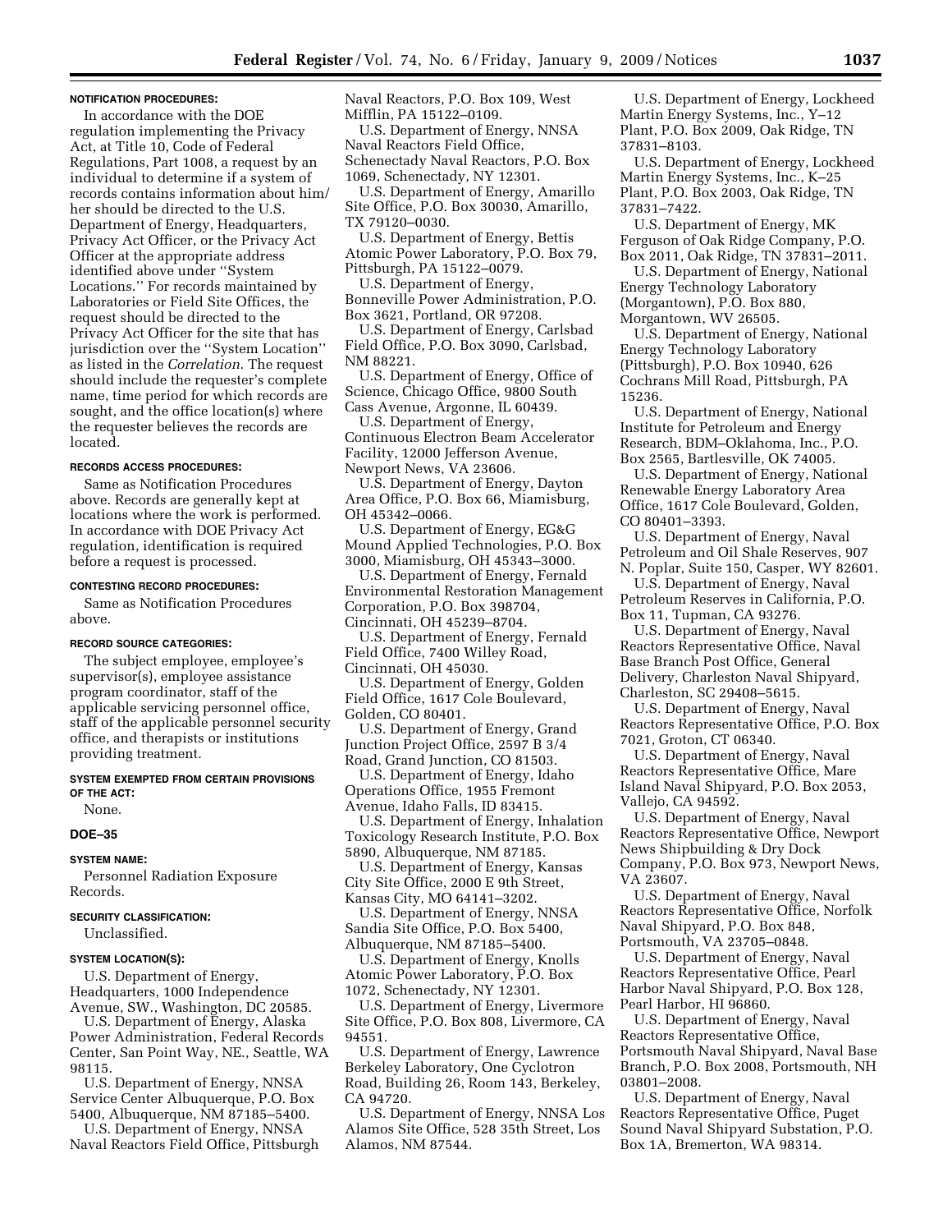#### NOTIFICATION PROCEDURES:

In accordance with the DOE regulation implementing the Privacy Act, at Title 10, Code of Federal Regulations, Part 1008, a request by an individual to determine if a system of records contains information about him/her should be directed to the U.S. Department of Energy, Headquarters, Privacy Act Officer, or the Privacy Act Officer at the appropriate address identified above under ''System Locations.'' For records maintained by Laboratories or Field Site Offices, the request should be directed to the Privacy Act Officer for the site that has jurisdiction over the ''System Location'' as listed in the *Correlation.* The request should include the requester's complete name, time period for which records are sought, and the office location(s) where the requester believes the records are located.

#### RECORDS ACCESS PROCEDURES:

Same as Notification Procedures above. Records are generally kept at locations where the work is performed. In accordance with DOE Privacy Act regulation, identification is required before a request is processed.

#### CONTESTING RECORD PROCEDURES:

Same as Notification Procedures above.

#### RECORD SOURCE CATEGORIES:

The subject employee, employee's supervisor(s), employee assistance program coordinator, staff of the applicable servicing personnel office, staff of the applicable personnel security office, and therapists or institutions providing treatment.

#### SYSTEM EXEMPTED FROM CERTAIN PROVISIONS OF THE ACT:

None.

### DOE–35

#### SYSTEM NAME:

Personnel Radiation Exposure Records.

#### SECURITY CLASSIFICATION:

Unclassified.

#### SYSTEM LOCATION(S):

U.S. Department of Energy, Headquarters, 1000 Independence Avenue, SW., Washington, DC 20585.

U.S. Department of Energy, Alaska Power Administration, Federal Records Center, San Point Way, NE., Seattle, WA 98115.

U.S. Department of Energy, NNSA Service Center Albuquerque, P.O. Box 5400, Albuquerque, NM 87185–5400.

U.S. Department of Energy, NNSA Naval Reactors Field Office, Pittsburgh Naval Reactors, P.O. Box 109, West Mifflin, PA 15122–0109.

U.S. Department of Energy, NNSA Naval Reactors Field Office, Schenectady Naval Reactors, P.O. Box 1069, Schenectady, NY 12301.

U.S. Department of Energy, Amarillo Site Office, P.O. Box 30030, Amarillo, TX 79120–0030.

U.S. Department of Energy, Bettis Atomic Power Laboratory, P.O. Box 79, Pittsburgh, PA 15122–0079.

U.S. Department of Energy, Bonneville Power Administration, P.O. Box 3621, Portland, OR 97208.

U.S. Department of Energy, Carlsbad Field Office, P.O. Box 3090, Carlsbad, NM 88221.

U.S. Department of Energy, Office of Science, Chicago Office, 9800 South Cass Avenue, Argonne, IL 60439.

U.S. Department of Energy, Continuous Electron Beam Accelerator Facility, 12000 Jefferson Avenue, Newport News, VA 23606.

U.S. Department of Energy, Dayton Area Office, P.O. Box 66, Miamisburg, OH 45342–0066.

U.S. Department of Energy, EG&G Mound Applied Technologies, P.O. Box 3000, Miamisburg, OH 45343–3000.

U.S. Department of Energy, Fernald Environmental Restoration Management Corporation, P.O. Box 398704, Cincinnati, OH 45239–8704.

U.S. Department of Energy, Fernald Field Office, 7400 Willey Road, Cincinnati, OH 45030.

U.S. Department of Energy, Golden Field Office, 1617 Cole Boulevard, Golden, CO 80401.

U.S. Department of Energy, Grand Junction Project Office, 2597 B 3/4 Road, Grand Junction, CO 81503.

U.S. Department of Energy, Idaho Operations Office, 1955 Fremont Avenue, Idaho Falls, ID 83415.

U.S. Department of Energy, Inhalation Toxicology Research Institute, P.O. Box 5890, Albuquerque, NM 87185.

U.S. Department of Energy, Kansas City Site Office, 2000 E 9th Street, Kansas City, MO 64141–3202.

U.S. Department of Energy, NNSA Sandia Site Office, P.O. Box 5400, Albuquerque, NM 87185–5400.

U.S. Department of Energy, Knolls Atomic Power Laboratory, P.O. Box 1072, Schenectady, NY 12301.

U.S. Department of Energy, Livermore Site Office, P.O. Box 808, Livermore, CA 94551.

U.S. Department of Energy, Lawrence Berkeley Laboratory, One Cyclotron Road, Building 26, Room 143, Berkeley, CA 94720.

U.S. Department of Energy, NNSA Los Alamos Site Office, 528 35th Street, Los Alamos, NM 87544.

U.S. Department of Energy, Lockheed Martin Energy Systems, Inc., Y–12 Plant, P.O. Box 2009, Oak Ridge, TN 37831–8103.

U.S. Department of Energy, Lockheed Martin Energy Systems, Inc., K–25 Plant, P.O. Box 2003, Oak Ridge, TN 37831–7422.

U.S. Department of Energy, MK Ferguson of Oak Ridge Company, P.O. Box 2011, Oak Ridge, TN 37831–2011.

U.S. Department of Energy, National Energy Technology Laboratory (Morgantown), P.O. Box 880, Morgantown, WV 26505.

U.S. Department of Energy, National Energy Technology Laboratory (Pittsburgh), P.O. Box 10940, 626 Cochrans Mill Road, Pittsburgh, PA 15236.

U.S. Department of Energy, National Institute for Petroleum and Energy Research, BDM–Oklahoma, Inc., P.O. Box 2565, Bartlesville, OK 74005.

U.S. Department of Energy, National Renewable Energy Laboratory Area Office, 1617 Cole Boulevard, Golden, CO 80401–3393.

U.S. Department of Energy, Naval Petroleum and Oil Shale Reserves, 907 N. Poplar, Suite 150, Casper, WY 82601.

U.S. Department of Energy, Naval Petroleum Reserves in California, P.O. Box 11, Tupman, CA 93276.

U.S. Department of Energy, Naval Reactors Representative Office, Naval Base Branch Post Office, General Delivery, Charleston Naval Shipyard, Charleston, SC 29408–5615.

U.S. Department of Energy, Naval Reactors Representative Office, P.O. Box 7021, Groton, CT 06340.

U.S. Department of Energy, Naval Reactors Representative Office, Mare Island Naval Shipyard, P.O. Box 2053, Vallejo, CA 94592.

U.S. Department of Energy, Naval Reactors Representative Office, Newport News Shipbuilding & Dry Dock Company, P.O. Box 973, Newport News, VA 23607.

U.S. Department of Energy, Naval Reactors Representative Office, Norfolk Naval Shipyard, P.O. Box 848, Portsmouth, VA 23705–0848.

U.S. Department of Energy, Naval Reactors Representative Office, Pearl Harbor Naval Shipyard, P.O. Box 128, Pearl Harbor, HI 96860.

U.S. Department of Energy, Naval Reactors Representative Office, Portsmouth Naval Shipyard, Naval Base Branch, P.O. Box 2008, Portsmouth, NH 03801–2008.

U.S. Department of Energy, Naval Reactors Representative Office, Puget Sound Naval Shipyard Substation, P.O. Box 1A, Bremerton, WA 98314.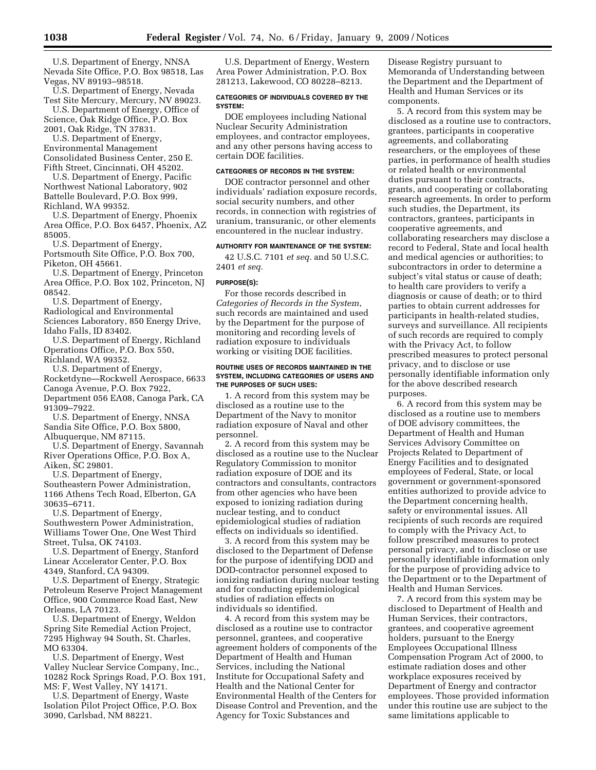U.S. Department of Energy, NNSA Nevada Site Office, P.O. Box 98518, Las Vegas, NV 89193–98518.

U.S. Department of Energy, Nevada Test Site Mercury, Mercury, NV 89023.

U.S. Department of Energy, Office of Science, Oak Ridge Office, P.O. Box 2001, Oak Ridge, TN 37831.

U.S. Department of Energy, Environmental Management Consolidated Business Center, 250 E. Fifth Street, Cincinnati, OH 45202.

U.S. Department of Energy, Pacific Northwest National Laboratory, 902 Battelle Boulevard, P.O. Box 999, Richland, WA 99352.

U.S. Department of Energy, Phoenix Area Office, P.O. Box 6457, Phoenix, AZ 85005.

U.S. Department of Energy, Portsmouth Site Office, P.O. Box 700, Piketon, OH 45661.

U.S. Department of Energy, Princeton Area Office, P.O. Box 102, Princeton, NJ 08542.

U.S. Department of Energy, Radiological and Environmental Sciences Laboratory, 850 Energy Drive, Idaho Falls, ID 83402.

U.S. Department of Energy, Richland Operations Office, P.O. Box 550, Richland, WA 99352.

U.S. Department of Energy, Rocketdyne—Rockwell Aerospace, 6633 Canoga Avenue, P.O. Box 7922, Department 056 EA08, Canoga Park, CA 91309–7922.

U.S. Department of Energy, NNSA Sandia Site Office, P.O. Box 5800, Albuquerque, NM 87115.

U.S. Department of Energy, Savannah River Operations Office, P.O. Box A, Aiken, SC 29801.

U.S. Department of Energy, Southeastern Power Administration, 1166 Athens Tech Road, Elberton, GA 30635–6711.

U.S. Department of Energy, Southwestern Power Administration, Williams Tower One, One West Third Street, Tulsa, OK 74103.

U.S. Department of Energy, Stanford Linear Accelerator Center, P.O. Box 4349, Stanford, CA 94309.

U.S. Department of Energy, Strategic Petroleum Reserve Project Management Office, 900 Commerce Road East, New Orleans, LA 70123.

U.S. Department of Energy, Weldon Spring Site Remedial Action Project, 7295 Highway 94 South, St. Charles, MO 63304.

U.S. Department of Energy, West Valley Nuclear Service Company, Inc., 10282 Rock Springs Road, P.O. Box 191, MS: F, West Valley, NY 14171.

U.S. Department of Energy, Waste Isolation Pilot Project Office, P.O. Box 3090, Carlsbad, NM 88221.

U.S. Department of Energy, Western Area Power Administration, P.O. Box 281213, Lakewood, CO 80228–8213.

#### CATEGORIES OF INDIVIDUALS COVERED BY THE SYSTEM:

DOE employees including National Nuclear Security Administration employees, and contractor employees, and any other persons having access to certain DOE facilities.

#### CATEGORIES OF RECORDS IN THE SYSTEM:

DOE contractor personnel and other individuals' radiation exposure records, social security numbers, and other records, in connection with registries of uranium, transuranic, or other elements encountered in the nuclear industry.

#### AUTHORITY FOR MAINTENANCE OF THE SYSTEM:

42 U.S.C. 7101 *et seq.* and 50 U.S.C. 2401 *et seq.*

#### PURPOSE(S):

For those records described in *Categories of Records in the System*, such records are maintained and used by the Department for the purpose of monitoring and recording levels of radiation exposure to individuals working or visiting DOE facilities.

#### ROUTINE USES OF RECORDS MAINTAINED IN THE SYSTEM, INCLUDING CATEGORIES OF USERS AND THE PURPOSES OF SUCH USES:

1. A record from this system may be disclosed as a routine use to the Department of the Navy to monitor radiation exposure of Naval and other personnel.

2. A record from this system may be disclosed as a routine use to the Nuclear Regulatory Commission to monitor radiation exposure of DOE and its contractors and consultants, contractors from other agencies who have been exposed to ionizing radiation during nuclear testing, and to conduct epidemiological studies of radiation effects on individuals so identified.

3. A record from this system may be disclosed to the Department of Defense for the purpose of identifying DOD and DOD-contractor personnel exposed to ionizing radiation during nuclear testing and for conducting epidemiological studies of radiation effects on individuals so identified.

4. A record from this system may be disclosed as a routine use to contractor personnel, grantees, and cooperative agreement holders of components of the Department of Health and Human Services, including the National Institute for Occupational Safety and Health and the National Center for Environmental Health of the Centers for Disease Control and Prevention, and the Agency for Toxic Substances and Disease Registry pursuant to Memoranda of Understanding between the Department and the Department of Health and Human Services or its components.

5. A record from this system may be disclosed as a routine use to contractors, grantees, participants in cooperative agreements, and collaborating researchers, or the employees of these parties, in performance of health studies or related health or environmental duties pursuant to their contracts, grants, and cooperating or collaborating research agreements. In order to perform such studies, the Department, its contractors, grantees, participants in cooperative agreements, and collaborating researchers may disclose a record to Federal, State and local health and medical agencies or authorities; to subcontractors in order to determine a subject's vital status or cause of death; to health care providers to verify a diagnosis or cause of death; or to third parties to obtain current addresses for participants in health-related studies, surveys and surveillance. All recipients of such records are required to comply with the Privacy Act, to follow prescribed measures to protect personal privacy, and to disclose or use personally identifiable information only for the above described research purposes.

6. A record from this system may be disclosed as a routine use to members of DOE advisory committees, the Department of Health and Human Services Advisory Committee on Projects Related to Department of Energy Facilities and to designated employees of Federal, State, or local government or government-sponsored entities authorized to provide advice to the Department concerning health, safety or environmental issues. All recipients of such records are required to comply with the Privacy Act, to follow prescribed measures to protect personal privacy, and to disclose or use personally identifiable information only for the purpose of providing advice to the Department or to the Department of Health and Human Services.

7. A record from this system may be disclosed to Department of Health and Human Services, their contractors, grantees, and cooperative agreement holders, pursuant to the Energy Employees Occupational Illness Compensation Program Act of 2000, to estimate radiation doses and other workplace exposures received by Department of Energy and contractor employees. Those provided information under this routine use are subject to the same limitations applicable to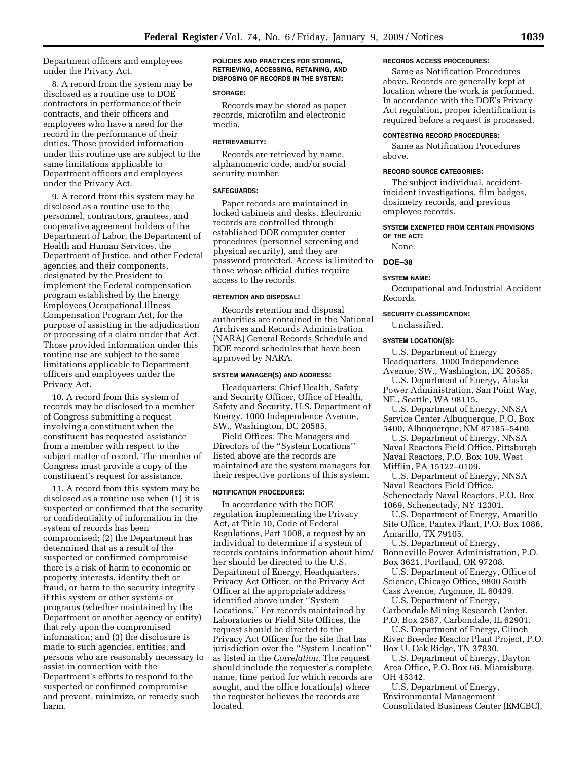Department officers and employees under the Privacy Act.

8. A record from the system may be disclosed as a routine use to DOE contractors in performance of their contracts, and their officers and employees who have a need for the record in the performance of their duties. Those provided information under this routine use are subject to the same limitations applicable to Department officers and employees under the Privacy Act.

9. A record from this system may be disclosed as a routine use to the personnel, contractors, grantees, and cooperative agreement holders of the Department of Labor, the Department of Health and Human Services, the Department of Justice, and other Federal agencies and their components, designated by the President to implement the Federal compensation program established by the Energy Employees Occupational Illness Compensation Program Act, for the purpose of assisting in the adjudication or processing of a claim under that Act. Those provided information under this routine use are subject to the same limitations applicable to Department officers and employees under the Privacy Act.

10. A record from this system of records may be disclosed to a member of Congress submitting a request involving a constituent when the constituent has requested assistance from a member with respect to the subject matter of record. The member of Congress must provide a copy of the constituent's request for assistance.

11. A record from this system may be disclosed as a routine use when (1) it is suspected or confirmed that the security or confidentiality of information in the system of records has been compromised; (2) the Department has determined that as a result of the suspected or confirmed compromise there is a risk of harm to economic or property interests, identity theft or fraud, or harm to the security integrity if this system or other systems or programs (whether maintained by the Department or another agency or entity) that rely upon the compromised information; and (3) the disclosure is made to such agencies, entities, and persons who are reasonably necessary to assist in connection with the Department's efforts to respond to the suspected or confirmed compromise and prevent, minimize, or remedy such harm.

POLICIES AND PRACTICES FOR STORING, RETRIEVING, ACCESSING, RETAINING, AND DISPOSING OF RECORDS IN THE SYSTEM:

STORAGE:

Records may be stored as paper records, microfilm and electronic media.

RETRIEVABILITY:

Records are retrieved by name, alphanumeric code, and/or social security number.

SAFEGUARDS:

Paper records are maintained in locked cabinets and desks. Electronic records are controlled through established DOE computer center procedures (personnel screening and physical security), and they are password protected. Access is limited to those whose official duties require access to the records.

RETENTION AND DISPOSAL:

Records retention and disposal authorities are contained in the National Archives and Records Administration (NARA) General Records Schedule and DOE record schedules that have been approved by NARA.

SYSTEM MANAGER(S) AND ADDRESS:

Headquarters: Chief Health, Safety and Security Officer, Office of Health, Safety and Security, U.S. Department of Energy, 1000 Independence Avenue, SW., Washington, DC 20585.

Field Offices: The Managers and Directors of the ''System Locations'' listed above are the records are maintained are the system managers for their respective portions of this system.

NOTIFICATION PROCEDURES:

In accordance with the DOE regulation implementing the Privacy Act, at Title 10, Code of Federal Regulations, Part 1008, a request by an individual to determine if a system of records contains information about him/her should be directed to the U.S. Department of Energy, Headquarters, Privacy Act Officer, or the Privacy Act Officer at the appropriate address identified above under ''System Locations.'' For records maintained by Laboratories or Field Site Offices, the request should be directed to the Privacy Act Officer for the site that has jurisdiction over the ''System Location'' as listed in the *Correlation*. The request should include the requester's complete name, time period for which records are sought, and the office location(s) where the requester believes the records are located.

RECORDS ACCESS PROCEDURES:

Same as Notification Procedures above. Records are generally kept at location where the work is performed. In accordance with the DOE's Privacy Act regulation, proper identification is required before a request is processed.

CONTESTING RECORD PROCEDURES:

Same as Notification Procedures above.

RECORD SOURCE CATEGORIES:

The subject individual, accident-incident investigations, film badges, dosimetry records, and previous employee records.

SYSTEM EXEMPTED FROM CERTAIN PROVISIONS OF THE ACT:

None.

**DOE–38**

SYSTEM NAME:

Occupational and Industrial Accident Records.

SECURITY CLASSIFICATION:

Unclassified.

SYSTEM LOCATION(S):

U.S. Department of Energy Headquarters, 1000 Independence Avenue, SW., Washington, DC 20585.

U.S. Department of Energy, Alaska Power Administration, San Point Way, NE., Seattle, WA 98115.

U.S. Department of Energy, NNSA Service Center Albuquerque, P.O. Box 5400, Albuquerque, NM 87185–5400.

U.S. Department of Energy, NNSA Naval Reactors Field Office, Pittsburgh Naval Reactors, P.O. Box 109, West Mifflin, PA 15122–0109.

U.S. Department of Energy, NNSA Naval Reactors Field Office, Schenectady Naval Reactors, P.O. Box 1069, Schenectady, NY 12301.

U.S. Department of Energy, Amarillo Site Office, Pantex Plant, P.O. Box 1086, Amarillo, TX 79105.

U.S. Department of Energy, Bonneville Power Administration, P.O. Box 3621, Portland, OR 97208.

U.S. Department of Energy, Office of Science, Chicago Office, 9800 South Cass Avenue, Argonne, IL 60439.

U.S. Department of Energy, Carbondale Mining Research Center, P.O. Box 2587, Carbondale, IL 62901.

U.S. Department of Energy, Clinch River Breeder Reactor Plant Project, P.O. Box U, Oak Ridge, TN 37830.

U.S. Department of Energy, Dayton Area Office, P.O. Box 66, Miamisburg, OH 45342.

U.S. Department of Energy, Environmental Management Consolidated Business Center (EMCBC),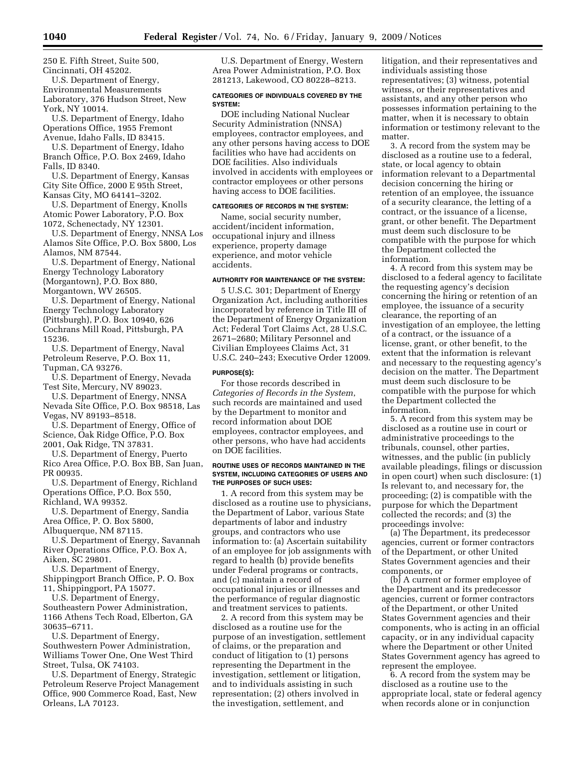250 E. Fifth Street, Suite 500, Cincinnati, OH 45202.

U.S. Department of Energy, Environmental Measurements Laboratory, 376 Hudson Street, New York, NY 10014.

U.S. Department of Energy, Idaho Operations Office, 1955 Fremont Avenue, Idaho Falls, ID 83415.

U.S. Department of Energy, Idaho Branch Office, P.O. Box 2469, Idaho Falls, ID 8340.

U.S. Department of Energy, Kansas City Site Office, 2000 E 95th Street, Kansas City, MO 64141–3202.

U.S. Department of Energy, Knolls Atomic Power Laboratory, P.O. Box 1072, Schenectady, NY 12301.

U.S. Department of Energy, NNSA Los Alamos Site Office, P.O. Box 5800, Los Alamos, NM 87544.

U.S. Department of Energy, National Energy Technology Laboratory (Morgantown), P.O. Box 880, Morgantown, WV 26505.

U.S. Department of Energy, National Energy Technology Laboratory (Pittsburgh), P.O. Box 10940, 626 Cochrans Mill Road, Pittsburgh, PA 15236.

U.S. Department of Energy, Naval Petroleum Reserve, P.O. Box 11, Tupman, CA 93276.

U.S. Department of Energy, Nevada Test Site, Mercury, NV 89023.

U.S. Department of Energy, NNSA Nevada Site Office, P.O. Box 98518, Las Vegas, NV 89193–8518.

U.S. Department of Energy, Office of Science, Oak Ridge Office, P.O. Box 2001, Oak Ridge, TN 37831.

U.S. Department of Energy, Puerto Rico Area Office, P.O. Box BB, San Juan, PR 00935.

U.S. Department of Energy, Richland Operations Office, P.O. Box 550, Richland, WA 99352.

U.S. Department of Energy, Sandia Area Office, P. O. Box 5800, Albuquerque, NM 87115.

U.S. Department of Energy, Savannah River Operations Office, P.O. Box A, Aiken, SC 29801.

U.S. Department of Energy, Shippingport Branch Office, P. O. Box 11, Shippingport, PA 15077.

U.S. Department of Energy, Southeastern Power Administration, 1166 Athens Tech Road, Elberton, GA 30635–6711.

U.S. Department of Energy, Southwestern Power Administration, Williams Tower One, One West Third Street, Tulsa, OK 74103.

U.S. Department of Energy, Strategic Petroleum Reserve Project Management Office, 900 Commerce Road, East, New Orleans, LA 70123.

U.S. Department of Energy, Western Area Power Administration, P.O. Box 281213, Lakewood, CO 80228–8213.

**CATEGORIES OF INDIVIDUALS COVERED BY THE SYSTEM:**

DOE including National Nuclear Security Administration (NNSA) employees, contractor employees, and any other persons having access to DOE facilities who have had accidents on DOE facilities. Also individuals involved in accidents with employees or contractor employees or other persons having access to DOE facilities.

**CATEGORIES OF RECORDS IN THE SYSTEM:**

Name, social security number, accident/incident information, occupational injury and illness experience, property damage experience, and motor vehicle accidents.

**AUTHORITY FOR MAINTENANCE OF THE SYSTEM:**

5 U.S.C. 301; Department of Energy Organization Act, including authorities incorporated by reference in Title III of the Department of Energy Organization Act; Federal Tort Claims Act, 28 U.S.C. 2671–2680; Military Personnel and Civilian Employees Claims Act, 31 U.S.C. 240–243; Executive Order 12009.

**PURPOSE(S):**

For those records described in *Categories of Records in the System*, such records are maintained and used by the Department to monitor and record information about DOE employees, contractor employees, and other persons, who have had accidents on DOE facilities.

**ROUTINE USES OF RECORDS MAINTAINED IN THE SYSTEM, INCLUDING CATEGORIES OF USERS AND THE PURPOSES OF SUCH USES:**

1. A record from this system may be disclosed as a routine use to physicians, the Department of Labor, various State departments of labor and industry groups, and contractors who use information to: (a) Ascertain suitability of an employee for job assignments with regard to health (b) provide benefits under Federal programs or contracts, and (c) maintain a record of occupational injuries or illnesses and the performance of regular diagnostic and treatment services to patients.

2. A record from this system may be disclosed as a routine use for the purpose of an investigation, settlement of claims, or the preparation and conduct of litigation to (1) persons representing the Department in the investigation, settlement or litigation, and to individuals assisting in such representation; (2) others involved in the investigation, settlement, and litigation, and their representatives and individuals assisting those representatives; (3) witness, potential witness, or their representatives and assistants, and any other person who possesses information pertaining to the matter, when it is necessary to obtain information or testimony relevant to the matter.

3. A record from the system may be disclosed as a routine use to a federal, state, or local agency to obtain information relevant to a Departmental decision concerning the hiring or retention of an employee, the issuance of a security clearance, the letting of a contract, or the issuance of a license, grant, or other benefit. The Department must deem such disclosure to be compatible with the purpose for which the Department collected the information.

4. A record from this system may be disclosed to a federal agency to facilitate the requesting agency's decision concerning the hiring or retention of an employee, the issuance of a security clearance, the reporting of an investigation of an employee, the letting of a contract, or the issuance of a license, grant, or other benefit, to the extent that the information is relevant and necessary to the requesting agency's decision on the matter. The Department must deem such disclosure to be compatible with the purpose for which the Department collected the information.

5. A record from this system may be disclosed as a routine use in court or administrative proceedings to the tribunals, counsel, other parties, witnesses, and the public (in publicly available pleadings, filings or discussion in open court) when such disclosure: (1) Is relevant to, and necessary for, the proceeding; (2) is compatible with the purpose for which the Department collected the records; and (3) the proceedings involve:

(a) The Department, its predecessor agencies, current or former contractors of the Department, or other United States Government agencies and their components, or

(b) A current or former employee of the Department and its predecessor agencies, current or former contractors of the Department, or other United States Government agencies and their components, who is acting in an official capacity, or in any individual capacity where the Department or other United States Government agency has agreed to represent the employee.

6. A record from the system may be disclosed as a routine use to the appropriate local, state or federal agency when records alone or in conjunction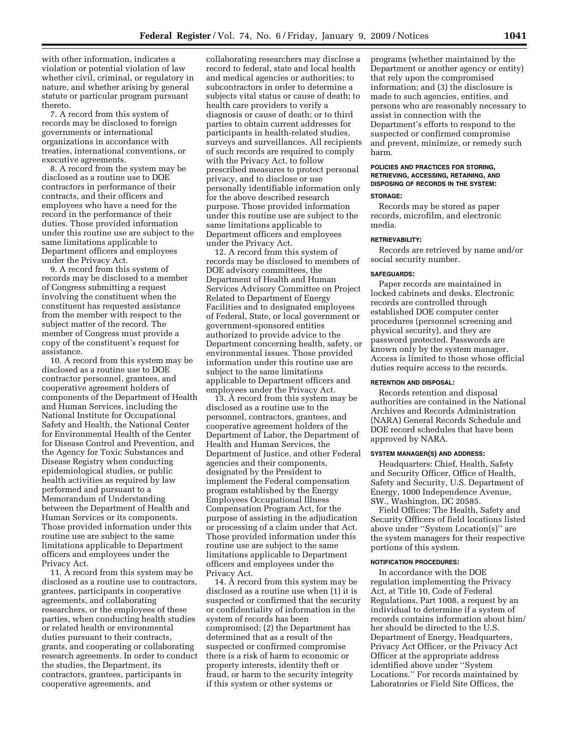with other information, indicates a violation or potential violation of law whether civil, criminal, or regulatory in nature, and whether arising by general statute or particular program pursuant thereto.

7. A record from this system of records may be disclosed to foreign governments or international organizations in accordance with treaties, international conventions, or executive agreements.

8. A record from the system may be disclosed as a routine use to DOE contractors in performance of their contracts, and their officers and employees who have a need for the record in the performance of their duties. Those provided information under this routine use are subject to the same limitations applicable to Department officers and employees under the Privacy Act.

9. A record from this system of records may be disclosed to a member of Congress submitting a request involving the constituent when the constituent has requested assistance from the member with respect to the subject matter of the record. The member of Congress must provide a copy of the constituent's request for assistance.

10. A record from this system may be disclosed as a routine use to DOE contractor personnel, grantees, and cooperative agreement holders of components of the Department of Health and Human Services, including the National Institute for Occupational Safety and Health, the National Center for Environmental Health of the Center for Disease Control and Prevention, and the Agency for Toxic Substances and Disease Registry when conducting epidemiological studies, or public health activities as required by law performed and pursuant to a Memorandum of Understanding between the Department of Health and Human Services or its components. Those provided information under this routine use are subject to the same limitations applicable to Department officers and employees under the Privacy Act.

11. A record from this system may be disclosed as a routine use to contractors, grantees, participants in cooperative agreements, and collaborating researchers, or the employees of these parties, when conducting health studies or related health or environmental duties pursuant to their contracts, grants, and cooperating or collaborating research agreements. In order to conduct the studies, the Department, its contractors, grantees, participants in cooperative agreements, and collaborating researchers may disclose a record to federal, state and local health and medical agencies or authorities; to subcontractors in order to determine a subjects vital status or cause of death; to health care providers to verify a diagnosis or cause of death; or to third parties to obtain current addresses for participants in health-related studies, surveys and surveillances. All recipients of such records are required to comply with the Privacy Act, to follow prescribed measures to protect personal privacy, and to disclose or use personally identifiable information only for the above described research purpose. Those provided information under this routine use are subject to the same limitations applicable to Department officers and employees under the Privacy Act.

12. A record from this system of records may be disclosed to members of DOE advisory committees, the Department of Health and Human Services Advisory Committee on Project Related to Department of Energy Facilities and to designated employees of Federal, State, or local government or government-sponsored entities authorized to provide advice to the Department concerning health, safety, or environmental issues. Those provided information under this routine use are subject to the same limitations applicable to Department officers and employees under the Privacy Act.

13. A record from this system may be disclosed as a routine use to the personnel, contractors, grantees, and cooperative agreement holders of the Department of Labor, the Department of Health and Human Services, the Department of Justice, and other Federal agencies and their components, designated by the President to implement the Federal compensation program established by the Energy Employees Occupational Illness Compensation Program Act, for the purpose of assisting in the adjudication or processing of a claim under that Act. Those provided information under this routine use are subject to the same limitations applicable to Department officers and employees under the Privacy Act.

14. A record from this system may be disclosed as a routine use when (1) it is suspected or confirmed that the security or confidentiality of information in the system of records has been compromised; (2) the Department has determined that as a result of the suspected or confirmed compromise there is a risk of harm to economic or property interests, identity theft or fraud, or harm to the security integrity if this system or other systems or programs (whether maintained by the Department or another agency or entity) that rely upon the compromised information; and (3) the disclosure is made to such agencies, entities, and persons who are reasonably necessary to assist in connection with the Department's efforts to respond to the suspected or confirmed compromise and prevent, minimize, or remedy such harm.

#### POLICIES AND PRACTICES FOR STORING, RETRIEVING, ACCESSING, RETAINING, AND DISPOSING OF RECORDS IN THE SYSTEM:

#### STORAGE:

Records may be stored as paper records, microfilm, and electronic media.

#### RETRIEVABILITY:

Records are retrieved by name and/or social security number.

#### SAFEGUARDS:

Paper records are maintained in locked cabinets and desks. Electronic records are controlled through established DOE computer center procedures (personnel screening and physical security), and they are password protected. Passwords are known only by the system manager. Access is limited to those whose official duties require access to the records.

#### RETENTION AND DISPOSAL:

Records retention and disposal authorities are contained in the National Archives and Records Administration (NARA) General Records Schedule and DOE record schedules that have been approved by NARA.

#### SYSTEM MANAGER(S) AND ADDRESS:

Headquarters: Chief, Health, Safety and Security Officer, Office of Health, Safety and Security, U.S. Department of Energy, 1000 Independence Avenue, SW., Washington, DC 20585.

Field Offices: The Health, Safety and Security Officers of field locations listed above under ''System Location(s)'' are the system managers for their respective portions of this system.

#### NOTIFICATION PROCEDURES:

In accordance with the DOE regulation implementing the Privacy Act, at Title 10, Code of Federal Regulations, Part 1008, a request by an individual to determine if a system of records contains information about him/her should be directed to the U.S. Department of Energy, Headquarters, Privacy Act Officer, or the Privacy Act Officer at the appropriate address identified above under ''System Locations.'' For records maintained by Laboratories or Field Site Offices, the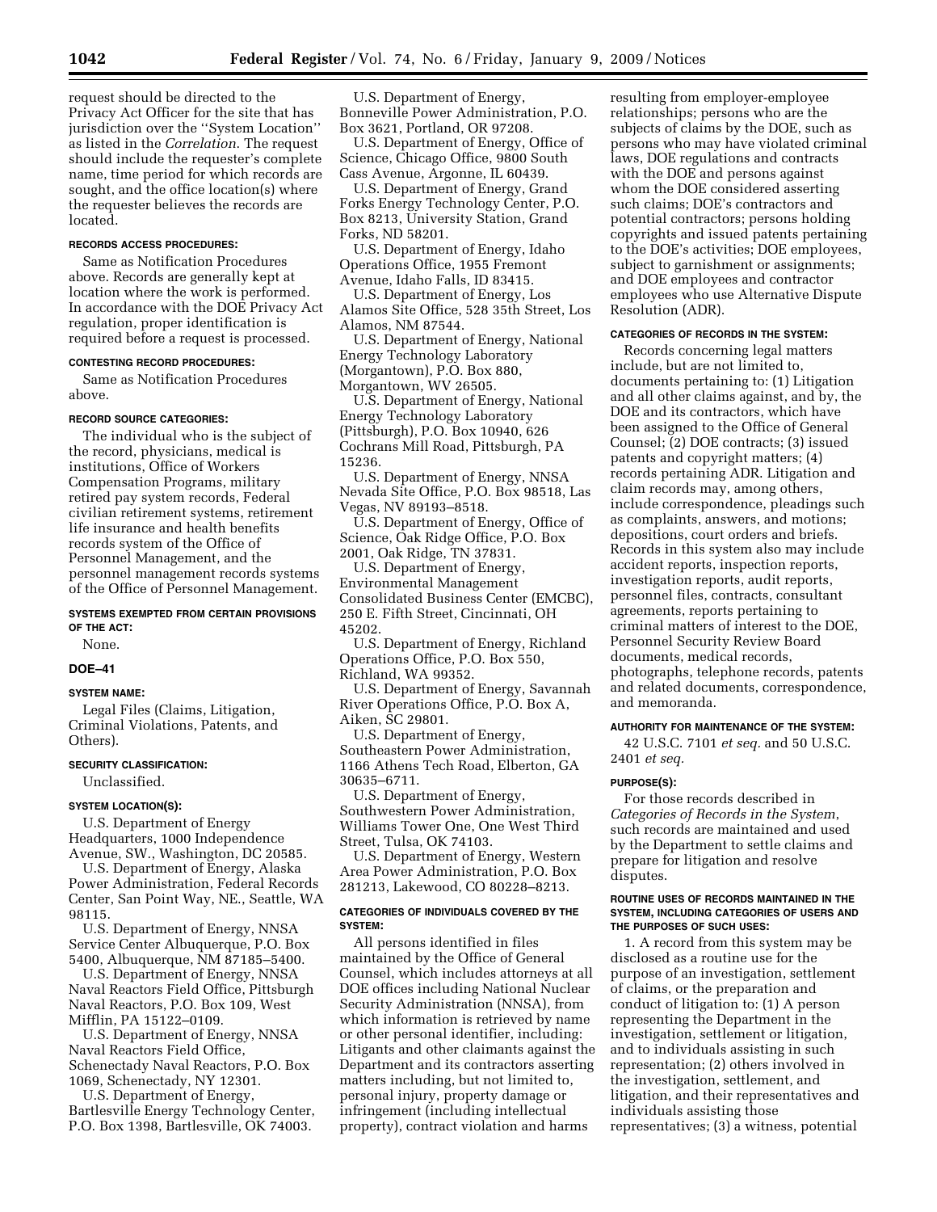request should be directed to the Privacy Act Officer for the site that has jurisdiction over the ''System Location'' as listed in the *Correlation.* The request should include the requester's complete name, time period for which records are sought, and the office location(s) where the requester believes the records are located.

**RECORDS ACCESS PROCEDURES:**

Same as Notification Procedures above. Records are generally kept at location where the work is performed. In accordance with the DOE Privacy Act regulation, proper identification is required before a request is processed.

**CONTESTING RECORD PROCEDURES:**

Same as Notification Procedures above.

**RECORD SOURCE CATEGORIES:**

The individual who is the subject of the record, physicians, medical is institutions, Office of Workers Compensation Programs, military retired pay system records, Federal civilian retirement systems, retirement life insurance and health benefits records system of the Office of Personnel Management, and the personnel management records systems of the Office of Personnel Management.

**SYSTEMS EXEMPTED FROM CERTAIN PROVISIONS OF THE ACT:**

None.

## DOE–41

**SYSTEM NAME:**

Legal Files (Claims, Litigation, Criminal Violations, Patents, and Others).

**SECURITY CLASSIFICATION:**

Unclassified.

**SYSTEM LOCATION(S):**

U.S. Department of Energy Headquarters, 1000 Independence Avenue, SW., Washington, DC 20585.

U.S. Department of Energy, Alaska Power Administration, Federal Records Center, San Point Way, NE., Seattle, WA 98115.

U.S. Department of Energy, NNSA Service Center Albuquerque, P.O. Box 5400, Albuquerque, NM 87185–5400.

U.S. Department of Energy, NNSA Naval Reactors Field Office, Pittsburgh Naval Reactors, P.O. Box 109, West Mifflin, PA 15122–0109.

U.S. Department of Energy, NNSA Naval Reactors Field Office, Schenectady Naval Reactors, P.O. Box 1069, Schenectady, NY 12301.

U.S. Department of Energy, Bartlesville Energy Technology Center, P.O. Box 1398, Bartlesville, OK 74003.

U.S. Department of Energy, Bonneville Power Administration, P.O. Box 3621, Portland, OR 97208.

U.S. Department of Energy, Office of Science, Chicago Office, 9800 South Cass Avenue, Argonne, IL 60439.

U.S. Department of Energy, Grand Forks Energy Technology Center, P.O. Box 8213, University Station, Grand Forks, ND 58201.

U.S. Department of Energy, Idaho Operations Office, 1955 Fremont Avenue, Idaho Falls, ID 83415.

U.S. Department of Energy, Los Alamos Site Office, 528 35th Street, Los Alamos, NM 87544.

U.S. Department of Energy, National Energy Technology Laboratory (Morgantown), P.O. Box 880, Morgantown, WV 26505.

U.S. Department of Energy, National Energy Technology Laboratory (Pittsburgh), P.O. Box 10940, 626 Cochrans Mill Road, Pittsburgh, PA 15236.

U.S. Department of Energy, NNSA Nevada Site Office, P.O. Box 98518, Las Vegas, NV 89193–8518.

U.S. Department of Energy, Office of Science, Oak Ridge Office, P.O. Box 2001, Oak Ridge, TN 37831.

U.S. Department of Energy, Environmental Management Consolidated Business Center (EMCBC), 250 E. Fifth Street, Cincinnati, OH 45202.

U.S. Department of Energy, Richland Operations Office, P.O. Box 550, Richland, WA 99352.

U.S. Department of Energy, Savannah River Operations Office, P.O. Box A, Aiken, SC 29801.

U.S. Department of Energy, Southeastern Power Administration, 1166 Athens Tech Road, Elberton, GA 30635–6711.

U.S. Department of Energy, Southwestern Power Administration, Williams Tower One, One West Third Street, Tulsa, OK 74103.

U.S. Department of Energy, Western Area Power Administration, P.O. Box 281213, Lakewood, CO 80228–8213.

**CATEGORIES OF INDIVIDUALS COVERED BY THE SYSTEM:**

All persons identified in files maintained by the Office of General Counsel, which includes attorneys at all DOE offices including National Nuclear Security Administration (NNSA), from which information is retrieved by name or other personal identifier, including: Litigants and other claimants against the Department and its contractors asserting matters including, but not limited to, personal injury, property damage or infringement (including intellectual property), contract violation and harms resulting from employer-employee relationships; persons who are the subjects of claims by the DOE, such as persons who may have violated criminal laws, DOE regulations and contracts with the DOE and persons against whom the DOE considered asserting such claims; DOE's contractors and potential contractors; persons holding copyrights and issued patents pertaining to the DOE's activities; DOE employees, subject to garnishment or assignments; and DOE employees and contractor employees who use Alternative Dispute Resolution (ADR).

**CATEGORIES OF RECORDS IN THE SYSTEM:**

Records concerning legal matters include, but are not limited to, documents pertaining to: (1) Litigation and all other claims against, and by, the DOE and its contractors, which have been assigned to the Office of General Counsel; (2) DOE contracts; (3) issued patents and copyright matters; (4) records pertaining ADR. Litigation and claim records may, among others, include correspondence, pleadings such as complaints, answers, and motions; depositions, court orders and briefs. Records in this system also may include accident reports, inspection reports, investigation reports, audit reports, personnel files, contracts, consultant agreements, reports pertaining to criminal matters of interest to the DOE, Personnel Security Review Board documents, medical records, photographs, telephone records, patents and related documents, correspondence, and memoranda.

**AUTHORITY FOR MAINTENANCE OF THE SYSTEM:**

42 U.S.C. 7101 *et seq.* and 50 U.S.C. 2401 *et seq.*

**PURPOSE(S):**

For those records described in *Categories of Records in the System*, such records are maintained and used by the Department to settle claims and prepare for litigation and resolve disputes.

**ROUTINE USES OF RECORDS MAINTAINED IN THE SYSTEM, INCLUDING CATEGORIES OF USERS AND THE PURPOSES OF SUCH USES:**

1. A record from this system may be disclosed as a routine use for the purpose of an investigation, settlement of claims, or the preparation and conduct of litigation to: (1) A person representing the Department in the investigation, settlement or litigation, and to individuals assisting in such representation; (2) others involved in the investigation, settlement, and litigation, and their representatives and individuals assisting those representatives; (3) a witness, potential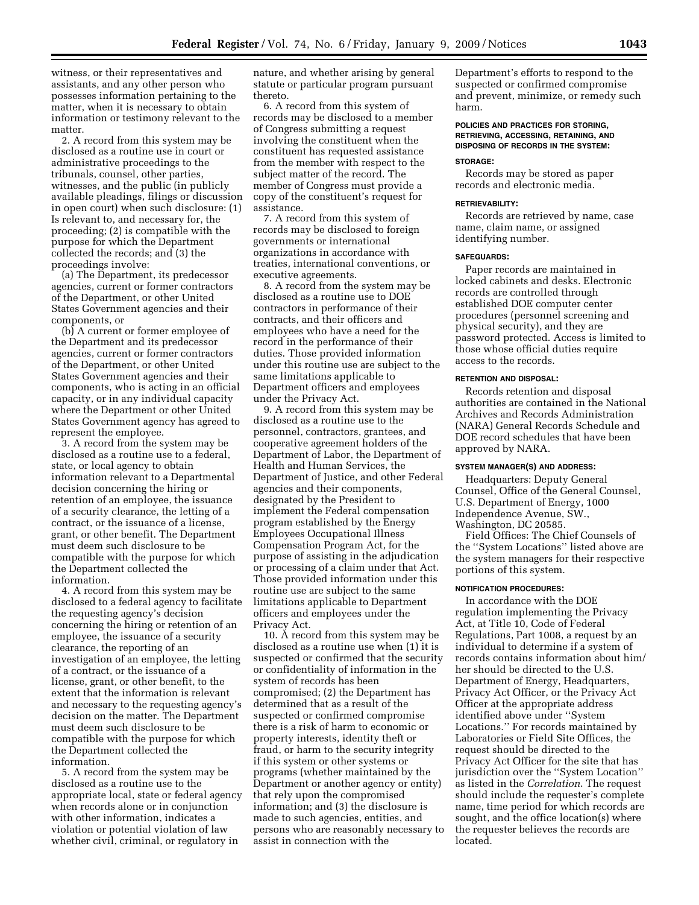witness, or their representatives and assistants, and any other person who possesses information pertaining to the matter, when it is necessary to obtain information or testimony relevant to the matter.

2. A record from this system may be disclosed as a routine use in court or administrative proceedings to the tribunals, counsel, other parties, witnesses, and the public (in publicly available pleadings, filings or discussion in open court) when such disclosure: (1) Is relevant to, and necessary for, the proceeding; (2) is compatible with the purpose for which the Department collected the records; and (3) the proceedings involve:

(a) The Department, its predecessor agencies, current or former contractors of the Department, or other United States Government agencies and their components, or

(b) A current or former employee of the Department and its predecessor agencies, current or former contractors of the Department, or other United States Government agencies and their components, who is acting in an official capacity, or in any individual capacity where the Department or other United States Government agency has agreed to represent the employee.

3. A record from the system may be disclosed as a routine use to a federal, state, or local agency to obtain information relevant to a Departmental decision concerning the hiring or retention of an employee, the issuance of a security clearance, the letting of a contract, or the issuance of a license, grant, or other benefit. The Department must deem such disclosure to be compatible with the purpose for which the Department collected the information.

4. A record from this system may be disclosed to a federal agency to facilitate the requesting agency's decision concerning the hiring or retention of an employee, the issuance of a security clearance, the reporting of an investigation of an employee, the letting of a contract, or the issuance of a license, grant, or other benefit, to the extent that the information is relevant and necessary to the requesting agency's decision on the matter. The Department must deem such disclosure to be compatible with the purpose for which the Department collected the information.

5. A record from the system may be disclosed as a routine use to the appropriate local, state or federal agency when records alone or in conjunction with other information, indicates a violation or potential violation of law whether civil, criminal, or regulatory in nature, and whether arising by general statute or particular program pursuant thereto.

6. A record from this system of records may be disclosed to a member of Congress submitting a request involving the constituent when the constituent has requested assistance from the member with respect to the subject matter of the record. The member of Congress must provide a copy of the constituent's request for assistance.

7. A record from this system of records may be disclosed to foreign governments or international organizations in accordance with treaties, international conventions, or executive agreements.

8. A record from the system may be disclosed as a routine use to DOE contractors in performance of their contracts, and their officers and employees who have a need for the record in the performance of their duties. Those provided information under this routine use are subject to the same limitations applicable to Department officers and employees under the Privacy Act.

9. A record from this system may be disclosed as a routine use to the personnel, contractors, grantees, and cooperative agreement holders of the Department of Labor, the Department of Health and Human Services, the Department of Justice, and other Federal agencies and their components, designated by the President to implement the Federal compensation program established by the Energy Employees Occupational Illness Compensation Program Act, for the purpose of assisting in the adjudication or processing of a claim under that Act. Those provided information under this routine use are subject to the same limitations applicable to Department officers and employees under the Privacy Act.

10. A record from this system may be disclosed as a routine use when (1) it is suspected or confirmed that the security or confidentiality of information in the system of records has been compromised; (2) the Department has determined that as a result of the suspected or confirmed compromise there is a risk of harm to economic or property interests, identity theft or fraud, or harm to the security integrity if this system or other systems or programs (whether maintained by the Department or another agency or entity) that rely upon the compromised information; and (3) the disclosure is made to such agencies, entities, and persons who are reasonably necessary to assist in connection with the Department's efforts to respond to the suspected or confirmed compromise and prevent, minimize, or remedy such harm.

#### POLICIES AND PRACTICES FOR STORING, RETRIEVING, ACCESSING, RETAINING, AND DISPOSING OF RECORDS IN THE SYSTEM:

#### STORAGE:

Records may be stored as paper records and electronic media.

#### RETRIEVABILITY:

Records are retrieved by name, case name, claim name, or assigned identifying number.

#### SAFEGUARDS:

Paper records are maintained in locked cabinets and desks. Electronic records are controlled through established DOE computer center procedures (personnel screening and physical security), and they are password protected. Access is limited to those whose official duties require access to the records.

#### RETENTION AND DISPOSAL:

Records retention and disposal authorities are contained in the National Archives and Records Administration (NARA) General Records Schedule and DOE record schedules that have been approved by NARA.

#### SYSTEM MANAGER(S) AND ADDRESS:

Headquarters: Deputy General Counsel, Office of the General Counsel, U.S. Department of Energy, 1000 Independence Avenue, SW., Washington, DC 20585.

Field Offices: The Chief Counsels of the "System Locations" listed above are the system managers for their respective portions of this system.

#### NOTIFICATION PROCEDURES:

In accordance with the DOE regulation implementing the Privacy Act, at Title 10, Code of Federal Regulations, Part 1008, a request by an individual to determine if a system of records contains information about him/her should be directed to the U.S. Department of Energy, Headquarters, Privacy Act Officer, or the Privacy Act Officer at the appropriate address identified above under "System Locations." For records maintained by Laboratories or Field Site Offices, the request should be directed to the Privacy Act Officer for the site that has jurisdiction over the "System Location" as listed in the *Correlation*. The request should include the requester's complete name, time period for which records are sought, and the office location(s) where the requester believes the records are located.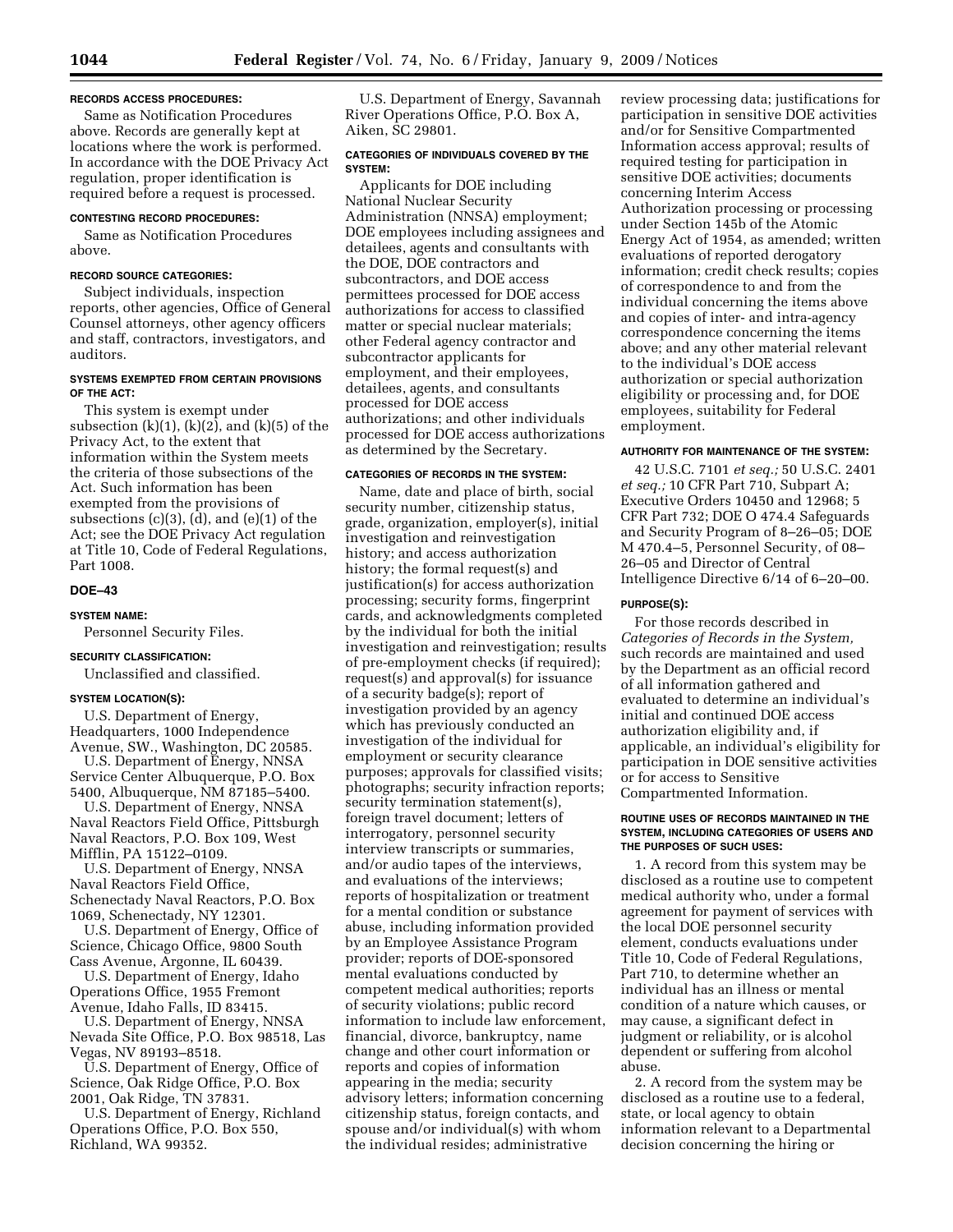**RECORDS ACCESS PROCEDURES:**

Same as Notification Procedures above. Records are generally kept at locations where the work is performed. In accordance with the DOE Privacy Act regulation, proper identification is required before a request is processed.

**CONTESTING RECORD PROCEDURES:**

Same as Notification Procedures above.

**RECORD SOURCE CATEGORIES:**

Subject individuals, inspection reports, other agencies, Office of General Counsel attorneys, other agency officers and staff, contractors, investigators, and auditors.

**SYSTEMS EXEMPTED FROM CERTAIN PROVISIONS OF THE ACT:**

This system is exempt under subsection (k)(1), (k)(2), and (k)(5) of the Privacy Act, to the extent that information within the System meets the criteria of those subsections of the Act. Such information has been exempted from the provisions of subsections (c)(3), (d), and (e)(1) of the Act; see the DOE Privacy Act regulation at Title 10, Code of Federal Regulations, Part 1008.

## DOE–43

**SYSTEM NAME:**

Personnel Security Files.

**SECURITY CLASSIFICATION:**

Unclassified and classified.

**SYSTEM LOCATION(S):**

U.S. Department of Energy, Headquarters, 1000 Independence Avenue, SW., Washington, DC 20585.

U.S. Department of Energy, NNSA Service Center Albuquerque, P.O. Box 5400, Albuquerque, NM 87185–5400.

U.S. Department of Energy, NNSA Naval Reactors Field Office, Pittsburgh Naval Reactors, P.O. Box 109, West Mifflin, PA 15122–0109.

U.S. Department of Energy, NNSA Naval Reactors Field Office, Schenectady Naval Reactors, P.O. Box 1069, Schenectady, NY 12301.

U.S. Department of Energy, Office of Science, Chicago Office, 9800 South Cass Avenue, Argonne, IL 60439.

U.S. Department of Energy, Idaho Operations Office, 1955 Fremont Avenue, Idaho Falls, ID 83415.

U.S. Department of Energy, NNSA Nevada Site Office, P.O. Box 98518, Las Vegas, NV 89193–8518.

U.S. Department of Energy, Office of Science, Oak Ridge Office, P.O. Box 2001, Oak Ridge, TN 37831.

U.S. Department of Energy, Richland Operations Office, P.O. Box 550, Richland, WA 99352.

U.S. Department of Energy, Savannah River Operations Office, P.O. Box A, Aiken, SC 29801.

**CATEGORIES OF INDIVIDUALS COVERED BY THE SYSTEM:**

Applicants for DOE including National Nuclear Security Administration (NNSA) employment; DOE employees including assignees and detailees, agents and consultants with the DOE, DOE contractors and subcontractors, and DOE access permittees processed for DOE access authorizations for access to classified matter or special nuclear materials; other Federal agency contractor and subcontractor applicants for employment, and their employees, detailees, agents, and consultants processed for DOE access authorizations; and other individuals processed for DOE access authorizations as determined by the Secretary.

**CATEGORIES OF RECORDS IN THE SYSTEM:**

Name, date and place of birth, social security number, citizenship status, grade, organization, employer(s), initial investigation and reinvestigation history; and access authorization history; the formal request(s) and justification(s) for access authorization processing; security forms, fingerprint cards, and acknowledgments completed by the individual for both the initial investigation and reinvestigation; results of pre-employment checks (if required); request(s) and approval(s) for issuance of a security badge(s); report of investigation provided by an agency which has previously conducted an investigation of the individual for employment or security clearance purposes; approvals for classified visits; photographs; security infraction reports; security termination statement(s), foreign travel document; letters of interrogatory, personnel security interview transcripts or summaries, and/or audio tapes of the interviews, and evaluations of the interviews; reports of hospitalization or treatment for a mental condition or substance abuse, including information provided by an Employee Assistance Program provider; reports of DOE-sponsored mental evaluations conducted by competent medical authorities; reports of security violations; public record information to include law enforcement, financial, divorce, bankruptcy, name change and other court information or reports and copies of information appearing in the media; security advisory letters; information concerning citizenship status, foreign contacts, and spouse and/or individual(s) with whom the individual resides; administrative review processing data; justifications for participation in sensitive DOE activities and/or for Sensitive Compartmented Information access approval; results of required testing for participation in sensitive DOE activities; documents concerning Interim Access Authorization processing or processing under Section 145b of the Atomic Energy Act of 1954, as amended; written evaluations of reported derogatory information; credit check results; copies of correspondence to and from the individual concerning the items above and copies of inter- and intra-agency correspondence concerning the items above; and any other material relevant to the individual's DOE access authorization or special authorization eligibility or processing and, for DOE employees, suitability for Federal employment.

**AUTHORITY FOR MAINTENANCE OF THE SYSTEM:**

42 U.S.C. 7101 *et seq.;* 50 U.S.C. 2401 *et seq.;* 10 CFR Part 710, Subpart A; Executive Orders 10450 and 12968; 5 CFR Part 732; DOE O 474.4 Safeguards and Security Program of 8–26–05; DOE M 470.4–5, Personnel Security, of 08–26–05 and Director of Central Intelligence Directive 6/14 of 6–20–00.

**PURPOSE(S):**

For those records described in *Categories of Records in the System,* such records are maintained and used by the Department as an official record of all information gathered and evaluated to determine an individual's initial and continued DOE access authorization eligibility and, if applicable, an individual's eligibility for participation in DOE sensitive activities or for access to Sensitive Compartmented Information.

**ROUTINE USES OF RECORDS MAINTAINED IN THE SYSTEM, INCLUDING CATEGORIES OF USERS AND THE PURPOSES OF SUCH USES:**

1. A record from this system may be disclosed as a routine use to competent medical authority who, under a formal agreement for payment of services with the local DOE personnel security element, conducts evaluations under Title 10, Code of Federal Regulations, Part 710, to determine whether an individual has an illness or mental condition of a nature which causes, or may cause, a significant defect in judgment or reliability, or is alcohol dependent or suffering from alcohol abuse.

2. A record from the system may be disclosed as a routine use to a federal, state, or local agency to obtain information relevant to a Departmental decision concerning the hiring or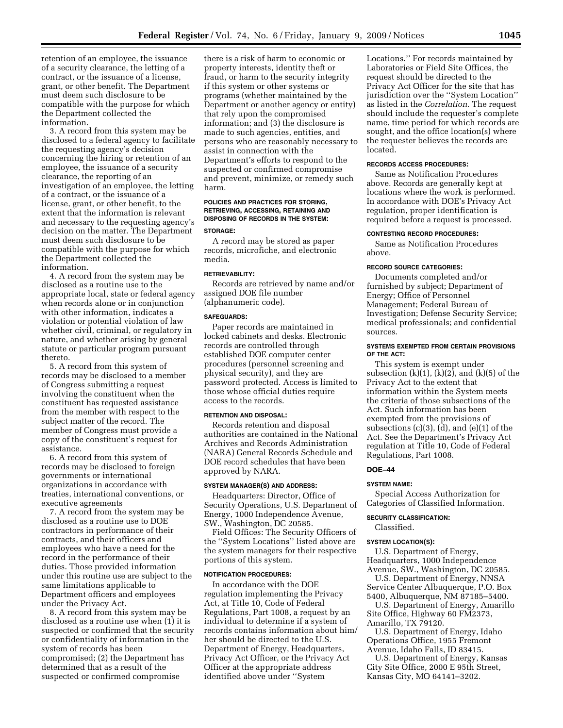retention of an employee, the issuance of a security clearance, the letting of a contract, or the issuance of a license, grant, or other benefit. The Department must deem such disclosure to be compatible with the purpose for which the Department collected the information.

3. A record from this system may be disclosed to a federal agency to facilitate the requesting agency's decision concerning the hiring or retention of an employee, the issuance of a security clearance, the reporting of an investigation of an employee, the letting of a contract, or the issuance of a license, grant, or other benefit, to the extent that the information is relevant and necessary to the requesting agency's decision on the matter. The Department must deem such disclosure to be compatible with the purpose for which the Department collected the information.

4. A record from the system may be disclosed as a routine use to the appropriate local, state or federal agency when records alone or in conjunction with other information, indicates a violation or potential violation of law whether civil, criminal, or regulatory in nature, and whether arising by general statute or particular program pursuant thereto.

5. A record from this system of records may be disclosed to a member of Congress submitting a request involving the constituent when the constituent has requested assistance from the member with respect to the subject matter of the record. The member of Congress must provide a copy of the constituent's request for assistance.

6. A record from this system of records may be disclosed to foreign governments or international organizations in accordance with treaties, international conventions, or executive agreements

7. A record from the system may be disclosed as a routine use to DOE contractors in performance of their contracts, and their officers and employees who have a need for the record in the performance of their duties. Those provided information under this routine use are subject to the same limitations applicable to Department officers and employees under the Privacy Act.

8. A record from this system may be disclosed as a routine use when (1) it is suspected or confirmed that the security or confidentiality of information in the system of records has been compromised; (2) the Department has determined that as a result of the suspected or confirmed compromise there is a risk of harm to economic or property interests, identity theft or fraud, or harm to the security integrity if this system or other systems or programs (whether maintained by the Department or another agency or entity) that rely upon the compromised information; and (3) the disclosure is made to such agencies, entities, and persons who are reasonably necessary to assist in connection with the Department's efforts to respond to the suspected or confirmed compromise and prevent, minimize, or remedy such harm.

**POLICIES AND PRACTICES FOR STORING, RETRIEVING, ACCESSING, RETAINING AND DISPOSING OF RECORDS IN THE SYSTEM:**

**STORAGE:**

A record may be stored as paper records, microfiche, and electronic media.

**RETRIEVABILITY:**

Records are retrieved by name and/or assigned DOE file number (alphanumeric code).

**SAFEGUARDS:**

Paper records are maintained in locked cabinets and desks. Electronic records are controlled through established DOE computer center procedures (personnel screening and physical security), and they are password protected. Access is limited to those whose official duties require access to the records.

**RETENTION AND DISPOSAL:**

Records retention and disposal authorities are contained in the National Archives and Records Administration (NARA) General Records Schedule and DOE record schedules that have been approved by NARA.

**SYSTEM MANAGER(S) AND ADDRESS:**

Headquarters: Director, Office of Security Operations, U.S. Department of Energy, 1000 Independence Avenue, SW., Washington, DC 20585.

Field Offices: The Security Officers of the "System Locations" listed above are the system managers for their respective portions of this system.

**NOTIFICATION PROCEDURES:**

In accordance with the DOE regulation implementing the Privacy Act, at Title 10, Code of Federal Regulations, Part 1008, a request by an individual to determine if a system of records contains information about him/her should be directed to the U.S. Department of Energy, Headquarters, Privacy Act Officer, or the Privacy Act Officer at the appropriate address identified above under "System Locations." For records maintained by Laboratories or Field Site Offices, the request should be directed to the Privacy Act Officer for the site that has jurisdiction over the "System Location" as listed in the *Correlation*. The request should include the requester's complete name, time period for which records are sought, and the office location(s) where the requester believes the records are located.

**RECORDS ACCESS PROCEDURES:**

Same as Notification Procedures above. Records are generally kept at locations where the work is performed. In accordance with DOE's Privacy Act regulation, proper identification is required before a request is processed.

**CONTESTING RECORD PROCEDURES:**

Same as Notification Procedures above.

**RECORD SOURCE CATEGORIES:**

Documents completed and/or furnished by subject; Department of Energy; Office of Personnel Management; Federal Bureau of Investigation; Defense Security Service; medical professionals; and confidential sources.

**SYSTEMS EXEMPTED FROM CERTAIN PROVISIONS OF THE ACT:**

This system is exempt under subsection (k)(1), (k)(2), and (k)(5) of the Privacy Act to the extent that information within the System meets the criteria of those subsections of the Act. Such information has been exempted from the provisions of subsections (c)(3), (d), and (e)(1) of the Act. See the Department's Privacy Act regulation at Title 10, Code of Federal Regulations, Part 1008.

## DOE–44

**SYSTEM NAME:**

Special Access Authorization for Categories of Classified Information.

**SECURITY CLASSIFICATION:**

Classified.

**SYSTEM LOCATION(S):**

U.S. Department of Energy, Headquarters, 1000 Independence Avenue, SW., Washington, DC 20585.

U.S. Department of Energy, NNSA Service Center Albuquerque, P.O. Box 5400, Albuquerque, NM 87185–5400.

U.S. Department of Energy, Amarillo Site Office, Highway 60 FM2373, Amarillo, TX 79120.

U.S. Department of Energy, Idaho Operations Office, 1955 Fremont Avenue, Idaho Falls, ID 83415.

U.S. Department of Energy, Kansas City Site Office, 2000 E 95th Street, Kansas City, MO 64141–3202.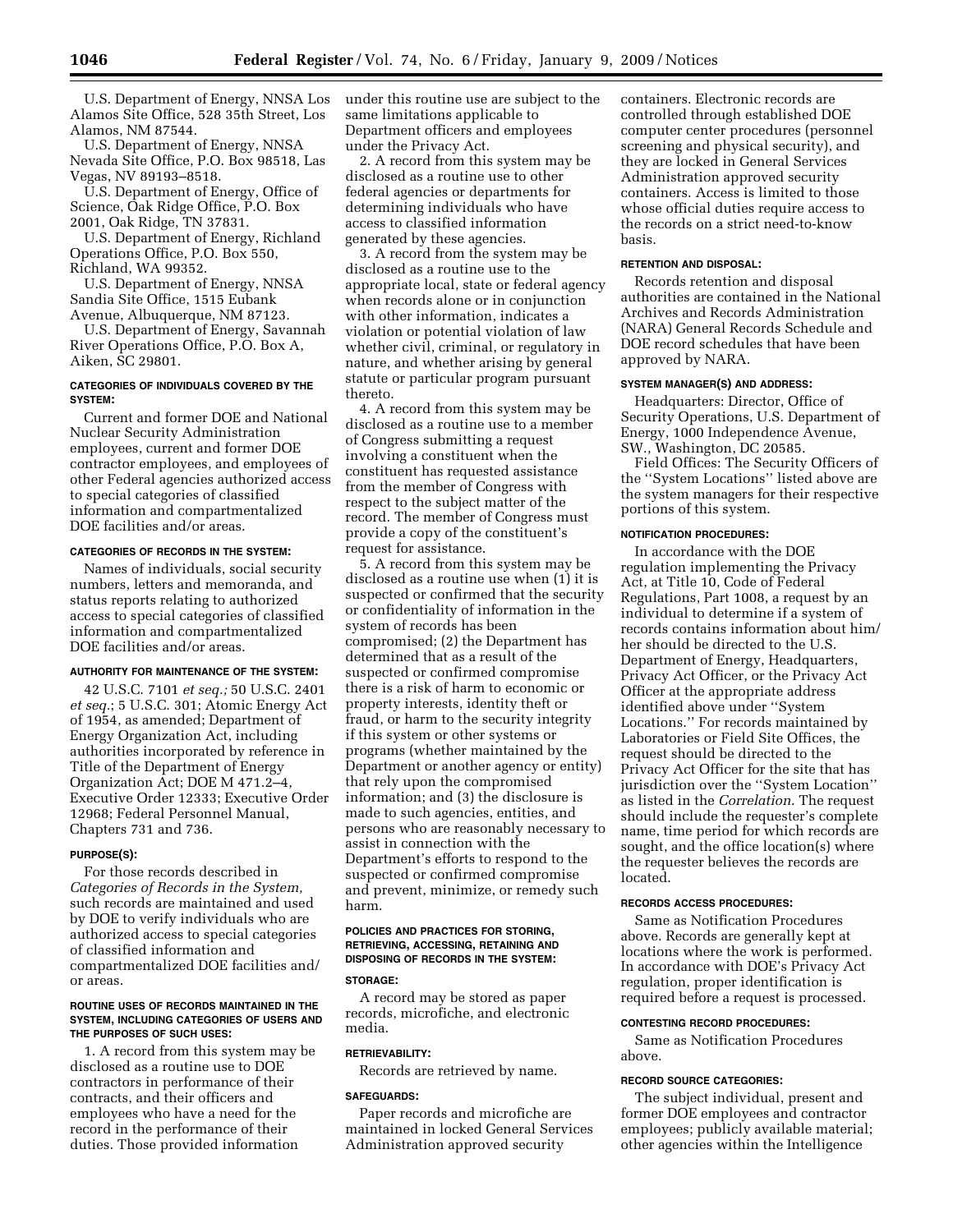U.S. Department of Energy, NNSA Los Alamos Site Office, 528 35th Street, Los Alamos, NM 87544.

U.S. Department of Energy, NNSA Nevada Site Office, P.O. Box 98518, Las Vegas, NV 89193–8518.

U.S. Department of Energy, Office of Science, Oak Ridge Office, P.O. Box 2001, Oak Ridge, TN 37831.

U.S. Department of Energy, Richland Operations Office, P.O. Box 550, Richland, WA 99352.

U.S. Department of Energy, NNSA Sandia Site Office, 1515 Eubank Avenue, Albuquerque, NM 87123.

U.S. Department of Energy, Savannah River Operations Office, P.O. Box A, Aiken, SC 29801.

#### CATEGORIES OF INDIVIDUALS COVERED BY THE SYSTEM:

Current and former DOE and National Nuclear Security Administration employees, current and former DOE contractor employees, and employees of other Federal agencies authorized access to special categories of classified information and compartmentalized DOE facilities and/or areas.

#### CATEGORIES OF RECORDS IN THE SYSTEM:

Names of individuals, social security numbers, letters and memoranda, and status reports relating to authorized access to special categories of classified information and compartmentalized DOE facilities and/or areas.

#### AUTHORITY FOR MAINTENANCE OF THE SYSTEM:

42 U.S.C. 7101 *et seq.;* 50 U.S.C. 2401 *et seq.*; 5 U.S.C. 301; Atomic Energy Act of 1954, as amended; Department of Energy Organization Act, including authorities incorporated by reference in Title of the Department of Energy Organization Act; DOE M 471.2–4, Executive Order 12333; Executive Order 12968; Federal Personnel Manual, Chapters 731 and 736.

#### PURPOSE(S):

For those records described in *Categories of Records in the System,* such records are maintained and used by DOE to verify individuals who are authorized access to special categories of classified information and compartmentalized DOE facilities and/ or areas.

#### ROUTINE USES OF RECORDS MAINTAINED IN THE SYSTEM, INCLUDING CATEGORIES OF USERS AND THE PURPOSES OF SUCH USES:

1. A record from this system may be disclosed as a routine use to DOE contractors in performance of their contracts, and their officers and employees who have a need for the record in the performance of their duties. Those provided information under this routine use are subject to the same limitations applicable to Department officers and employees under the Privacy Act.

2. A record from this system may be disclosed as a routine use to other federal agencies or departments for determining individuals who have access to classified information generated by these agencies.

3. A record from the system may be disclosed as a routine use to the appropriate local, state or federal agency when records alone or in conjunction with other information, indicates a violation or potential violation of law whether civil, criminal, or regulatory in nature, and whether arising by general statute or particular program pursuant thereto.

4. A record from this system may be disclosed as a routine use to a member of Congress submitting a request involving a constituent when the constituent has requested assistance from the member of Congress with respect to the subject matter of the record. The member of Congress must provide a copy of the constituent's request for assistance.

5. A record from this system may be disclosed as a routine use when (1) it is suspected or confirmed that the security or confidentiality of information in the system of records has been compromised; (2) the Department has determined that as a result of the suspected or confirmed compromise there is a risk of harm to economic or property interests, identity theft or fraud, or harm to the security integrity if this system or other systems or programs (whether maintained by the Department or another agency or entity) that rely upon the compromised information; and (3) the disclosure is made to such agencies, entities, and persons who are reasonably necessary to assist in connection with the Department's efforts to respond to the suspected or confirmed compromise and prevent, minimize, or remedy such harm.

#### POLICIES AND PRACTICES FOR STORING, RETRIEVING, ACCESSING, RETAINING AND DISPOSING OF RECORDS IN THE SYSTEM:

#### STORAGE:

A record may be stored as paper records, microfiche, and electronic media.

#### RETRIEVABILITY:

Records are retrieved by name.

#### SAFEGUARDS:

Paper records and microfiche are maintained in locked General Services Administration approved security containers. Electronic records are controlled through established DOE computer center procedures (personnel screening and physical security), and they are locked in General Services Administration approved security containers. Access is limited to those whose official duties require access to the records on a strict need-to-know basis.

#### RETENTION AND DISPOSAL:

Records retention and disposal authorities are contained in the National Archives and Records Administration (NARA) General Records Schedule and DOE record schedules that have been approved by NARA.

#### SYSTEM MANAGER(S) AND ADDRESS:

Headquarters: Director, Office of Security Operations, U.S. Department of Energy, 1000 Independence Avenue, SW., Washington, DC 20585.

Field Offices: The Security Officers of the ''System Locations'' listed above are the system managers for their respective portions of this system.

#### NOTIFICATION PROCEDURES:

In accordance with the DOE regulation implementing the Privacy Act, at Title 10, Code of Federal Regulations, Part 1008, a request by an individual to determine if a system of records contains information about him/ her should be directed to the U.S. Department of Energy, Headquarters, Privacy Act Officer, or the Privacy Act Officer at the appropriate address identified above under ''System Locations.'' For records maintained by Laboratories or Field Site Offices, the request should be directed to the Privacy Act Officer for the site that has jurisdiction over the ''System Location'' as listed in the *Correlation.* The request should include the requester's complete name, time period for which records are sought, and the office location(s) where the requester believes the records are located.

#### RECORDS ACCESS PROCEDURES:

Same as Notification Procedures above. Records are generally kept at locations where the work is performed. In accordance with DOE's Privacy Act regulation, proper identification is required before a request is processed.

#### CONTESTING RECORD PROCEDURES:

Same as Notification Procedures above.

#### RECORD SOURCE CATEGORIES:

The subject individual, present and former DOE employees and contractor employees; publicly available material; other agencies within the Intelligence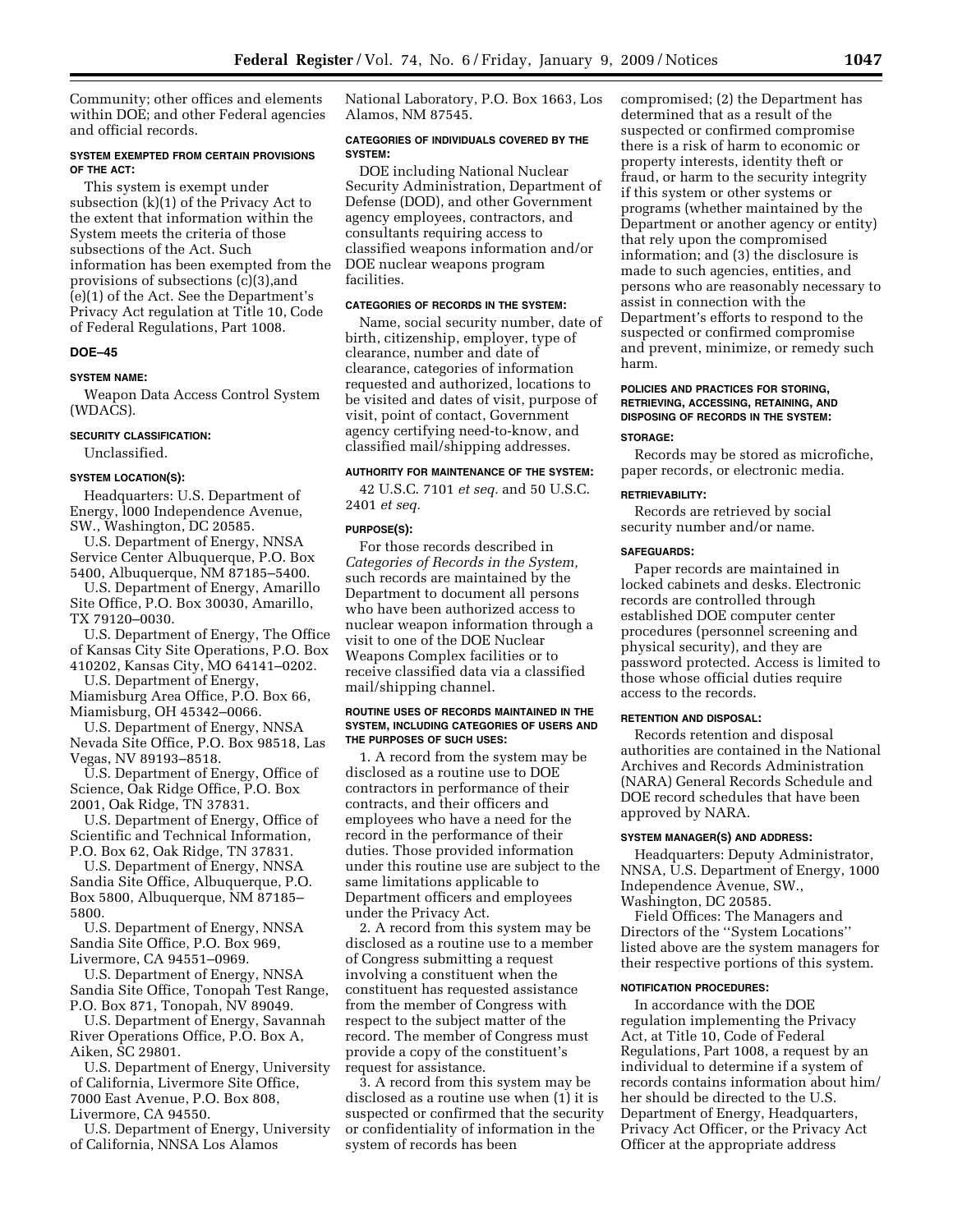Community; other offices and elements within DOE; and other Federal agencies and official records.

#### SYSTEM EXEMPTED FROM CERTAIN PROVISIONS OF THE ACT:

This system is exempt under subsection (k)(1) of the Privacy Act to the extent that information within the System meets the criteria of those subsections of the Act. Such information has been exempted from the provisions of subsections (c)(3),and (e)(1) of the Act. See the Department's Privacy Act regulation at Title 10, Code of Federal Regulations, Part 1008.

### DOE–45

#### SYSTEM NAME:

Weapon Data Access Control System (WDACS).

#### SECURITY CLASSIFICATION:

Unclassified.

#### SYSTEM LOCATION(S):

Headquarters: U.S. Department of Energy, l000 Independence Avenue, SW., Washington, DC 20585.

U.S. Department of Energy, NNSA Service Center Albuquerque, P.O. Box 5400, Albuquerque, NM 87185–5400.

U.S. Department of Energy, Amarillo Site Office, P.O. Box 30030, Amarillo, TX 79120–0030.

U.S. Department of Energy, The Office of Kansas City Site Operations, P.O. Box 410202, Kansas City, MO 64141–0202.

U.S. Department of Energy, Miamisburg Area Office, P.O. Box 66, Miamisburg, OH 45342–0066.

U.S. Department of Energy, NNSA Nevada Site Office, P.O. Box 98518, Las Vegas, NV 89193–8518.

U.S. Department of Energy, Office of Science, Oak Ridge Office, P.O. Box 2001, Oak Ridge, TN 37831.

U.S. Department of Energy, Office of Scientific and Technical Information, P.O. Box 62, Oak Ridge, TN 37831.

U.S. Department of Energy, NNSA Sandia Site Office, Albuquerque, P.O. Box 5800, Albuquerque, NM 87185–5800.

U.S. Department of Energy, NNSA Sandia Site Office, P.O. Box 969, Livermore, CA 94551–0969.

U.S. Department of Energy, NNSA Sandia Site Office, Tonopah Test Range, P.O. Box 871, Tonopah, NV 89049.

U.S. Department of Energy, Savannah River Operations Office, P.O. Box A, Aiken, SC 29801.

U.S. Department of Energy, University of California, Livermore Site Office, 7000 East Avenue, P.O. Box 808, Livermore, CA 94550.

U.S. Department of Energy, University of California, NNSA Los Alamos National Laboratory, P.O. Box 1663, Los Alamos, NM 87545.

#### CATEGORIES OF INDIVIDUALS COVERED BY THE SYSTEM:

DOE including National Nuclear Security Administration, Department of Defense (DOD), and other Government agency employees, contractors, and consultants requiring access to classified weapons information and/or DOE nuclear weapons program facilities.

#### CATEGORIES OF RECORDS IN THE SYSTEM:

Name, social security number, date of birth, citizenship, employer, type of clearance, number and date of clearance, categories of information requested and authorized, locations to be visited and dates of visit, purpose of visit, point of contact, Government agency certifying need-to-know, and classified mail/shipping addresses.

#### AUTHORITY FOR MAINTENANCE OF THE SYSTEM:

42 U.S.C. 7101 *et seq.* and 50 U.S.C. 2401 *et seq.*

#### PURPOSE(S):

For those records described in *Categories of Records in the System,* such records are maintained by the Department to document all persons who have been authorized access to nuclear weapon information through a visit to one of the DOE Nuclear Weapons Complex facilities or to receive classified data via a classified mail/shipping channel.

#### ROUTINE USES OF RECORDS MAINTAINED IN THE SYSTEM, INCLUDING CATEGORIES OF USERS AND THE PURPOSES OF SUCH USES:

1. A record from the system may be disclosed as a routine use to DOE contractors in performance of their contracts, and their officers and employees who have a need for the record in the performance of their duties. Those provided information under this routine use are subject to the same limitations applicable to Department officers and employees under the Privacy Act.

2. A record from this system may be disclosed as a routine use to a member of Congress submitting a request involving a constituent when the constituent has requested assistance from the member of Congress with respect to the subject matter of the record. The member of Congress must provide a copy of the constituent's request for assistance.

3. A record from this system may be disclosed as a routine use when (1) it is suspected or confirmed that the security or confidentiality of information in the system of records has been compromised; (2) the Department has determined that as a result of the suspected or confirmed compromise there is a risk of harm to economic or property interests, identity theft or fraud, or harm to the security integrity if this system or other systems or programs (whether maintained by the Department or another agency or entity) that rely upon the compromised information; and (3) the disclosure is made to such agencies, entities, and persons who are reasonably necessary to assist in connection with the Department's efforts to respond to the suspected or confirmed compromise and prevent, minimize, or remedy such harm.

#### POLICIES AND PRACTICES FOR STORING, RETRIEVING, ACCESSING, RETAINING, AND DISPOSING OF RECORDS IN THE SYSTEM:

#### STORAGE:

Records may be stored as microfiche, paper records, or electronic media.

#### RETRIEVABILITY:

Records are retrieved by social security number and/or name.

#### SAFEGUARDS:

Paper records are maintained in locked cabinets and desks. Electronic records are controlled through established DOE computer center procedures (personnel screening and physical security), and they are password protected. Access is limited to those whose official duties require access to the records.

#### RETENTION AND DISPOSAL:

Records retention and disposal authorities are contained in the National Archives and Records Administration (NARA) General Records Schedule and DOE record schedules that have been approved by NARA.

#### SYSTEM MANAGER(S) AND ADDRESS:

Headquarters: Deputy Administrator, NNSA, U.S. Department of Energy, 1000 Independence Avenue, SW., Washington, DC 20585.

Field Offices: The Managers and Directors of the ''System Locations'' listed above are the system managers for their respective portions of this system.

#### NOTIFICATION PROCEDURES:

In accordance with the DOE regulation implementing the Privacy Act, at Title 10, Code of Federal Regulations, Part 1008, a request by an individual to determine if a system of records contains information about him/her should be directed to the U.S. Department of Energy, Headquarters, Privacy Act Officer, or the Privacy Act Officer at the appropriate address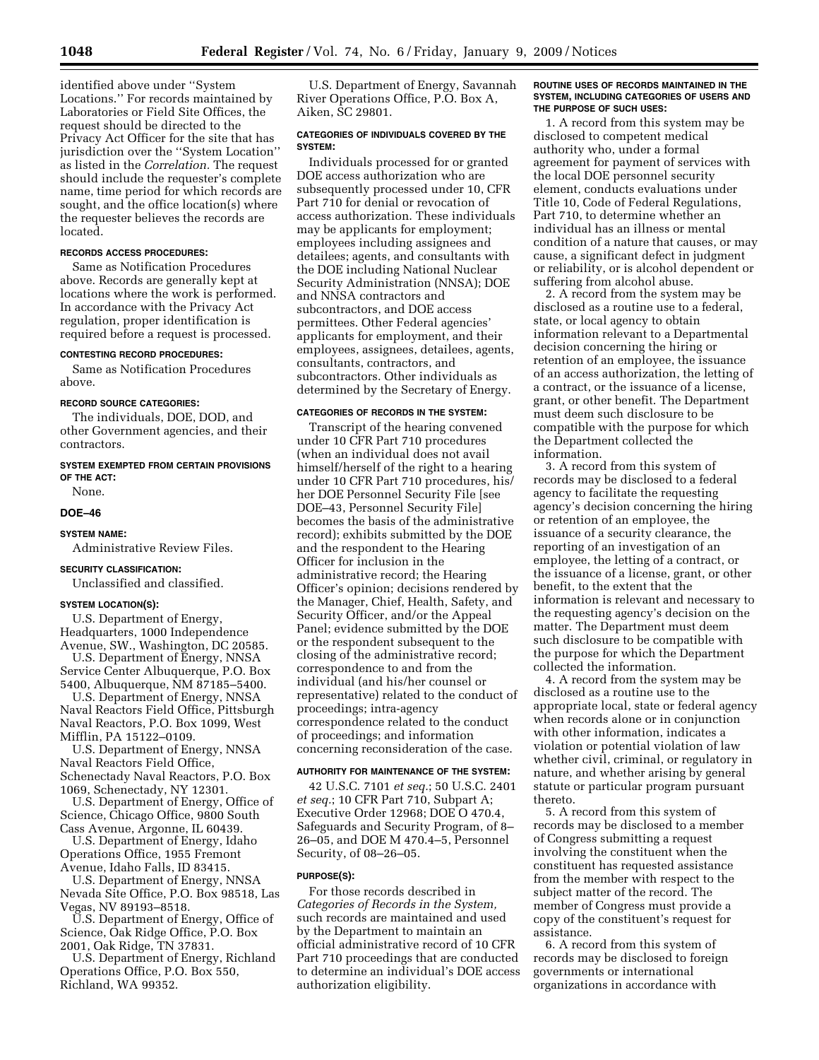identified above under ''System Locations.'' For records maintained by Laboratories or Field Site Offices, the request should be directed to the Privacy Act Officer for the site that has jurisdiction over the ''System Location'' as listed in the *Correlation.* The request should include the requester's complete name, time period for which records are sought, and the office location(s) where the requester believes the records are located.

#### RECORDS ACCESS PROCEDURES:

Same as Notification Procedures above. Records are generally kept at locations where the work is performed. In accordance with the Privacy Act regulation, proper identification is required before a request is processed.

#### CONTESTING RECORD PROCEDURES:

Same as Notification Procedures above.

#### RECORD SOURCE CATEGORIES:

The individuals, DOE, DOD, and other Government agencies, and their contractors.

#### SYSTEM EXEMPTED FROM CERTAIN PROVISIONS OF THE ACT:

None.

### DOE–46

#### SYSTEM NAME:

Administrative Review Files.

#### SECURITY CLASSIFICATION:

Unclassified and classified.

#### SYSTEM LOCATION(S):

U.S. Department of Energy, Headquarters, 1000 Independence Avenue, SW., Washington, DC 20585.

U.S. Department of Energy, NNSA Service Center Albuquerque, P.O. Box 5400, Albuquerque, NM 87185–5400.

U.S. Department of Energy, NNSA Naval Reactors Field Office, Pittsburgh Naval Reactors, P.O. Box 1099, West Mifflin, PA 15122–0109.

U.S. Department of Energy, NNSA Naval Reactors Field Office, Schenectady Naval Reactors, P.O. Box 1069, Schenectady, NY 12301.

U.S. Department of Energy, Office of Science, Chicago Office, 9800 South Cass Avenue, Argonne, IL 60439.

U.S. Department of Energy, Idaho Operations Office, 1955 Fremont Avenue, Idaho Falls, ID 83415.

U.S. Department of Energy, NNSA Nevada Site Office, P.O. Box 98518, Las Vegas, NV 89193–8518.

U.S. Department of Energy, Office of Science, Oak Ridge Office, P.O. Box 2001, Oak Ridge, TN 37831.

U.S. Department of Energy, Richland Operations Office, P.O. Box 550, Richland, WA 99352.

U.S. Department of Energy, Savannah River Operations Office, P.O. Box A, Aiken, SC 29801.

#### CATEGORIES OF INDIVIDUALS COVERED BY THE SYSTEM:

Individuals processed for or granted DOE access authorization who are subsequently processed under 10, CFR Part 710 for denial or revocation of access authorization. These individuals may be applicants for employment; employees including assignees and detailees; agents, and consultants with the DOE including National Nuclear Security Administration (NNSA); DOE and NNSA contractors and subcontractors, and DOE access permittees. Other Federal agencies' applicants for employment, and their employees, assignees, detailees, agents, consultants, contractors, and subcontractors. Other individuals as determined by the Secretary of Energy.

#### CATEGORIES OF RECORDS IN THE SYSTEM:

Transcript of the hearing convened under 10 CFR Part 710 procedures (when an individual does not avail himself/herself of the right to a hearing under 10 CFR Part 710 procedures, his/her DOE Personnel Security File [see DOE–43, Personnel Security File] becomes the basis of the administrative record); exhibits submitted by the DOE and the respondent to the Hearing Officer for inclusion in the administrative record; the Hearing Officer's opinion; decisions rendered by the Manager, Chief, Health, Safety, and Security Officer, and/or the Appeal Panel; evidence submitted by the DOE or the respondent subsequent to the closing of the administrative record; correspondence to and from the individual (and his/her counsel or representative) related to the conduct of proceedings; intra-agency correspondence related to the conduct of proceedings; and information concerning reconsideration of the case.

#### AUTHORITY FOR MAINTENANCE OF THE SYSTEM:

42 U.S.C. 7101 *et seq.*; 50 U.S.C. 2401 *et seq.*; 10 CFR Part 710, Subpart A; Executive Order 12968; DOE O 470.4, Safeguards and Security Program, of 8–26–05, and DOE M 470.4–5, Personnel Security, of 08–26–05.

#### PURPOSE(S):

For those records described in *Categories of Records in the System,* such records are maintained and used by the Department to maintain an official administrative record of 10 CFR Part 710 proceedings that are conducted to determine an individual's DOE access authorization eligibility.

#### ROUTINE USES OF RECORDS MAINTAINED IN THE SYSTEM, INCLUDING CATEGORIES OF USERS AND THE PURPOSE OF SUCH USES:

1. A record from this system may be disclosed to competent medical authority who, under a formal agreement for payment of services with the local DOE personnel security element, conducts evaluations under Title 10, Code of Federal Regulations, Part 710, to determine whether an individual has an illness or mental condition of a nature that causes, or may cause, a significant defect in judgment or reliability, or is alcohol dependent or suffering from alcohol abuse.

2. A record from the system may be disclosed as a routine use to a federal, state, or local agency to obtain information relevant to a Departmental decision concerning the hiring or retention of an employee, the issuance of an access authorization, the letting of a contract, or the issuance of a license, grant, or other benefit. The Department must deem such disclosure to be compatible with the purpose for which the Department collected the information.

3. A record from this system of records may be disclosed to a federal agency to facilitate the requesting agency's decision concerning the hiring or retention of an employee, the issuance of a security clearance, the reporting of an investigation of an employee, the letting of a contract, or the issuance of a license, grant, or other benefit, to the extent that the information is relevant and necessary to the requesting agency's decision on the matter. The Department must deem such disclosure to be compatible with the purpose for which the Department collected the information.

4. A record from the system may be disclosed as a routine use to the appropriate local, state or federal agency when records alone or in conjunction with other information, indicates a violation or potential violation of law whether civil, criminal, or regulatory in nature, and whether arising by general statute or particular program pursuant thereto.

5. A record from this system of records may be disclosed to a member of Congress submitting a request involving the constituent when the constituent has requested assistance from the member with respect to the subject matter of the record. The member of Congress must provide a copy of the constituent's request for assistance.

6. A record from this system of records may be disclosed to foreign governments or international organizations in accordance with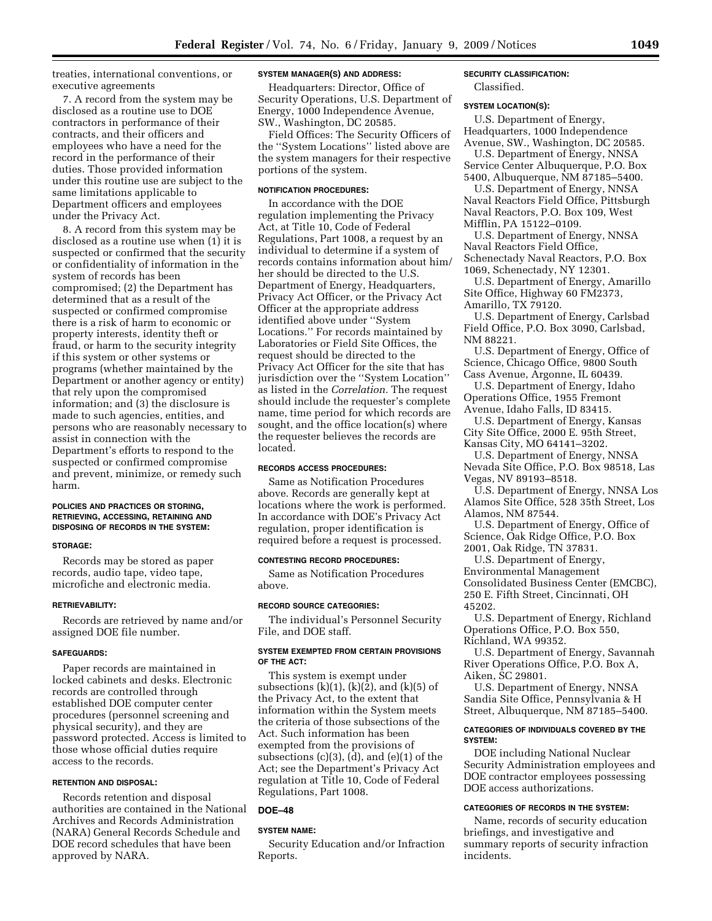treaties, international conventions, or executive agreements

7. A record from the system may be disclosed as a routine use to DOE contractors in performance of their contracts, and their officers and employees who have a need for the record in the performance of their duties. Those provided information under this routine use are subject to the same limitations applicable to Department officers and employees under the Privacy Act.

8. A record from this system may be disclosed as a routine use when (1) it is suspected or confirmed that the security or confidentiality of information in the system of records has been compromised; (2) the Department has determined that as a result of the suspected or confirmed compromise there is a risk of harm to economic or property interests, identity theft or fraud, or harm to the security integrity if this system or other systems or programs (whether maintained by the Department or another agency or entity) that rely upon the compromised information; and (3) the disclosure is made to such agencies, entities, and persons who are reasonably necessary to assist in connection with the Department's efforts to respond to the suspected or confirmed compromise and prevent, minimize, or remedy such harm.

#### POLICIES AND PRACTICES OR STORING, RETRIEVING, ACCESSING, RETAINING AND DISPOSING OF RECORDS IN THE SYSTEM:

#### STORAGE:

Records may be stored as paper records, audio tape, video tape, microfiche and electronic media.

#### RETRIEVABILITY:

Records are retrieved by name and/or assigned DOE file number.

#### SAFEGUARDS:

Paper records are maintained in locked cabinets and desks. Electronic records are controlled through established DOE computer center procedures (personnel screening and physical security), and they are password protected. Access is limited to those whose official duties require access to the records.

#### RETENTION AND DISPOSAL:

Records retention and disposal authorities are contained in the National Archives and Records Administration (NARA) General Records Schedule and DOE record schedules that have been approved by NARA.

#### SYSTEM MANAGER(S) AND ADDRESS:

Headquarters: Director, Office of Security Operations, U.S. Department of Energy, 1000 Independence Avenue, SW., Washington, DC 20585.

Field Offices: The Security Officers of the ''System Locations'' listed above are the system managers for their respective portions of the system.

#### NOTIFICATION PROCEDURES:

In accordance with the DOE regulation implementing the Privacy Act, at Title 10, Code of Federal Regulations, Part 1008, a request by an individual to determine if a system of records contains information about him/her should be directed to the U.S. Department of Energy, Headquarters, Privacy Act Officer, or the Privacy Act Officer at the appropriate address identified above under ''System Locations.'' For records maintained by Laboratories or Field Site Offices, the request should be directed to the Privacy Act Officer for the site that has jurisdiction over the ''System Location'' as listed in the *Correlation.* The request should include the requester's complete name, time period for which records are sought, and the office location(s) where the requester believes the records are located.

#### RECORDS ACCESS PROCEDURES:

Same as Notification Procedures above. Records are generally kept at locations where the work is performed. In accordance with DOE's Privacy Act regulation, proper identification is required before a request is processed.

#### CONTESTING RECORD PROCEDURES:

Same as Notification Procedures above.

#### RECORD SOURCE CATEGORIES:

The individual's Personnel Security File, and DOE staff.

#### SYSTEM EXEMPTED FROM CERTAIN PROVISIONS OF THE ACT:

This system is exempt under subsections (k)(1), (k)(2), and (k)(5) of the Privacy Act, to the extent that information within the System meets the criteria of those subsections of the Act. Such information has been exempted from the provisions of subsections (c)(3), (d), and (e)(1) of the Act; see the Department's Privacy Act regulation at Title 10, Code of Federal Regulations, Part 1008.

### DOE–48

#### SYSTEM NAME:

Security Education and/or Infraction Reports.

#### SECURITY CLASSIFICATION:

Classified.

#### SYSTEM LOCATION(S):

U.S. Department of Energy, Headquarters, 1000 Independence Avenue, SW., Washington, DC 20585.

U.S. Department of Energy, NNSA Service Center Albuquerque, P.O. Box 5400, Albuquerque, NM 87185–5400.

U.S. Department of Energy, NNSA Naval Reactors Field Office, Pittsburgh Naval Reactors, P.O. Box 109, West Mifflin, PA 15122–0109.

U.S. Department of Energy, NNSA Naval Reactors Field Office, Schenectady Naval Reactors, P.O. Box 1069, Schenectady, NY 12301.

U.S. Department of Energy, Amarillo Site Office, Highway 60 FM2373, Amarillo, TX 79120.

U.S. Department of Energy, Carlsbad Field Office, P.O. Box 3090, Carlsbad, NM 88221.

U.S. Department of Energy, Office of Science, Chicago Office, 9800 South Cass Avenue, Argonne, IL 60439.

U.S. Department of Energy, Idaho Operations Office, 1955 Fremont Avenue, Idaho Falls, ID 83415.

U.S. Department of Energy, Kansas City Site Office, 2000 E. 95th Street, Kansas City, MO 64141–3202.

U.S. Department of Energy, NNSA Nevada Site Office, P.O. Box 98518, Las Vegas, NV 89193–8518.

U.S. Department of Energy, NNSA Los Alamos Site Office, 528 35th Street, Los Alamos, NM 87544.

U.S. Department of Energy, Office of Science, Oak Ridge Office, P.O. Box 2001, Oak Ridge, TN 37831.

U.S. Department of Energy, Environmental Management Consolidated Business Center (EMCBC), 250 E. Fifth Street, Cincinnati, OH 45202.

U.S. Department of Energy, Richland Operations Office, P.O. Box 550, Richland, WA 99352.

U.S. Department of Energy, Savannah River Operations Office, P.O. Box A, Aiken, SC 29801.

U.S. Department of Energy, NNSA Sandia Site Office, Pennsylvania & H Street, Albuquerque, NM 87185–5400.

#### CATEGORIES OF INDIVIDUALS COVERED BY THE SYSTEM:

DOE including National Nuclear Security Administration employees and DOE contractor employees possessing DOE access authorizations.

#### CATEGORIES OF RECORDS IN THE SYSTEM:

Name, records of security education briefings, and investigative and summary reports of security infraction incidents.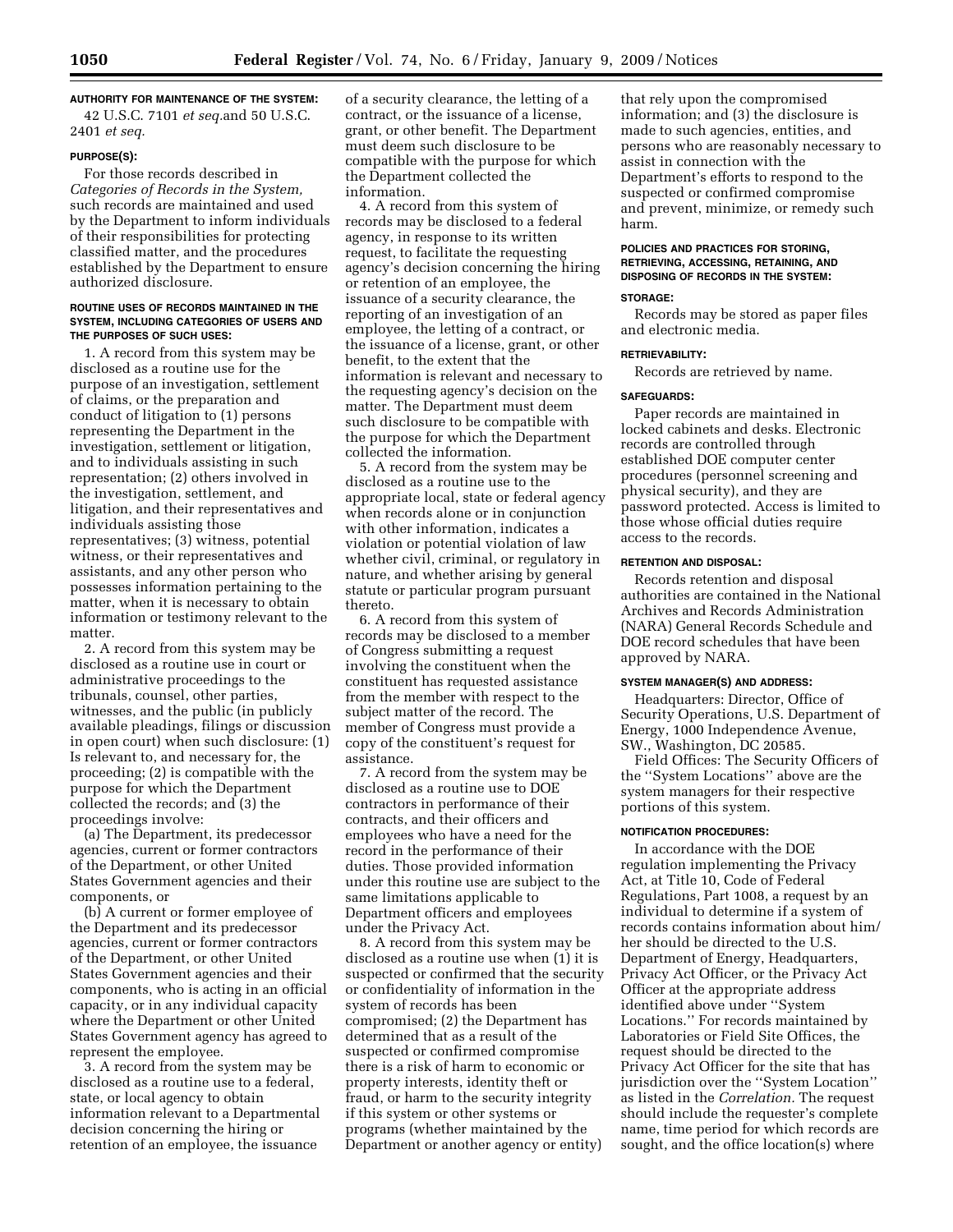**AUTHORITY FOR MAINTENANCE OF THE SYSTEM:**

42 U.S.C. 7101 *et seq.*and 50 U.S.C. 2401 *et seq.*

**PURPOSE(S):**

For those records described in *Categories of Records in the System,* such records are maintained and used by the Department to inform individuals of their responsibilities for protecting classified matter, and the procedures established by the Department to ensure authorized disclosure.

**ROUTINE USES OF RECORDS MAINTAINED IN THE SYSTEM, INCLUDING CATEGORIES OF USERS AND THE PURPOSES OF SUCH USES:**

1. A record from this system may be disclosed as a routine use for the purpose of an investigation, settlement of claims, or the preparation and conduct of litigation to (1) persons representing the Department in the investigation, settlement or litigation, and to individuals assisting in such representation; (2) others involved in the investigation, settlement, and litigation, and their representatives and individuals assisting those representatives; (3) witness, potential witness, or their representatives and assistants, and any other person who possesses information pertaining to the matter, when it is necessary to obtain information or testimony relevant to the matter.

2. A record from this system may be disclosed as a routine use in court or administrative proceedings to the tribunals, counsel, other parties, witnesses, and the public (in publicly available pleadings, filings or discussion in open court) when such disclosure: (1) Is relevant to, and necessary for, the proceeding; (2) is compatible with the purpose for which the Department collected the records; and (3) the proceedings involve:

(a) The Department, its predecessor agencies, current or former contractors of the Department, or other United States Government agencies and their components, or

(b) A current or former employee of the Department and its predecessor agencies, current or former contractors of the Department, or other United States Government agencies and their components, who is acting in an official capacity, or in any individual capacity where the Department or other United States Government agency has agreed to represent the employee.

3. A record from the system may be disclosed as a routine use to a federal, state, or local agency to obtain information relevant to a Departmental decision concerning the hiring or retention of an employee, the issuance of a security clearance, the letting of a contract, or the issuance of a license, grant, or other benefit. The Department must deem such disclosure to be compatible with the purpose for which the Department collected the information.

4. A record from this system of records may be disclosed to a federal agency, in response to its written request, to facilitate the requesting agency's decision concerning the hiring or retention of an employee, the issuance of a security clearance, the reporting of an investigation of an employee, the letting of a contract, or the issuance of a license, grant, or other benefit, to the extent that the information is relevant and necessary to the requesting agency's decision on the matter. The Department must deem such disclosure to be compatible with the purpose for which the Department collected the information.

5. A record from the system may be disclosed as a routine use to the appropriate local, state or federal agency when records alone or in conjunction with other information, indicates a violation or potential violation of law whether civil, criminal, or regulatory in nature, and whether arising by general statute or particular program pursuant thereto.

6. A record from this system of records may be disclosed to a member of Congress submitting a request involving the constituent when the constituent has requested assistance from the member with respect to the subject matter of the record. The member of Congress must provide a copy of the constituent's request for assistance.

7. A record from the system may be disclosed as a routine use to DOE contractors in performance of their contracts, and their officers and employees who have a need for the record in the performance of their duties. Those provided information under this routine use are subject to the same limitations applicable to Department officers and employees under the Privacy Act.

8. A record from this system may be disclosed as a routine use when (1) it is suspected or confirmed that the security or confidentiality of information in the system of records has been compromised; (2) the Department has determined that as a result of the suspected or confirmed compromise there is a risk of harm to economic or property interests, identity theft or fraud, or harm to the security integrity if this system or other systems or programs (whether maintained by the Department or another agency or entity) that rely upon the compromised information; and (3) the disclosure is made to such agencies, entities, and persons who are reasonably necessary to assist in connection with the Department's efforts to respond to the suspected or confirmed compromise and prevent, minimize, or remedy such harm.

**POLICIES AND PRACTICES FOR STORING, RETRIEVING, ACCESSING, RETAINING, AND DISPOSING OF RECORDS IN THE SYSTEM:**

**STORAGE:**

Records may be stored as paper files and electronic media.

**RETRIEVABILITY:**

Records are retrieved by name.

**SAFEGUARDS:**

Paper records are maintained in locked cabinets and desks. Electronic records are controlled through established DOE computer center procedures (personnel screening and physical security), and they are password protected. Access is limited to those whose official duties require access to the records.

**RETENTION AND DISPOSAL:**

Records retention and disposal authorities are contained in the National Archives and Records Administration (NARA) General Records Schedule and DOE record schedules that have been approved by NARA.

**SYSTEM MANAGER(S) AND ADDRESS:**

Headquarters: Director, Office of Security Operations, U.S. Department of Energy, 1000 Independence Avenue, SW., Washington, DC 20585.

Field Offices: The Security Officers of the ''System Locations'' above are the system managers for their respective portions of this system.

**NOTIFICATION PROCEDURES:**

In accordance with the DOE regulation implementing the Privacy Act, at Title 10, Code of Federal Regulations, Part 1008, a request by an individual to determine if a system of records contains information about him/her should be directed to the U.S. Department of Energy, Headquarters, Privacy Act Officer, or the Privacy Act Officer at the appropriate address identified above under ''System Locations.'' For records maintained by Laboratories or Field Site Offices, the request should be directed to the Privacy Act Officer for the site that has jurisdiction over the ''System Location'' as listed in the *Correlation.* The request should include the requester's complete name, time period for which records are sought, and the office location(s) where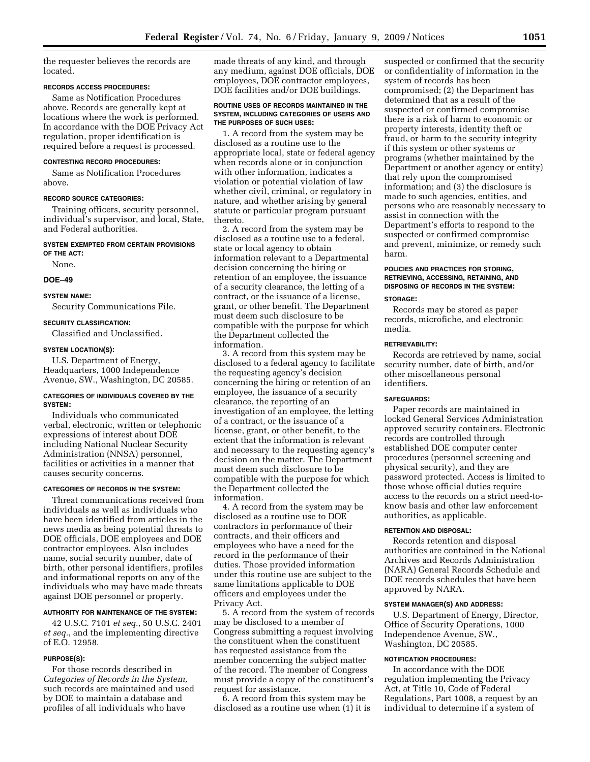the requester believes the records are located.

#### RECORDS ACCESS PROCEDURES:

Same as Notification Procedures above. Records are generally kept at locations where the work is performed. In accordance with the DOE Privacy Act regulation, proper identification is required before a request is processed.

#### CONTESTING RECORD PROCEDURES:

Same as Notification Procedures above.

#### RECORD SOURCE CATEGORIES:

Training officers, security personnel, individual's supervisor, and local, State, and Federal authorities.

#### SYSTEM EXEMPTED FROM CERTAIN PROVISIONS OF THE ACT:

None.

### DOE–49

#### SYSTEM NAME:

Security Communications File.

#### SECURITY CLASSIFICATION:

Classified and Unclassified.

#### SYSTEM LOCATION(S):

U.S. Department of Energy, Headquarters, 1000 Independence Avenue, SW., Washington, DC 20585.

#### CATEGORIES OF INDIVIDUALS COVERED BY THE SYSTEM:

Individuals who communicated verbal, electronic, written or telephonic expressions of interest about DOE including National Nuclear Security Administration (NNSA) personnel, facilities or activities in a manner that causes security concerns.

#### CATEGORIES OF RECORDS IN THE SYSTEM:

Threat communications received from individuals as well as individuals who have been identified from articles in the news media as being potential threats to DOE officials, DOE employees and DOE contractor employees. Also includes name, social security number, date of birth, other personal identifiers, profiles and informational reports on any of the individuals who may have made threats against DOE personnel or property.

#### AUTHORITY FOR MAINTENANCE OF THE SYSTEM:

42 U.S.C. 7101 *et seq.*, 50 U.S.C. 2401 *et seq.*, and the implementing directive of E.O. 12958.

#### PURPOSE(S):

For those records described in *Categories of Records in the System,* such records are maintained and used by DOE to maintain a database and profiles of all individuals who have made threats of any kind, and through any medium, against DOE officials, DOE employees, DOE contractor employees, DOE facilities and/or DOE buildings.

#### ROUTINE USES OF RECORDS MAINTAINED IN THE SYSTEM, INCLUDING CATEGORIES OF USERS AND THE PURPOSES OF SUCH USES:

1. A record from the system may be disclosed as a routine use to the appropriate local, state or federal agency when records alone or in conjunction with other information, indicates a violation or potential violation of law whether civil, criminal, or regulatory in nature, and whether arising by general statute or particular program pursuant thereto.

2. A record from the system may be disclosed as a routine use to a federal, state or local agency to obtain information relevant to a Departmental decision concerning the hiring or retention of an employee, the issuance of a security clearance, the letting of a contract, or the issuance of a license, grant, or other benefit. The Department must deem such disclosure to be compatible with the purpose for which the Department collected the information.

3. A record from this system may be disclosed to a federal agency to facilitate the requesting agency's decision concerning the hiring or retention of an employee, the issuance of a security clearance, the reporting of an investigation of an employee, the letting of a contract, or the issuance of a license, grant, or other benefit, to the extent that the information is relevant and necessary to the requesting agency's decision on the matter. The Department must deem such disclosure to be compatible with the purpose for which the Department collected the information.

4. A record from the system may be disclosed as a routine use to DOE contractors in performance of their contracts, and their officers and employees who have a need for the record in the performance of their duties. Those provided information under this routine use are subject to the same limitations applicable to DOE officers and employees under the Privacy Act.

5. A record from the system of records may be disclosed to a member of Congress submitting a request involving the constituent when the constituent has requested assistance from the member concerning the subject matter of the record. The member of Congress must provide a copy of the constituent's request for assistance.

6. A record from this system may be disclosed as a routine use when (1) it is suspected or confirmed that the security or confidentiality of information in the system of records has been compromised; (2) the Department has determined that as a result of the suspected or confirmed compromise there is a risk of harm to economic or property interests, identity theft or fraud, or harm to the security integrity if this system or other systems or programs (whether maintained by the Department or another agency or entity) that rely upon the compromised information; and (3) the disclosure is made to such agencies, entities, and persons who are reasonably necessary to assist in connection with the Department's efforts to respond to the suspected or confirmed compromise and prevent, minimize, or remedy such harm.

#### POLICIES AND PRACTICES FOR STORING, RETRIEVING, ACCESSING, RETAINING, AND DISPOSING OF RECORDS IN THE SYSTEM:

#### STORAGE:

Records may be stored as paper records, microfiche, and electronic media.

#### RETRIEVABILITY:

Records are retrieved by name, social security number, date of birth, and/or other miscellaneous personal identifiers.

#### SAFEGUARDS:

Paper records are maintained in locked General Services Administration approved security containers. Electronic records are controlled through established DOE computer center procedures (personnel screening and physical security), and they are password protected. Access is limited to those whose official duties require access to the records on a strict need-to-know basis and other law enforcement authorities, as applicable.

#### RETENTION AND DISPOSAL:

Records retention and disposal authorities are contained in the National Archives and Records Administration (NARA) General Records Schedule and DOE records schedules that have been approved by NARA.

#### SYSTEM MANAGER(S) AND ADDRESS:

U.S. Department of Energy, Director, Office of Security Operations, 1000 Independence Avenue, SW., Washington, DC 20585.

#### NOTIFICATION PROCEDURES:

In accordance with the DOE regulation implementing the Privacy Act, at Title 10, Code of Federal Regulations, Part 1008, a request by an individual to determine if a system of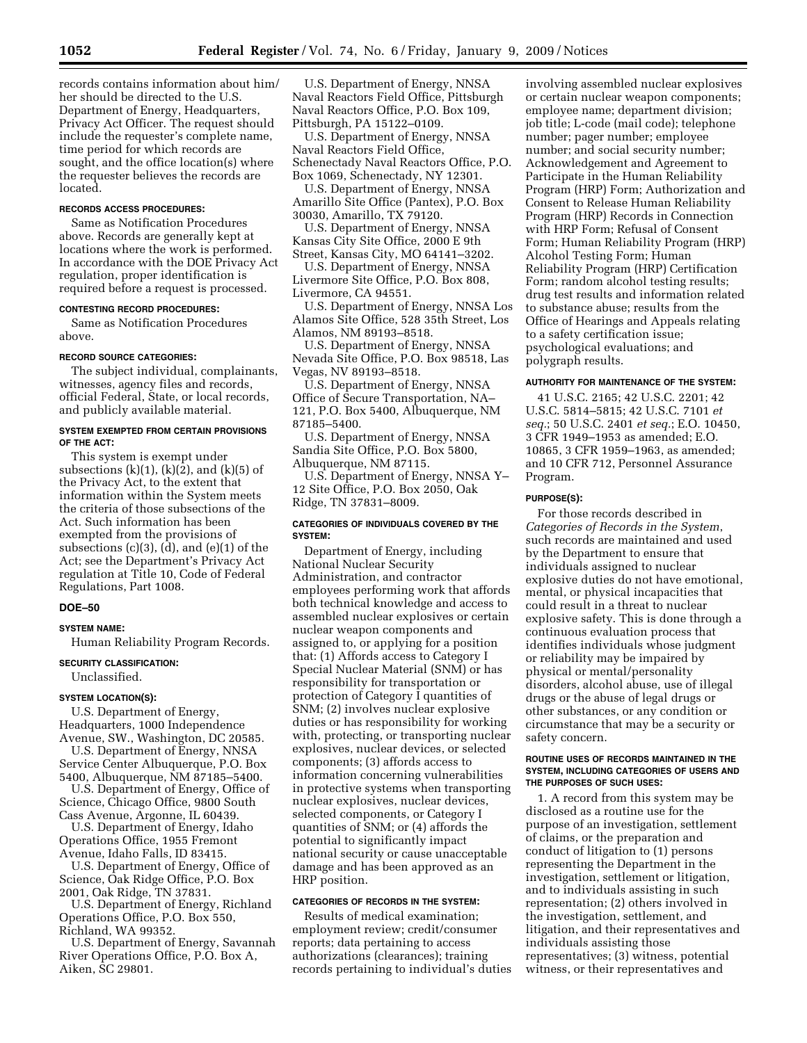records contains information about him/her should be directed to the U.S. Department of Energy, Headquarters, Privacy Act Officer. The request should include the requester's complete name, time period for which records are sought, and the office location(s) where the requester believes the records are located.

#### RECORDS ACCESS PROCEDURES:

Same as Notification Procedures above. Records are generally kept at locations where the work is performed. In accordance with the DOE Privacy Act regulation, proper identification is required before a request is processed.

#### CONTESTING RECORD PROCEDURES:

Same as Notification Procedures above.

#### RECORD SOURCE CATEGORIES:

The subject individual, complainants, witnesses, agency files and records, official Federal, State, or local records, and publicly available material.

#### SYSTEM EXEMPTED FROM CERTAIN PROVISIONS OF THE ACT:

This system is exempt under subsections (k)(1), (k)(2), and (k)(5) of the Privacy Act, to the extent that information within the System meets the criteria of those subsections of the Act. Such information has been exempted from the provisions of subsections (c)(3), (d), and (e)(1) of the Act; see the Department's Privacy Act regulation at Title 10, Code of Federal Regulations, Part 1008.

### DOE–50

#### SYSTEM NAME:

Human Reliability Program Records.

#### SECURITY CLASSIFICATION:

Unclassified.

#### SYSTEM LOCATION(S):

U.S. Department of Energy, Headquarters, 1000 Independence Avenue, SW., Washington, DC 20585.

U.S. Department of Energy, NNSA Service Center Albuquerque, P.O. Box 5400, Albuquerque, NM 87185–5400.

U.S. Department of Energy, Office of Science, Chicago Office, 9800 South Cass Avenue, Argonne, IL 60439.

U.S. Department of Energy, Idaho Operations Office, 1955 Fremont Avenue, Idaho Falls, ID 83415.

U.S. Department of Energy, Office of Science, Oak Ridge Office, P.O. Box 2001, Oak Ridge, TN 37831.

U.S. Department of Energy, Richland Operations Office, P.O. Box 550, Richland, WA 99352.

U.S. Department of Energy, Savannah River Operations Office, P.O. Box A, Aiken, SC 29801.

U.S. Department of Energy, NNSA Naval Reactors Field Office, Pittsburgh Naval Reactors Office, P.O. Box 109, Pittsburgh, PA 15122–0109.

U.S. Department of Energy, NNSA Naval Reactors Field Office, Schenectady Naval Reactors Office, P.O. Box 1069, Schenectady, NY 12301.

U.S. Department of Energy, NNSA Amarillo Site Office (Pantex), P.O. Box 30030, Amarillo, TX 79120.

U.S. Department of Energy, NNSA Kansas City Site Office, 2000 E 9th Street, Kansas City, MO 64141–3202.

U.S. Department of Energy, NNSA Livermore Site Office, P.O. Box 808, Livermore, CA 94551.

U.S. Department of Energy, NNSA Los Alamos Site Office, 528 35th Street, Los Alamos, NM 89193–8518.

U.S. Department of Energy, NNSA Nevada Site Office, P.O. Box 98518, Las Vegas, NV 89193–8518.

U.S. Department of Energy, NNSA Office of Secure Transportation, NA–121, P.O. Box 5400, Albuquerque, NM 87185–5400.

U.S. Department of Energy, NNSA Sandia Site Office, P.O. Box 5800, Albuquerque, NM 87115.

U.S. Department of Energy, NNSA Y–12 Site Office, P.O. Box 2050, Oak Ridge, TN 37831–8009.

#### CATEGORIES OF INDIVIDUALS COVERED BY THE SYSTEM:

Department of Energy, including National Nuclear Security Administration, and contractor employees performing work that affords both technical knowledge and access to assembled nuclear explosives or certain nuclear weapon components and assigned to, or applying for a position that: (1) Affords access to Category I Special Nuclear Material (SNM) or has responsibility for transportation or protection of Category I quantities of SNM; (2) involves nuclear explosive duties or has responsibility for working with, protecting, or transporting nuclear explosives, nuclear devices, or selected components; (3) affords access to information concerning vulnerabilities in protective systems when transporting nuclear explosives, nuclear devices, selected components, or Category I quantities of SNM; or (4) affords the potential to significantly impact national security or cause unacceptable damage and has been approved as an HRP position.

#### CATEGORIES OF RECORDS IN THE SYSTEM:

Results of medical examination; employment review; credit/consumer reports; data pertaining to access authorizations (clearances); training records pertaining to individual's duties involving assembled nuclear explosives or certain nuclear weapon components; employee name; department division; job title; L-code (mail code); telephone number; pager number; employee number; and social security number; Acknowledgement and Agreement to Participate in the Human Reliability Program (HRP) Form; Authorization and Consent to Release Human Reliability Program (HRP) Records in Connection with HRP Form; Refusal of Consent Form; Human Reliability Program (HRP) Alcohol Testing Form; Human Reliability Program (HRP) Certification Form; random alcohol testing results; drug test results and information related to substance abuse; results from the Office of Hearings and Appeals relating to a safety certification issue; psychological evaluations; and polygraph results.

#### AUTHORITY FOR MAINTENANCE OF THE SYSTEM:

41 U.S.C. 2165; 42 U.S.C. 2201; 42 U.S.C. 5814–5815; 42 U.S.C. 7101 *et seq.*; 50 U.S.C. 2401 *et seq.*; E.O. 10450, 3 CFR 1949–1953 as amended; E.O. 10865, 3 CFR 1959–1963, as amended; and 10 CFR 712, Personnel Assurance Program.

#### PURPOSE(S):

For those records described in *Categories of Records in the System*, such records are maintained and used by the Department to ensure that individuals assigned to nuclear explosive duties do not have emotional, mental, or physical incapacities that could result in a threat to nuclear explosive safety. This is done through a continuous evaluation process that identifies individuals whose judgment or reliability may be impaired by physical or mental/personality disorders, alcohol abuse, use of illegal drugs or the abuse of legal drugs or other substances, or any condition or circumstance that may be a security or safety concern.

#### ROUTINE USES OF RECORDS MAINTAINED IN THE SYSTEM, INCLUDING CATEGORIES OF USERS AND THE PURPOSES OF SUCH USES:

1. A record from this system may be disclosed as a routine use for the purpose of an investigation, settlement of claims, or the preparation and conduct of litigation to (1) persons representing the Department in the investigation, settlement or litigation, and to individuals assisting in such representation; (2) others involved in the investigation, settlement, and litigation, and their representatives and individuals assisting those representatives; (3) witness, potential witness, or their representatives and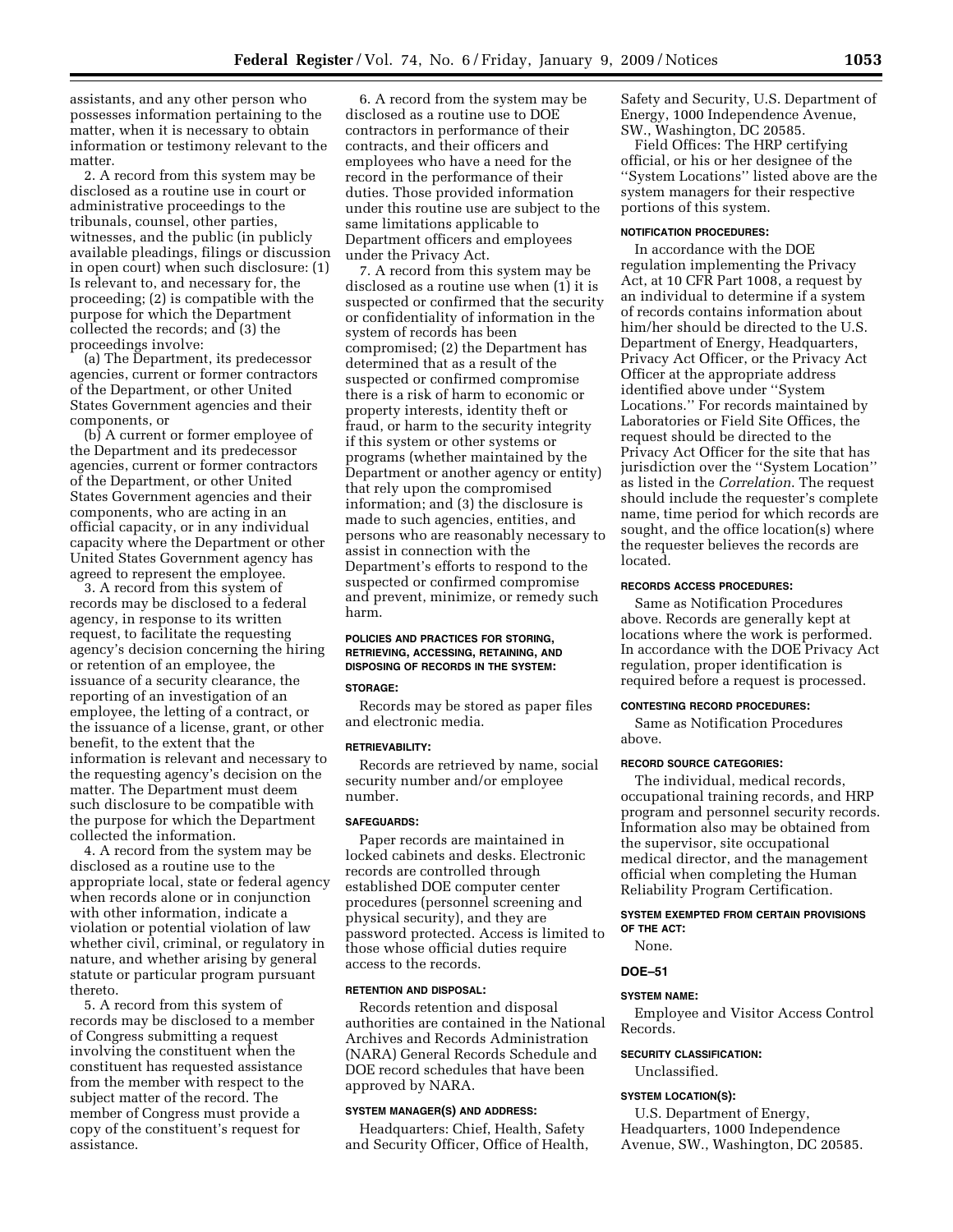assistants, and any other person who possesses information pertaining to the matter, when it is necessary to obtain information or testimony relevant to the matter.

2. A record from this system may be disclosed as a routine use in court or administrative proceedings to the tribunals, counsel, other parties, witnesses, and the public (in publicly available pleadings, filings or discussion in open court) when such disclosure: (1) Is relevant to, and necessary for, the proceeding; (2) is compatible with the purpose for which the Department collected the records; and (3) the proceedings involve:

(a) The Department, its predecessor agencies, current or former contractors of the Department, or other United States Government agencies and their components, or

(b) A current or former employee of the Department and its predecessor agencies, current or former contractors of the Department, or other United States Government agencies and their components, who are acting in an official capacity, or in any individual capacity where the Department or other United States Government agency has agreed to represent the employee.

3. A record from this system of records may be disclosed to a federal agency, in response to its written request, to facilitate the requesting agency's decision concerning the hiring or retention of an employee, the issuance of a security clearance, the reporting of an investigation of an employee, the letting of a contract, or the issuance of a license, grant, or other benefit, to the extent that the information is relevant and necessary to the requesting agency's decision on the matter. The Department must deem such disclosure to be compatible with the purpose for which the Department collected the information.

4. A record from the system may be disclosed as a routine use to the appropriate local, state or federal agency when records alone or in conjunction with other information, indicate a violation or potential violation of law whether civil, criminal, or regulatory in nature, and whether arising by general statute or particular program pursuant thereto.

5. A record from this system of records may be disclosed to a member of Congress submitting a request involving the constituent when the constituent has requested assistance from the member with respect to the subject matter of the record. The member of Congress must provide a copy of the constituent's request for assistance.

6. A record from the system may be disclosed as a routine use to DOE contractors in performance of their contracts, and their officers and employees who have a need for the record in the performance of their duties. Those provided information under this routine use are subject to the same limitations applicable to Department officers and employees under the Privacy Act.

7. A record from this system may be disclosed as a routine use when (1) it is suspected or confirmed that the security or confidentiality of information in the system of records has been compromised; (2) the Department has determined that as a result of the suspected or confirmed compromise there is a risk of harm to economic or property interests, identity theft or fraud, or harm to the security integrity if this system or other systems or programs (whether maintained by the Department or another agency or entity) that rely upon the compromised information; and (3) the disclosure is made to such agencies, entities, and persons who are reasonably necessary to assist in connection with the Department's efforts to respond to the suspected or confirmed compromise and prevent, minimize, or remedy such harm.

#### POLICIES AND PRACTICES FOR STORING, RETRIEVING, ACCESSING, RETAINING, AND DISPOSING OF RECORDS IN THE SYSTEM:

#### STORAGE:

Records may be stored as paper files and electronic media.

#### RETRIEVABILITY:

Records are retrieved by name, social security number and/or employee number.

#### SAFEGUARDS:

Paper records are maintained in locked cabinets and desks. Electronic records are controlled through established DOE computer center procedures (personnel screening and physical security), and they are password protected. Access is limited to those whose official duties require access to the records.

#### RETENTION AND DISPOSAL:

Records retention and disposal authorities are contained in the National Archives and Records Administration (NARA) General Records Schedule and DOE record schedules that have been approved by NARA.

#### SYSTEM MANAGER(S) AND ADDRESS:

Headquarters: Chief, Health, Safety and Security Officer, Office of Health, Safety and Security, U.S. Department of Energy, 1000 Independence Avenue, SW., Washington, DC 20585.

Field Offices: The HRP certifying official, or his or her designee of the "System Locations" listed above are the system managers for their respective portions of this system.

#### NOTIFICATION PROCEDURES:

In accordance with the DOE regulation implementing the Privacy Act, at 10 CFR Part 1008, a request by an individual to determine if a system of records contains information about him/her should be directed to the U.S. Department of Energy, Headquarters, Privacy Act Officer, or the Privacy Act Officer at the appropriate address identified above under "System Locations." For records maintained by Laboratories or Field Site Offices, the request should be directed to the Privacy Act Officer for the site that has jurisdiction over the "System Location" as listed in the *Correlation*. The request should include the requester's complete name, time period for which records are sought, and the office location(s) where the requester believes the records are located.

#### RECORDS ACCESS PROCEDURES:

Same as Notification Procedures above. Records are generally kept at locations where the work is performed. In accordance with the DOE Privacy Act regulation, proper identification is required before a request is processed.

#### CONTESTING RECORD PROCEDURES:

Same as Notification Procedures above.

#### RECORD SOURCE CATEGORIES:

The individual, medical records, occupational training records, and HRP program and personnel security records. Information also may be obtained from the supervisor, site occupational medical director, and the management official when completing the Human Reliability Program Certification.

#### SYSTEM EXEMPTED FROM CERTAIN PROVISIONS OF THE ACT:

None.

### DOE–51

#### SYSTEM NAME:

Employee and Visitor Access Control Records.

#### SECURITY CLASSIFICATION:

Unclassified.

#### SYSTEM LOCATION(S):

U.S. Department of Energy, Headquarters, 1000 Independence Avenue, SW., Washington, DC 20585.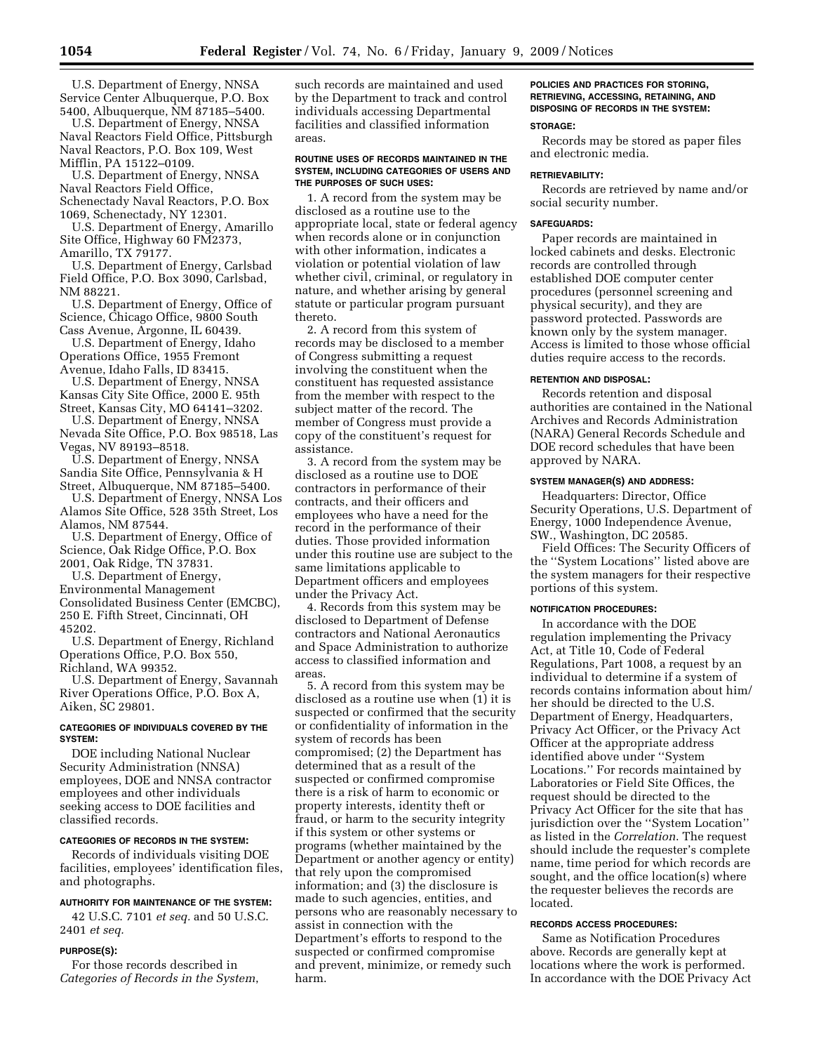U.S. Department of Energy, NNSA Service Center Albuquerque, P.O. Box 5400, Albuquerque, NM 87185–5400.

U.S. Department of Energy, NNSA Naval Reactors Field Office, Pittsburgh Naval Reactors, P.O. Box 109, West Mifflin, PA 15122–0109.

U.S. Department of Energy, NNSA Naval Reactors Field Office, Schenectady Naval Reactors, P.O. Box 1069, Schenectady, NY 12301.

U.S. Department of Energy, Amarillo Site Office, Highway 60 FM2373, Amarillo, TX 79177.

U.S. Department of Energy, Carlsbad Field Office, P.O. Box 3090, Carlsbad, NM 88221.

U.S. Department of Energy, Office of Science, Chicago Office, 9800 South Cass Avenue, Argonne, IL 60439.

U.S. Department of Energy, Idaho Operations Office, 1955 Fremont Avenue, Idaho Falls, ID 83415.

U.S. Department of Energy, NNSA Kansas City Site Office, 2000 E. 95th Street, Kansas City, MO 64141–3202.

U.S. Department of Energy, NNSA Nevada Site Office, P.O. Box 98518, Las Vegas, NV 89193–8518.

U.S. Department of Energy, NNSA Sandia Site Office, Pennsylvania & H Street, Albuquerque, NM 87185–5400.

U.S. Department of Energy, NNSA Los Alamos Site Office, 528 35th Street, Los Alamos, NM 87544.

U.S. Department of Energy, Office of Science, Oak Ridge Office, P.O. Box 2001, Oak Ridge, TN 37831.

U.S. Department of Energy, Environmental Management Consolidated Business Center (EMCBC), 250 E. Fifth Street, Cincinnati, OH 45202.

U.S. Department of Energy, Richland Operations Office, P.O. Box 550, Richland, WA 99352.

U.S. Department of Energy, Savannah River Operations Office, P.O. Box A, Aiken, SC 29801.

#### CATEGORIES OF INDIVIDUALS COVERED BY THE SYSTEM:

DOE including National Nuclear Security Administration (NNSA) employees, DOE and NNSA contractor employees and other individuals seeking access to DOE facilities and classified records.

#### CATEGORIES OF RECORDS IN THE SYSTEM:

Records of individuals visiting DOE facilities, employees' identification files, and photographs.

#### AUTHORITY FOR MAINTENANCE OF THE SYSTEM:

42 U.S.C. 7101 *et seq.* and 50 U.S.C. 2401 *et seq.*

#### PURPOSE(S):

For those records described in *Categories of Records in the System*, such records are maintained and used by the Department to track and control individuals accessing Departmental facilities and classified information areas.

#### ROUTINE USES OF RECORDS MAINTAINED IN THE SYSTEM, INCLUDING CATEGORIES OF USERS AND THE PURPOSES OF SUCH USES:

1. A record from the system may be disclosed as a routine use to the appropriate local, state or federal agency when records alone or in conjunction with other information, indicates a violation or potential violation of law whether civil, criminal, or regulatory in nature, and whether arising by general statute or particular program pursuant thereto.

2. A record from this system of records may be disclosed to a member of Congress submitting a request involving the constituent when the constituent has requested assistance from the member with respect to the subject matter of the record. The member of Congress must provide a copy of the constituent's request for assistance.

3. A record from the system may be disclosed as a routine use to DOE contractors in performance of their contracts, and their officers and employees who have a need for the record in the performance of their duties. Those provided information under this routine use are subject to the same limitations applicable to Department officers and employees under the Privacy Act.

4. Records from this system may be disclosed to Department of Defense contractors and National Aeronautics and Space Administration to authorize access to classified information and areas.

5. A record from this system may be disclosed as a routine use when (1) it is suspected or confirmed that the security or confidentiality of information in the system of records has been compromised; (2) the Department has determined that as a result of the suspected or confirmed compromise there is a risk of harm to economic or property interests, identity theft or fraud, or harm to the security integrity if this system or other systems or programs (whether maintained by the Department or another agency or entity) that rely upon the compromised information; and (3) the disclosure is made to such agencies, entities, and persons who are reasonably necessary to assist in connection with the Department's efforts to respond to the suspected or confirmed compromise and prevent, minimize, or remedy such harm.

#### POLICIES AND PRACTICES FOR STORING, RETRIEVING, ACCESSING, RETAINING, AND DISPOSING OF RECORDS IN THE SYSTEM:

#### STORAGE:

Records may be stored as paper files and electronic media.

#### RETRIEVABILITY:

Records are retrieved by name and/or social security number.

#### SAFEGUARDS:

Paper records are maintained in locked cabinets and desks. Electronic records are controlled through established DOE computer center procedures (personnel screening and physical security), and they are password protected. Passwords are known only by the system manager. Access is limited to those whose official duties require access to the records.

#### RETENTION AND DISPOSAL:

Records retention and disposal authorities are contained in the National Archives and Records Administration (NARA) General Records Schedule and DOE record schedules that have been approved by NARA.

#### SYSTEM MANAGER(S) AND ADDRESS:

Headquarters: Director, Office Security Operations, U.S. Department of Energy, 1000 Independence Avenue, SW., Washington, DC 20585.

Field Offices: The Security Officers of the "System Locations" listed above are the system managers for their respective portions of this system.

#### NOTIFICATION PROCEDURES:

In accordance with the DOE regulation implementing the Privacy Act, at Title 10, Code of Federal Regulations, Part 1008, a request by an individual to determine if a system of records contains information about him/her should be directed to the U.S. Department of Energy, Headquarters, Privacy Act Officer, or the Privacy Act Officer at the appropriate address identified above under "System Locations." For records maintained by Laboratories or Field Site Offices, the request should be directed to the Privacy Act Officer for the site that has jurisdiction over the "System Location" as listed in the *Correlation*. The request should include the requester's complete name, time period for which records are sought, and the office location(s) where the requester believes the records are located.

#### RECORDS ACCESS PROCEDURES:

Same as Notification Procedures above. Records are generally kept at locations where the work is performed. In accordance with the DOE Privacy Act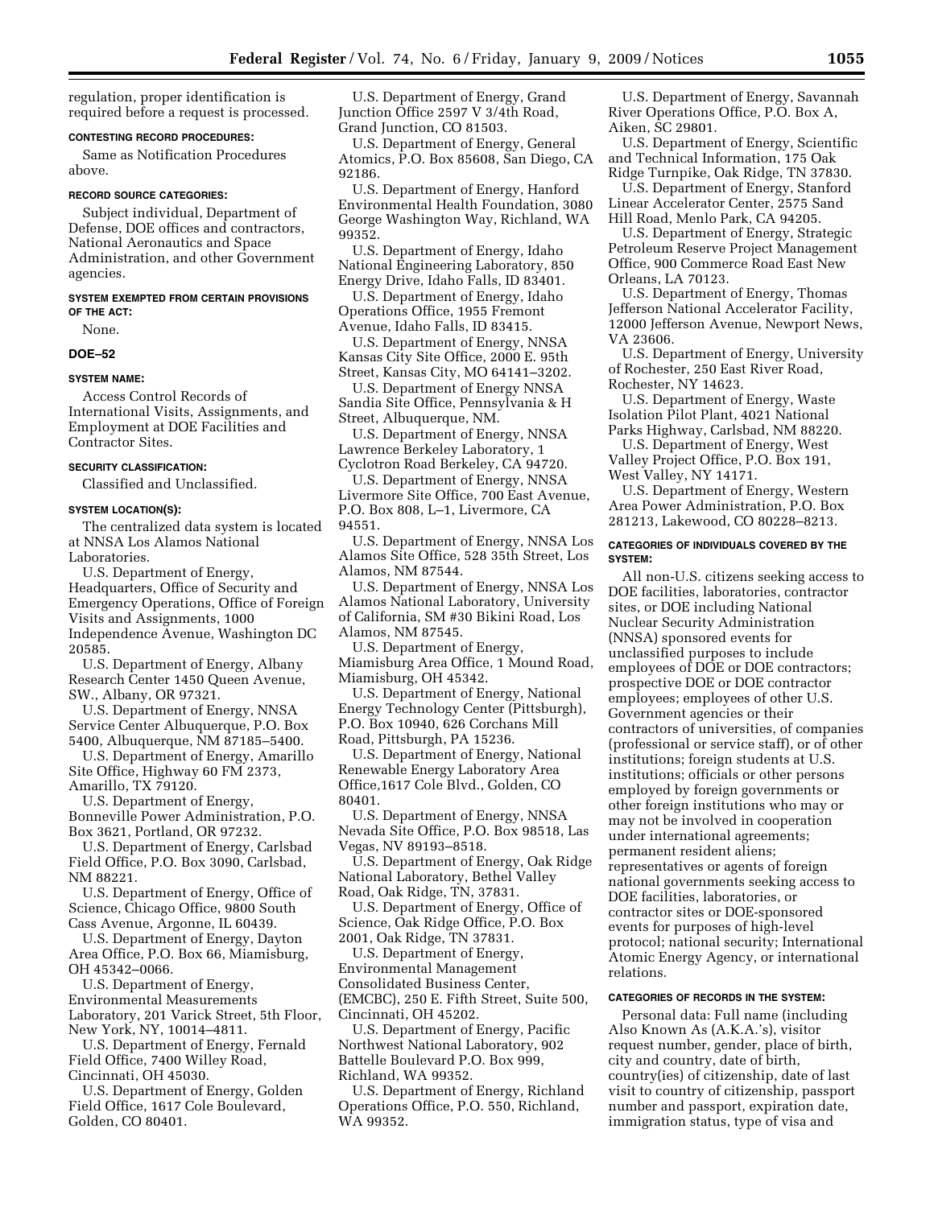regulation, proper identification is required before a request is processed.

**CONTESTING RECORD PROCEDURES:**

Same as Notification Procedures above.

**RECORD SOURCE CATEGORIES:**

Subject individual, Department of Defense, DOE offices and contractors, National Aeronautics and Space Administration, and other Government agencies.

**SYSTEM EXEMPTED FROM CERTAIN PROVISIONS OF THE ACT:**

None.

## DOE–52

**SYSTEM NAME:**

Access Control Records of International Visits, Assignments, and Employment at DOE Facilities and Contractor Sites.

**SECURITY CLASSIFICATION:**

Classified and Unclassified.

**SYSTEM LOCATION(S):**

The centralized data system is located at NNSA Los Alamos National Laboratories.

U.S. Department of Energy, Headquarters, Office of Security and Emergency Operations, Office of Foreign Visits and Assignments, 1000 Independence Avenue, Washington DC 20585.

U.S. Department of Energy, Albany Research Center 1450 Queen Avenue, SW., Albany, OR 97321.

U.S. Department of Energy, NNSA Service Center Albuquerque, P.O. Box 5400, Albuquerque, NM 87185–5400.

U.S. Department of Energy, Amarillo Site Office, Highway 60 FM 2373, Amarillo, TX 79120.

U.S. Department of Energy, Bonneville Power Administration, P.O. Box 3621, Portland, OR 97232.

U.S. Department of Energy, Carlsbad Field Office, P.O. Box 3090, Carlsbad, NM 88221.

U.S. Department of Energy, Office of Science, Chicago Office, 9800 South Cass Avenue, Argonne, IL 60439.

U.S. Department of Energy, Dayton Area Office, P.O. Box 66, Miamisburg, OH 45342–0066.

U.S. Department of Energy, Environmental Measurements Laboratory, 201 Varick Street, 5th Floor, New York, NY, 10014–4811.

U.S. Department of Energy, Fernald Field Office, 7400 Willey Road, Cincinnati, OH 45030.

U.S. Department of Energy, Golden Field Office, 1617 Cole Boulevard, Golden, CO 80401.

U.S. Department of Energy, Grand Junction Office 2597 V 3/4th Road, Grand Junction, CO 81503.

U.S. Department of Energy, General Atomics, P.O. Box 85608, San Diego, CA 92186.

U.S. Department of Energy, Hanford Environmental Health Foundation, 3080 George Washington Way, Richland, WA 99352.

U.S. Department of Energy, Idaho National Engineering Laboratory, 850 Energy Drive, Idaho Falls, ID 83401.

U.S. Department of Energy, Idaho Operations Office, 1955 Fremont Avenue, Idaho Falls, ID 83415.

U.S. Department of Energy, NNSA Kansas City Site Office, 2000 E. 95th Street, Kansas City, MO 64141–3202.

U.S. Department of Energy NNSA Sandia Site Office, Pennsylvania & H Street, Albuquerque, NM.

U.S. Department of Energy, NNSA Lawrence Berkeley Laboratory, 1 Cyclotron Road Berkeley, CA 94720.

U.S. Department of Energy, NNSA Livermore Site Office, 700 East Avenue, P.O. Box 808, L–1, Livermore, CA 94551.

U.S. Department of Energy, NNSA Los Alamos Site Office, 528 35th Street, Los Alamos, NM 87544.

U.S. Department of Energy, NNSA Los Alamos National Laboratory, University of California, SM #30 Bikini Road, Los Alamos, NM 87545.

U.S. Department of Energy, Miamisburg Area Office, 1 Mound Road, Miamisburg, OH 45342.

U.S. Department of Energy, National Energy Technology Center (Pittsburgh), P.O. Box 10940, 626 Corchans Mill Road, Pittsburgh, PA 15236.

U.S. Department of Energy, National Renewable Energy Laboratory Area Office,1617 Cole Blvd., Golden, CO 80401.

U.S. Department of Energy, NNSA Nevada Site Office, P.O. Box 98518, Las Vegas, NV 89193–8518.

U.S. Department of Energy, Oak Ridge National Laboratory, Bethel Valley Road, Oak Ridge, TN, 37831.

U.S. Department of Energy, Office of Science, Oak Ridge Office, P.O. Box 2001, Oak Ridge, TN 37831.

U.S. Department of Energy, Environmental Management Consolidated Business Center, (EMCBC), 250 E. Fifth Street, Suite 500, Cincinnati, OH 45202.

U.S. Department of Energy, Pacific Northwest National Laboratory, 902 Battelle Boulevard P.O. Box 999, Richland, WA 99352.

U.S. Department of Energy, Richland Operations Office, P.O. 550, Richland, WA 99352.

U.S. Department of Energy, Savannah River Operations Office, P.O. Box A, Aiken, SC 29801.

U.S. Department of Energy, Scientific and Technical Information, 175 Oak Ridge Turnpike, Oak Ridge, TN 37830.

U.S. Department of Energy, Stanford Linear Accelerator Center, 2575 Sand Hill Road, Menlo Park, CA 94205.

U.S. Department of Energy, Strategic Petroleum Reserve Project Management Office, 900 Commerce Road East New Orleans, LA 70123.

U.S. Department of Energy, Thomas Jefferson National Accelerator Facility, 12000 Jefferson Avenue, Newport News, VA 23606.

U.S. Department of Energy, University of Rochester, 250 East River Road, Rochester, NY 14623.

U.S. Department of Energy, Waste Isolation Pilot Plant, 4021 National Parks Highway, Carlsbad, NM 88220.

U.S. Department of Energy, West Valley Project Office, P.O. Box 191, West Valley, NY 14171.

U.S. Department of Energy, Western Area Power Administration, P.O. Box 281213, Lakewood, CO 80228–8213.

**CATEGORIES OF INDIVIDUALS COVERED BY THE SYSTEM:**

All non-U.S. citizens seeking access to DOE facilities, laboratories, contractor sites, or DOE including National Nuclear Security Administration (NNSA) sponsored events for unclassified purposes to include employees of DOE or DOE contractors; prospective DOE or DOE contractor employees; employees of other U.S. Government agencies or their contractors of universities, of companies (professional or service staff), or of other institutions; foreign students at U.S. institutions; officials or other persons employed by foreign governments or other foreign institutions who may or may not be involved in cooperation under international agreements; permanent resident aliens; representatives or agents of foreign national governments seeking access to DOE facilities, laboratories, or contractor sites or DOE-sponsored events for purposes of high-level protocol; national security; International Atomic Energy Agency, or international relations.

**CATEGORIES OF RECORDS IN THE SYSTEM:**

Personal data: Full name (including Also Known As (A.K.A.'s), visitor request number, gender, place of birth, city and country, date of birth, country(ies) of citizenship, date of last visit to country of citizenship, passport number and passport, expiration date, immigration status, type of visa and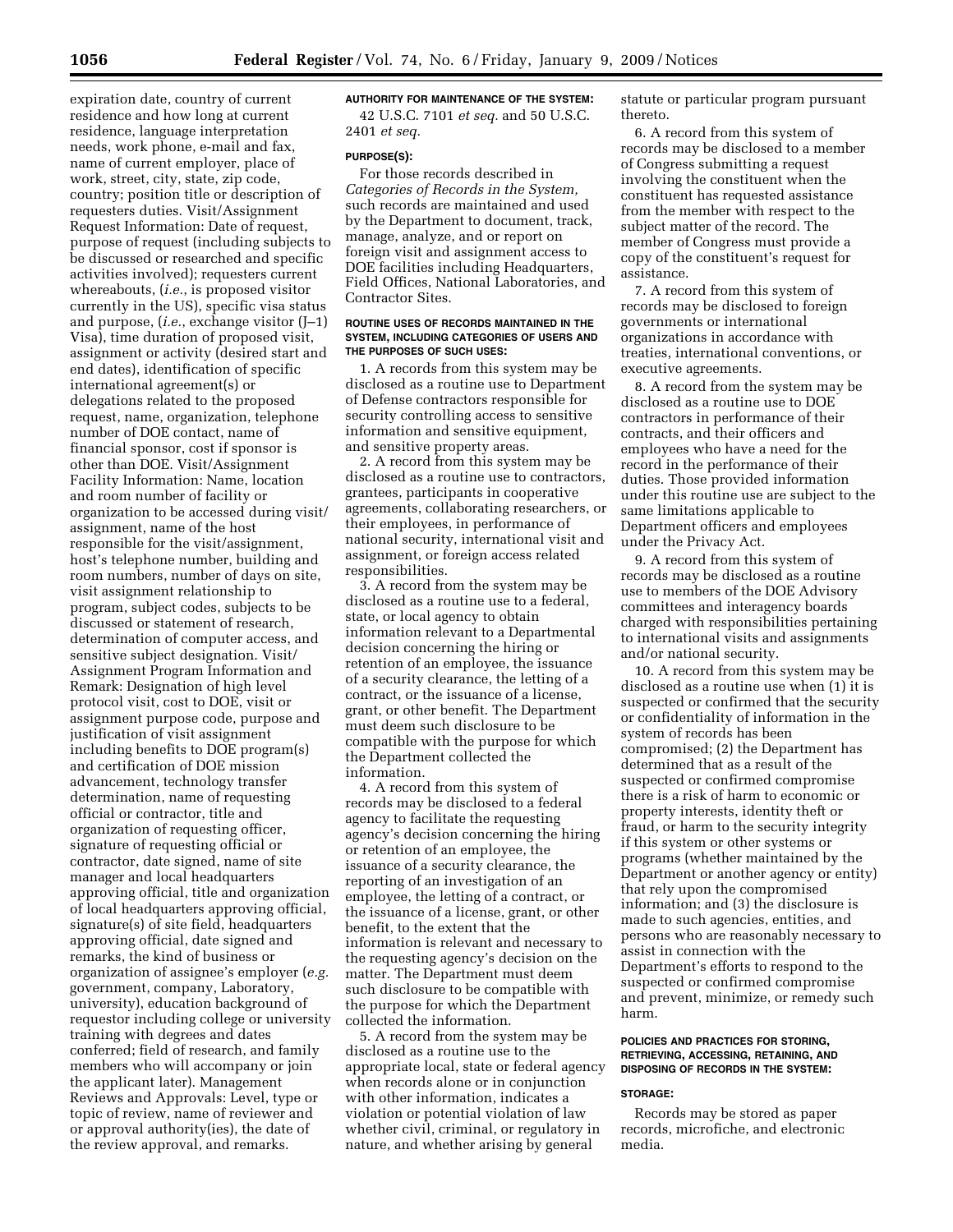expiration date, country of current residence and how long at current residence, language interpretation needs, work phone, e-mail and fax, name of current employer, place of work, street, city, state, zip code, country; position title or description of requesters duties. Visit/Assignment Request Information: Date of request, purpose of request (including subjects to be discussed or researched and specific activities involved); requesters current whereabouts, (*i.e.*, is proposed visitor currently in the US), specific visa status and purpose, (*i.e.*, exchange visitor (J–1) Visa), time duration of proposed visit, assignment or activity (desired start and end dates), identification of specific international agreement(s) or delegations related to the proposed request, name, organization, telephone number of DOE contact, name of financial sponsor, cost if sponsor is other than DOE. Visit/Assignment Facility Information: Name, location and room number of facility or organization to be accessed during visit/assignment, name of the host responsible for the visit/assignment, host's telephone number, building and room numbers, number of days on site, visit assignment relationship to program, subject codes, subjects to be discussed or statement of research, determination of computer access, and sensitive subject designation. Visit/Assignment Program Information and Remark: Designation of high level protocol visit, cost to DOE, visit or assignment purpose code, purpose and justification of visit assignment including benefits to DOE program(s) and certification of DOE mission advancement, technology transfer determination, name of requesting official or contractor, title and organization of requesting officer, signature of requesting official or contractor, date signed, name of site manager and local headquarters approving official, title and organization of local headquarters approving official, signature(s) of site field, headquarters approving official, date signed and remarks, the kind of business or organization of assignee's employer (*e.g.* government, company, Laboratory, university), education background of requestor including college or university training with degrees and dates conferred; field of research, and family members who will accompany or join the applicant later). Management Reviews and Approvals: Level, type or topic of review, name of reviewer and or approval authority(ies), the date of the review approval, and remarks.

#### AUTHORITY FOR MAINTENANCE OF THE SYSTEM:

42 U.S.C. 7101 *et seq.* and 50 U.S.C. 2401 *et seq.*

#### PURPOSE(S):

For those records described in *Categories of Records in the System,* such records are maintained and used by the Department to document, track, manage, analyze, and or report on foreign visit and assignment access to DOE facilities including Headquarters, Field Offices, National Laboratories, and Contractor Sites.

#### ROUTINE USES OF RECORDS MAINTAINED IN THE SYSTEM, INCLUDING CATEGORIES OF USERS AND THE PURPOSES OF SUCH USES:

1. A records from this system may be disclosed as a routine use to Department of Defense contractors responsible for security controlling access to sensitive information and sensitive equipment, and sensitive property areas.

2. A record from this system may be disclosed as a routine use to contractors, grantees, participants in cooperative agreements, collaborating researchers, or their employees, in performance of national security, international visit and assignment, or foreign access related responsibilities.

3. A record from the system may be disclosed as a routine use to a federal, state, or local agency to obtain information relevant to a Departmental decision concerning the hiring or retention of an employee, the issuance of a security clearance, the letting of a contract, or the issuance of a license, grant, or other benefit. The Department must deem such disclosure to be compatible with the purpose for which the Department collected the information.

4. A record from this system of records may be disclosed to a federal agency to facilitate the requesting agency's decision concerning the hiring or retention of an employee, the issuance of a security clearance, the reporting of an investigation of an employee, the letting of a contract, or the issuance of a license, grant, or other benefit, to the extent that the information is relevant and necessary to the requesting agency's decision on the matter. The Department must deem such disclosure to be compatible with the purpose for which the Department collected the information.

5. A record from the system may be disclosed as a routine use to the appropriate local, state or federal agency when records alone or in conjunction with other information, indicates a violation or potential violation of law whether civil, criminal, or regulatory in nature, and whether arising by general statute or particular program pursuant thereto.

6. A record from this system of records may be disclosed to a member of Congress submitting a request involving the constituent when the constituent has requested assistance from the member with respect to the subject matter of the record. The member of Congress must provide a copy of the constituent's request for assistance.

7. A record from this system of records may be disclosed to foreign governments or international organizations in accordance with treaties, international conventions, or executive agreements.

8. A record from the system may be disclosed as a routine use to DOE contractors in performance of their contracts, and their officers and employees who have a need for the record in the performance of their duties. Those provided information under this routine use are subject to the same limitations applicable to Department officers and employees under the Privacy Act.

9. A record from this system of records may be disclosed as a routine use to members of the DOE Advisory committees and interagency boards charged with responsibilities pertaining to international visits and assignments and/or national security.

10. A record from this system may be disclosed as a routine use when (1) it is suspected or confirmed that the security or confidentiality of information in the system of records has been compromised; (2) the Department has determined that as a result of the suspected or confirmed compromise there is a risk of harm to economic or property interests, identity theft or fraud, or harm to the security integrity if this system or other systems or programs (whether maintained by the Department or another agency or entity) that rely upon the compromised information; and (3) the disclosure is made to such agencies, entities, and persons who are reasonably necessary to assist in connection with the Department's efforts to respond to the suspected or confirmed compromise and prevent, minimize, or remedy such harm.

#### POLICIES AND PRACTICES FOR STORING, RETRIEVING, ACCESSING, RETAINING, AND DISPOSING OF RECORDS IN THE SYSTEM:

#### STORAGE:

Records may be stored as paper records, microfiche, and electronic media.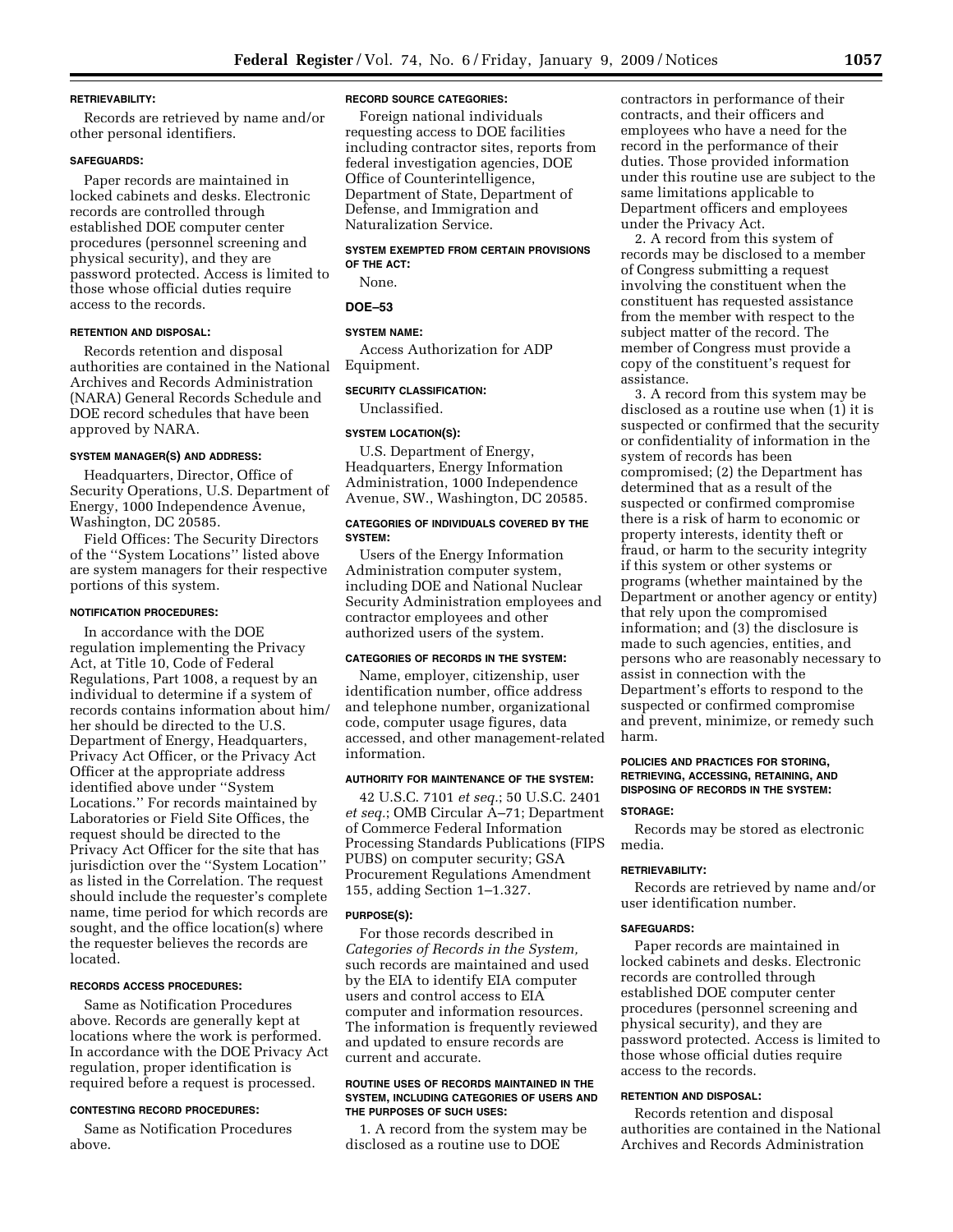#### RETRIEVABILITY:

Records are retrieved by name and/or other personal identifiers.

#### SAFEGUARDS:

Paper records are maintained in locked cabinets and desks. Electronic records are controlled through established DOE computer center procedures (personnel screening and physical security), and they are password protected. Access is limited to those whose official duties require access to the records.

#### RETENTION AND DISPOSAL:

Records retention and disposal authorities are contained in the National Archives and Records Administration (NARA) General Records Schedule and DOE record schedules that have been approved by NARA.

#### SYSTEM MANAGER(S) AND ADDRESS:

Headquarters, Director, Office of Security Operations, U.S. Department of Energy, 1000 Independence Avenue, Washington, DC 20585.

Field Offices: The Security Directors of the ''System Locations'' listed above are system managers for their respective portions of this system.

#### NOTIFICATION PROCEDURES:

In accordance with the DOE regulation implementing the Privacy Act, at Title 10, Code of Federal Regulations, Part 1008, a request by an individual to determine if a system of records contains information about him/her should be directed to the U.S. Department of Energy, Headquarters, Privacy Act Officer, or the Privacy Act Officer at the appropriate address identified above under ''System Locations.'' For records maintained by Laboratories or Field Site Offices, the request should be directed to the Privacy Act Officer for the site that has jurisdiction over the ''System Location'' as listed in the Correlation. The request should include the requester's complete name, time period for which records are sought, and the office location(s) where the requester believes the records are located.

#### RECORDS ACCESS PROCEDURES:

Same as Notification Procedures above. Records are generally kept at locations where the work is performed. In accordance with the DOE Privacy Act regulation, proper identification is required before a request is processed.

#### CONTESTING RECORD PROCEDURES:

Same as Notification Procedures above.

#### RECORD SOURCE CATEGORIES:

Foreign national individuals requesting access to DOE facilities including contractor sites, reports from federal investigation agencies, DOE Office of Counterintelligence, Department of State, Department of Defense, and Immigration and Naturalization Service.

#### SYSTEM EXEMPTED FROM CERTAIN PROVISIONS OF THE ACT:

None.

### DOE–53

#### SYSTEM NAME:

Access Authorization for ADP Equipment.

#### SECURITY CLASSIFICATION:

Unclassified.

#### SYSTEM LOCATION(S):

U.S. Department of Energy, Headquarters, Energy Information Administration, 1000 Independence Avenue, SW., Washington, DC 20585.

#### CATEGORIES OF INDIVIDUALS COVERED BY THE SYSTEM:

Users of the Energy Information Administration computer system, including DOE and National Nuclear Security Administration employees and contractor employees and other authorized users of the system.

#### CATEGORIES OF RECORDS IN THE SYSTEM:

Name, employer, citizenship, user identification number, office address and telephone number, organizational code, computer usage figures, data accessed, and other management-related information.

#### AUTHORITY FOR MAINTENANCE OF THE SYSTEM:

42 U.S.C. 7101 *et seq.*; 50 U.S.C. 2401 *et seq.*; OMB Circular A–71; Department of Commerce Federal Information Processing Standards Publications (FIPS PUBS) on computer security; GSA Procurement Regulations Amendment 155, adding Section 1–1.327.

#### PURPOSE(S):

For those records described in *Categories of Records in the System,* such records are maintained and used by the EIA to identify EIA computer users and control access to EIA computer and information resources. The information is frequently reviewed and updated to ensure records are current and accurate.

#### ROUTINE USES OF RECORDS MAINTAINED IN THE SYSTEM, INCLUDING CATEGORIES OF USERS AND THE PURPOSES OF SUCH USES:

1. A record from the system may be disclosed as a routine use to DOE contractors in performance of their contracts, and their officers and employees who have a need for the record in the performance of their duties. Those provided information under this routine use are subject to the same limitations applicable to Department officers and employees under the Privacy Act.

2. A record from this system of records may be disclosed to a member of Congress submitting a request involving the constituent when the constituent has requested assistance from the member with respect to the subject matter of the record. The member of Congress must provide a copy of the constituent's request for assistance.

3. A record from this system may be disclosed as a routine use when (1) it is suspected or confirmed that the security or confidentiality of information in the system of records has been compromised; (2) the Department has determined that as a result of the suspected or confirmed compromise there is a risk of harm to economic or property interests, identity theft or fraud, or harm to the security integrity if this system or other systems or programs (whether maintained by the Department or another agency or entity) that rely upon the compromised information; and (3) the disclosure is made to such agencies, entities, and persons who are reasonably necessary to assist in connection with the Department's efforts to respond to the suspected or confirmed compromise and prevent, minimize, or remedy such harm.

#### POLICIES AND PRACTICES FOR STORING, RETRIEVING, ACCESSING, RETAINING, AND DISPOSING OF RECORDS IN THE SYSTEM:

#### STORAGE:

Records may be stored as electronic media.

#### RETRIEVABILITY:

Records are retrieved by name and/or user identification number.

#### SAFEGUARDS:

Paper records are maintained in locked cabinets and desks. Electronic records are controlled through established DOE computer center procedures (personnel screening and physical security), and they are password protected. Access is limited to those whose official duties require access to the records.

#### RETENTION AND DISPOSAL:

Records retention and disposal authorities are contained in the National Archives and Records Administration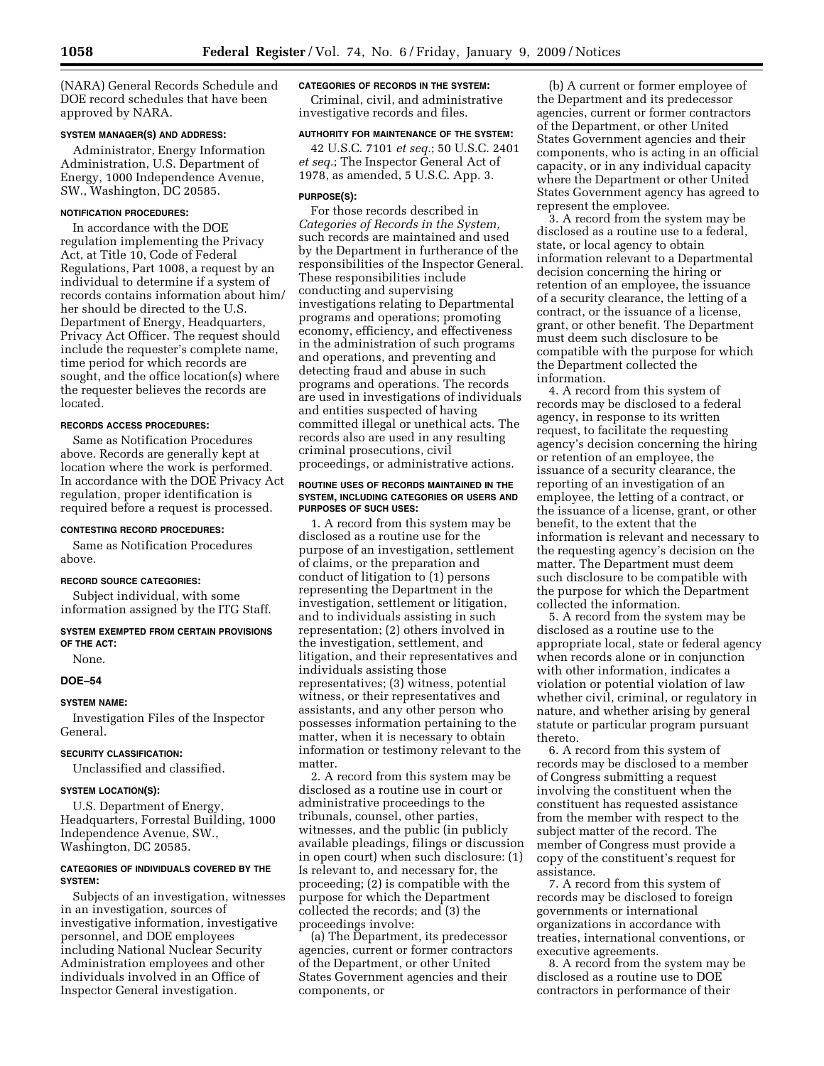(NARA) General Records Schedule and DOE record schedules that have been approved by NARA.

**SYSTEM MANAGER(S) AND ADDRESS:**

Administrator, Energy Information Administration, U.S. Department of Energy, 1000 Independence Avenue, SW., Washington, DC 20585.

**NOTIFICATION PROCEDURES:**

In accordance with the DOE regulation implementing the Privacy Act, at Title 10, Code of Federal Regulations, Part 1008, a request by an individual to determine if a system of records contains information about him/her should be directed to the U.S. Department of Energy, Headquarters, Privacy Act Officer. The request should include the requester's complete name, time period for which records are sought, and the office location(s) where the requester believes the records are located.

**RECORDS ACCESS PROCEDURES:**

Same as Notification Procedures above. Records are generally kept at location where the work is performed. In accordance with the DOE Privacy Act regulation, proper identification is required before a request is processed.

**CONTESTING RECORD PROCEDURES:**

Same as Notification Procedures above.

**RECORD SOURCE CATEGORIES:**

Subject individual, with some information assigned by the ITG Staff.

**SYSTEM EXEMPTED FROM CERTAIN PROVISIONS OF THE ACT:**

None.

## DOE–54

**SYSTEM NAME:**

Investigation Files of the Inspector General.

**SECURITY CLASSIFICATION:**

Unclassified and classified.

**SYSTEM LOCATION(S):**

U.S. Department of Energy, Headquarters, Forrestal Building, 1000 Independence Avenue, SW., Washington, DC 20585.

**CATEGORIES OF INDIVIDUALS COVERED BY THE SYSTEM:**

Subjects of an investigation, witnesses in an investigation, sources of investigative information, investigative personnel, and DOE employees including National Nuclear Security Administration employees and other individuals involved in an Office of Inspector General investigation.

**CATEGORIES OF RECORDS IN THE SYSTEM:**

Criminal, civil, and administrative investigative records and files.

**AUTHORITY FOR MAINTENANCE OF THE SYSTEM:**

42 U.S.C. 7101 *et seq.*; 50 U.S.C. 2401 *et seq.*; The Inspector General Act of 1978, as amended, 5 U.S.C. App. 3.

**PURPOSE(S):**

For those records described in *Categories of Records in the System,* such records are maintained and used by the Department in furtherance of the responsibilities of the Inspector General. These responsibilities include conducting and supervising investigations relating to Departmental programs and operations; promoting economy, efficiency, and effectiveness in the administration of such programs and operations, and preventing and detecting fraud and abuse in such programs and operations. The records are used in investigations of individuals and entities suspected of having committed illegal or unethical acts. The records also are used in any resulting criminal prosecutions, civil proceedings, or administrative actions.

**ROUTINE USES OF RECORDS MAINTAINED IN THE SYSTEM, INCLUDING CATEGORIES OR USERS AND PURPOSES OF SUCH USES:**

1. A record from this system may be disclosed as a routine use for the purpose of an investigation, settlement of claims, or the preparation and conduct of litigation to (1) persons representing the Department in the investigation, settlement or litigation, and to individuals assisting in such representation; (2) others involved in the investigation, settlement, and litigation, and their representatives and individuals assisting those representatives; (3) witness, potential witness, or their representatives and assistants, and any other person who possesses information pertaining to the matter, when it is necessary to obtain information or testimony relevant to the matter.

2. A record from this system may be disclosed as a routine use in court or administrative proceedings to the tribunals, counsel, other parties, witnesses, and the public (in publicly available pleadings, filings or discussion in open court) when such disclosure: (1) Is relevant to, and necessary for, the proceeding; (2) is compatible with the purpose for which the Department collected the records; and (3) the proceedings involve:

(a) The Department, its predecessor agencies, current or former contractors of the Department, or other United States Government agencies and their components, or

(b) A current or former employee of the Department and its predecessor agencies, current or former contractors of the Department, or other United States Government agencies and their components, who is acting in an official capacity, or in any individual capacity where the Department or other United States Government agency has agreed to represent the employee.

3. A record from the system may be disclosed as a routine use to a federal, state, or local agency to obtain information relevant to a Departmental decision concerning the hiring or retention of an employee, the issuance of a security clearance, the letting of a contract, or the issuance of a license, grant, or other benefit. The Department must deem such disclosure to be compatible with the purpose for which the Department collected the information.

4. A record from this system of records may be disclosed to a federal agency, in response to its written request, to facilitate the requesting agency's decision concerning the hiring or retention of an employee, the issuance of a security clearance, the reporting of an investigation of an employee, the letting of a contract, or the issuance of a license, grant, or other benefit, to the extent that the information is relevant and necessary to the requesting agency's decision on the matter. The Department must deem such disclosure to be compatible with the purpose for which the Department collected the information.

5. A record from the system may be disclosed as a routine use to the appropriate local, state or federal agency when records alone or in conjunction with other information, indicates a violation or potential violation of law whether civil, criminal, or regulatory in nature, and whether arising by general statute or particular program pursuant thereto.

6. A record from this system of records may be disclosed to a member of Congress submitting a request involving the constituent when the constituent has requested assistance from the member with respect to the subject matter of the record. The member of Congress must provide a copy of the constituent's request for assistance.

7. A record from this system of records may be disclosed to foreign governments or international organizations in accordance with treaties, international conventions, or executive agreements.

8. A record from the system may be disclosed as a routine use to DOE contractors in performance of their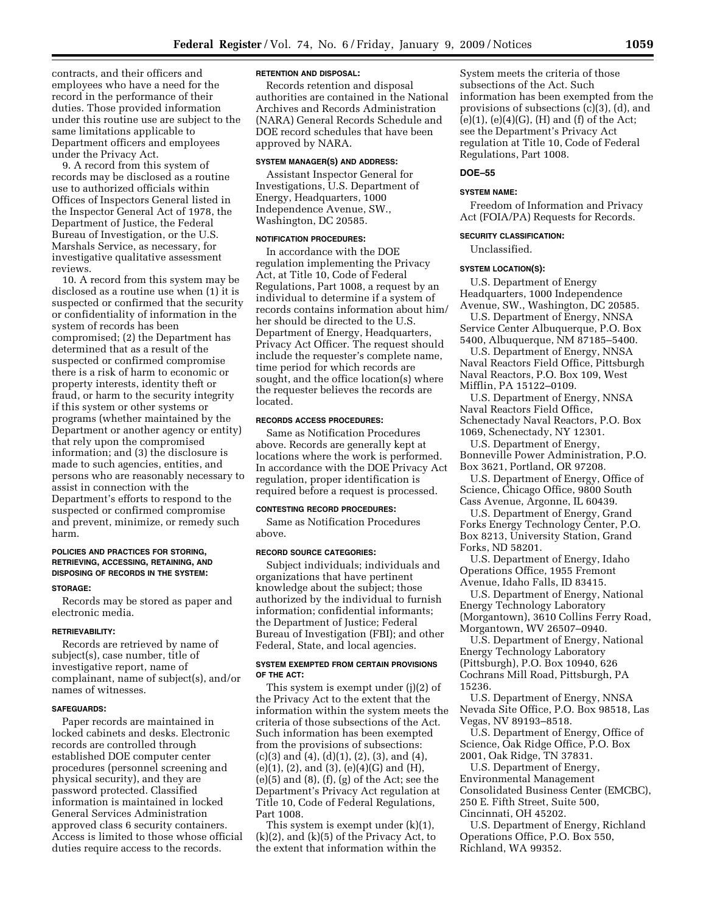contracts, and their officers and employees who have a need for the record in the performance of their duties. Those provided information under this routine use are subject to the same limitations applicable to Department officers and employees under the Privacy Act.

9. A record from this system of records may be disclosed as a routine use to authorized officials within Offices of Inspectors General listed in the Inspector General Act of 1978, the Department of Justice, the Federal Bureau of Investigation, or the U.S. Marshals Service, as necessary, for investigative qualitative assessment reviews.

10. A record from this system may be disclosed as a routine use when (1) it is suspected or confirmed that the security or confidentiality of information in the system of records has been compromised; (2) the Department has determined that as a result of the suspected or confirmed compromise there is a risk of harm to economic or property interests, identity theft or fraud, or harm to the security integrity if this system or other systems or programs (whether maintained by the Department or another agency or entity) that rely upon the compromised information; and (3) the disclosure is made to such agencies, entities, and persons who are reasonably necessary to assist in connection with the Department's efforts to respond to the suspected or confirmed compromise and prevent, minimize, or remedy such harm.

**POLICIES AND PRACTICES FOR STORING, RETRIEVING, ACCESSING, RETAINING, AND DISPOSING OF RECORDS IN THE SYSTEM:**

**STORAGE:**

Records may be stored as paper and electronic media.

**RETRIEVABILITY:**

Records are retrieved by name of subject(s), case number, title of investigative report, name of complainant, name of subject(s), and/or names of witnesses.

**SAFEGUARDS:**

Paper records are maintained in locked cabinets and desks. Electronic records are controlled through established DOE computer center procedures (personnel screening and physical security), and they are password protected. Classified information is maintained in locked General Services Administration approved class 6 security containers. Access is limited to those whose official duties require access to the records.

**RETENTION AND DISPOSAL:**

Records retention and disposal authorities are contained in the National Archives and Records Administration (NARA) General Records Schedule and DOE record schedules that have been approved by NARA.

**SYSTEM MANAGER(S) AND ADDRESS:**

Assistant Inspector General for Investigations, U.S. Department of Energy, Headquarters, 1000 Independence Avenue, SW., Washington, DC 20585.

**NOTIFICATION PROCEDURES:**

In accordance with the DOE regulation implementing the Privacy Act, at Title 10, Code of Federal Regulations, Part 1008, a request by an individual to determine if a system of records contains information about him/her should be directed to the U.S. Department of Energy, Headquarters, Privacy Act Officer. The request should include the requester's complete name, time period for which records are sought, and the office location(s) where the requester believes the records are located.

**RECORDS ACCESS PROCEDURES:**

Same as Notification Procedures above. Records are generally kept at locations where the work is performed. In accordance with the DOE Privacy Act regulation, proper identification is required before a request is processed.

**CONTESTING RECORD PROCEDURES:**

Same as Notification Procedures above.

**RECORD SOURCE CATEGORIES:**

Subject individuals; individuals and organizations that have pertinent knowledge about the subject; those authorized by the individual to furnish information; confidential informants; the Department of Justice; Federal Bureau of Investigation (FBI); and other Federal, State, and local agencies.

**SYSTEM EXEMPTED FROM CERTAIN PROVISIONS OF THE ACT:**

This system is exempt under (j)(2) of the Privacy Act to the extent that the information within the system meets the criteria of those subsections of the Act. Such information has been exempted from the provisions of subsections: (c)(3) and (4), (d)(1), (2), (3), and (4), (e)(1), (2), and (3), (e)(4)(G) and (H), (e)(5) and (8), (f), (g) of the Act; see the Department's Privacy Act regulation at Title 10, Code of Federal Regulations, Part 1008.

This system is exempt under (k)(1), (k)(2), and (k)(5) of the Privacy Act, to the extent that information within the System meets the criteria of those subsections of the Act. Such information has been exempted from the provisions of subsections (c)(3), (d), and (e)(1), (e)(4)(G), (H) and (f) of the Act; see the Department's Privacy Act regulation at Title 10, Code of Federal Regulations, Part 1008.

**DOE–55**

**SYSTEM NAME:**

Freedom of Information and Privacy Act (FOIA/PA) Requests for Records.

**SECURITY CLASSIFICATION:**

Unclassified.

**SYSTEM LOCATION(S):**

U.S. Department of Energy Headquarters, 1000 Independence Avenue, SW., Washington, DC 20585.

U.S. Department of Energy, NNSA Service Center Albuquerque, P.O. Box 5400, Albuquerque, NM 87185–5400.

U.S. Department of Energy, NNSA Naval Reactors Field Office, Pittsburgh Naval Reactors, P.O. Box 109, West Mifflin, PA 15122–0109.

U.S. Department of Energy, NNSA Naval Reactors Field Office, Schenectady Naval Reactors, P.O. Box 1069, Schenectady, NY 12301.

U.S. Department of Energy, Bonneville Power Administration, P.O. Box 3621, Portland, OR 97208.

U.S. Department of Energy, Office of Science, Chicago Office, 9800 South Cass Avenue, Argonne, IL 60439.

U.S. Department of Energy, Grand Forks Energy Technology Center, P.O. Box 8213, University Station, Grand Forks, ND 58201.

U.S. Department of Energy, Idaho Operations Office, 1955 Fremont Avenue, Idaho Falls, ID 83415.

U.S. Department of Energy, National Energy Technology Laboratory (Morgantown), 3610 Collins Ferry Road, Morgantown, WV 26507–0940.

U.S. Department of Energy, National Energy Technology Laboratory (Pittsburgh), P.O. Box 10940, 626 Cochrans Mill Road, Pittsburgh, PA 15236.

U.S. Department of Energy, NNSA Nevada Site Office, P.O. Box 98518, Las Vegas, NV 89193–8518.

U.S. Department of Energy, Office of Science, Oak Ridge Office, P.O. Box 2001, Oak Ridge, TN 37831.

U.S. Department of Energy, Environmental Management Consolidated Business Center (EMCBC), 250 E. Fifth Street, Suite 500, Cincinnati, OH 45202.

U.S. Department of Energy, Richland Operations Office, P.O. Box 550, Richland, WA 99352.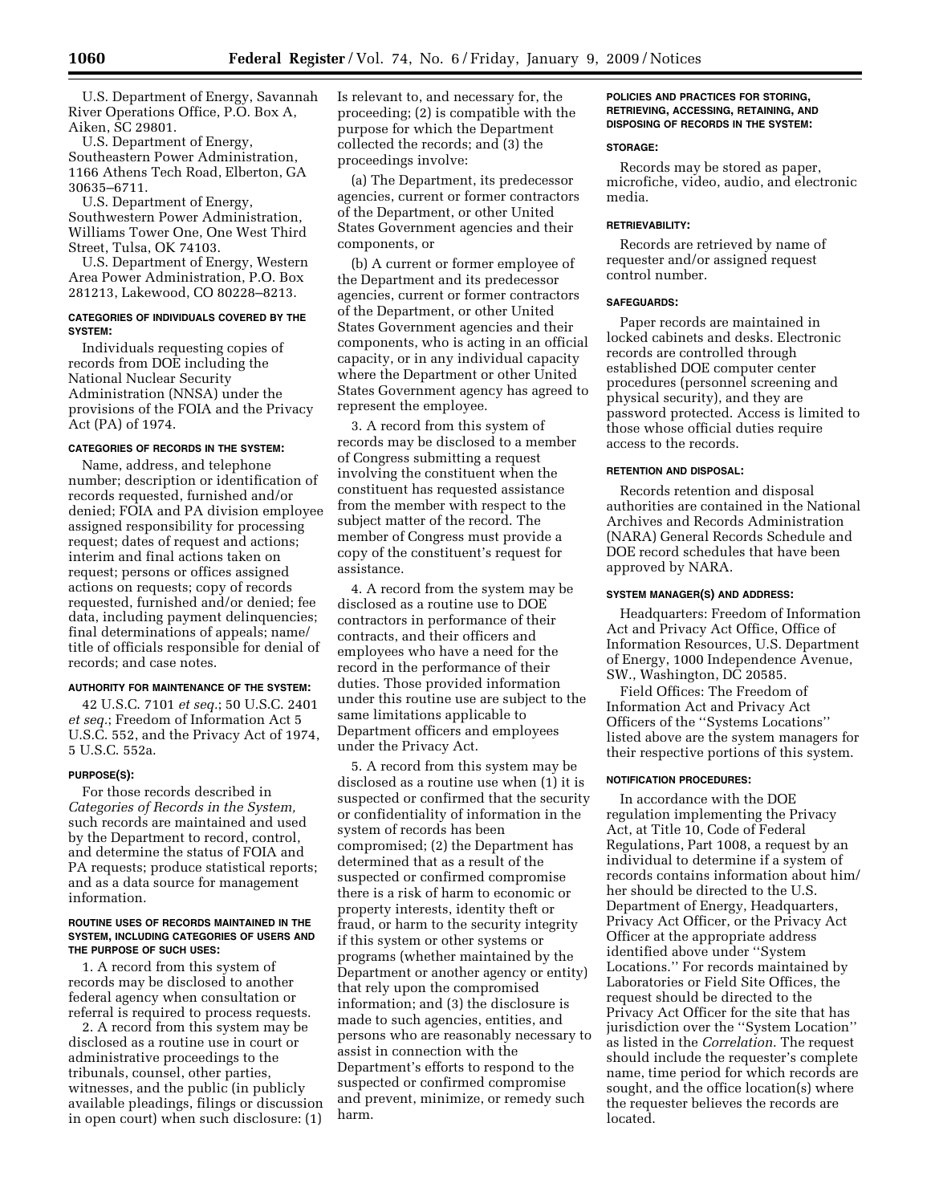U.S. Department of Energy, Savannah River Operations Office, P.O. Box A, Aiken, SC 29801.

U.S. Department of Energy, Southeastern Power Administration, 1166 Athens Tech Road, Elberton, GA 30635–6711.

U.S. Department of Energy, Southwestern Power Administration, Williams Tower One, One West Third Street, Tulsa, OK 74103.

U.S. Department of Energy, Western Area Power Administration, P.O. Box 281213, Lakewood, CO 80228–8213.

#### CATEGORIES OF INDIVIDUALS COVERED BY THE SYSTEM:

Individuals requesting copies of records from DOE including the National Nuclear Security Administration (NNSA) under the provisions of the FOIA and the Privacy Act (PA) of 1974.

#### CATEGORIES OF RECORDS IN THE SYSTEM:

Name, address, and telephone number; description or identification of records requested, furnished and/or denied; FOIA and PA division employee assigned responsibility for processing request; dates of request and actions; interim and final actions taken on request; persons or offices assigned actions on requests; copy of records requested, furnished and/or denied; fee data, including payment delinquencies; final determinations of appeals; name/title of officials responsible for denial of records; and case notes.

#### AUTHORITY FOR MAINTENANCE OF THE SYSTEM:

42 U.S.C. 7101 *et seq.*; 50 U.S.C. 2401 *et seq.*; Freedom of Information Act 5 U.S.C. 552, and the Privacy Act of 1974, 5 U.S.C. 552a.

#### PURPOSE(S):

For those records described in *Categories of Records in the System,* such records are maintained and used by the Department to record, control, and determine the status of FOIA and PA requests; produce statistical reports; and as a data source for management information.

#### ROUTINE USES OF RECORDS MAINTAINED IN THE SYSTEM, INCLUDING CATEGORIES OF USERS AND THE PURPOSE OF SUCH USES:

1. A record from this system of records may be disclosed to another federal agency when consultation or referral is required to process requests.

2. A record from this system may be disclosed as a routine use in court or administrative proceedings to the tribunals, counsel, other parties, witnesses, and the public (in publicly available pleadings, filings or discussion in open court) when such disclosure: (1) Is relevant to, and necessary for, the proceeding; (2) is compatible with the purpose for which the Department collected the records; and (3) the proceedings involve:

(a) The Department, its predecessor agencies, current or former contractors of the Department, or other United States Government agencies and their components, or

(b) A current or former employee of the Department and its predecessor agencies, current or former contractors of the Department, or other United States Government agencies and their components, who is acting in an official capacity, or in any individual capacity where the Department or other United States Government agency has agreed to represent the employee.

3. A record from this system of records may be disclosed to a member of Congress submitting a request involving the constituent when the constituent has requested assistance from the member with respect to the subject matter of the record. The member of Congress must provide a copy of the constituent's request for assistance.

4. A record from the system may be disclosed as a routine use to DOE contractors in performance of their contracts, and their officers and employees who have a need for the record in the performance of their duties. Those provided information under this routine use are subject to the same limitations applicable to Department officers and employees under the Privacy Act.

5. A record from this system may be disclosed as a routine use when (1) it is suspected or confirmed that the security or confidentiality of information in the system of records has been compromised; (2) the Department has determined that as a result of the suspected or confirmed compromise there is a risk of harm to economic or property interests, identity theft or fraud, or harm to the security integrity if this system or other systems or programs (whether maintained by the Department or another agency or entity) that rely upon the compromised information; and (3) the disclosure is made to such agencies, entities, and persons who are reasonably necessary to assist in connection with the Department's efforts to respond to the suspected or confirmed compromise and prevent, minimize, or remedy such harm.

#### POLICIES AND PRACTICES FOR STORING, RETRIEVING, ACCESSING, RETAINING, AND DISPOSING OF RECORDS IN THE SYSTEM:

#### STORAGE:

Records may be stored as paper, microfiche, video, audio, and electronic media.

#### RETRIEVABILITY:

Records are retrieved by name of requester and/or assigned request control number.

#### SAFEGUARDS:

Paper records are maintained in locked cabinets and desks. Electronic records are controlled through established DOE computer center procedures (personnel screening and physical security), and they are password protected. Access is limited to those whose official duties require access to the records.

#### RETENTION AND DISPOSAL:

Records retention and disposal authorities are contained in the National Archives and Records Administration (NARA) General Records Schedule and DOE record schedules that have been approved by NARA.

#### SYSTEM MANAGER(S) AND ADDRESS:

Headquarters: Freedom of Information Act and Privacy Act Office, Office of Information Resources, U.S. Department of Energy, 1000 Independence Avenue, SW., Washington, DC 20585.

Field Offices: The Freedom of Information Act and Privacy Act Officers of the "Systems Locations" listed above are the system managers for their respective portions of this system.

#### NOTIFICATION PROCEDURES:

In accordance with the DOE regulation implementing the Privacy Act, at Title 10, Code of Federal Regulations, Part 1008, a request by an individual to determine if a system of records contains information about him/her should be directed to the U.S. Department of Energy, Headquarters, Privacy Act Officer, or the Privacy Act Officer at the appropriate address identified above under "System Locations." For records maintained by Laboratories or Field Site Offices, the request should be directed to the Privacy Act Officer for the site that has jurisdiction over the "System Location" as listed in the *Correlation*. The request should include the requester's complete name, time period for which records are sought, and the office location(s) where the requester believes the records are located.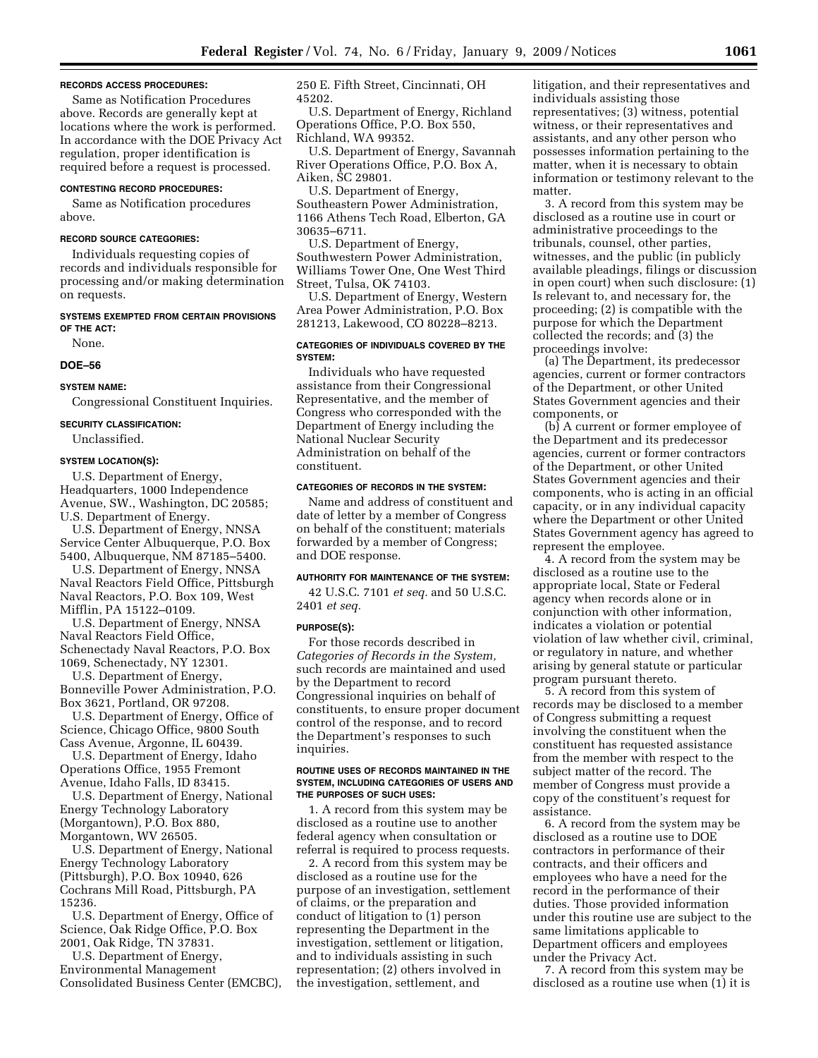#### RECORDS ACCESS PROCEDURES:

Same as Notification Procedures above. Records are generally kept at locations where the work is performed. In accordance with the DOE Privacy Act regulation, proper identification is required before a request is processed.

#### CONTESTING RECORD PROCEDURES:

Same as Notification procedures above.

#### RECORD SOURCE CATEGORIES:

Individuals requesting copies of records and individuals responsible for processing and/or making determination on requests.

#### SYSTEMS EXEMPTED FROM CERTAIN PROVISIONS OF THE ACT:

None.

### DOE–56

#### SYSTEM NAME:

Congressional Constituent Inquiries.

#### SECURITY CLASSIFICATION:

Unclassified.

#### SYSTEM LOCATION(S):

U.S. Department of Energy, Headquarters, 1000 Independence Avenue, SW., Washington, DC 20585; U.S. Department of Energy.

U.S. Department of Energy, NNSA Service Center Albuquerque, P.O. Box 5400, Albuquerque, NM 87185–5400.

U.S. Department of Energy, NNSA Naval Reactors Field Office, Pittsburgh Naval Reactors, P.O. Box 109, West Mifflin, PA 15122–0109.

U.S. Department of Energy, NNSA Naval Reactors Field Office, Schenectady Naval Reactors, P.O. Box 1069, Schenectady, NY 12301.

U.S. Department of Energy, Bonneville Power Administration, P.O. Box 3621, Portland, OR 97208.

U.S. Department of Energy, Office of Science, Chicago Office, 9800 South Cass Avenue, Argonne, IL 60439.

U.S. Department of Energy, Idaho Operations Office, 1955 Fremont Avenue, Idaho Falls, ID 83415.

U.S. Department of Energy, National Energy Technology Laboratory (Morgantown), P.O. Box 880, Morgantown, WV 26505.

U.S. Department of Energy, National Energy Technology Laboratory (Pittsburgh), P.O. Box 10940, 626 Cochrans Mill Road, Pittsburgh, PA 15236.

U.S. Department of Energy, Office of Science, Oak Ridge Office, P.O. Box 2001, Oak Ridge, TN 37831.

U.S. Department of Energy, Environmental Management Consolidated Business Center (EMCBC), 250 E. Fifth Street, Cincinnati, OH 45202.

U.S. Department of Energy, Richland Operations Office, P.O. Box 550, Richland, WA 99352.

U.S. Department of Energy, Savannah River Operations Office, P.O. Box A, Aiken, SC 29801.

U.S. Department of Energy, Southeastern Power Administration, 1166 Athens Tech Road, Elberton, GA 30635–6711.

U.S. Department of Energy, Southwestern Power Administration, Williams Tower One, One West Third Street, Tulsa, OK 74103.

U.S. Department of Energy, Western Area Power Administration, P.O. Box 281213, Lakewood, CO 80228–8213.

#### CATEGORIES OF INDIVIDUALS COVERED BY THE SYSTEM:

Individuals who have requested assistance from their Congressional Representative, and the member of Congress who corresponded with the Department of Energy including the National Nuclear Security Administration on behalf of the constituent.

#### CATEGORIES OF RECORDS IN THE SYSTEM:

Name and address of constituent and date of letter by a member of Congress on behalf of the constituent; materials forwarded by a member of Congress; and DOE response.

#### AUTHORITY FOR MAINTENANCE OF THE SYSTEM:

42 U.S.C. 7101 *et seq.* and 50 U.S.C. 2401 *et seq.*

#### PURPOSE(S):

For those records described in *Categories of Records in the System,* such records are maintained and used by the Department to record Congressional inquiries on behalf of constituents, to ensure proper document control of the response, and to record the Department's responses to such inquiries.

#### ROUTINE USES OF RECORDS MAINTAINED IN THE SYSTEM, INCLUDING CATEGORIES OF USERS AND THE PURPOSES OF SUCH USES:

1. A record from this system may be disclosed as a routine use to another federal agency when consultation or referral is required to process requests.

2. A record from this system may be disclosed as a routine use for the purpose of an investigation, settlement of claims, or the preparation and conduct of litigation to (1) person representing the Department in the investigation, settlement or litigation, and to individuals assisting in such representation; (2) others involved in the investigation, settlement, and litigation, and their representatives and individuals assisting those representatives; (3) witness, potential witness, or their representatives and assistants, and any other person who possesses information pertaining to the matter, when it is necessary to obtain information or testimony relevant to the matter.

3. A record from this system may be disclosed as a routine use in court or administrative proceedings to the tribunals, counsel, other parties, witnesses, and the public (in publicly available pleadings, filings or discussion in open court) when such disclosure: (1) Is relevant to, and necessary for, the proceeding; (2) is compatible with the purpose for which the Department collected the records; and (3) the proceedings involve:

(a) The Department, its predecessor agencies, current or former contractors of the Department, or other United States Government agencies and their components, or

(b) A current or former employee of the Department and its predecessor agencies, current or former contractors of the Department, or other United States Government agencies and their components, who is acting in an official capacity, or in any individual capacity where the Department or other United States Government agency has agreed to represent the employee.

4. A record from the system may be disclosed as a routine use to the appropriate local, State or Federal agency when records alone or in conjunction with other information, indicates a violation or potential violation of law whether civil, criminal, or regulatory in nature, and whether arising by general statute or particular program pursuant thereto.

5. A record from this system of records may be disclosed to a member of Congress submitting a request involving the constituent when the constituent has requested assistance from the member with respect to the subject matter of the record. The member of Congress must provide a copy of the constituent's request for assistance.

6. A record from the system may be disclosed as a routine use to DOE contractors in performance of their contracts, and their officers and employees who have a need for the record in the performance of their duties. Those provided information under this routine use are subject to the same limitations applicable to Department officers and employees under the Privacy Act.

7. A record from this system may be disclosed as a routine use when (1) it is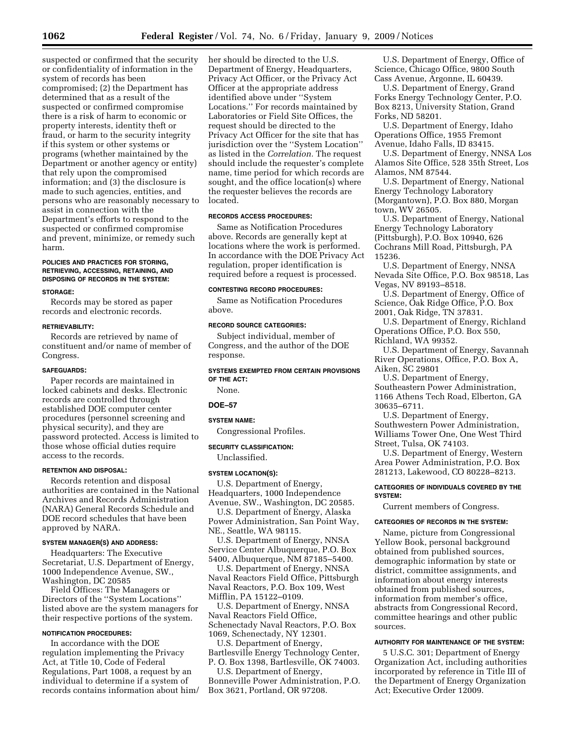suspected or confirmed that the security or confidentiality of information in the system of records has been compromised; (2) the Department has determined that as a result of the suspected or confirmed compromise there is a risk of harm to economic or property interests, identity theft or fraud, or harm to the security integrity if this system or other systems or programs (whether maintained by the Department or another agency or entity) that rely upon the compromised information; and (3) the disclosure is made to such agencies, entities, and persons who are reasonably necessary to assist in connection with the Department's efforts to respond to the suspected or confirmed compromise and prevent, minimize, or remedy such harm.

#### POLICIES AND PRACTICES FOR STORING, RETRIEVING, ACCESSING, RETAINING, AND DISPOSING OF RECORDS IN THE SYSTEM:

#### STORAGE:

Records may be stored as paper records and electronic records.

#### RETRIEVABILITY:

Records are retrieved by name of constituent and/or name of member of Congress.

#### SAFEGUARDS:

Paper records are maintained in locked cabinets and desks. Electronic records are controlled through established DOE computer center procedures (personnel screening and physical security), and they are password protected. Access is limited to those whose official duties require access to the records.

#### RETENTION AND DISPOSAL:

Records retention and disposal authorities are contained in the National Archives and Records Administration (NARA) General Records Schedule and DOE record schedules that have been approved by NARA.

#### SYSTEM MANAGER(S) AND ADDRESS:

Headquarters: The Executive Secretariat, U.S. Department of Energy, 1000 Independence Avenue, SW., Washington, DC 20585

Field Offices: The Managers or Directors of the ''System Locations'' listed above are the system managers for their respective portions of the system.

#### NOTIFICATION PROCEDURES:

In accordance with the DOE regulation implementing the Privacy Act, at Title 10, Code of Federal Regulations, Part 1008, a request by an individual to determine if a system of records contains information about him/her should be directed to the U.S. Department of Energy, Headquarters, Privacy Act Officer, or the Privacy Act Officer at the appropriate address identified above under ''System Locations.'' For records maintained by Laboratories or Field Site Offices, the request should be directed to the Privacy Act Officer for the site that has jurisdiction over the ''System Location'' as listed in the *Correlation.* The request should include the requester's complete name, time period for which records are sought, and the office location(s) where the requester believes the records are located.

#### RECORDS ACCESS PROCEDURES:

Same as Notification Procedures above. Records are generally kept at locations where the work is performed. In accordance with the DOE Privacy Act regulation, proper identification is required before a request is processed.

#### CONTESTING RECORD PROCEDURES:

Same as Notification Procedures above.

#### RECORD SOURCE CATEGORIES:

Subject individual, member of Congress, and the author of the DOE response.

#### SYSTEMS EXEMPTED FROM CERTAIN PROVISIONS OF THE ACT:

None.

### DOE–57

#### SYSTEM NAME:

Congressional Profiles.

#### SECURITY CLASSIFICATION:

Unclassified.

#### SYSTEM LOCATION(S):

U.S. Department of Energy, Headquarters, 1000 Independence Avenue, SW., Washington, DC 20585.

U.S. Department of Energy, Alaska Power Administration, San Point Way, NE., Seattle, WA 98115.

U.S. Department of Energy, NNSA Service Center Albuquerque, P.O. Box 5400, Albuquerque, NM 87185–5400.

U.S. Department of Energy, NNSA Naval Reactors Field Office, Pittsburgh Naval Reactors, P.O. Box 109, West Mifflin, PA 15122–0109.

U.S. Department of Energy, NNSA Naval Reactors Field Office, Schenectady Naval Reactors, P.O. Box 1069, Schenectady, NY 12301.

U.S. Department of Energy, Bartlesville Energy Technology Center, P. O. Box 1398, Bartlesville, OK 74003.

U.S. Department of Energy, Bonneville Power Administration, P.O. Box 3621, Portland, OR 97208.

U.S. Department of Energy, Office of Science, Chicago Office, 9800 South Cass Avenue, Argonne, IL 60439.

U.S. Department of Energy, Grand Forks Energy Technology Center, P.O. Box 8213, University Station, Grand Forks, ND 58201.

U.S. Department of Energy, Idaho Operations Office, 1955 Fremont Avenue, Idaho Falls, ID 83415.

U.S. Department of Energy, NNSA Los Alamos Site Office, 528 35th Street, Los Alamos, NM 87544.

U.S. Department of Energy, National Energy Technology Laboratory (Morgantown), P.O. Box 880, Morgan town, WV 26505.

U.S. Department of Energy, National Energy Technology Laboratory (Pittsburgh), P.O. Box 10940, 626 Cochrans Mill Road, Pittsburgh, PA 15236.

U.S. Department of Energy, NNSA Nevada Site Office, P.O. Box 98518, Las Vegas, NV 89193–8518.

U.S. Department of Energy, Office of Science, Oak Ridge Office, P.O. Box 2001, Oak Ridge, TN 37831.

U.S. Department of Energy, Richland Operations Office, P.O. Box 550, Richland, WA 99352.

U.S. Department of Energy, Savannah River Operations, Office, P.O. Box A, Aiken, SC 29801

U.S. Department of Energy, Southeastern Power Administration, 1166 Athens Tech Road, Elberton, GA 30635–6711.

U.S. Department of Energy, Southwestern Power Administration, Williams Tower One, One West Third Street, Tulsa, OK 74103.

U.S. Department of Energy, Western Area Power Administration, P.O. Box 281213, Lakewood, CO 80228–8213.

#### CATEGORIES OF INDIVIDUALS COVERED BY THE SYSTEM:

Current members of Congress.

#### CATEGORIES OF RECORDS IN THE SYSTEM:

Name, picture from Congressional Yellow Book, personal background obtained from published sources, demographic information by state or district, committee assignments, and information about energy interests obtained from published sources, information from member's office, abstracts from Congressional Record, committee hearings and other public sources.

#### AUTHORITY FOR MAINTENANCE OF THE SYSTEM:

5 U.S.C. 301; Department of Energy Organization Act, including authorities incorporated by reference in Title III of the Department of Energy Organization Act; Executive Order 12009.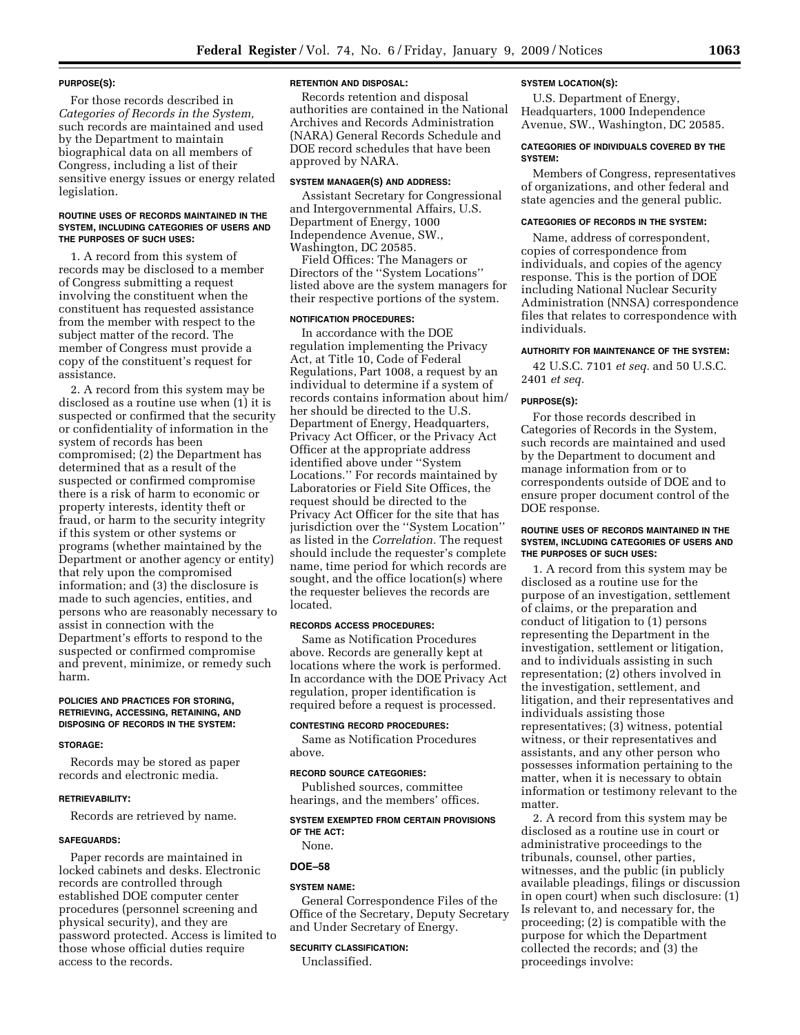#### PURPOSE(S):

For those records described in *Categories of Records in the System,* such records are maintained and used by the Department to maintain biographical data on all members of Congress, including a list of their sensitive energy issues or energy related legislation.

#### ROUTINE USES OF RECORDS MAINTAINED IN THE SYSTEM, INCLUDING CATEGORIES OF USERS AND THE PURPOSES OF SUCH USES:

1. A record from this system of records may be disclosed to a member of Congress submitting a request involving the constituent when the constituent has requested assistance from the member with respect to the subject matter of the record. The member of Congress must provide a copy of the constituent's request for assistance.

2. A record from this system may be disclosed as a routine use when (1) it is suspected or confirmed that the security or confidentiality of information in the system of records has been compromised; (2) the Department has determined that as a result of the suspected or confirmed compromise there is a risk of harm to economic or property interests, identity theft or fraud, or harm to the security integrity if this system or other systems or programs (whether maintained by the Department or another agency or entity) that rely upon the compromised information; and (3) the disclosure is made to such agencies, entities, and persons who are reasonably necessary to assist in connection with the Department's efforts to respond to the suspected or confirmed compromise and prevent, minimize, or remedy such harm.

#### POLICIES AND PRACTICES FOR STORING, RETRIEVING, ACCESSING, RETAINING, AND DISPOSING OF RECORDS IN THE SYSTEM:

#### STORAGE:

Records may be stored as paper records and electronic media.

#### RETRIEVABILITY:

Records are retrieved by name.

#### SAFEGUARDS:

Paper records are maintained in locked cabinets and desks. Electronic records are controlled through established DOE computer center procedures (personnel screening and physical security), and they are password protected. Access is limited to those whose official duties require access to the records.

#### RETENTION AND DISPOSAL:

Records retention and disposal authorities are contained in the National Archives and Records Administration (NARA) General Records Schedule and DOE record schedules that have been approved by NARA.

#### SYSTEM MANAGER(S) AND ADDRESS:

Assistant Secretary for Congressional and Intergovernmental Affairs, U.S. Department of Energy, 1000 Independence Avenue, SW., Washington, DC 20585.

Field Offices: The Managers or Directors of the ''System Locations'' listed above are the system managers for their respective portions of the system.

#### NOTIFICATION PROCEDURES:

In accordance with the DOE regulation implementing the Privacy Act, at Title 10, Code of Federal Regulations, Part 1008, a request by an individual to determine if a system of records contains information about him/her should be directed to the U.S. Department of Energy, Headquarters, Privacy Act Officer, or the Privacy Act Officer at the appropriate address identified above under ''System Locations.'' For records maintained by Laboratories or Field Site Offices, the request should be directed to the Privacy Act Officer for the site that has jurisdiction over the ''System Location'' as listed in the *Correlation.* The request should include the requester's complete name, time period for which records are sought, and the office location(s) where the requester believes the records are located.

#### RECORDS ACCESS PROCEDURES:

Same as Notification Procedures above. Records are generally kept at locations where the work is performed. In accordance with the DOE Privacy Act regulation, proper identification is required before a request is processed.

#### CONTESTING RECORD PROCEDURES:

Same as Notification Procedures above.

#### RECORD SOURCE CATEGORIES:

Published sources, committee hearings, and the members' offices.

#### SYSTEM EXEMPTED FROM CERTAIN PROVISIONS OF THE ACT:

None.

## DOE–58

#### SYSTEM NAME:

General Correspondence Files of the Office of the Secretary, Deputy Secretary and Under Secretary of Energy.

#### SECURITY CLASSIFICATION:

Unclassified.

#### SYSTEM LOCATION(S):

U.S. Department of Energy, Headquarters, 1000 Independence Avenue, SW., Washington, DC 20585.

#### CATEGORIES OF INDIVIDUALS COVERED BY THE SYSTEM:

Members of Congress, representatives of organizations, and other federal and state agencies and the general public.

#### CATEGORIES OF RECORDS IN THE SYSTEM:

Name, address of correspondent, copies of correspondence from individuals, and copies of the agency response. This is the portion of DOE including National Nuclear Security Administration (NNSA) correspondence files that relates to correspondence with individuals.

#### AUTHORITY FOR MAINTENANCE OF THE SYSTEM:

42 U.S.C. 7101 *et seq.* and 50 U.S.C. 2401 *et seq.*

#### PURPOSE(S):

For those records described in Categories of Records in the System, such records are maintained and used by the Department to document and manage information from or to correspondents outside of DOE and to ensure proper document control of the DOE response.

#### ROUTINE USES OF RECORDS MAINTAINED IN THE SYSTEM, INCLUDING CATEGORIES OF USERS AND THE PURPOSES OF SUCH USES:

1. A record from this system may be disclosed as a routine use for the purpose of an investigation, settlement of claims, or the preparation and conduct of litigation to (1) persons representing the Department in the investigation, settlement or litigation, and to individuals assisting in such representation; (2) others involved in the investigation, settlement, and litigation, and their representatives and individuals assisting those representatives; (3) witness, potential witness, or their representatives and assistants, and any other person who possesses information pertaining to the matter, when it is necessary to obtain information or testimony relevant to the matter.

2. A record from this system may be disclosed as a routine use in court or administrative proceedings to the tribunals, counsel, other parties, witnesses, and the public (in publicly available pleadings, filings or discussion in open court) when such disclosure: (1) Is relevant to, and necessary for, the proceeding; (2) is compatible with the purpose for which the Department collected the records; and (3) the proceedings involve: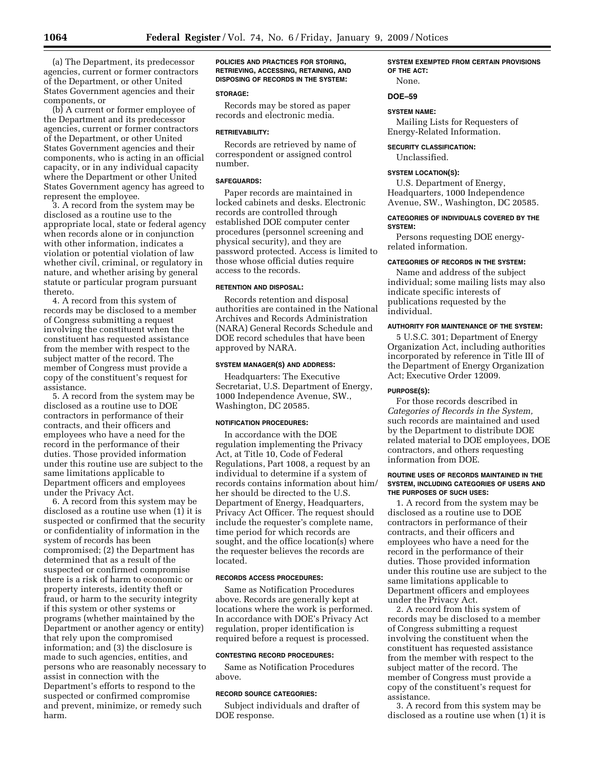(a) The Department, its predecessor agencies, current or former contractors of the Department, or other United States Government agencies and their components, or

(b) A current or former employee of the Department and its predecessor agencies, current or former contractors of the Department, or other United States Government agencies and their components, who is acting in an official capacity, or in any individual capacity where the Department or other United States Government agency has agreed to represent the employee.

3. A record from the system may be disclosed as a routine use to the appropriate local, state or federal agency when records alone or in conjunction with other information, indicates a violation or potential violation of law whether civil, criminal, or regulatory in nature, and whether arising by general statute or particular program pursuant thereto.

4. A record from this system of records may be disclosed to a member of Congress submitting a request involving the constituent when the constituent has requested assistance from the member with respect to the subject matter of the record. The member of Congress must provide a copy of the constituent's request for assistance.

5. A record from the system may be disclosed as a routine use to DOE contractors in performance of their contracts, and their officers and employees who have a need for the record in the performance of their duties. Those provided information under this routine use are subject to the same limitations applicable to Department officers and employees under the Privacy Act.

6. A record from this system may be disclosed as a routine use when (1) it is suspected or confirmed that the security or confidentiality of information in the system of records has been compromised; (2) the Department has determined that as a result of the suspected or confirmed compromise there is a risk of harm to economic or property interests, identity theft or fraud, or harm to the security integrity if this system or other systems or programs (whether maintained by the Department or another agency or entity) that rely upon the compromised information; and (3) the disclosure is made to such agencies, entities, and persons who are reasonably necessary to assist in connection with the Department's efforts to respond to the suspected or confirmed compromise and prevent, minimize, or remedy such harm.

**POLICIES AND PRACTICES FOR STORING, RETRIEVING, ACCESSING, RETAINING, AND DISPOSING OF RECORDS IN THE SYSTEM:**

**STORAGE:**

Records may be stored as paper records and electronic media.

**RETRIEVABILITY:**

Records are retrieved by name of correspondent or assigned control number.

**SAFEGUARDS:**

Paper records are maintained in locked cabinets and desks. Electronic records are controlled through established DOE computer center procedures (personnel screening and physical security), and they are password protected. Access is limited to those whose official duties require access to the records.

**RETENTION AND DISPOSAL:**

Records retention and disposal authorities are contained in the National Archives and Records Administration (NARA) General Records Schedule and DOE record schedules that have been approved by NARA.

**SYSTEM MANAGER(S) AND ADDRESS:**

Headquarters: The Executive Secretariat, U.S. Department of Energy, 1000 Independence Avenue, SW., Washington, DC 20585.

**NOTIFICATION PROCEDURES:**

In accordance with the DOE regulation implementing the Privacy Act, at Title 10, Code of Federal Regulations, Part 1008, a request by an individual to determine if a system of records contains information about him/her should be directed to the U.S. Department of Energy, Headquarters, Privacy Act Officer. The request should include the requester's complete name, time period for which records are sought, and the office location(s) where the requester believes the records are located.

**RECORDS ACCESS PROCEDURES:**

Same as Notification Procedures above. Records are generally kept at locations where the work is performed. In accordance with DOE's Privacy Act regulation, proper identification is required before a request is processed.

**CONTESTING RECORD PROCEDURES:**

Same as Notification Procedures above.

**RECORD SOURCE CATEGORIES:**

Subject individuals and drafter of DOE response.

**SYSTEM EXEMPTED FROM CERTAIN PROVISIONS OF THE ACT:**

None.

## DOE–59

**SYSTEM NAME:**

Mailing Lists for Requesters of Energy-Related Information.

**SECURITY CLASSIFICATION:**

Unclassified.

**SYSTEM LOCATION(S):**

U.S. Department of Energy, Headquarters, 1000 Independence Avenue, SW., Washington, DC 20585.

**CATEGORIES OF INDIVIDUALS COVERED BY THE SYSTEM:**

Persons requesting DOE energy-related information.

**CATEGORIES OF RECORDS IN THE SYSTEM:**

Name and address of the subject individual; some mailing lists may also indicate specific interests of publications requested by the individual.

**AUTHORITY FOR MAINTENANCE OF THE SYSTEM:**

5 U.S.C. 301; Department of Energy Organization Act, including authorities incorporated by reference in Title III of the Department of Energy Organization Act; Executive Order 12009.

**PURPOSE(S):**

For those records described in *Categories of Records in the System,* such records are maintained and used by the Department to distribute DOE related material to DOE employees, DOE contractors, and others requesting information from DOE.

**ROUTINE USES OF RECORDS MAINTAINED IN THE SYSTEM, INCLUDING CATEGORIES OF USERS AND THE PURPOSES OF SUCH USES:**

1. A record from the system may be disclosed as a routine use to DOE contractors in performance of their contracts, and their officers and employees who have a need for the record in the performance of their duties. Those provided information under this routine use are subject to the same limitations applicable to Department officers and employees under the Privacy Act.

2. A record from this system of records may be disclosed to a member of Congress submitting a request involving the constituent when the constituent has requested assistance from the member with respect to the subject matter of the record. The member of Congress must provide a copy of the constituent's request for assistance.

3. A record from this system may be disclosed as a routine use when (1) it is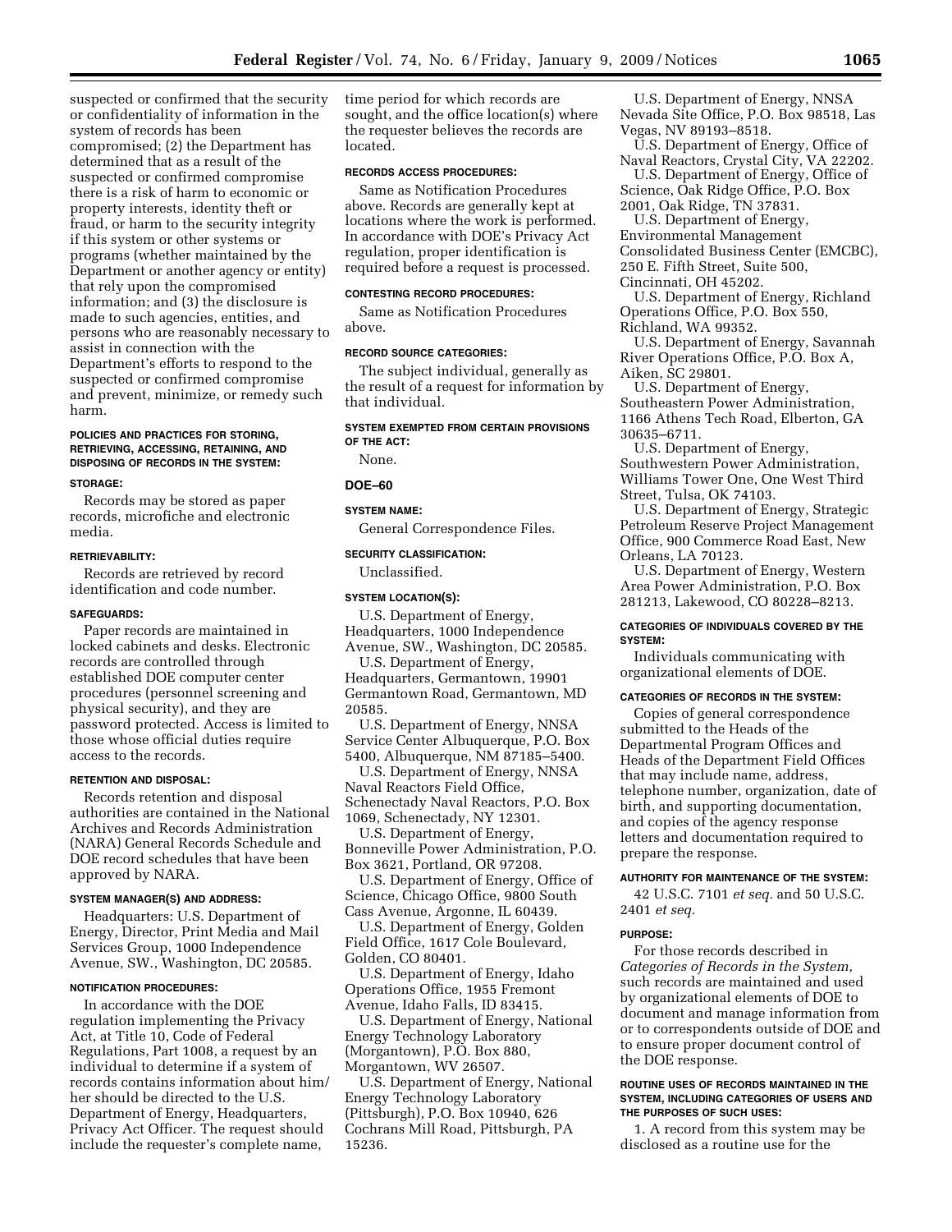suspected or confirmed that the security or confidentiality of information in the system of records has been compromised; (2) the Department has determined that as a result of the suspected or confirmed compromise there is a risk of harm to economic or property interests, identity theft or fraud, or harm to the security integrity if this system or other systems or programs (whether maintained by the Department or another agency or entity) that rely upon the compromised information; and (3) the disclosure is made to such agencies, entities, and persons who are reasonably necessary to assist in connection with the Department's efforts to respond to the suspected or confirmed compromise and prevent, minimize, or remedy such harm.

#### POLICIES AND PRACTICES FOR STORING, RETRIEVING, ACCESSING, RETAINING, AND DISPOSING OF RECORDS IN THE SYSTEM:

#### STORAGE:

Records may be stored as paper records, microfiche and electronic media.

#### RETRIEVABILITY:

Records are retrieved by record identification and code number.

#### SAFEGUARDS:

Paper records are maintained in locked cabinets and desks. Electronic records are controlled through established DOE computer center procedures (personnel screening and physical security), and they are password protected. Access is limited to those whose official duties require access to the records.

#### RETENTION AND DISPOSAL:

Records retention and disposal authorities are contained in the National Archives and Records Administration (NARA) General Records Schedule and DOE record schedules that have been approved by NARA.

#### SYSTEM MANAGER(S) AND ADDRESS:

Headquarters: U.S. Department of Energy, Director, Print Media and Mail Services Group, 1000 Independence Avenue, SW., Washington, DC 20585.

#### NOTIFICATION PROCEDURES:

In accordance with the DOE regulation implementing the Privacy Act, at Title 10, Code of Federal Regulations, Part 1008, a request by an individual to determine if a system of records contains information about him/her should be directed to the U.S. Department of Energy, Headquarters, Privacy Act Officer. The request should include the requester's complete name, time period for which records are sought, and the office location(s) where the requester believes the records are located.

#### RECORDS ACCESS PROCEDURES:

Same as Notification Procedures above. Records are generally kept at locations where the work is performed. In accordance with DOE's Privacy Act regulation, proper identification is required before a request is processed.

#### CONTESTING RECORD PROCEDURES:

Same as Notification Procedures above.

#### RECORD SOURCE CATEGORIES:

The subject individual, generally as the result of a request for information by that individual.

#### SYSTEM EXEMPTED FROM CERTAIN PROVISIONS OF THE ACT:

None.

### DOE–60

#### SYSTEM NAME:

General Correspondence Files.

#### SECURITY CLASSIFICATION:

Unclassified.

#### SYSTEM LOCATION(S):

U.S. Department of Energy, Headquarters, 1000 Independence Avenue, SW., Washington, DC 20585.

U.S. Department of Energy, Headquarters, Germantown, 19901 Germantown Road, Germantown, MD 20585.

U.S. Department of Energy, NNSA Service Center Albuquerque, P.O. Box 5400, Albuquerque, NM 87185–5400.

U.S. Department of Energy, NNSA Naval Reactors Field Office, Schenectady Naval Reactors, P.O. Box 1069, Schenectady, NY 12301.

U.S. Department of Energy, Bonneville Power Administration, P.O. Box 3621, Portland, OR 97208.

U.S. Department of Energy, Office of Science, Chicago Office, 9800 South Cass Avenue, Argonne, IL 60439.

U.S. Department of Energy, Golden Field Office, 1617 Cole Boulevard, Golden, CO 80401.

U.S. Department of Energy, Idaho Operations Office, 1955 Fremont Avenue, Idaho Falls, ID 83415.

U.S. Department of Energy, National Energy Technology Laboratory (Morgantown), P.O. Box 880, Morgantown, WV 26507.

U.S. Department of Energy, National Energy Technology Laboratory (Pittsburgh), P.O. Box 10940, 626 Cochrans Mill Road, Pittsburgh, PA 15236.

U.S. Department of Energy, NNSA Nevada Site Office, P.O. Box 98518, Las Vegas, NV 89193–8518.

U.S. Department of Energy, Office of Naval Reactors, Crystal City, VA 22202.

U.S. Department of Energy, Office of Science, Oak Ridge Office, P.O. Box 2001, Oak Ridge, TN 37831.

U.S. Department of Energy, Environmental Management Consolidated Business Center (EMCBC), 250 E. Fifth Street, Suite 500, Cincinnati, OH 45202.

U.S. Department of Energy, Richland Operations Office, P.O. Box 550, Richland, WA 99352.

U.S. Department of Energy, Savannah River Operations Office, P.O. Box A, Aiken, SC 29801.

U.S. Department of Energy, Southeastern Power Administration, 1166 Athens Tech Road, Elberton, GA 30635–6711.

U.S. Department of Energy, Southwestern Power Administration, Williams Tower One, One West Third Street, Tulsa, OK 74103.

U.S. Department of Energy, Strategic Petroleum Reserve Project Management Office, 900 Commerce Road East, New Orleans, LA 70123.

U.S. Department of Energy, Western Area Power Administration, P.O. Box 281213, Lakewood, CO 80228–8213.

#### CATEGORIES OF INDIVIDUALS COVERED BY THE SYSTEM:

Individuals communicating with organizational elements of DOE.

#### CATEGORIES OF RECORDS IN THE SYSTEM:

Copies of general correspondence submitted to the Heads of the Departmental Program Offices and Heads of the Department Field Offices that may include name, address, telephone number, organization, date of birth, and supporting documentation, and copies of the agency response letters and documentation required to prepare the response.

#### AUTHORITY FOR MAINTENANCE OF THE SYSTEM:

42 U.S.C. 7101 *et seq.* and 50 U.S.C. 2401 *et seq.*

#### PURPOSE:

For those records described in *Categories of Records in the System,* such records are maintained and used by organizational elements of DOE to document and manage information from or to correspondents outside of DOE and to ensure proper document control of the DOE response.

#### ROUTINE USES OF RECORDS MAINTAINED IN THE SYSTEM, INCLUDING CATEGORIES OF USERS AND THE PURPOSES OF SUCH USES:

1. A record from this system may be disclosed as a routine use for the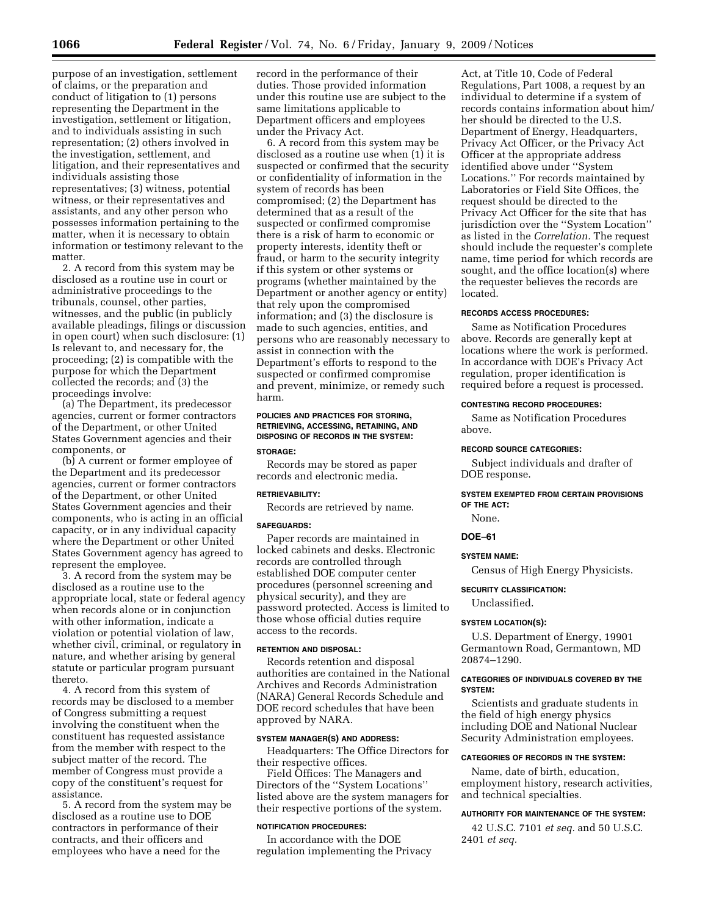purpose of an investigation, settlement of claims, or the preparation and conduct of litigation to (1) persons representing the Department in the investigation, settlement or litigation, and to individuals assisting in such representation; (2) others involved in the investigation, settlement, and litigation, and their representatives and individuals assisting those representatives; (3) witness, potential witness, or their representatives and assistants, and any other person who possesses information pertaining to the matter, when it is necessary to obtain information or testimony relevant to the matter.

2. A record from this system may be disclosed as a routine use in court or administrative proceedings to the tribunals, counsel, other parties, witnesses, and the public (in publicly available pleadings, filings or discussion in open court) when such disclosure: (1) Is relevant to, and necessary for, the proceeding; (2) is compatible with the purpose for which the Department collected the records; and (3) the proceedings involve:

(a) The Department, its predecessor agencies, current or former contractors of the Department, or other United States Government agencies and their components, or

(b) A current or former employee of the Department and its predecessor agencies, current or former contractors of the Department, or other United States Government agencies and their components, who is acting in an official capacity, or in any individual capacity where the Department or other United States Government agency has agreed to represent the employee.

3. A record from the system may be disclosed as a routine use to the appropriate local, state or federal agency when records alone or in conjunction with other information, indicate a violation or potential violation of law, whether civil, criminal, or regulatory in nature, and whether arising by general statute or particular program pursuant thereto.

4. A record from this system of records may be disclosed to a member of Congress submitting a request involving the constituent when the constituent has requested assistance from the member with respect to the subject matter of the record. The member of Congress must provide a copy of the constituent's request for assistance.

5. A record from the system may be disclosed as a routine use to DOE contractors in performance of their contracts, and their officers and employees who have a need for the record in the performance of their duties. Those provided information under this routine use are subject to the same limitations applicable to Department officers and employees under the Privacy Act.

6. A record from this system may be disclosed as a routine use when (1) it is suspected or confirmed that the security or confidentiality of information in the system of records has been compromised; (2) the Department has determined that as a result of the suspected or confirmed compromise there is a risk of harm to economic or property interests, identity theft or fraud, or harm to the security integrity if this system or other systems or programs (whether maintained by the Department or another agency or entity) that rely upon the compromised information; and (3) the disclosure is made to such agencies, entities, and persons who are reasonably necessary to assist in connection with the Department's efforts to respond to the suspected or confirmed compromise and prevent, minimize, or remedy such harm.

#### POLICIES AND PRACTICES FOR STORING, RETRIEVING, ACCESSING, RETAINING, AND DISPOSING OF RECORDS IN THE SYSTEM:

#### STORAGE:

Records may be stored as paper records and electronic media.

#### RETRIEVABILITY:

Records are retrieved by name.

#### SAFEGUARDS:

Paper records are maintained in locked cabinets and desks. Electronic records are controlled through established DOE computer center procedures (personnel screening and physical security), and they are password protected. Access is limited to those whose official duties require access to the records.

#### RETENTION AND DISPOSAL:

Records retention and disposal authorities are contained in the National Archives and Records Administration (NARA) General Records Schedule and DOE record schedules that have been approved by NARA.

#### SYSTEM MANAGER(S) AND ADDRESS:

Headquarters: The Office Directors for their respective offices.

Field Offices: The Managers and Directors of the ''System Locations'' listed above are the system managers for their respective portions of the system.

#### NOTIFICATION PROCEDURES:

In accordance with the DOE regulation implementing the Privacy Act, at Title 10, Code of Federal Regulations, Part 1008, a request by an individual to determine if a system of records contains information about him/her should be directed to the U.S. Department of Energy, Headquarters, Privacy Act Officer, or the Privacy Act Officer at the appropriate address identified above under ''System Locations.'' For records maintained by Laboratories or Field Site Offices, the request should be directed to the Privacy Act Officer for the site that has jurisdiction over the ''System Location'' as listed in the *Correlation.* The request should include the requester's complete name, time period for which records are sought, and the office location(s) where the requester believes the records are located.

#### RECORDS ACCESS PROCEDURES:

Same as Notification Procedures above. Records are generally kept at locations where the work is performed. In accordance with DOE's Privacy Act regulation, proper identification is required before a request is processed.

#### CONTESTING RECORD PROCEDURES:

Same as Notification Procedures above.

#### RECORD SOURCE CATEGORIES:

Subject individuals and drafter of DOE response.

#### SYSTEM EXEMPTED FROM CERTAIN PROVISIONS OF THE ACT:

None.

### DOE–61

#### SYSTEM NAME:

Census of High Energy Physicists.

#### SECURITY CLASSIFICATION:

Unclassified.

#### SYSTEM LOCATION(S):

U.S. Department of Energy, 19901 Germantown Road, Germantown, MD 20874–1290.

#### CATEGORIES OF INDIVIDUALS COVERED BY THE SYSTEM:

Scientists and graduate students in the field of high energy physics including DOE and National Nuclear Security Administration employees.

#### CATEGORIES OF RECORDS IN THE SYSTEM:

Name, date of birth, education, employment history, research activities, and technical specialties.

#### AUTHORITY FOR MAINTENANCE OF THE SYSTEM:

42 U.S.C. 7101 *et seq.* and 50 U.S.C. 2401 *et seq.*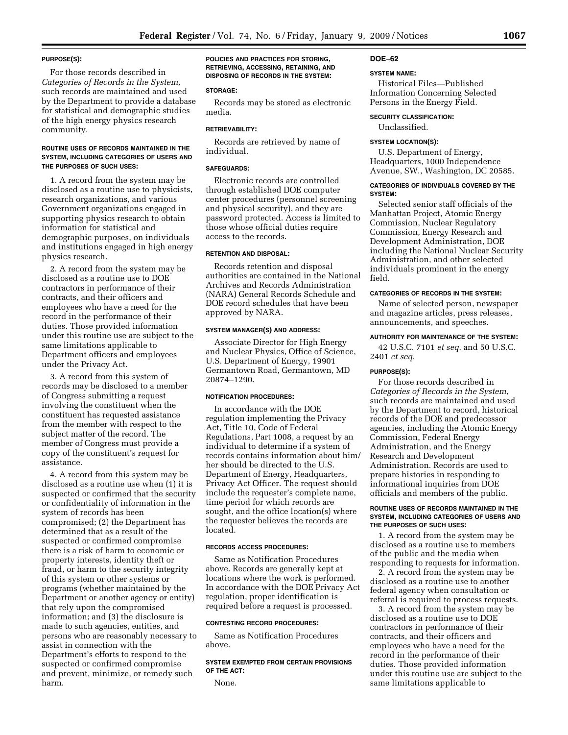#### PURPOSE(S):

For those records described in *Categories of Records in the System,* such records are maintained and used by the Department to provide a database for statistical and demographic studies of the high energy physics research community.

#### ROUTINE USES OF RECORDS MAINTAINED IN THE SYSTEM, INCLUDING CATEGORIES OF USERS AND THE PURPOSES OF SUCH USES:

1. A record from the system may be disclosed as a routine use to physicists, research organizations, and various Government organizations engaged in supporting physics research to obtain information for statistical and demographic purposes, on individuals and institutions engaged in high energy physics research.

2. A record from the system may be disclosed as a routine use to DOE contractors in performance of their contracts, and their officers and employees who have a need for the record in the performance of their duties. Those provided information under this routine use are subject to the same limitations applicable to Department officers and employees under the Privacy Act.

3. A record from this system of records may be disclosed to a member of Congress submitting a request involving the constituent when the constituent has requested assistance from the member with respect to the subject matter of the record. The member of Congress must provide a copy of the constituent's request for assistance.

4. A record from this system may be disclosed as a routine use when (1) it is suspected or confirmed that the security or confidentiality of information in the system of records has been compromised; (2) the Department has determined that as a result of the suspected or confirmed compromise there is a risk of harm to economic or property interests, identity theft or fraud, or harm to the security integrity of this system or other systems or programs (whether maintained by the Department or another agency or entity) that rely upon the compromised information; and (3) the disclosure is made to such agencies, entities, and persons who are reasonably necessary to assist in connection with the Department's efforts to respond to the suspected or confirmed compromise and prevent, minimize, or remedy such harm.

#### POLICIES AND PRACTICES FOR STORING, RETRIEVING, ACCESSING, RETAINING, AND DISPOSING OF RECORDS IN THE SYSTEM:

#### STORAGE:

Records may be stored as electronic media.

#### RETRIEVABILITY:

Records are retrieved by name of individual.

#### SAFEGUARDS:

Electronic records are controlled through established DOE computer center procedures (personnel screening and physical security), and they are password protected. Access is limited to those whose official duties require access to the records.

#### RETENTION AND DISPOSAL:

Records retention and disposal authorities are contained in the National Archives and Records Administration (NARA) General Records Schedule and DOE record schedules that have been approved by NARA.

#### SYSTEM MANAGER(S) AND ADDRESS:

Associate Director for High Energy and Nuclear Physics, Office of Science, U.S. Department of Energy, 19901 Germantown Road, Germantown, MD 20874–1290.

#### NOTIFICATION PROCEDURES:

In accordance with the DOE regulation implementing the Privacy Act, Title 10, Code of Federal Regulations, Part 1008, a request by an individual to determine if a system of records contains information about him/her should be directed to the U.S. Department of Energy, Headquarters, Privacy Act Officer. The request should include the requester's complete name, time period for which records are sought, and the office location(s) where the requester believes the records are located.

#### RECORDS ACCESS PROCEDURES:

Same as Notification Procedures above. Records are generally kept at locations where the work is performed. In accordance with the DOE Privacy Act regulation, proper identification is required before a request is processed.

#### CONTESTING RECORD PROCEDURES:

Same as Notification Procedures above.

#### SYSTEM EXEMPTED FROM CERTAIN PROVISIONS OF THE ACT:

None.

### DOE–62

#### SYSTEM NAME:

Historical Files—Published Information Concerning Selected Persons in the Energy Field.

#### SECURITY CLASSIFICATION:

Unclassified.

#### SYSTEM LOCATION(S):

U.S. Department of Energy, Headquarters, 1000 Independence Avenue, SW., Washington, DC 20585.

#### CATEGORIES OF INDIVIDUALS COVERED BY THE SYSTEM:

Selected senior staff officials of the Manhattan Project, Atomic Energy Commission, Nuclear Regulatory Commission, Energy Research and Development Administration, DOE including the National Nuclear Security Administration, and other selected individuals prominent in the energy field.

#### CATEGORIES OF RECORDS IN THE SYSTEM:

Name of selected person, newspaper and magazine articles, press releases, announcements, and speeches.

#### AUTHORITY FOR MAINTENANCE OF THE SYSTEM:

42 U.S.C. 7101 *et seq.* and 50 U.S.C. 2401 *et seq.*

#### PURPOSE(S):

For those records described in *Categories of Records in the System*, such records are maintained and used by the Department to record, historical records of the DOE and predecessor agencies, including the Atomic Energy Commission, Federal Energy Administration, and the Energy Research and Development Administration. Records are used to prepare histories in responding to informational inquiries from DOE officials and members of the public.

#### ROUTINE USES OF RECORDS MAINTAINED IN THE SYSTEM, INCLUDING CATEGORIES OF USERS AND THE PURPOSES OF SUCH USES:

1. A record from the system may be disclosed as a routine use to members of the public and the media when responding to requests for information.

2. A record from the system may be disclosed as a routine use to another federal agency when consultation or referral is required to process requests.

3. A record from the system may be disclosed as a routine use to DOE contractors in performance of their contracts, and their officers and employees who have a need for the record in the performance of their duties. Those provided information under this routine use are subject to the same limitations applicable to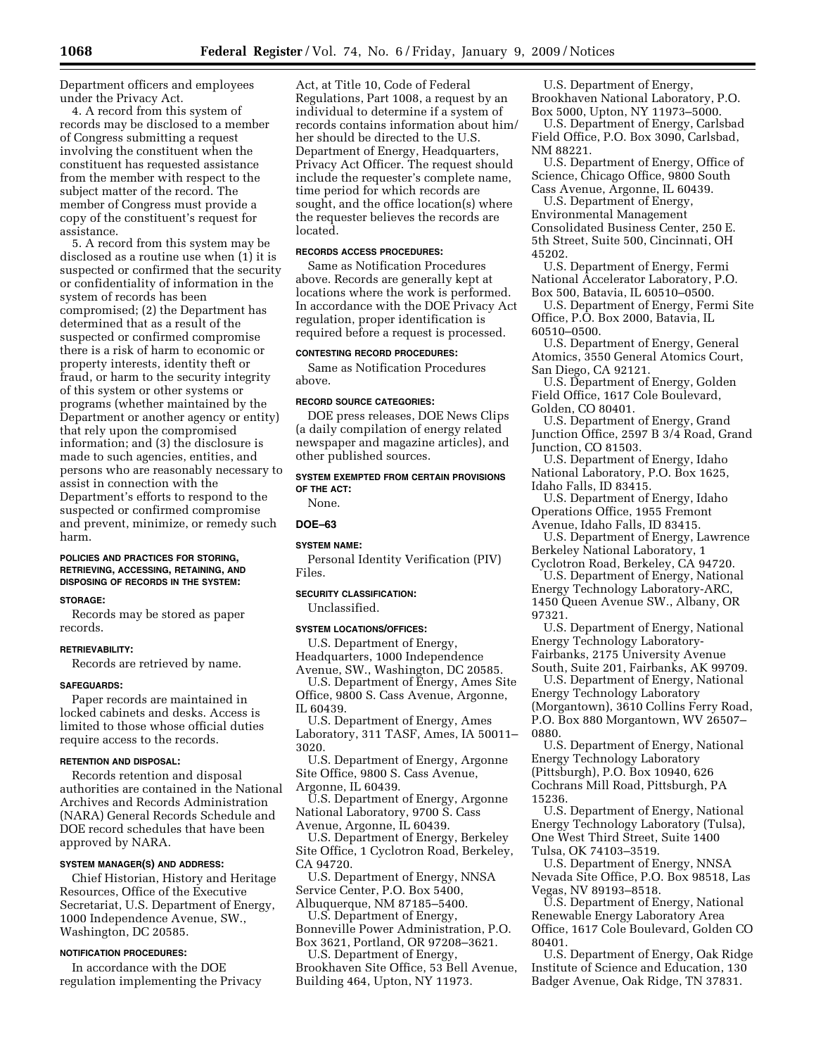Department officers and employees under the Privacy Act.

4. A record from this system of records may be disclosed to a member of Congress submitting a request involving the constituent when the constituent has requested assistance from the member with respect to the subject matter of the record. The member of Congress must provide a copy of the constituent's request for assistance.

5. A record from this system may be disclosed as a routine use when (1) it is suspected or confirmed that the security or confidentiality of information in the system of records has been compromised; (2) the Department has determined that as a result of the suspected or confirmed compromise there is a risk of harm to economic or property interests, identity theft or fraud, or harm to the security integrity of this system or other systems or programs (whether maintained by the Department or another agency or entity) that rely upon the compromised information; and (3) the disclosure is made to such agencies, entities, and persons who are reasonably necessary to assist in connection with the Department's efforts to respond to the suspected or confirmed compromise and prevent, minimize, or remedy such harm.

#### POLICIES AND PRACTICES FOR STORING, RETRIEVING, ACCESSING, RETAINING, AND DISPOSING OF RECORDS IN THE SYSTEM:

#### STORAGE:

Records may be stored as paper records.

#### RETRIEVABILITY:

Records are retrieved by name.

#### SAFEGUARDS:

Paper records are maintained in locked cabinets and desks. Access is limited to those whose official duties require access to the records.

#### RETENTION AND DISPOSAL:

Records retention and disposal authorities are contained in the National Archives and Records Administration (NARA) General Records Schedule and DOE record schedules that have been approved by NARA.

#### SYSTEM MANAGER(S) AND ADDRESS:

Chief Historian, History and Heritage Resources, Office of the Executive Secretariat, U.S. Department of Energy, 1000 Independence Avenue, SW., Washington, DC 20585.

#### NOTIFICATION PROCEDURES:

In accordance with the DOE regulation implementing the Privacy Act, at Title 10, Code of Federal Regulations, Part 1008, a request by an individual to determine if a system of records contains information about him/her should be directed to the U.S. Department of Energy, Headquarters, Privacy Act Officer. The request should include the requester's complete name, time period for which records are sought, and the office location(s) where the requester believes the records are located.

#### RECORDS ACCESS PROCEDURES:

Same as Notification Procedures above. Records are generally kept at locations where the work is performed. In accordance with the DOE Privacy Act regulation, proper identification is required before a request is processed.

#### CONTESTING RECORD PROCEDURES:

Same as Notification Procedures above.

#### RECORD SOURCE CATEGORIES:

DOE press releases, DOE News Clips (a daily compilation of energy related newspaper and magazine articles), and other published sources.

#### SYSTEM EXEMPTED FROM CERTAIN PROVISIONS OF THE ACT:

None.

### DOE–63

#### SYSTEM NAME:

Personal Identity Verification (PIV) Files.

#### SECURITY CLASSIFICATION:

Unclassified.

#### SYSTEM LOCATIONS/OFFICES:

U.S. Department of Energy, Headquarters, 1000 Independence Avenue, SW., Washington, DC 20585.

U.S. Department of Energy, Ames Site Office, 9800 S. Cass Avenue, Argonne, IL 60439.

U.S. Department of Energy, Ames Laboratory, 311 TASF, Ames, IA 50011–3020.

U.S. Department of Energy, Argonne Site Office, 9800 S. Cass Avenue, Argonne, IL 60439.

U.S. Department of Energy, Argonne National Laboratory, 9700 S. Cass Avenue, Argonne, IL 60439.

U.S. Department of Energy, Berkeley Site Office, 1 Cyclotron Road, Berkeley, CA 94720.

U.S. Department of Energy, NNSA Service Center, P.O. Box 5400, Albuquerque, NM 87185–5400.

U.S. Department of Energy, Bonneville Power Administration, P.O. Box 3621, Portland, OR 97208–3621.

U.S. Department of Energy, Brookhaven Site Office, 53 Bell Avenue, Building 464, Upton, NY 11973.

U.S. Department of Energy, Brookhaven National Laboratory, P.O. Box 5000, Upton, NY 11973–5000.

U.S. Department of Energy, Carlsbad Field Office, P.O. Box 3090, Carlsbad, NM 88221.

U.S. Department of Energy, Office of Science, Chicago Office, 9800 South Cass Avenue, Argonne, IL 60439.

U.S. Department of Energy, Environmental Management Consolidated Business Center, 250 E. 5th Street, Suite 500, Cincinnati, OH 45202.

U.S. Department of Energy, Fermi National Accelerator Laboratory, P.O. Box 500, Batavia, IL 60510–0500.

U.S. Department of Energy, Fermi Site Office, P.O. Box 2000, Batavia, IL 60510–0500.

U.S. Department of Energy, General Atomics, 3550 General Atomics Court, San Diego, CA 92121.

U.S. Department of Energy, Golden Field Office, 1617 Cole Boulevard, Golden, CO 80401.

U.S. Department of Energy, Grand Junction Office, 2597 B 3/4 Road, Grand Junction, CO 81503.

U.S. Department of Energy, Idaho National Laboratory, P.O. Box 1625, Idaho Falls, ID 83415.

U.S. Department of Energy, Idaho Operations Office, 1955 Fremont Avenue, Idaho Falls, ID 83415.

U.S. Department of Energy, Lawrence Berkeley National Laboratory, 1 Cyclotron Road, Berkeley, CA 94720.

U.S. Department of Energy, National Energy Technology Laboratory-ARC, 1450 Queen Avenue SW., Albany, OR 97321.

U.S. Department of Energy, National Energy Technology Laboratory-Fairbanks, 2175 University Avenue South, Suite 201, Fairbanks, AK 99709.

U.S. Department of Energy, National Energy Technology Laboratory (Morgantown), 3610 Collins Ferry Road, P.O. Box 880 Morgantown, WV 26507–0880.

U.S. Department of Energy, National Energy Technology Laboratory (Pittsburgh), P.O. Box 10940, 626 Cochrans Mill Road, Pittsburgh, PA 15236.

U.S. Department of Energy, National Energy Technology Laboratory (Tulsa), One West Third Street, Suite 1400 Tulsa, OK 74103–3519.

U.S. Department of Energy, NNSA Nevada Site Office, P.O. Box 98518, Las Vegas, NV 89193–8518.

U.S. Department of Energy, National Renewable Energy Laboratory Area Office, 1617 Cole Boulevard, Golden CO 80401.

U.S. Department of Energy, Oak Ridge Institute of Science and Education, 130 Badger Avenue, Oak Ridge, TN 37831.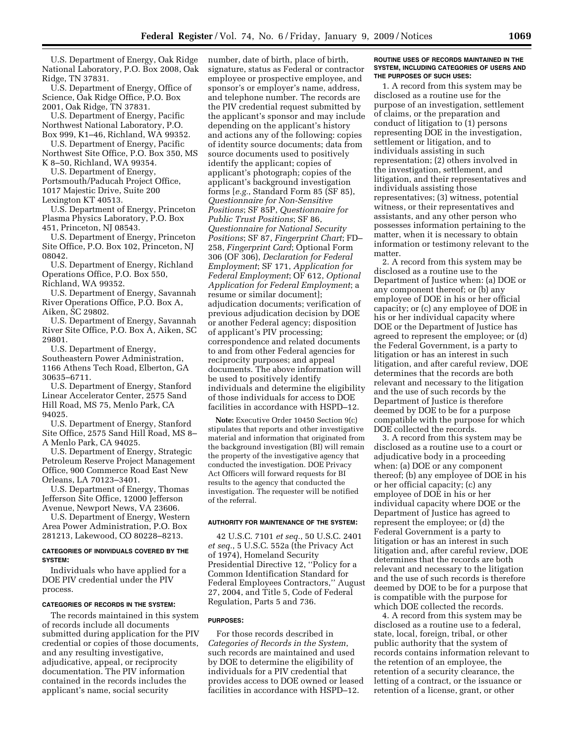U.S. Department of Energy, Oak Ridge National Laboratory, P.O. Box 2008, Oak Ridge, TN 37831.

U.S. Department of Energy, Office of Science, Oak Ridge Office, P.O. Box 2001, Oak Ridge, TN 37831.

U.S. Department of Energy, Pacific Northwest National Laboratory, P.O. Box 999, K1–46, Richland, WA 99352.

U.S. Department of Energy, Pacific Northwest Site Office, P.O. Box 350, MS K 8–50, Richland, WA 99354.

U.S. Department of Energy, Portsmouth/Paducah Project Office, 1017 Majestic Drive, Suite 200 Lexington KT 40513.

U.S. Department of Energy, Princeton Plasma Physics Laboratory, P.O. Box 451, Princeton, NJ 08543.

U.S. Department of Energy, Princeton Site Office, P.O. Box 102, Princeton, NJ 08042.

U.S. Department of Energy, Richland Operations Office, P.O. Box 550, Richland, WA 99352.

U.S. Department of Energy, Savannah River Operations Office, P.O. Box A, Aiken, SC 29802.

U.S. Department of Energy, Savannah River Site Office, P.O. Box A, Aiken, SC 29801.

U.S. Department of Energy, Southeastern Power Administration, 1166 Athens Tech Road, Elberton, GA 30635–6711.

U.S. Department of Energy, Stanford Linear Accelerator Center, 2575 Sand Hill Road, MS 75, Menlo Park, CA 94025.

U.S. Department of Energy, Stanford Site Office, 2575 Sand Hill Road, MS 8–A Menlo Park, CA 94025.

U.S. Department of Energy, Strategic Petroleum Reserve Project Management Office, 900 Commerce Road East New Orleans, LA 70123–3401.

U.S. Department of Energy, Thomas Jefferson Site Office, 12000 Jefferson Avenue, Newport News, VA 23606.

U.S. Department of Energy, Western Area Power Administration, P.O. Box 281213, Lakewood, CO 80228–8213.

**CATEGORIES OF INDIVIDUALS COVERED BY THE SYSTEM:**

Individuals who have applied for a DOE PIV credential under the PIV process.

**CATEGORIES OF RECORDS IN THE SYSTEM:**

The records maintained in this system of records include all documents submitted during application for the PIV credential or copies of those documents, and any resulting investigative, adjudicative, appeal, or reciprocity documentation. The PIV information contained in the records includes the applicant's name, social security number, date of birth, place of birth, signature, status as Federal or contractor employee or prospective employee, and sponsor's or employer's name, address, and telephone number. The records are the PIV credential request submitted by the applicant's sponsor and may include depending on the applicant's history and actions any of the following: copies of identity source documents; data from source documents used to positively identify the applicant; copies of applicant's photograph; copies of the applicant's background investigation forms [*e.g.*, Standard Form 85 (SF 85), *Questionnaire for Non-Sensitive Positions*; SF 85P, *Questionnaire for Public Trust Positions*; SF 86, *Questionnaire for National Security Positions*; SF 87, *Fingerprint Chart*; FD–258, *Fingerprint Card*; Optional Form 306 (OF 306), *Declaration for Federal Employment*; SF 171, *Application for Federal Employment*; OF 612, *Optional Application for Federal Employment*; a resume or similar document]; adjudication documents; verification of previous adjudication decision by DOE or another Federal agency; disposition of applicant's PIV processing; correspondence and related documents to and from other Federal agencies for reciprocity purposes; and appeal documents. The above information will be used to positively identify individuals and determine the eligibility of those individuals for access to DOE facilities in accordance with HSPD–12.

**Note:** Executive Order 10450 Section 9(c) stipulates that reports and other investigative material and information that originated from the background investigation (BI) will remain the property of the investigative agency that conducted the investigation. DOE Privacy Act Officers will forward requests for BI results to the agency that conducted the investigation. The requester will be notified of the referral.

**AUTHORITY FOR MAINTENANCE OF THE SYSTEM:**

42 U.S.C. 7101 *et seq.*, 50 U.S.C. 2401 *et seq.*, 5 U.S.C. 552a (the Privacy Act of 1974), Homeland Security Presidential Directive 12, "Policy for a Common Identification Standard for Federal Employees Contractors," August 27, 2004, and Title 5, Code of Federal Regulation, Parts 5 and 736.

**PURPOSES:**

For those records described in *Categories of Records in the System*, such records are maintained and used by DOE to determine the eligibility of individuals for a PIV credential that provides access to DOE owned or leased facilities in accordance with HSPD–12.

**ROUTINE USES OF RECORDS MAINTAINED IN THE SYSTEM, INCLUDING CATEGORIES OF USERS AND THE PURPOSES OF SUCH USES:**

1. A record from this system may be disclosed as a routine use for the purpose of an investigation, settlement of claims, or the preparation and conduct of litigation to (1) persons representing DOE in the investigation, settlement or litigation, and to individuals assisting in such representation; (2) others involved in the investigation, settlement, and litigation, and their representatives and individuals assisting those representatives; (3) witness, potential witness, or their representatives and assistants, and any other person who possesses information pertaining to the matter, when it is necessary to obtain information or testimony relevant to the matter.

2. A record from this system may be disclosed as a routine use to the Department of Justice when: (a) DOE or any component thereof; or (b) any employee of DOE in his or her official capacity; or (c) any employee of DOE in his or her individual capacity where DOE or the Department of Justice has agreed to represent the employee; or (d) the Federal Government, is a party to litigation or has an interest in such litigation, and after careful review, DOE determines that the records are both relevant and necessary to the litigation and the use of such records by the Department of Justice is therefore deemed by DOE to be for a purpose compatible with the purpose for which DOE collected the records.

3. A record from this system may be disclosed as a routine use to a court or adjudicative body in a proceeding when: (a) DOE or any component thereof; (b) any employee of DOE in his or her official capacity; (c) any employee of DOE in his or her individual capacity where DOE or the Department of Justice has agreed to represent the employee; or (d) the Federal Government is a party to litigation or has an interest in such litigation and, after careful review, DOE determines that the records are both relevant and necessary to the litigation and the use of such records is therefore deemed by DOE to be for a purpose that is compatible with the purpose for which DOE collected the records.

4. A record from this system may be disclosed as a routine use to a federal, state, local, foreign, tribal, or other public authority that the system of records contains information relevant to the retention of an employee, the retention of a security clearance, the letting of a contract, or the issuance or retention of a license, grant, or other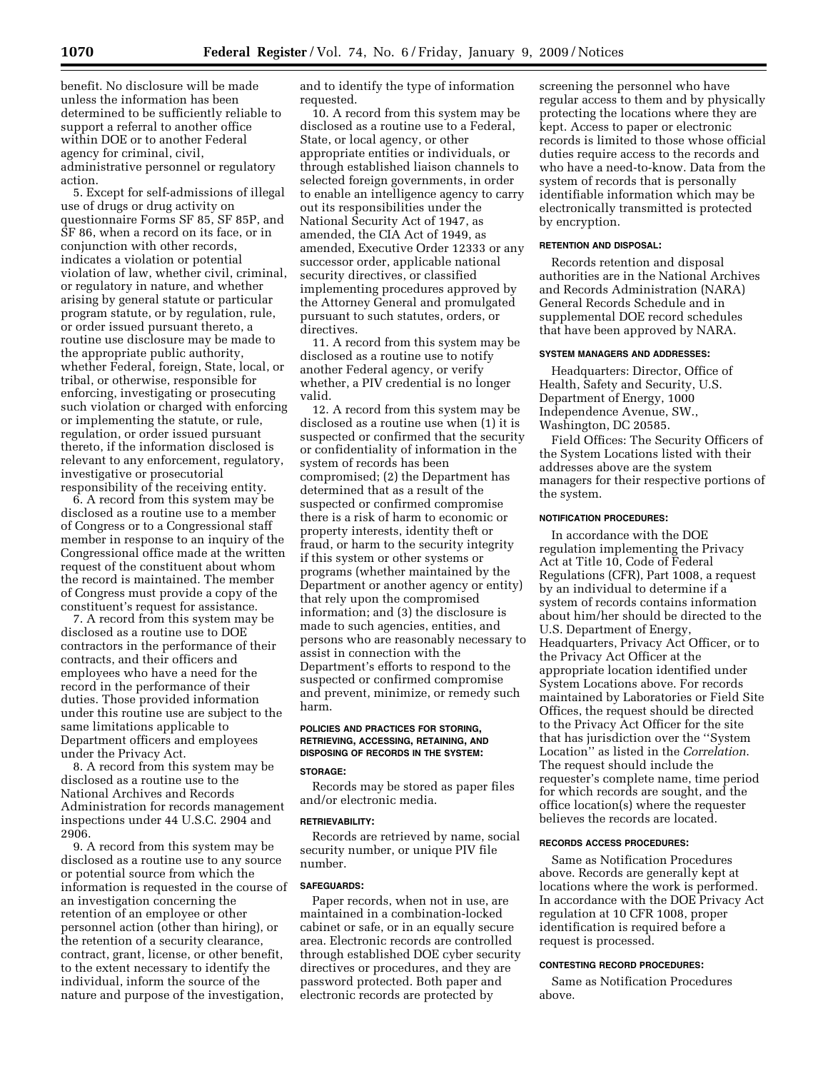benefit. No disclosure will be made unless the information has been determined to be sufficiently reliable to support a referral to another office within DOE or to another Federal agency for criminal, civil, administrative personnel or regulatory action.

5. Except for self-admissions of illegal use of drugs or drug activity on questionnaire Forms SF 85, SF 85P, and SF 86, when a record on its face, or in conjunction with other records, indicates a violation or potential violation of law, whether civil, criminal, or regulatory in nature, and whether arising by general statute or particular program statute, or by regulation, rule, or order issued pursuant thereto, a routine use disclosure may be made to the appropriate public authority, whether Federal, foreign, State, local, or tribal, or otherwise, responsible for enforcing, investigating or prosecuting such violation or charged with enforcing or implementing the statute, or rule, regulation, or order issued pursuant thereto, if the information disclosed is relevant to any enforcement, regulatory, investigative or prosecutorial responsibility of the receiving entity.

6. A record from this system may be disclosed as a routine use to a member of Congress or to a Congressional staff member in response to an inquiry of the Congressional office made at the written request of the constituent about whom the record is maintained. The member of Congress must provide a copy of the constituent's request for assistance.

7. A record from this system may be disclosed as a routine use to DOE contractors in the performance of their contracts, and their officers and employees who have a need for the record in the performance of their duties. Those provided information under this routine use are subject to the same limitations applicable to Department officers and employees under the Privacy Act.

8. A record from this system may be disclosed as a routine use to the National Archives and Records Administration for records management inspections under 44 U.S.C. 2904 and 2906.

9. A record from this system may be disclosed as a routine use to any source or potential source from which the information is requested in the course of an investigation concerning the retention of an employee or other personnel action (other than hiring), or the retention of a security clearance, contract, grant, license, or other benefit, to the extent necessary to identify the individual, inform the source of the nature and purpose of the investigation, and to identify the type of information requested.

10. A record from this system may be disclosed as a routine use to a Federal, State, or local agency, or other appropriate entities or individuals, or through established liaison channels to selected foreign governments, in order to enable an intelligence agency to carry out its responsibilities under the National Security Act of 1947, as amended, the CIA Act of 1949, as amended, Executive Order 12333 or any successor order, applicable national security directives, or classified implementing procedures approved by the Attorney General and promulgated pursuant to such statutes, orders, or directives.

11. A record from this system may be disclosed as a routine use to notify another Federal agency, or verify whether, a PIV credential is no longer valid.

12. A record from this system may be disclosed as a routine use when (1) it is suspected or confirmed that the security or confidentiality of information in the system of records has been compromised; (2) the Department has determined that as a result of the suspected or confirmed compromise there is a risk of harm to economic or property interests, identity theft or fraud, or harm to the security integrity if this system or other systems or programs (whether maintained by the Department or another agency or entity) that rely upon the compromised information; and (3) the disclosure is made to such agencies, entities, and persons who are reasonably necessary to assist in connection with the Department's efforts to respond to the suspected or confirmed compromise and prevent, minimize, or remedy such harm.

#### POLICIES AND PRACTICES FOR STORING, RETRIEVING, ACCESSING, RETAINING, AND DISPOSING OF RECORDS IN THE SYSTEM:

#### STORAGE:

Records may be stored as paper files and/or electronic media.

#### RETRIEVABILITY:

Records are retrieved by name, social security number, or unique PIV file number.

#### SAFEGUARDS:

Paper records, when not in use, are maintained in a combination-locked cabinet or safe, or in an equally secure area. Electronic records are controlled through established DOE cyber security directives or procedures, and they are password protected. Both paper and electronic records are protected by screening the personnel who have regular access to them and by physically protecting the locations where they are kept. Access to paper or electronic records is limited to those whose official duties require access to the records and who have a need-to-know. Data from the system of records that is personally identifiable information which may be electronically transmitted is protected by encryption.

#### RETENTION AND DISPOSAL:

Records retention and disposal authorities are in the National Archives and Records Administration (NARA) General Records Schedule and in supplemental DOE record schedules that have been approved by NARA.

#### SYSTEM MANAGERS AND ADDRESSES:

Headquarters: Director, Office of Health, Safety and Security, U.S. Department of Energy, 1000 Independence Avenue, SW., Washington, DC 20585.

Field Offices: The Security Officers of the System Locations listed with their addresses above are the system managers for their respective portions of the system.

#### NOTIFICATION PROCEDURES:

In accordance with the DOE regulation implementing the Privacy Act at Title 10, Code of Federal Regulations (CFR), Part 1008, a request by an individual to determine if a system of records contains information about him/her should be directed to the U.S. Department of Energy, Headquarters, Privacy Act Officer, or to the Privacy Act Officer at the appropriate location identified under System Locations above. For records maintained by Laboratories or Field Site Offices, the request should be directed to the Privacy Act Officer for the site that has jurisdiction over the "System Location" as listed in the *Correlation*. The request should include the requester's complete name, time period for which records are sought, and the office location(s) where the requester believes the records are located.

#### RECORDS ACCESS PROCEDURES:

Same as Notification Procedures above. Records are generally kept at locations where the work is performed. In accordance with the DOE Privacy Act regulation at 10 CFR 1008, proper identification is required before a request is processed.

#### CONTESTING RECORD PROCEDURES:

Same as Notification Procedures above.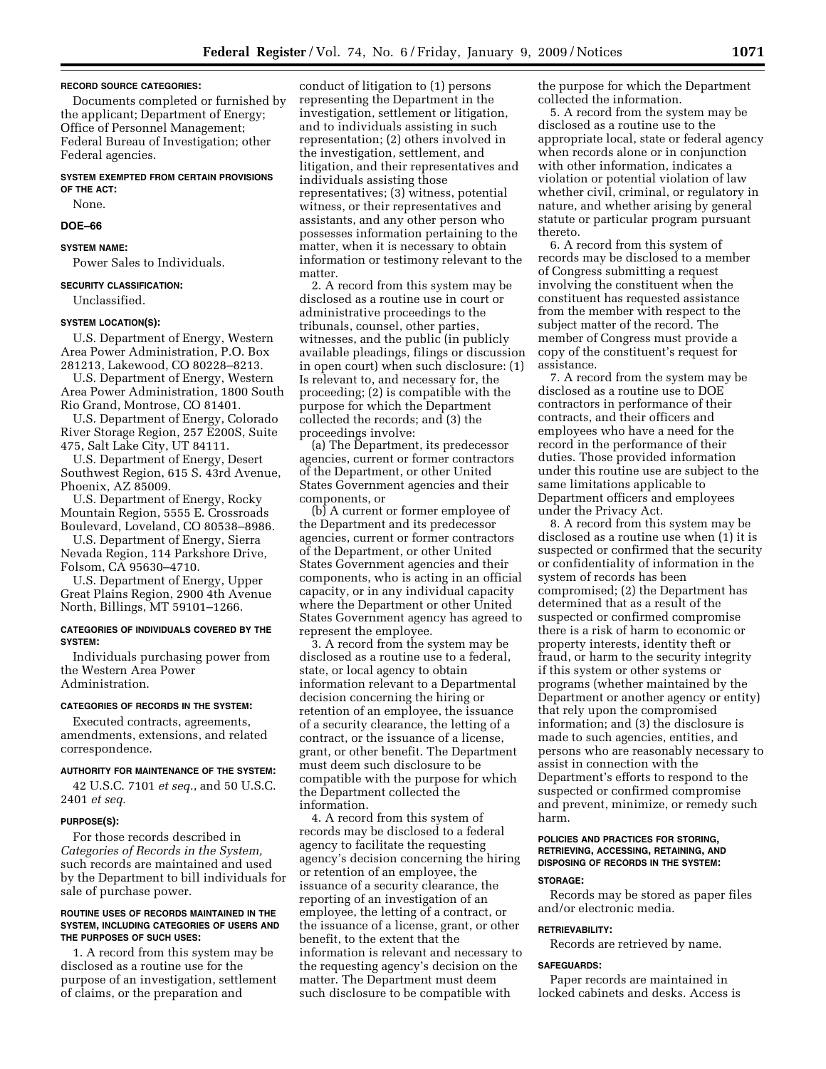#### RECORD SOURCE CATEGORIES:

Documents completed or furnished by the applicant; Department of Energy; Office of Personnel Management; Federal Bureau of Investigation; other Federal agencies.

#### SYSTEM EXEMPTED FROM CERTAIN PROVISIONS OF THE ACT:

None.

### DOE–66

#### SYSTEM NAME:

Power Sales to Individuals.

#### SECURITY CLASSIFICATION:

Unclassified.

#### SYSTEM LOCATION(S):

U.S. Department of Energy, Western Area Power Administration, P.O. Box 281213, Lakewood, CO 80228–8213.

U.S. Department of Energy, Western Area Power Administration, 1800 South Rio Grand, Montrose, CO 81401.

U.S. Department of Energy, Colorado River Storage Region, 257 E200S, Suite 475, Salt Lake City, UT 84111.

U.S. Department of Energy, Desert Southwest Region, 615 S. 43rd Avenue, Phoenix, AZ 85009.

U.S. Department of Energy, Rocky Mountain Region, 5555 E. Crossroads Boulevard, Loveland, CO 80538–8986.

U.S. Department of Energy, Sierra Nevada Region, 114 Parkshore Drive, Folsom, CA 95630–4710.

U.S. Department of Energy, Upper Great Plains Region, 2900 4th Avenue North, Billings, MT 59101–1266.

#### CATEGORIES OF INDIVIDUALS COVERED BY THE SYSTEM:

Individuals purchasing power from the Western Area Power Administration.

#### CATEGORIES OF RECORDS IN THE SYSTEM:

Executed contracts, agreements, amendments, extensions, and related correspondence.

#### AUTHORITY FOR MAINTENANCE OF THE SYSTEM:

42 U.S.C. 7101 *et seq.*, and 50 U.S.C. 2401 *et seq.*

#### PURPOSE(S):

For those records described in *Categories of Records in the System,* such records are maintained and used by the Department to bill individuals for sale of purchase power.

#### ROUTINE USES OF RECORDS MAINTAINED IN THE SYSTEM, INCLUDING CATEGORIES OF USERS AND THE PURPOSES OF SUCH USES:

1. A record from this system may be disclosed as a routine use for the purpose of an investigation, settlement of claims, or the preparation and conduct of litigation to (1) persons representing the Department in the investigation, settlement or litigation, and to individuals assisting in such representation; (2) others involved in the investigation, settlement, and litigation, and their representatives and individuals assisting those representatives; (3) witness, potential witness, or their representatives and assistants, and any other person who possesses information pertaining to the matter, when it is necessary to obtain information or testimony relevant to the matter.

2. A record from this system may be disclosed as a routine use in court or administrative proceedings to the tribunals, counsel, other parties, witnesses, and the public (in publicly available pleadings, filings or discussion in open court) when such disclosure: (1) Is relevant to, and necessary for, the proceeding; (2) is compatible with the purpose for which the Department collected the records; and (3) the proceedings involve:

(a) The Department, its predecessor agencies, current or former contractors of the Department, or other United States Government agencies and their components, or

(b) A current or former employee of the Department and its predecessor agencies, current or former contractors of the Department, or other United States Government agencies and their components, who is acting in an official capacity, or in any individual capacity where the Department or other United States Government agency has agreed to represent the employee.

3. A record from the system may be disclosed as a routine use to a federal, state, or local agency to obtain information relevant to a Departmental decision concerning the hiring or retention of an employee, the issuance of a security clearance, the letting of a contract, or the issuance of a license, grant, or other benefit. The Department must deem such disclosure to be compatible with the purpose for which the Department collected the information.

4. A record from this system of records may be disclosed to a federal agency to facilitate the requesting agency's decision concerning the hiring or retention of an employee, the issuance of a security clearance, the reporting of an investigation of an employee, the letting of a contract, or the issuance of a license, grant, or other benefit, to the extent that the information is relevant and necessary to the requesting agency's decision on the matter. The Department must deem such disclosure to be compatible with the purpose for which the Department collected the information.

5. A record from the system may be disclosed as a routine use to the appropriate local, state or federal agency when records alone or in conjunction with other information, indicates a violation or potential violation of law whether civil, criminal, or regulatory in nature, and whether arising by general statute or particular program pursuant thereto.

6. A record from this system of records may be disclosed to a member of Congress submitting a request involving the constituent when the constituent has requested assistance from the member with respect to the subject matter of the record. The member of Congress must provide a copy of the constituent's request for assistance.

7. A record from the system may be disclosed as a routine use to DOE contractors in performance of their contracts, and their officers and employees who have a need for the record in the performance of their duties. Those provided information under this routine use are subject to the same limitations applicable to Department officers and employees under the Privacy Act.

8. A record from this system may be disclosed as a routine use when (1) it is suspected or confirmed that the security or confidentiality of information in the system of records has been compromised; (2) the Department has determined that as a result of the suspected or confirmed compromise there is a risk of harm to economic or property interests, identity theft or fraud, or harm to the security integrity if this system or other systems or programs (whether maintained by the Department or another agency or entity) that rely upon the compromised information; and (3) the disclosure is made to such agencies, entities, and persons who are reasonably necessary to assist in connection with the Department's efforts to respond to the suspected or confirmed compromise and prevent, minimize, or remedy such harm.

#### POLICIES AND PRACTICES FOR STORING, RETRIEVING, ACCESSING, RETAINING, AND DISPOSING OF RECORDS IN THE SYSTEM:

#### STORAGE:

Records may be stored as paper files and/or electronic media.

#### RETRIEVABILITY:

Records are retrieved by name.

#### SAFEGUARDS:

Paper records are maintained in locked cabinets and desks. Access is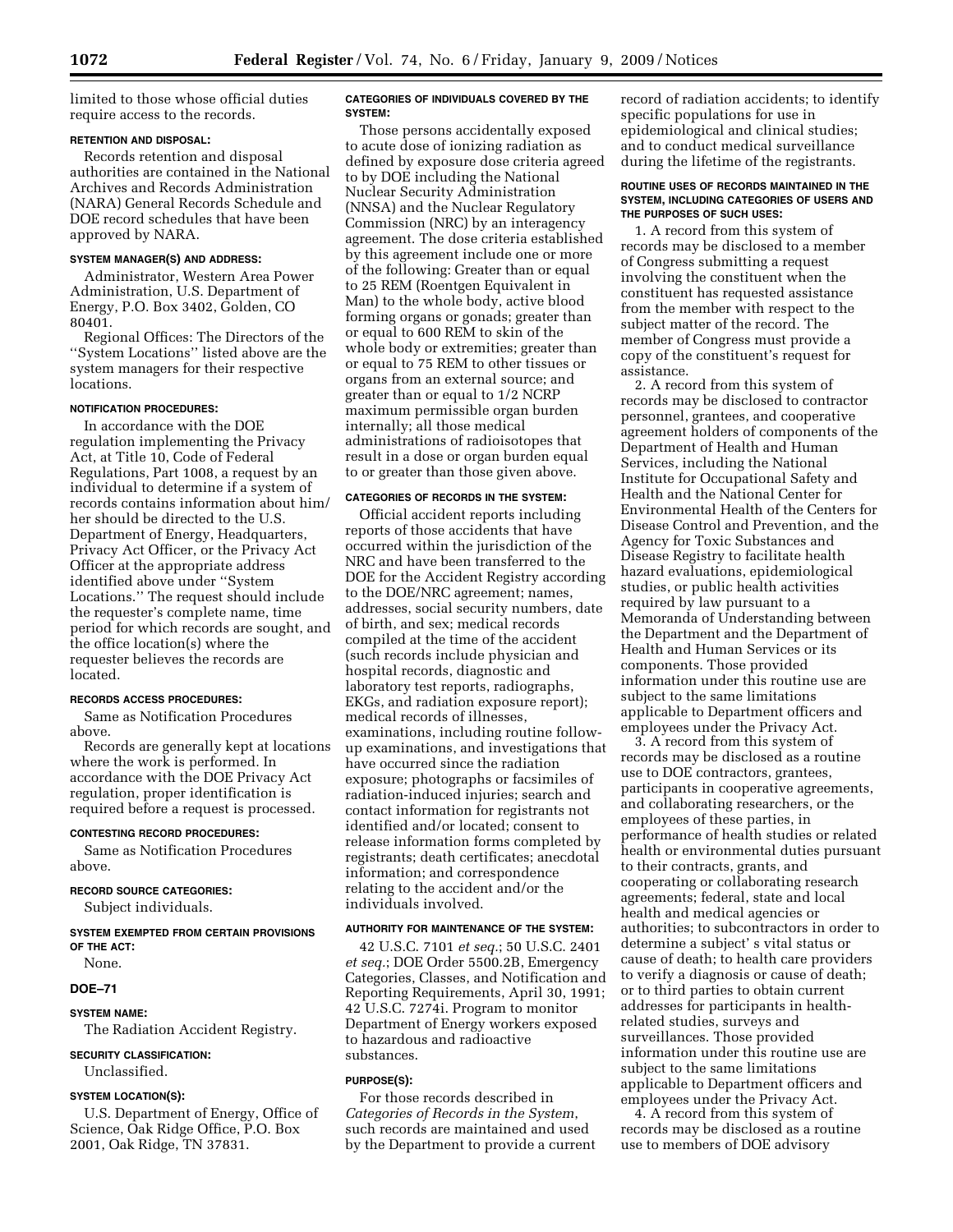limited to those whose official duties require access to the records.

#### RETENTION AND DISPOSAL:

Records retention and disposal authorities are contained in the National Archives and Records Administration (NARA) General Records Schedule and DOE record schedules that have been approved by NARA.

#### SYSTEM MANAGER(S) AND ADDRESS:

Administrator, Western Area Power Administration, U.S. Department of Energy, P.O. Box 3402, Golden, CO 80401.

Regional Offices: The Directors of the ''System Locations'' listed above are the system managers for their respective locations.

#### NOTIFICATION PROCEDURES:

In accordance with the DOE regulation implementing the Privacy Act, at Title 10, Code of Federal Regulations, Part 1008, a request by an individual to determine if a system of records contains information about him/her should be directed to the U.S. Department of Energy, Headquarters, Privacy Act Officer, or the Privacy Act Officer at the appropriate address identified above under ''System Locations.'' The request should include the requester's complete name, time period for which records are sought, and the office location(s) where the requester believes the records are located.

#### RECORDS ACCESS PROCEDURES:

Same as Notification Procedures above.

Records are generally kept at locations where the work is performed. In accordance with the DOE Privacy Act regulation, proper identification is required before a request is processed.

#### CONTESTING RECORD PROCEDURES:

Same as Notification Procedures above.

#### RECORD SOURCE CATEGORIES:

Subject individuals.

#### SYSTEM EXEMPTED FROM CERTAIN PROVISIONS OF THE ACT:

None.

## DOE–71

#### SYSTEM NAME:

The Radiation Accident Registry.

#### SECURITY CLASSIFICATION:

Unclassified.

#### SYSTEM LOCATION(S):

U.S. Department of Energy, Office of Science, Oak Ridge Office, P.O. Box 2001, Oak Ridge, TN 37831.

#### CATEGORIES OF INDIVIDUALS COVERED BY THE SYSTEM:

Those persons accidentally exposed to acute dose of ionizing radiation as defined by exposure dose criteria agreed to by DOE including the National Nuclear Security Administration (NNSA) and the Nuclear Regulatory Commission (NRC) by an interagency agreement. The dose criteria established by this agreement include one or more of the following: Greater than or equal to 25 REM (Roentgen Equivalent in Man) to the whole body, active blood forming organs or gonads; greater than or equal to 600 REM to skin of the whole body or extremities; greater than or equal to 75 REM to other tissues or organs from an external source; and greater than or equal to 1/2 NCRP maximum permissible organ burden internally; all those medical administrations of radioisotopes that result in a dose or organ burden equal to or greater than those given above.

#### CATEGORIES OF RECORDS IN THE SYSTEM:

Official accident reports including reports of those accidents that have occurred within the jurisdiction of the NRC and have been transferred to the DOE for the Accident Registry according to the DOE/NRC agreement; names, addresses, social security numbers, date of birth, and sex; medical records compiled at the time of the accident (such records include physician and hospital records, diagnostic and laboratory test reports, radiographs, EKGs, and radiation exposure report); medical records of illnesses, examinations, including routine follow-up examinations, and investigations that have occurred since the radiation exposure; photographs or facsimiles of radiation-induced injuries; search and contact information for registrants not identified and/or located; consent to release information forms completed by registrants; death certificates; anecdotal information; and correspondence relating to the accident and/or the individuals involved.

#### AUTHORITY FOR MAINTENANCE OF THE SYSTEM:

42 U.S.C. 7101 *et seq.*; 50 U.S.C. 2401 *et seq.*; DOE Order 5500.2B, Emergency Categories, Classes, and Notification and Reporting Requirements, April 30, 1991; 42 U.S.C. 7274i. Program to monitor Department of Energy workers exposed to hazardous and radioactive substances.

#### PURPOSE(S):

For those records described in *Categories of Records in the System*, such records are maintained and used by the Department to provide a current record of radiation accidents; to identify specific populations for use in epidemiological and clinical studies; and to conduct medical surveillance during the lifetime of the registrants.

#### ROUTINE USES OF RECORDS MAINTAINED IN THE SYSTEM, INCLUDING CATEGORIES OF USERS AND THE PURPOSES OF SUCH USES:

1. A record from this system of records may be disclosed to a member of Congress submitting a request involving the constituent when the constituent has requested assistance from the member with respect to the subject matter of the record. The member of Congress must provide a copy of the constituent's request for assistance.

2. A record from this system of records may be disclosed to contractor personnel, grantees, and cooperative agreement holders of components of the Department of Health and Human Services, including the National Institute for Occupational Safety and Health and the National Center for Environmental Health of the Centers for Disease Control and Prevention, and the Agency for Toxic Substances and Disease Registry to facilitate health hazard evaluations, epidemiological studies, or public health activities required by law pursuant to a Memoranda of Understanding between the Department and the Department of Health and Human Services or its components. Those provided information under this routine use are subject to the same limitations applicable to Department officers and employees under the Privacy Act.

3. A record from this system of records may be disclosed as a routine use to DOE contractors, grantees, participants in cooperative agreements, and collaborating researchers, or the employees of these parties, in performance of health studies or related health or environmental duties pursuant to their contracts, grants, and cooperating or collaborating research agreements; federal, state and local health and medical agencies or authorities; to subcontractors in order to determine a subject' s vital status or cause of death; to health care providers to verify a diagnosis or cause of death; or to third parties to obtain current addresses for participants in health-related studies, surveys and surveillances. Those provided information under this routine use are subject to the same limitations applicable to Department officers and employees under the Privacy Act.

4. A record from this system of records may be disclosed as a routine use to members of DOE advisory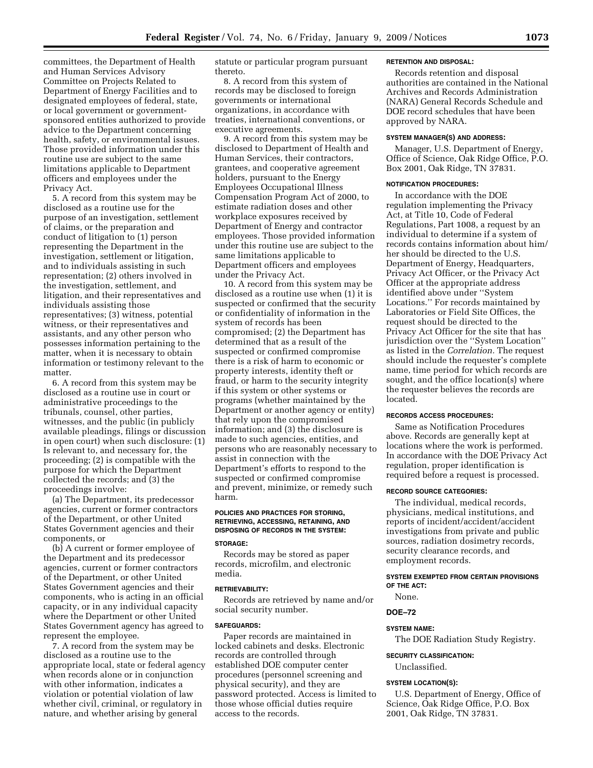committees, the Department of Health and Human Services Advisory Committee on Projects Related to Department of Energy Facilities and to designated employees of federal, state, or local government or government-sponsored entities authorized to provide advice to the Department concerning health, safety, or environmental issues. Those provided information under this routine use are subject to the same limitations applicable to Department officers and employees under the Privacy Act.

5. A record from this system may be disclosed as a routine use for the purpose of an investigation, settlement of claims, or the preparation and conduct of litigation to (1) person representing the Department in the investigation, settlement or litigation, and to individuals assisting in such representation; (2) others involved in the investigation, settlement, and litigation, and their representatives and individuals assisting those representatives; (3) witness, potential witness, or their representatives and assistants, and any other person who possesses information pertaining to the matter, when it is necessary to obtain information or testimony relevant to the matter.

6. A record from this system may be disclosed as a routine use in court or administrative proceedings to the tribunals, counsel, other parties, witnesses, and the public (in publicly available pleadings, filings or discussion in open court) when such disclosure: (1) Is relevant to, and necessary for, the proceeding; (2) is compatible with the purpose for which the Department collected the records; and (3) the proceedings involve:

(a) The Department, its predecessor agencies, current or former contractors of the Department, or other United States Government agencies and their components, or

(b) A current or former employee of the Department and its predecessor agencies, current or former contractors of the Department, or other United States Government agencies and their components, who is acting in an official capacity, or in any individual capacity where the Department or other United States Government agency has agreed to represent the employee.

7. A record from the system may be disclosed as a routine use to the appropriate local, state or federal agency when records alone or in conjunction with other information, indicates a violation or potential violation of law whether civil, criminal, or regulatory in nature, and whether arising by general statute or particular program pursuant thereto.

8. A record from this system of records may be disclosed to foreign governments or international organizations, in accordance with treaties, international conventions, or executive agreements.

9. A record from this system may be disclosed to Department of Health and Human Services, their contractors, grantees, and cooperative agreement holders, pursuant to the Energy Employees Occupational Illness Compensation Program Act of 2000, to estimate radiation doses and other workplace exposures received by Department of Energy and contractor employees. Those provided information under this routine use are subject to the same limitations applicable to Department officers and employees under the Privacy Act.

10. A record from this system may be disclosed as a routine use when (1) it is suspected or confirmed that the security or confidentiality of information in the system of records has been compromised; (2) the Department has determined that as a result of the suspected or confirmed compromise there is a risk of harm to economic or property interests, identity theft or fraud, or harm to the security integrity if this system or other systems or programs (whether maintained by the Department or another agency or entity) that rely upon the compromised information; and (3) the disclosure is made to such agencies, entities, and persons who are reasonably necessary to assist in connection with the Department's efforts to respond to the suspected or confirmed compromise and prevent, minimize, or remedy such harm.

#### POLICIES AND PRACTICES FOR STORING, RETRIEVING, ACCESSING, RETAINING, AND DISPOSING OF RECORDS IN THE SYSTEM:

#### STORAGE:

Records may be stored as paper records, microfilm, and electronic media.

#### RETRIEVABILITY:

Records are retrieved by name and/or social security number.

#### SAFEGUARDS:

Paper records are maintained in locked cabinets and desks. Electronic records are controlled through established DOE computer center procedures (personnel screening and physical security), and they are password protected. Access is limited to those whose official duties require access to the records.

#### RETENTION AND DISPOSAL:

Records retention and disposal authorities are contained in the National Archives and Records Administration (NARA) General Records Schedule and DOE record schedules that have been approved by NARA.

#### SYSTEM MANAGER(S) AND ADDRESS:

Manager, U.S. Department of Energy, Office of Science, Oak Ridge Office, P.O. Box 2001, Oak Ridge, TN 37831.

#### NOTIFICATION PROCEDURES:

In accordance with the DOE regulation implementing the Privacy Act, at Title 10, Code of Federal Regulations, Part 1008, a request by an individual to determine if a system of records contains information about him/her should be directed to the U.S. Department of Energy, Headquarters, Privacy Act Officer, or the Privacy Act Officer at the appropriate address identified above under "System Locations." For records maintained by Laboratories or Field Site Offices, the request should be directed to the Privacy Act Officer for the site that has jurisdiction over the "System Location" as listed in the *Correlation.* The request should include the requester's complete name, time period for which records are sought, and the office location(s) where the requester believes the records are located.

#### RECORDS ACCESS PROCEDURES:

Same as Notification Procedures above. Records are generally kept at locations where the work is performed. In accordance with the DOE Privacy Act regulation, proper identification is required before a request is processed.

#### RECORD SOURCE CATEGORIES:

The individual, medical records, physicians, medical institutions, and reports of incident/accident/accident investigations from private and public sources, radiation dosimetry records, security clearance records, and employment records.

#### SYSTEM EXEMPTED FROM CERTAIN PROVISIONS OF THE ACT:

None.

### DOE–72

#### SYSTEM NAME:

The DOE Radiation Study Registry.

#### SECURITY CLASSIFICATION:

Unclassified.

#### SYSTEM LOCATION(S):

U.S. Department of Energy, Office of Science, Oak Ridge Office, P.O. Box 2001, Oak Ridge, TN 37831.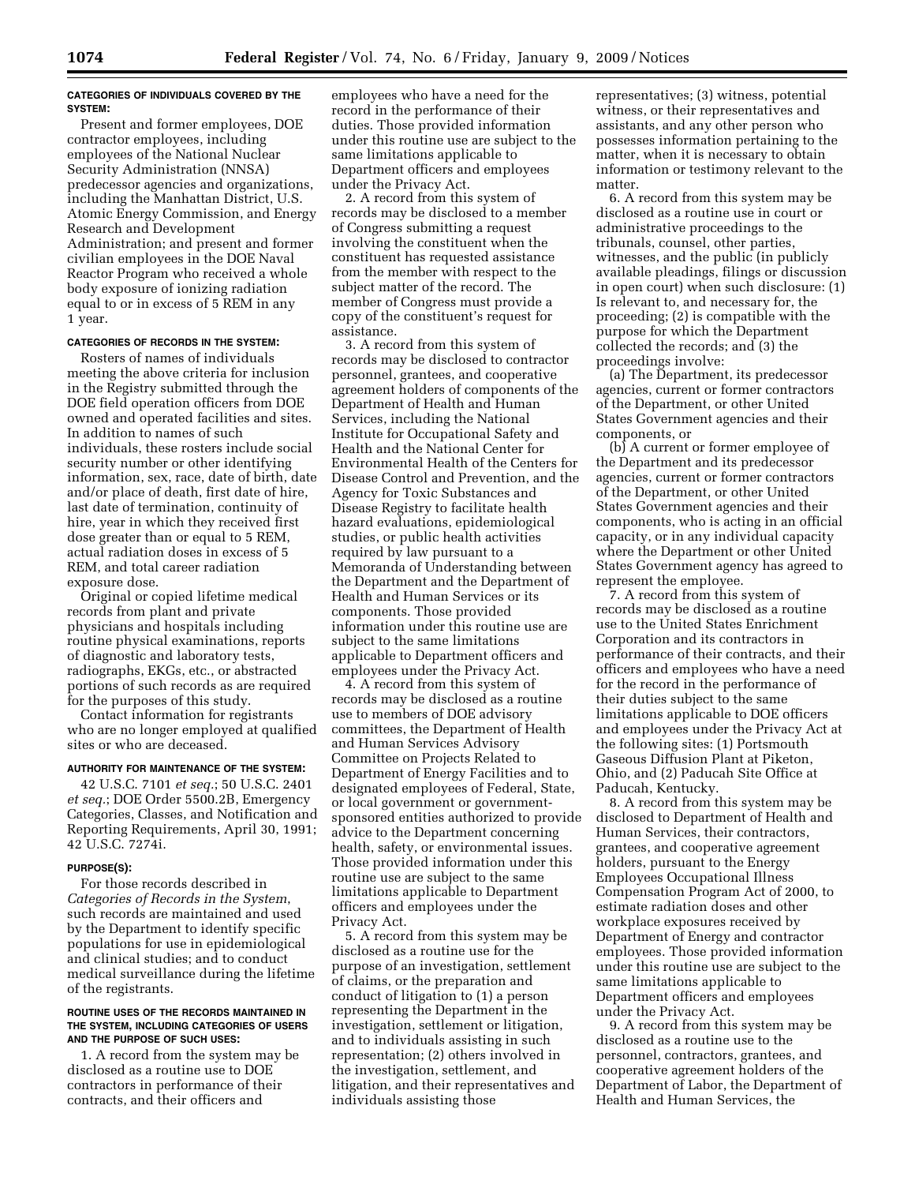#### CATEGORIES OF INDIVIDUALS COVERED BY THE SYSTEM:

Present and former employees, DOE contractor employees, including employees of the National Nuclear Security Administration (NNSA) predecessor agencies and organizations, including the Manhattan District, U.S. Atomic Energy Commission, and Energy Research and Development Administration; and present and former civilian employees in the DOE Naval Reactor Program who received a whole body exposure of ionizing radiation equal to or in excess of 5 REM in any 1 year.

#### CATEGORIES OF RECORDS IN THE SYSTEM:

Rosters of names of individuals meeting the above criteria for inclusion in the Registry submitted through the DOE field operation officers from DOE owned and operated facilities and sites. In addition to names of such individuals, these rosters include social security number or other identifying information, sex, race, date of birth, date and/or place of death, first date of hire, last date of termination, continuity of hire, year in which they received first dose greater than or equal to 5 REM, actual radiation doses in excess of 5 REM, and total career radiation exposure dose.

Original or copied lifetime medical records from plant and private physicians and hospitals including routine physical examinations, reports of diagnostic and laboratory tests, radiographs, EKGs, etc., or abstracted portions of such records as are required for the purposes of this study.

Contact information for registrants who are no longer employed at qualified sites or who are deceased.

#### AUTHORITY FOR MAINTENANCE OF THE SYSTEM:

42 U.S.C. 7101 *et seq.*; 50 U.S.C. 2401 *et seq.*; DOE Order 5500.2B, Emergency Categories, Classes, and Notification and Reporting Requirements, April 30, 1991; 42 U.S.C. 7274i.

#### PURPOSE(S):

For those records described in *Categories of Records in the System*, such records are maintained and used by the Department to identify specific populations for use in epidemiological and clinical studies; and to conduct medical surveillance during the lifetime of the registrants.

#### ROUTINE USES OF THE RECORDS MAINTAINED IN THE SYSTEM, INCLUDING CATEGORIES OF USERS AND THE PURPOSE OF SUCH USES:

1. A record from the system may be disclosed as a routine use to DOE contractors in performance of their contracts, and their officers and employees who have a need for the record in the performance of their duties. Those provided information under this routine use are subject to the same limitations applicable to Department officers and employees under the Privacy Act.

2. A record from this system of records may be disclosed to a member of Congress submitting a request involving the constituent when the constituent has requested assistance from the member with respect to the subject matter of the record. The member of Congress must provide a copy of the constituent's request for assistance.

3. A record from this system of records may be disclosed to contractor personnel, grantees, and cooperative agreement holders of components of the Department of Health and Human Services, including the National Institute for Occupational Safety and Health and the National Center for Environmental Health of the Centers for Disease Control and Prevention, and the Agency for Toxic Substances and Disease Registry to facilitate health hazard evaluations, epidemiological studies, or public health activities required by law pursuant to a Memoranda of Understanding between the Department and the Department of Health and Human Services or its components. Those provided information under this routine use are subject to the same limitations applicable to Department officers and employees under the Privacy Act.

4. A record from this system of records may be disclosed as a routine use to members of DOE advisory committees, the Department of Health and Human Services Advisory Committee on Projects Related to Department of Energy Facilities and to designated employees of Federal, State, or local government or government-sponsored entities authorized to provide advice to the Department concerning health, safety, or environmental issues. Those provided information under this routine use are subject to the same limitations applicable to Department officers and employees under the Privacy Act.

5. A record from this system may be disclosed as a routine use for the purpose of an investigation, settlement of claims, or the preparation and conduct of litigation to (1) a person representing the Department in the investigation, settlement or litigation, and to individuals assisting in such representation; (2) others involved in the investigation, settlement, and litigation, and their representatives and individuals assisting those representatives; (3) witness, potential witness, or their representatives and assistants, and any other person who possesses information pertaining to the matter, when it is necessary to obtain information or testimony relevant to the matter.

6. A record from this system may be disclosed as a routine use in court or administrative proceedings to the tribunals, counsel, other parties, witnesses, and the public (in publicly available pleadings, filings or discussion in open court) when such disclosure: (1) Is relevant to, and necessary for, the proceeding; (2) is compatible with the purpose for which the Department collected the records; and (3) the proceedings involve:

(a) The Department, its predecessor agencies, current or former contractors of the Department, or other United States Government agencies and their components, or

(b) A current or former employee of the Department and its predecessor agencies, current or former contractors of the Department, or other United States Government agencies and their components, who is acting in an official capacity, or in any individual capacity where the Department or other United States Government agency has agreed to represent the employee.

7. A record from this system of records may be disclosed as a routine use to the United States Enrichment Corporation and its contractors in performance of their contracts, and their officers and employees who have a need for the record in the performance of their duties subject to the same limitations applicable to DOE officers and employees under the Privacy Act at the following sites: (1) Portsmouth Gaseous Diffusion Plant at Piketon, Ohio, and (2) Paducah Site Office at Paducah, Kentucky.

8. A record from this system may be disclosed to Department of Health and Human Services, their contractors, grantees, and cooperative agreement holders, pursuant to the Energy Employees Occupational Illness Compensation Program Act of 2000, to estimate radiation doses and other workplace exposures received by Department of Energy and contractor employees. Those provided information under this routine use are subject to the same limitations applicable to Department officers and employees under the Privacy Act.

9. A record from this system may be disclosed as a routine use to the personnel, contractors, grantees, and cooperative agreement holders of the Department of Labor, the Department of Health and Human Services, the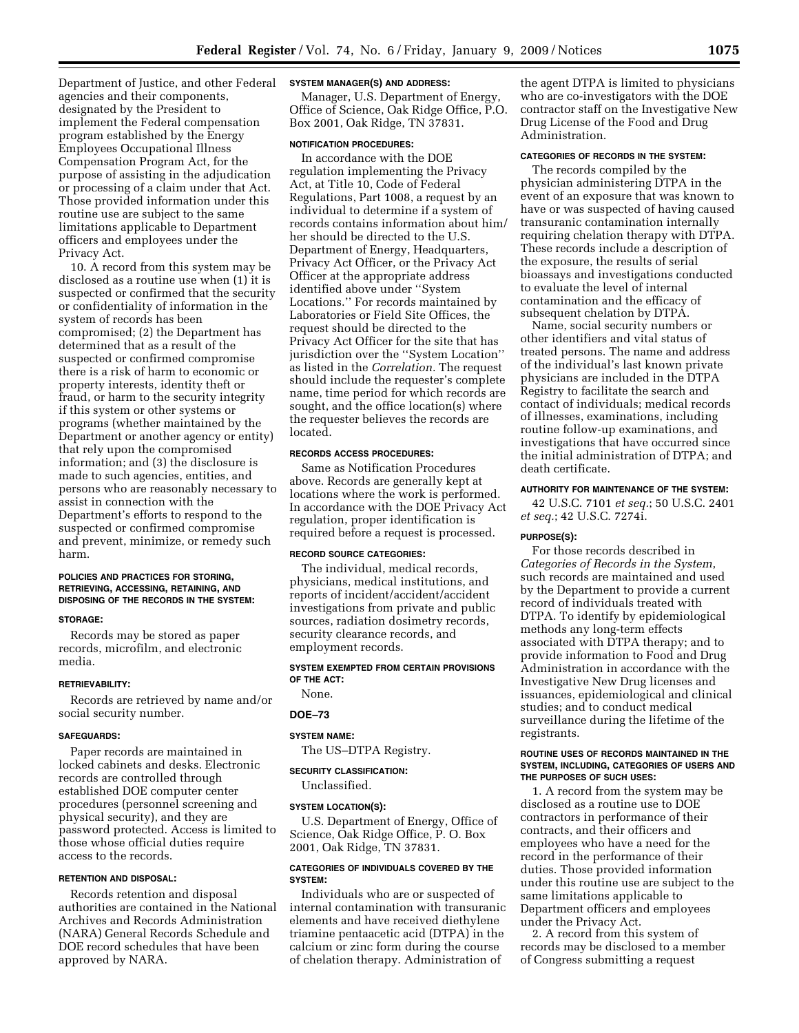Department of Justice, and other Federal agencies and their components, designated by the President to implement the Federal compensation program established by the Energy Employees Occupational Illness Compensation Program Act, for the purpose of assisting in the adjudication or processing of a claim under that Act. Those provided information under this routine use are subject to the same limitations applicable to Department officers and employees under the Privacy Act.

10. A record from this system may be disclosed as a routine use when (1) it is suspected or confirmed that the security or confidentiality of information in the system of records has been compromised; (2) the Department has determined that as a result of the suspected or confirmed compromise there is a risk of harm to economic or property interests, identity theft or fraud, or harm to the security integrity if this system or other systems or programs (whether maintained by the Department or another agency or entity) that rely upon the compromised information; and (3) the disclosure is made to such agencies, entities, and persons who are reasonably necessary to assist in connection with the Department's efforts to respond to the suspected or confirmed compromise and prevent, minimize, or remedy such harm.

#### POLICIES AND PRACTICES FOR STORING, RETRIEVING, ACCESSING, RETAINING, AND DISPOSING OF THE RECORDS IN THE SYSTEM:

#### STORAGE:

Records may be stored as paper records, microfilm, and electronic media.

#### RETRIEVABILITY:

Records are retrieved by name and/or social security number.

#### SAFEGUARDS:

Paper records are maintained in locked cabinets and desks. Electronic records are controlled through established DOE computer center procedures (personnel screening and physical security), and they are password protected. Access is limited to those whose official duties require access to the records.

#### RETENTION AND DISPOSAL:

Records retention and disposal authorities are contained in the National Archives and Records Administration (NARA) General Records Schedule and DOE record schedules that have been approved by NARA.

#### SYSTEM MANAGER(S) AND ADDRESS:

Manager, U.S. Department of Energy, Office of Science, Oak Ridge Office, P.O. Box 2001, Oak Ridge, TN 37831.

#### NOTIFICATION PROCEDURES:

In accordance with the DOE regulation implementing the Privacy Act, at Title 10, Code of Federal Regulations, Part 1008, a request by an individual to determine if a system of records contains information about him/her should be directed to the U.S. Department of Energy, Headquarters, Privacy Act Officer, or the Privacy Act Officer at the appropriate address identified above under "System Locations." For records maintained by Laboratories or Field Site Offices, the request should be directed to the Privacy Act Officer for the site that has jurisdiction over the "System Location" as listed in the *Correlation.* The request should include the requester's complete name, time period for which records are sought, and the office location(s) where the requester believes the records are located.

#### RECORDS ACCESS PROCEDURES:

Same as Notification Procedures above. Records are generally kept at locations where the work is performed. In accordance with the DOE Privacy Act regulation, proper identification is required before a request is processed.

#### RECORD SOURCE CATEGORIES:

The individual, medical records, physicians, medical institutions, and reports of incident/accident/accident investigations from private and public sources, radiation dosimetry records, security clearance records, and employment records.

#### SYSTEM EXEMPTED FROM CERTAIN PROVISIONS OF THE ACT:

None.

### DOE–73

#### SYSTEM NAME:

The US–DTPA Registry.

#### SECURITY CLASSIFICATION:

Unclassified.

#### SYSTEM LOCATION(S):

U.S. Department of Energy, Office of Science, Oak Ridge Office, P. O. Box 2001, Oak Ridge, TN 37831.

#### CATEGORIES OF INDIVIDUALS COVERED BY THE SYSTEM:

Individuals who are or suspected of internal contamination with transuranic elements and have received diethylene triamine pentaacetic acid (DTPA) in the calcium or zinc form during the course of chelation therapy. Administration of the agent DTPA is limited to physicians who are co-investigators with the DOE contractor staff on the Investigative New Drug License of the Food and Drug Administration.

#### CATEGORIES OF RECORDS IN THE SYSTEM:

The records compiled by the physician administering DTPA in the event of an exposure that was known to have or was suspected of having caused transuranic contamination internally requiring chelation therapy with DTPA. These records include a description of the exposure, the results of serial bioassays and investigations conducted to evaluate the level of internal contamination and the efficacy of subsequent chelation by DTPA.

Name, social security numbers or other identifiers and vital status of treated persons. The name and address of the individual's last known private physicians are included in the DTPA Registry to facilitate the search and contact of individuals; medical records of illnesses, examinations, including routine follow-up examinations, and investigations that have occurred since the initial administration of DTPA; and death certificate.

#### AUTHORITY FOR MAINTENANCE OF THE SYSTEM:

42 U.S.C. 7101 *et seq.*; 50 U.S.C. 2401 *et seq.*; 42 U.S.C. 7274i.

#### PURPOSE(S):

For those records described in *Categories of Records in the System*, such records are maintained and used by the Department to provide a current record of individuals treated with DTPA. To identify by epidemiological methods any long-term effects associated with DTPA therapy; and to provide information to Food and Drug Administration in accordance with the Investigative New Drug licenses and issuances, epidemiological and clinical studies; and to conduct medical surveillance during the lifetime of the registrants.

#### ROUTINE USES OF RECORDS MAINTAINED IN THE SYSTEM, INCLUDING, CATEGORIES OF USERS AND THE PURPOSES OF SUCH USES:

1. A record from the system may be disclosed as a routine use to DOE contractors in performance of their contracts, and their officers and employees who have a need for the record in the performance of their duties. Those provided information under this routine use are subject to the same limitations applicable to Department officers and employees under the Privacy Act.

2. A record from this system of records may be disclosed to a member of Congress submitting a request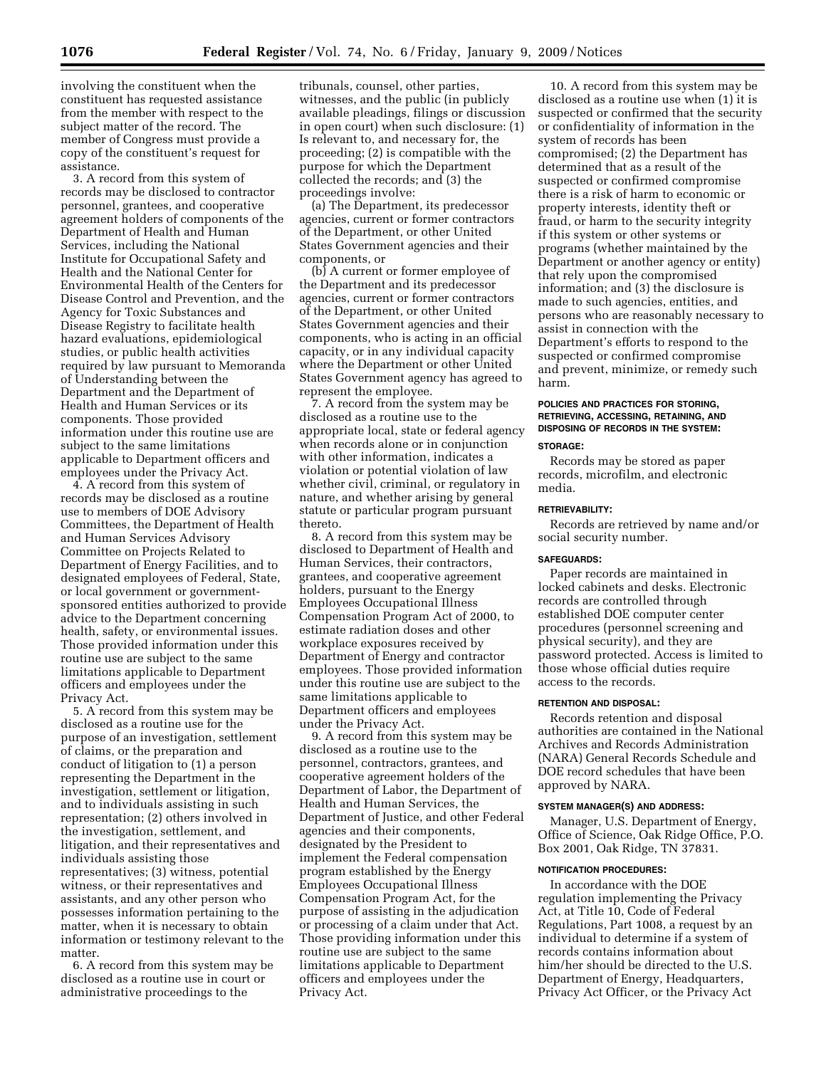involving the constituent when the constituent has requested assistance from the member with respect to the subject matter of the record. The member of Congress must provide a copy of the constituent's request for assistance.

3. A record from this system of records may be disclosed to contractor personnel, grantees, and cooperative agreement holders of components of the Department of Health and Human Services, including the National Institute for Occupational Safety and Health and the National Center for Environmental Health of the Centers for Disease Control and Prevention, and the Agency for Toxic Substances and Disease Registry to facilitate health hazard evaluations, epidemiological studies, or public health activities required by law pursuant to Memoranda of Understanding between the Department and the Department of Health and Human Services or its components. Those provided information under this routine use are subject to the same limitations applicable to Department officers and employees under the Privacy Act.

4. A record from this system of records may be disclosed as a routine use to members of DOE Advisory Committees, the Department of Health and Human Services Advisory Committee on Projects Related to Department of Energy Facilities, and to designated employees of Federal, State, or local government or government-sponsored entities authorized to provide advice to the Department concerning health, safety, or environmental issues. Those provided information under this routine use are subject to the same limitations applicable to Department officers and employees under the Privacy Act.

5. A record from this system may be disclosed as a routine use for the purpose of an investigation, settlement of claims, or the preparation and conduct of litigation to (1) a person representing the Department in the investigation, settlement or litigation, and to individuals assisting in such representation; (2) others involved in the investigation, settlement, and litigation, and their representatives and individuals assisting those representatives; (3) witness, potential witness, or their representatives and assistants, and any other person who possesses information pertaining to the matter, when it is necessary to obtain information or testimony relevant to the matter.

6. A record from this system may be disclosed as a routine use in court or administrative proceedings to the tribunals, counsel, other parties, witnesses, and the public (in publicly available pleadings, filings or discussion in open court) when such disclosure: (1) Is relevant to, and necessary for, the proceeding; (2) is compatible with the purpose for which the Department collected the records; and (3) the proceedings involve:

(a) The Department, its predecessor agencies, current or former contractors of the Department, or other United States Government agencies and their components, or

(b) A current or former employee of the Department and its predecessor agencies, current or former contractors of the Department, or other United States Government agencies and their components, who is acting in an official capacity, or in any individual capacity where the Department or other United States Government agency has agreed to represent the employee.

7. A record from the system may be disclosed as a routine use to the appropriate local, state or federal agency when records alone or in conjunction with other information, indicates a violation or potential violation of law whether civil, criminal, or regulatory in nature, and whether arising by general statute or particular program pursuant thereto.

8. A record from this system may be disclosed to Department of Health and Human Services, their contractors, grantees, and cooperative agreement holders, pursuant to the Energy Employees Occupational Illness Compensation Program Act of 2000, to estimate radiation doses and other workplace exposures received by Department of Energy and contractor employees. Those provided information under this routine use are subject to the same limitations applicable to Department officers and employees under the Privacy Act.

9. A record from this system may be disclosed as a routine use to the personnel, contractors, grantees, and cooperative agreement holders of the Department of Labor, the Department of Health and Human Services, the Department of Justice, and other Federal agencies and their components, designated by the President to implement the Federal compensation program established by the Energy Employees Occupational Illness Compensation Program Act, for the purpose of assisting in the adjudication or processing of a claim under that Act. Those providing information under this routine use are subject to the same limitations applicable to Department officers and employees under the Privacy Act.

10. A record from this system may be disclosed as a routine use when (1) it is suspected or confirmed that the security or confidentiality of information in the system of records has been compromised; (2) the Department has determined that as a result of the suspected or confirmed compromise there is a risk of harm to economic or property interests, identity theft or fraud, or harm to the security integrity if this system or other systems or programs (whether maintained by the Department or another agency or entity) that rely upon the compromised information; and (3) the disclosure is made to such agencies, entities, and persons who are reasonably necessary to assist in connection with the Department's efforts to respond to the suspected or confirmed compromise and prevent, minimize, or remedy such harm.

#### POLICIES AND PRACTICES FOR STORING, RETRIEVING, ACCESSING, RETAINING, AND DISPOSING OF RECORDS IN THE SYSTEM:

#### STORAGE:

Records may be stored as paper records, microfilm, and electronic media.

#### RETRIEVABILITY:

Records are retrieved by name and/or social security number.

#### SAFEGUARDS:

Paper records are maintained in locked cabinets and desks. Electronic records are controlled through established DOE computer center procedures (personnel screening and physical security), and they are password protected. Access is limited to those whose official duties require access to the records.

#### RETENTION AND DISPOSAL:

Records retention and disposal authorities are contained in the National Archives and Records Administration (NARA) General Records Schedule and DOE record schedules that have been approved by NARA.

#### SYSTEM MANAGER(S) AND ADDRESS:

Manager, U.S. Department of Energy, Office of Science, Oak Ridge Office, P.O. Box 2001, Oak Ridge, TN 37831.

#### NOTIFICATION PROCEDURES:

In accordance with the DOE regulation implementing the Privacy Act, at Title 10, Code of Federal Regulations, Part 1008, a request by an individual to determine if a system of records contains information about him/her should be directed to the U.S. Department of Energy, Headquarters, Privacy Act Officer, or the Privacy Act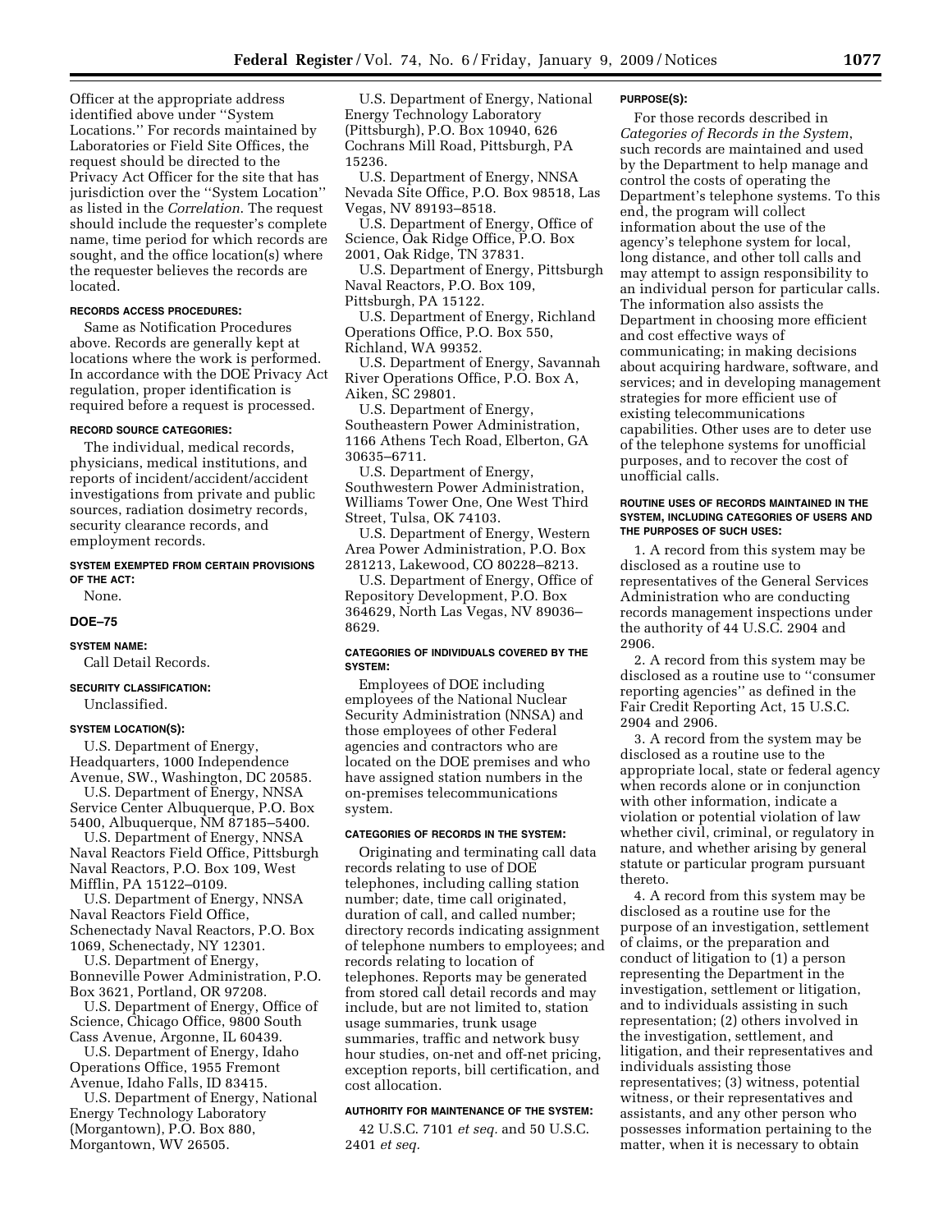Officer at the appropriate address identified above under ''System Locations.'' For records maintained by Laboratories or Field Site Offices, the request should be directed to the Privacy Act Officer for the site that has jurisdiction over the ''System Location'' as listed in the *Correlation*. The request should include the requester's complete name, time period for which records are sought, and the office location(s) where the requester believes the records are located.

**RECORDS ACCESS PROCEDURES:**

Same as Notification Procedures above. Records are generally kept at locations where the work is performed. In accordance with the DOE Privacy Act regulation, proper identification is required before a request is processed.

**RECORD SOURCE CATEGORIES:**

The individual, medical records, physicians, medical institutions, and reports of incident/accident/accident investigations from private and public sources, radiation dosimetry records, security clearance records, and employment records.

**SYSTEM EXEMPTED FROM CERTAIN PROVISIONS OF THE ACT:**

None.

## DOE–75

**SYSTEM NAME:**

Call Detail Records.

**SECURITY CLASSIFICATION:**

Unclassified.

**SYSTEM LOCATION(S):**

U.S. Department of Energy, Headquarters, 1000 Independence Avenue, SW., Washington, DC 20585.

U.S. Department of Energy, NNSA Service Center Albuquerque, P.O. Box 5400, Albuquerque, NM 87185–5400.

U.S. Department of Energy, NNSA Naval Reactors Field Office, Pittsburgh Naval Reactors, P.O. Box 109, West Mifflin, PA 15122–0109.

U.S. Department of Energy, NNSA Naval Reactors Field Office, Schenectady Naval Reactors, P.O. Box 1069, Schenectady, NY 12301.

U.S. Department of Energy, Bonneville Power Administration, P.O. Box 3621, Portland, OR 97208.

U.S. Department of Energy, Office of Science, Chicago Office, 9800 South Cass Avenue, Argonne, IL 60439.

U.S. Department of Energy, Idaho Operations Office, 1955 Fremont Avenue, Idaho Falls, ID 83415.

U.S. Department of Energy, National Energy Technology Laboratory (Morgantown), P.O. Box 880, Morgantown, WV 26505.

U.S. Department of Energy, National Energy Technology Laboratory (Pittsburgh), P.O. Box 10940, 626 Cochrans Mill Road, Pittsburgh, PA 15236.

U.S. Department of Energy, NNSA Nevada Site Office, P.O. Box 98518, Las Vegas, NV 89193–8518.

U.S. Department of Energy, Office of Science, Oak Ridge Office, P.O. Box 2001, Oak Ridge, TN 37831.

U.S. Department of Energy, Pittsburgh Naval Reactors, P.O. Box 109, Pittsburgh, PA 15122.

U.S. Department of Energy, Richland Operations Office, P.O. Box 550, Richland, WA 99352.

U.S. Department of Energy, Savannah River Operations Office, P.O. Box A, Aiken, SC 29801.

U.S. Department of Energy, Southeastern Power Administration, 1166 Athens Tech Road, Elberton, GA 30635–6711.

U.S. Department of Energy, Southwestern Power Administration, Williams Tower One, One West Third Street, Tulsa, OK 74103.

U.S. Department of Energy, Western Area Power Administration, P.O. Box 281213, Lakewood, CO 80228–8213.

U.S. Department of Energy, Office of Repository Development, P.O. Box 364629, North Las Vegas, NV 89036–8629.

**CATEGORIES OF INDIVIDUALS COVERED BY THE SYSTEM:**

Employees of DOE including employees of the National Nuclear Security Administration (NNSA) and those employees of other Federal agencies and contractors who are located on the DOE premises and who have assigned station numbers in the on-premises telecommunications system.

**CATEGORIES OF RECORDS IN THE SYSTEM:**

Originating and terminating call data records relating to use of DOE telephones, including calling station number; date, time call originated, duration of call, and called number; directory records indicating assignment of telephone numbers to employees; and records relating to location of telephones. Reports may be generated from stored call detail records and may include, but are not limited to, station usage summaries, trunk usage summaries, traffic and network busy hour studies, on-net and off-net pricing, exception reports, bill certification, and cost allocation.

**AUTHORITY FOR MAINTENANCE OF THE SYSTEM:**

42 U.S.C. 7101 *et seq.* and 50 U.S.C. 2401 *et seq.*

**PURPOSE(S):**

For those records described in *Categories of Records in the System*, such records are maintained and used by the Department to help manage and control the costs of operating the Department's telephone systems. To this end, the program will collect information about the use of the agency's telephone system for local, long distance, and other toll calls and may attempt to assign responsibility to an individual person for particular calls. The information also assists the Department in choosing more efficient and cost effective ways of communicating; in making decisions about acquiring hardware, software, and services; and in developing management strategies for more efficient use of existing telecommunications capabilities. Other uses are to deter use of the telephone systems for unofficial purposes, and to recover the cost of unofficial calls.

**ROUTINE USES OF RECORDS MAINTAINED IN THE SYSTEM, INCLUDING CATEGORIES OF USERS AND THE PURPOSES OF SUCH USES:**

1. A record from this system may be disclosed as a routine use to representatives of the General Services Administration who are conducting records management inspections under the authority of 44 U.S.C. 2904 and 2906.

2. A record from this system may be disclosed as a routine use to ''consumer reporting agencies'' as defined in the Fair Credit Reporting Act, 15 U.S.C. 2904 and 2906.

3. A record from the system may be disclosed as a routine use to the appropriate local, state or federal agency when records alone or in conjunction with other information, indicate a violation or potential violation of law whether civil, criminal, or regulatory in nature, and whether arising by general statute or particular program pursuant thereto.

4. A record from this system may be disclosed as a routine use for the purpose of an investigation, settlement of claims, or the preparation and conduct of litigation to (1) a person representing the Department in the investigation, settlement or litigation, and to individuals assisting in such representation; (2) others involved in the investigation, settlement, and litigation, and their representatives and individuals assisting those representatives; (3) witness, potential witness, or their representatives and assistants, and any other person who possesses information pertaining to the matter, when it is necessary to obtain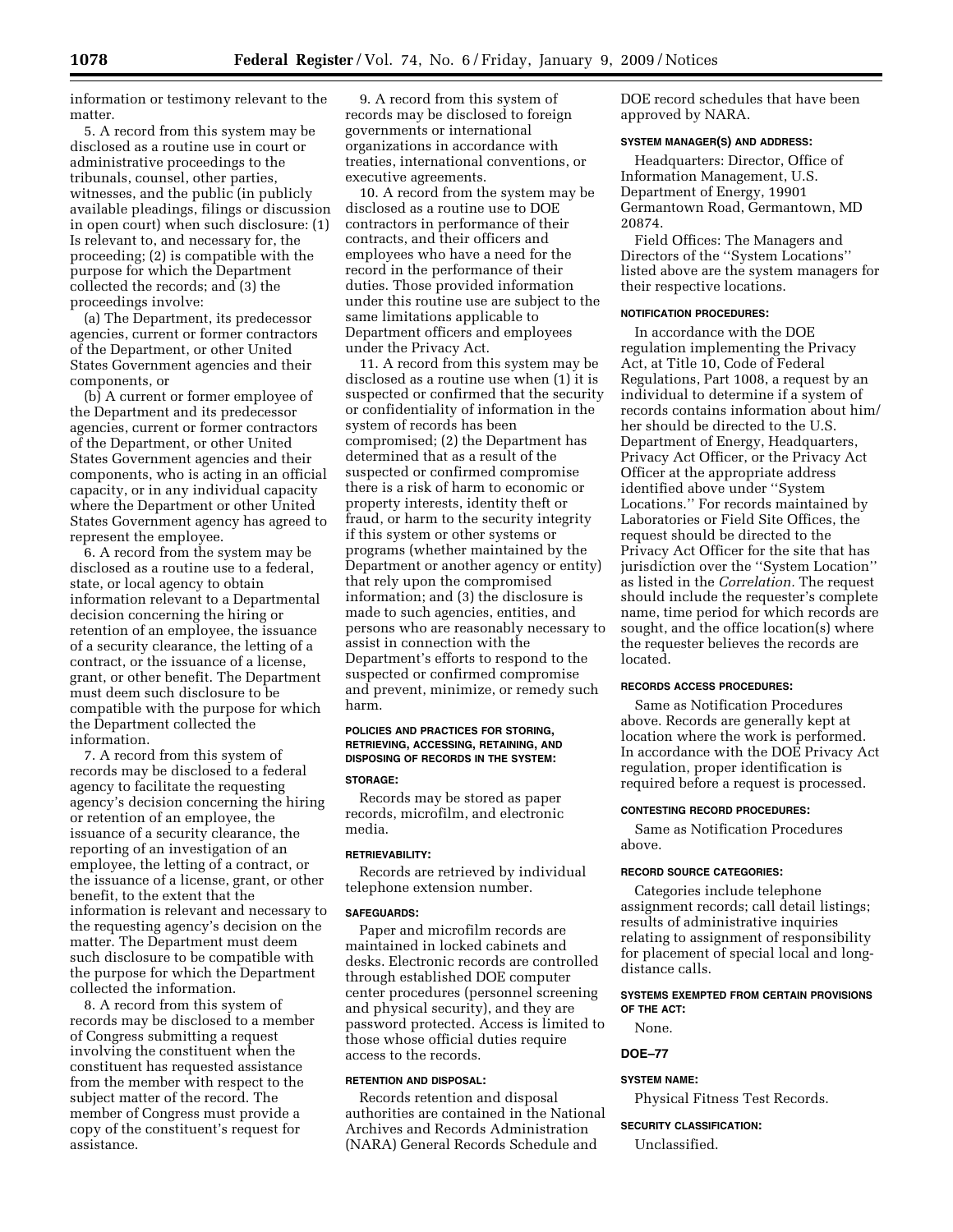information or testimony relevant to the matter.

5. A record from this system may be disclosed as a routine use in court or administrative proceedings to the tribunals, counsel, other parties, witnesses, and the public (in publicly available pleadings, filings or discussion in open court) when such disclosure: (1) Is relevant to, and necessary for, the proceeding; (2) is compatible with the purpose for which the Department collected the records; and (3) the proceedings involve:

(a) The Department, its predecessor agencies, current or former contractors of the Department, or other United States Government agencies and their components, or

(b) A current or former employee of the Department and its predecessor agencies, current or former contractors of the Department, or other United States Government agencies and their components, who is acting in an official capacity, or in any individual capacity where the Department or other United States Government agency has agreed to represent the employee.

6. A record from the system may be disclosed as a routine use to a federal, state, or local agency to obtain information relevant to a Departmental decision concerning the hiring or retention of an employee, the issuance of a security clearance, the letting of a contract, or the issuance of a license, grant, or other benefit. The Department must deem such disclosure to be compatible with the purpose for which the Department collected the information.

7. A record from this system of records may be disclosed to a federal agency to facilitate the requesting agency's decision concerning the hiring or retention of an employee, the issuance of a security clearance, the reporting of an investigation of an employee, the letting of a contract, or the issuance of a license, grant, or other benefit, to the extent that the information is relevant and necessary to the requesting agency's decision on the matter. The Department must deem such disclosure to be compatible with the purpose for which the Department collected the information.

8. A record from this system of records may be disclosed to a member of Congress submitting a request involving the constituent when the constituent has requested assistance from the member with respect to the subject matter of the record. The member of Congress must provide a copy of the constituent's request for assistance.

9. A record from this system of records may be disclosed to foreign governments or international organizations in accordance with treaties, international conventions, or executive agreements.

10. A record from the system may be disclosed as a routine use to DOE contractors in performance of their contracts, and their officers and employees who have a need for the record in the performance of their duties. Those provided information under this routine use are subject to the same limitations applicable to Department officers and employees under the Privacy Act.

11. A record from this system may be disclosed as a routine use when (1) it is suspected or confirmed that the security or confidentiality of information in the system of records has been compromised; (2) the Department has determined that as a result of the suspected or confirmed compromise there is a risk of harm to economic or property interests, identity theft or fraud, or harm to the security integrity if this system or other systems or programs (whether maintained by the Department or another agency or entity) that rely upon the compromised information; and (3) the disclosure is made to such agencies, entities, and persons who are reasonably necessary to assist in connection with the Department's efforts to respond to the suspected or confirmed compromise and prevent, minimize, or remedy such harm.

**POLICIES AND PRACTICES FOR STORING, RETRIEVING, ACCESSING, RETAINING, AND DISPOSING OF RECORDS IN THE SYSTEM:**

**STORAGE:**

Records may be stored as paper records, microfilm, and electronic media.

**RETRIEVABILITY:**

Records are retrieved by individual telephone extension number.

**SAFEGUARDS:**

Paper and microfilm records are maintained in locked cabinets and desks. Electronic records are controlled through established DOE computer center procedures (personnel screening and physical security), and they are password protected. Access is limited to those whose official duties require access to the records.

**RETENTION AND DISPOSAL:**

Records retention and disposal authorities are contained in the National Archives and Records Administration (NARA) General Records Schedule and DOE record schedules that have been approved by NARA.

**SYSTEM MANAGER(S) AND ADDRESS:**

Headquarters: Director, Office of Information Management, U.S. Department of Energy, 19901 Germantown Road, Germantown, MD 20874.

Field Offices: The Managers and Directors of the ''System Locations'' listed above are the system managers for their respective locations.

**NOTIFICATION PROCEDURES:**

In accordance with the DOE regulation implementing the Privacy Act, at Title 10, Code of Federal Regulations, Part 1008, a request by an individual to determine if a system of records contains information about him/her should be directed to the U.S. Department of Energy, Headquarters, Privacy Act Officer, or the Privacy Act Officer at the appropriate address identified above under ''System Locations.'' For records maintained by Laboratories or Field Site Offices, the request should be directed to the Privacy Act Officer for the site that has jurisdiction over the ''System Location'' as listed in the *Correlation.* The request should include the requester's complete name, time period for which records are sought, and the office location(s) where the requester believes the records are located.

**RECORDS ACCESS PROCEDURES:**

Same as Notification Procedures above. Records are generally kept at location where the work is performed. In accordance with the DOE Privacy Act regulation, proper identification is required before a request is processed.

**CONTESTING RECORD PROCEDURES:**

Same as Notification Procedures above.

**RECORD SOURCE CATEGORIES:**

Categories include telephone assignment records; call detail listings; results of administrative inquiries relating to assignment of responsibility for placement of special local and long-distance calls.

**SYSTEMS EXEMPTED FROM CERTAIN PROVISIONS OF THE ACT:**

None.

## DOE–77

**SYSTEM NAME:**

Physical Fitness Test Records.

**SECURITY CLASSIFICATION:**

Unclassified.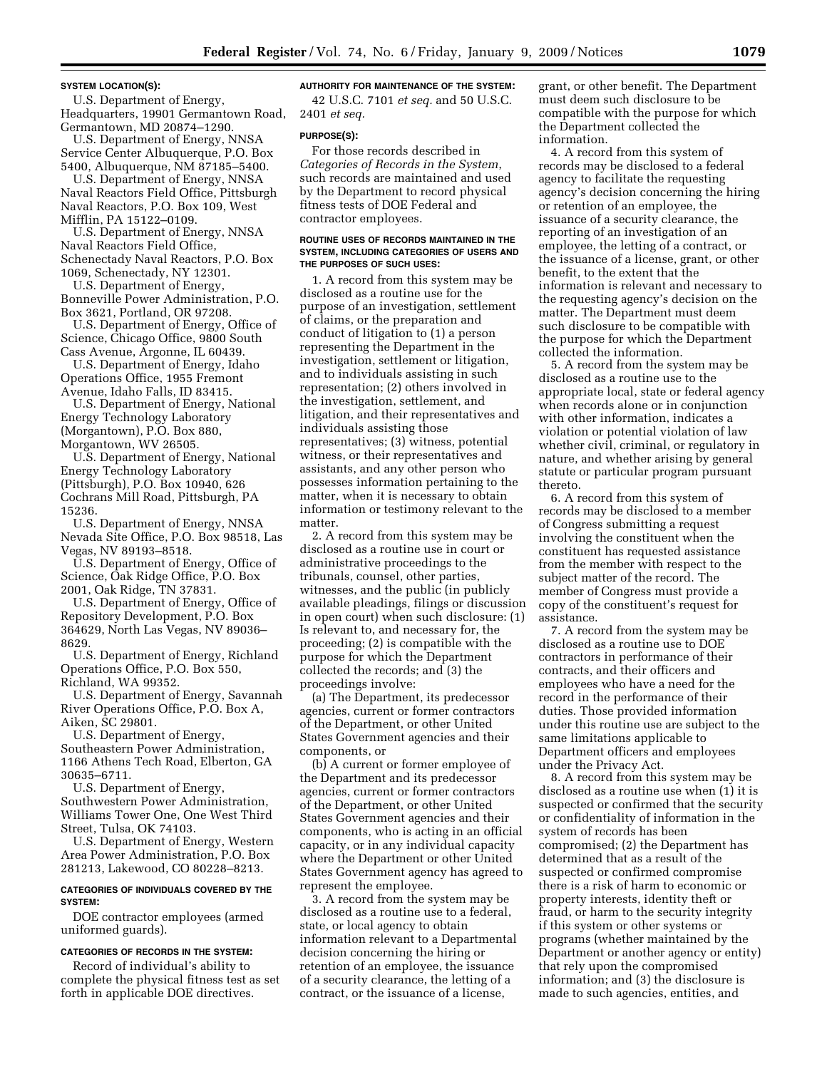#### SYSTEM LOCATION(S):

U.S. Department of Energy, Headquarters, 19901 Germantown Road, Germantown, MD 20874–1290.

U.S. Department of Energy, NNSA Service Center Albuquerque, P.O. Box 5400, Albuquerque, NM 87185–5400.

U.S. Department of Energy, NNSA Naval Reactors Field Office, Pittsburgh Naval Reactors, P.O. Box 109, West Mifflin, PA 15122–0109.

U.S. Department of Energy, NNSA Naval Reactors Field Office, Schenectady Naval Reactors, P.O. Box 1069, Schenectady, NY 12301.

U.S. Department of Energy, Bonneville Power Administration, P.O. Box 3621, Portland, OR 97208.

U.S. Department of Energy, Office of Science, Chicago Office, 9800 South Cass Avenue, Argonne, IL 60439.

U.S. Department of Energy, Idaho Operations Office, 1955 Fremont Avenue, Idaho Falls, ID 83415.

U.S. Department of Energy, National Energy Technology Laboratory (Morgantown), P.O. Box 880, Morgantown, WV 26505.

U.S. Department of Energy, National Energy Technology Laboratory (Pittsburgh), P.O. Box 10940, 626 Cochrans Mill Road, Pittsburgh, PA 15236.

U.S. Department of Energy, NNSA Nevada Site Office, P.O. Box 98518, Las Vegas, NV 89193–8518.

U.S. Department of Energy, Office of Science, Oak Ridge Office, P.O. Box 2001, Oak Ridge, TN 37831.

U.S. Department of Energy, Office of Repository Development, P.O. Box 364629, North Las Vegas, NV 89036–8629.

U.S. Department of Energy, Richland Operations Office, P.O. Box 550, Richland, WA 99352.

U.S. Department of Energy, Savannah River Operations Office, P.O. Box A, Aiken, SC 29801.

U.S. Department of Energy, Southeastern Power Administration, 1166 Athens Tech Road, Elberton, GA 30635–6711.

U.S. Department of Energy, Southwestern Power Administration, Williams Tower One, One West Third Street, Tulsa, OK 74103.

U.S. Department of Energy, Western Area Power Administration, P.O. Box 281213, Lakewood, CO 80228–8213.

#### CATEGORIES OF INDIVIDUALS COVERED BY THE SYSTEM:

DOE contractor employees (armed uniformed guards).

#### CATEGORIES OF RECORDS IN THE SYSTEM:

Record of individual's ability to complete the physical fitness test as set forth in applicable DOE directives.

#### AUTHORITY FOR MAINTENANCE OF THE SYSTEM:

42 U.S.C. 7101 *et seq.* and 50 U.S.C. 2401 *et seq.*

#### PURPOSE(S):

For those records described in *Categories of Records in the System*, such records are maintained and used by the Department to record physical fitness tests of DOE Federal and contractor employees.

#### ROUTINE USES OF RECORDS MAINTAINED IN THE SYSTEM, INCLUDING CATEGORIES OF USERS AND THE PURPOSES OF SUCH USES:

1. A record from this system may be disclosed as a routine use for the purpose of an investigation, settlement of claims, or the preparation and conduct of litigation to (1) a person representing the Department in the investigation, settlement or litigation, and to individuals assisting in such representation; (2) others involved in the investigation, settlement, and litigation, and their representatives and individuals assisting those representatives; (3) witness, potential witness, or their representatives and assistants, and any other person who possesses information pertaining to the matter, when it is necessary to obtain information or testimony relevant to the matter.

2. A record from this system may be disclosed as a routine use in court or administrative proceedings to the tribunals, counsel, other parties, witnesses, and the public (in publicly available pleadings, filings or discussion in open court) when such disclosure: (1) Is relevant to, and necessary for, the proceeding; (2) is compatible with the purpose for which the Department collected the records; and (3) the proceedings involve:

(a) The Department, its predecessor agencies, current or former contractors of the Department, or other United States Government agencies and their components, or

(b) A current or former employee of the Department and its predecessor agencies, current or former contractors of the Department, or other United States Government agencies and their components, who is acting in an official capacity, or in any individual capacity where the Department or other United States Government agency has agreed to represent the employee.

3. A record from the system may be disclosed as a routine use to a federal, state, or local agency to obtain information relevant to a Departmental decision concerning the hiring or retention of an employee, the issuance of a security clearance, the letting of a contract, or the issuance of a license, grant, or other benefit. The Department must deem such disclosure to be compatible with the purpose for which the Department collected the information.

4. A record from this system of records may be disclosed to a federal agency to facilitate the requesting agency's decision concerning the hiring or retention of an employee, the issuance of a security clearance, the reporting of an investigation of an employee, the letting of a contract, or the issuance of a license, grant, or other benefit, to the extent that the information is relevant and necessary to the requesting agency's decision on the matter. The Department must deem such disclosure to be compatible with the purpose for which the Department collected the information.

5. A record from the system may be disclosed as a routine use to the appropriate local, state or federal agency when records alone or in conjunction with other information, indicates a violation or potential violation of law whether civil, criminal, or regulatory in nature, and whether arising by general statute or particular program pursuant thereto.

6. A record from this system of records may be disclosed to a member of Congress submitting a request involving the constituent when the constituent has requested assistance from the member with respect to the subject matter of the record. The member of Congress must provide a copy of the constituent's request for assistance.

7. A record from the system may be disclosed as a routine use to DOE contractors in performance of their contracts, and their officers and employees who have a need for the record in the performance of their duties. Those provided information under this routine use are subject to the same limitations applicable to Department officers and employees under the Privacy Act.

8. A record from this system may be disclosed as a routine use when (1) it is suspected or confirmed that the security or confidentiality of information in the system of records has been compromised; (2) the Department has determined that as a result of the suspected or confirmed compromise there is a risk of harm to economic or property interests, identity theft or fraud, or harm to the security integrity if this system or other systems or programs (whether maintained by the Department or another agency or entity) that rely upon the compromised information; and (3) the disclosure is made to such agencies, entities, and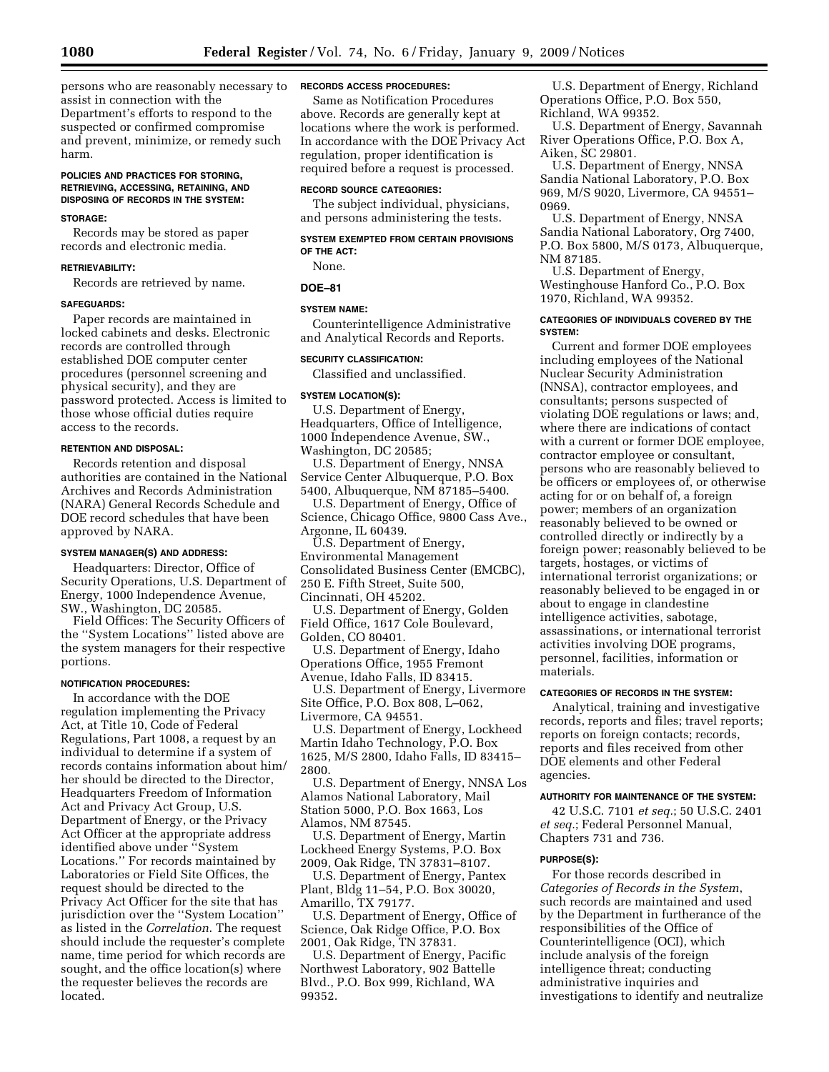persons who are reasonably necessary to assist in connection with the Department's efforts to respond to the suspected or confirmed compromise and prevent, minimize, or remedy such harm.

#### POLICIES AND PRACTICES FOR STORING, RETRIEVING, ACCESSING, RETAINING, AND DISPOSING OF RECORDS IN THE SYSTEM:

#### STORAGE:

Records may be stored as paper records and electronic media.

#### RETRIEVABILITY:

Records are retrieved by name.

#### SAFEGUARDS:

Paper records are maintained in locked cabinets and desks. Electronic records are controlled through established DOE computer center procedures (personnel screening and physical security), and they are password protected. Access is limited to those whose official duties require access to the records.

#### RETENTION AND DISPOSAL:

Records retention and disposal authorities are contained in the National Archives and Records Administration (NARA) General Records Schedule and DOE record schedules that have been approved by NARA.

#### SYSTEM MANAGER(S) AND ADDRESS:

Headquarters: Director, Office of Security Operations, U.S. Department of Energy, 1000 Independence Avenue, SW., Washington, DC 20585.

Field Offices: The Security Officers of the ''System Locations'' listed above are the system managers for their respective portions.

#### NOTIFICATION PROCEDURES:

In accordance with the DOE regulation implementing the Privacy Act, at Title 10, Code of Federal Regulations, Part 1008, a request by an individual to determine if a system of records contains information about him/her should be directed to the Director, Headquarters Freedom of Information Act and Privacy Act Group, U.S. Department of Energy, or the Privacy Act Officer at the appropriate address identified above under ''System Locations.'' For records maintained by Laboratories or Field Site Offices, the request should be directed to the Privacy Act Officer for the site that has jurisdiction over the ''System Location'' as listed in the *Correlation.* The request should include the requester's complete name, time period for which records are sought, and the office location(s) where the requester believes the records are located.

#### RECORDS ACCESS PROCEDURES:

Same as Notification Procedures above. Records are generally kept at locations where the work is performed. In accordance with the DOE Privacy Act regulation, proper identification is required before a request is processed.

#### RECORD SOURCE CATEGORIES:

The subject individual, physicians, and persons administering the tests.

#### SYSTEM EXEMPTED FROM CERTAIN PROVISIONS OF THE ACT:

None.

### DOE–81

#### SYSTEM NAME:

Counterintelligence Administrative and Analytical Records and Reports.

#### SECURITY CLASSIFICATION:

Classified and unclassified.

#### SYSTEM LOCATION(S):

U.S. Department of Energy, Headquarters, Office of Intelligence, 1000 Independence Avenue, SW., Washington, DC 20585;

U.S. Department of Energy, NNSA Service Center Albuquerque, P.O. Box 5400, Albuquerque, NM 87185–5400.

U.S. Department of Energy, Office of Science, Chicago Office, 9800 Cass Ave., Argonne, IL 60439.

U.S. Department of Energy, Environmental Management Consolidated Business Center (EMCBC), 250 E. Fifth Street, Suite 500, Cincinnati, OH 45202.

U.S. Department of Energy, Golden Field Office, 1617 Cole Boulevard, Golden, CO 80401.

U.S. Department of Energy, Idaho Operations Office, 1955 Fremont Avenue, Idaho Falls, ID 83415.

U.S. Department of Energy, Livermore Site Office, P.O. Box 808, L–062, Livermore, CA 94551.

U.S. Department of Energy, Lockheed Martin Idaho Technology, P.O. Box 1625, M/S 2800, Idaho Falls, ID 83415–2800.

U.S. Department of Energy, NNSA Los Alamos National Laboratory, Mail Station 5000, P.O. Box 1663, Los Alamos, NM 87545.

U.S. Department of Energy, Martin Lockheed Energy Systems, P.O. Box 2009, Oak Ridge, TN 37831–8107.

U.S. Department of Energy, Pantex Plant, Bldg 11–54, P.O. Box 30020, Amarillo, TX 79177.

U.S. Department of Energy, Office of Science, Oak Ridge Office, P.O. Box 2001, Oak Ridge, TN 37831.

U.S. Department of Energy, Pacific Northwest Laboratory, 902 Battelle Blvd., P.O. Box 999, Richland, WA 99352.

U.S. Department of Energy, Richland Operations Office, P.O. Box 550, Richland, WA 99352.

U.S. Department of Energy, Savannah River Operations Office, P.O. Box A, Aiken, SC 29801.

U.S. Department of Energy, NNSA Sandia National Laboratory, P.O. Box 969, M/S 9020, Livermore, CA 94551–0969.

U.S. Department of Energy, NNSA Sandia National Laboratory, Org 7400, P.O. Box 5800, M/S 0173, Albuquerque, NM 87185.

U.S. Department of Energy, Westinghouse Hanford Co., P.O. Box 1970, Richland, WA 99352.

#### CATEGORIES OF INDIVIDUALS COVERED BY THE SYSTEM:

Current and former DOE employees including employees of the National Nuclear Security Administration (NNSA), contractor employees, and consultants; persons suspected of violating DOE regulations or laws; and, where there are indications of contact with a current or former DOE employee, contractor employee or consultant, persons who are reasonably believed to be officers or employees of, or otherwise acting for or on behalf of, a foreign power; members of an organization reasonably believed to be owned or controlled directly or indirectly by a foreign power; reasonably believed to be targets, hostages, or victims of international terrorist organizations; or reasonably believed to be engaged in or about to engage in clandestine intelligence activities, sabotage, assassinations, or international terrorist activities involving DOE programs, personnel, facilities, information or materials.

#### CATEGORIES OF RECORDS IN THE SYSTEM:

Analytical, training and investigative records, reports and files; travel reports; reports on foreign contacts; records, reports and files received from other DOE elements and other Federal agencies.

#### AUTHORITY FOR MAINTENANCE OF THE SYSTEM:

42 U.S.C. 7101 *et seq.*; 50 U.S.C. 2401 *et seq.*; Federal Personnel Manual, Chapters 731 and 736.

#### PURPOSE(S):

For those records described in *Categories of Records in the System*, such records are maintained and used by the Department in furtherance of the responsibilities of the Office of Counterintelligence (OCI), which include analysis of the foreign intelligence threat; conducting administrative inquiries and investigations to identify and neutralize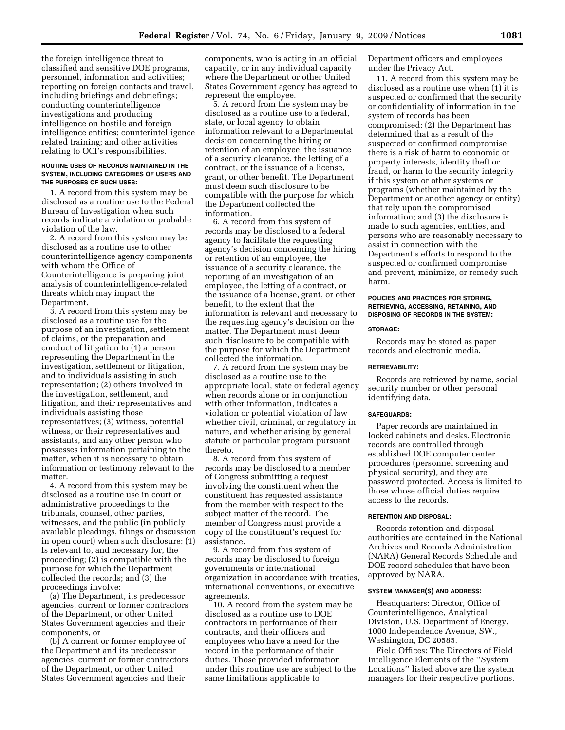the foreign intelligence threat to classified and sensitive DOE programs, personnel, information and activities; reporting on foreign contacts and travel, including briefings and debriefings; conducting counterintelligence investigations and producing intelligence on hostile and foreign intelligence entities; counterintelligence related training; and other activities relating to OCI's responsibilities.

#### ROUTINE USES OF RECORDS MAINTAINED IN THE SYSTEM, INCLUDING CATEGORIES OF USERS AND THE PURPOSES OF SUCH USES:

1. A record from this system may be disclosed as a routine use to the Federal Bureau of Investigation when such records indicate a violation or probable violation of the law.

2. A record from this system may be disclosed as a routine use to other counterintelligence agency components with whom the Office of Counterintelligence is preparing joint analysis of counterintelligence-related threats which may impact the Department.

3. A record from this system may be disclosed as a routine use for the purpose of an investigation, settlement of claims, or the preparation and conduct of litigation to (1) a person representing the Department in the investigation, settlement or litigation, and to individuals assisting in such representation; (2) others involved in the investigation, settlement, and litigation, and their representatives and individuals assisting those representatives; (3) witness, potential witness, or their representatives and assistants, and any other person who possesses information pertaining to the matter, when it is necessary to obtain information or testimony relevant to the matter.

4. A record from this system may be disclosed as a routine use in court or administrative proceedings to the tribunals, counsel, other parties, witnesses, and the public (in publicly available pleadings, filings or discussion in open court) when such disclosure: (1) Is relevant to, and necessary for, the proceeding; (2) is compatible with the purpose for which the Department collected the records; and (3) the proceedings involve:

(a) The Department, its predecessor agencies, current or former contractors of the Department, or other United States Government agencies and their components, or

(b) A current or former employee of the Department and its predecessor agencies, current or former contractors of the Department, or other United States Government agencies and their components, who is acting in an official capacity, or in any individual capacity where the Department or other United States Government agency has agreed to represent the employee.

5. A record from the system may be disclosed as a routine use to a federal, state, or local agency to obtain information relevant to a Departmental decision concerning the hiring or retention of an employee, the issuance of a security clearance, the letting of a contract, or the issuance of a license, grant, or other benefit. The Department must deem such disclosure to be compatible with the purpose for which the Department collected the information.

6. A record from this system of records may be disclosed to a federal agency to facilitate the requesting agency's decision concerning the hiring or retention of an employee, the issuance of a security clearance, the reporting of an investigation of an employee, the letting of a contract, or the issuance of a license, grant, or other benefit, to the extent that the information is relevant and necessary to the requesting agency's decision on the matter. The Department must deem such disclosure to be compatible with the purpose for which the Department collected the information.

7. A record from the system may be disclosed as a routine use to the appropriate local, state or federal agency when records alone or in conjunction with other information, indicates a violation or potential violation of law whether civil, criminal, or regulatory in nature, and whether arising by general statute or particular program pursuant thereto.

8. A record from this system of records may be disclosed to a member of Congress submitting a request involving the constituent when the constituent has requested assistance from the member with respect to the subject matter of the record. The member of Congress must provide a copy of the constituent's request for assistance.

9. A record from this system of records may be disclosed to foreign governments or international organization in accordance with treaties, international conventions, or executive agreements.

10. A record from the system may be disclosed as a routine use to DOE contractors in performance of their contracts, and their officers and employees who have a need for the record in the performance of their duties. Those provided information under this routine use are subject to the same limitations applicable to Department officers and employees under the Privacy Act.

11. A record from this system may be disclosed as a routine use when (1) it is suspected or confirmed that the security or confidentiality of information in the system of records has been compromised; (2) the Department has determined that as a result of the suspected or confirmed compromise there is a risk of harm to economic or property interests, identity theft or fraud, or harm to the security integrity if this system or other systems or programs (whether maintained by the Department or another agency or entity) that rely upon the compromised information; and (3) the disclosure is made to such agencies, entities, and persons who are reasonably necessary to assist in connection with the Department's efforts to respond to the suspected or confirmed compromise and prevent, minimize, or remedy such harm.

#### POLICIES AND PRACTICES FOR STORING, RETRIEVING, ACCESSING, RETAINING, AND DISPOSING OF RECORDS IN THE SYSTEM:

#### STORAGE:

Records may be stored as paper records and electronic media.

#### RETRIEVABILITY:

Records are retrieved by name, social security number or other personal identifying data.

#### SAFEGUARDS:

Paper records are maintained in locked cabinets and desks. Electronic records are controlled through established DOE computer center procedures (personnel screening and physical security), and they are password protected. Access is limited to those whose official duties require access to the records.

#### RETENTION AND DISPOSAL:

Records retention and disposal authorities are contained in the National Archives and Records Administration (NARA) General Records Schedule and DOE record schedules that have been approved by NARA.

#### SYSTEM MANAGER(S) AND ADDRESS:

Headquarters: Director, Office of Counterintelligence, Analytical Division, U.S. Department of Energy, 1000 Independence Avenue, SW., Washington, DC 20585.

Field Offices: The Directors of Field Intelligence Elements of the ''System Locations'' listed above are the system managers for their respective portions.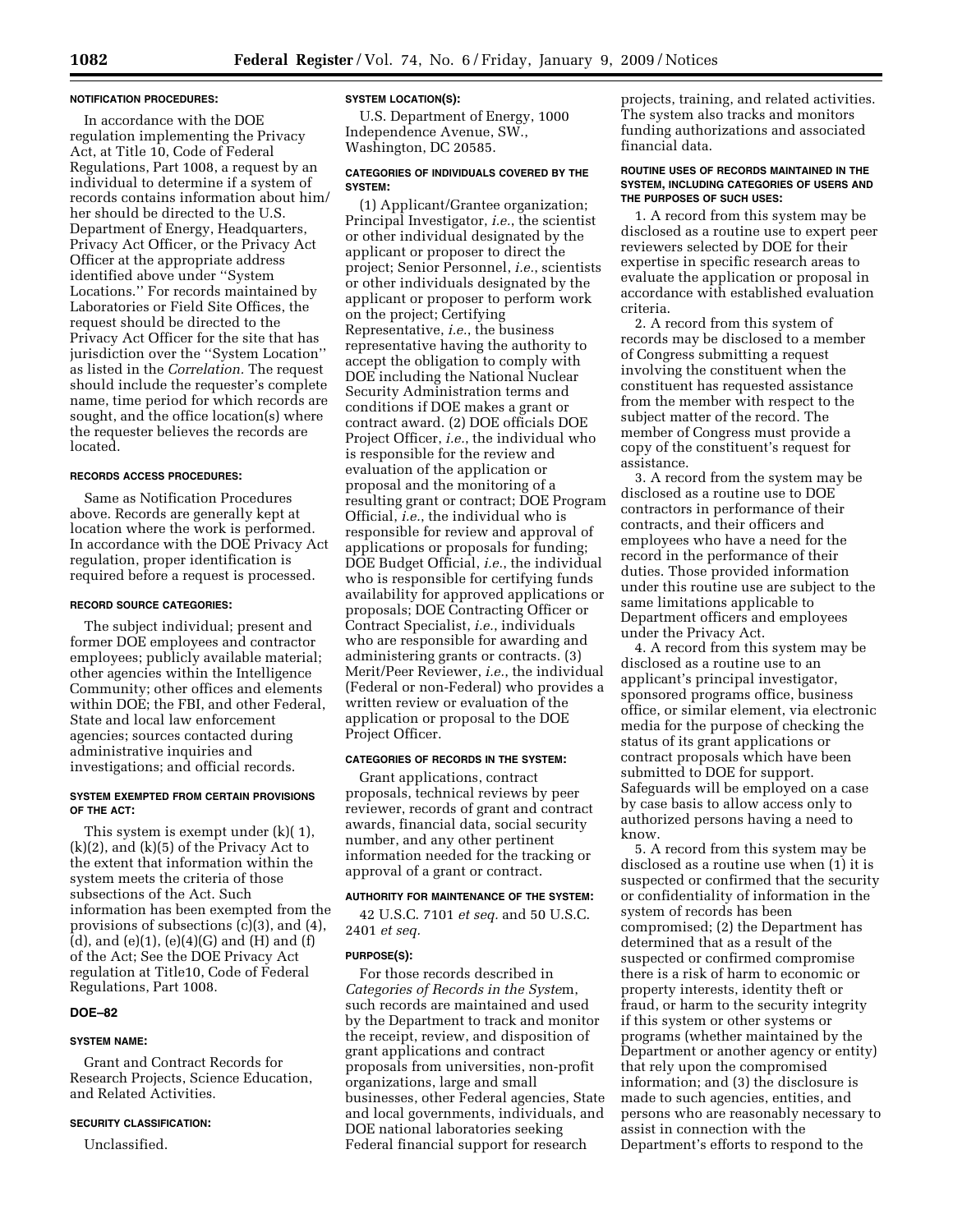#### NOTIFICATION PROCEDURES:

In accordance with the DOE regulation implementing the Privacy Act, at Title 10, Code of Federal Regulations, Part 1008, a request by an individual to determine if a system of records contains information about him/her should be directed to the U.S. Department of Energy, Headquarters, Privacy Act Officer, or the Privacy Act Officer at the appropriate address identified above under ''System Locations.'' For records maintained by Laboratories or Field Site Offices, the request should be directed to the Privacy Act Officer for the site that has jurisdiction over the ''System Location'' as listed in the *Correlation.* The request should include the requester's complete name, time period for which records are sought, and the office location(s) where the requester believes the records are located.

#### RECORDS ACCESS PROCEDURES:

Same as Notification Procedures above. Records are generally kept at location where the work is performed. In accordance with the DOE Privacy Act regulation, proper identification is required before a request is processed.

#### RECORD SOURCE CATEGORIES:

The subject individual; present and former DOE employees and contractor employees; publicly available material; other agencies within the Intelligence Community; other offices and elements within DOE; the FBI, and other Federal, State and local law enforcement agencies; sources contacted during administrative inquiries and investigations; and official records.

#### SYSTEM EXEMPTED FROM CERTAIN PROVISIONS OF THE ACT:

This system is exempt under (k)( 1), (k)(2), and (k)(5) of the Privacy Act to the extent that information within the system meets the criteria of those subsections of the Act. Such information has been exempted from the provisions of subsections (c)(3), and (4), (d), and (e)(1), (e)(4)(G) and (H) and (f) of the Act; See the DOE Privacy Act regulation at Title10, Code of Federal Regulations, Part 1008.

## DOE–82

#### SYSTEM NAME:

Grant and Contract Records for Research Projects, Science Education, and Related Activities.

#### SECURITY CLASSIFICATION:

Unclassified.

#### SYSTEM LOCATION(S):

U.S. Department of Energy, 1000 Independence Avenue, SW., Washington, DC 20585.

#### CATEGORIES OF INDIVIDUALS COVERED BY THE SYSTEM:

(1) Applicant/Grantee organization; Principal Investigator, *i.e.*, the scientist or other individual designated by the applicant or proposer to direct the project; Senior Personnel, *i.e.*, scientists or other individuals designated by the applicant or proposer to perform work on the project; Certifying Representative, *i.e.*, the business representative having the authority to accept the obligation to comply with DOE including the National Nuclear Security Administration terms and conditions if DOE makes a grant or contract award. (2) DOE officials DOE Project Officer, *i.e.*, the individual who is responsible for the review and evaluation of the application or proposal and the monitoring of a resulting grant or contract; DOE Program Official, *i.e.*, the individual who is responsible for review and approval of applications or proposals for funding; DOE Budget Official, *i.e.*, the individual who is responsible for certifying funds availability for approved applications or proposals; DOE Contracting Officer or Contract Specialist, *i.e.*, individuals who are responsible for awarding and administering grants or contracts. (3) Merit/Peer Reviewer, *i.e.*, the individual (Federal or non-Federal) who provides a written review or evaluation of the application or proposal to the DOE Project Officer.

#### CATEGORIES OF RECORDS IN THE SYSTEM:

Grant applications, contract proposals, technical reviews by peer reviewer, records of grant and contract awards, financial data, social security number, and any other pertinent information needed for the tracking or approval of a grant or contract.

#### AUTHORITY FOR MAINTENANCE OF THE SYSTEM:

42 U.S.C. 7101 *et seq.* and 50 U.S.C. 2401 *et seq.*

#### PURPOSE(S):

For those records described in *Categories of Records in the System*, such records are maintained and used by the Department to track and monitor the receipt, review, and disposition of grant applications and contract proposals from universities, non-profit organizations, large and small businesses, other Federal agencies, State and local governments, individuals, and DOE national laboratories seeking Federal financial support for research projects, training, and related activities. The system also tracks and monitors funding authorizations and associated financial data.

#### ROUTINE USES OF RECORDS MAINTAINED IN THE SYSTEM, INCLUDING CATEGORIES OF USERS AND THE PURPOSES OF SUCH USES:

1. A record from this system may be disclosed as a routine use to expert peer reviewers selected by DOE for their expertise in specific research areas to evaluate the application or proposal in accordance with established evaluation criteria.

2. A record from this system of records may be disclosed to a member of Congress submitting a request involving the constituent when the constituent has requested assistance from the member with respect to the subject matter of the record. The member of Congress must provide a copy of the constituent's request for assistance.

3. A record from the system may be disclosed as a routine use to DOE contractors in performance of their contracts, and their officers and employees who have a need for the record in the performance of their duties. Those provided information under this routine use are subject to the same limitations applicable to Department officers and employees under the Privacy Act.

4. A record from this system may be disclosed as a routine use to an applicant's principal investigator, sponsored programs office, business office, or similar element, via electronic media for the purpose of checking the status of its grant applications or contract proposals which have been submitted to DOE for support. Safeguards will be employed on a case by case basis to allow access only to authorized persons having a need to know.

5. A record from this system may be disclosed as a routine use when (1) it is suspected or confirmed that the security or confidentiality of information in the system of records has been compromised; (2) the Department has determined that as a result of the suspected or confirmed compromise there is a risk of harm to economic or property interests, identity theft or fraud, or harm to the security integrity if this system or other systems or programs (whether maintained by the Department or another agency or entity) that rely upon the compromised information; and (3) the disclosure is made to such agencies, entities, and persons who are reasonably necessary to assist in connection with the Department's efforts to respond to the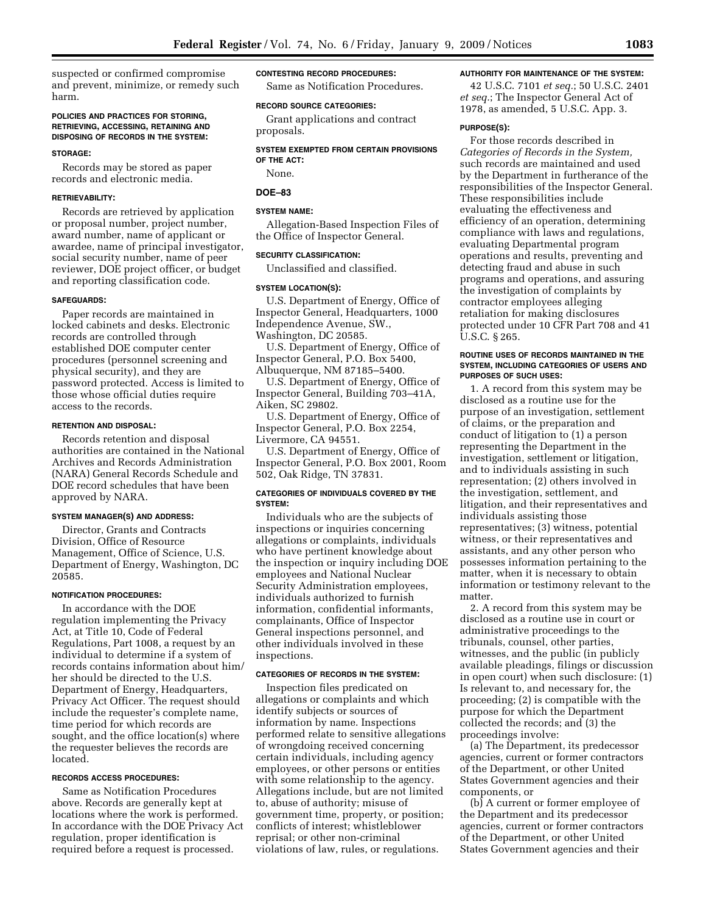suspected or confirmed compromise and prevent, minimize, or remedy such harm.

#### POLICIES AND PRACTICES FOR STORING, RETRIEVING, ACCESSING, RETAINING AND DISPOSING OF RECORDS IN THE SYSTEM:

#### STORAGE:

Records may be stored as paper records and electronic media.

#### RETRIEVABILITY:

Records are retrieved by application or proposal number, project number, award number, name of applicant or awardee, name of principal investigator, social security number, name of peer reviewer, DOE project officer, or budget and reporting classification code.

#### SAFEGUARDS:

Paper records are maintained in locked cabinets and desks. Electronic records are controlled through established DOE computer center procedures (personnel screening and physical security), and they are password protected. Access is limited to those whose official duties require access to the records.

#### RETENTION AND DISPOSAL:

Records retention and disposal authorities are contained in the National Archives and Records Administration (NARA) General Records Schedule and DOE record schedules that have been approved by NARA.

#### SYSTEM MANAGER(S) AND ADDRESS:

Director, Grants and Contracts Division, Office of Resource Management, Office of Science, U.S. Department of Energy, Washington, DC 20585.

#### NOTIFICATION PROCEDURES:

In accordance with the DOE regulation implementing the Privacy Act, at Title 10, Code of Federal Regulations, Part 1008, a request by an individual to determine if a system of records contains information about him/her should be directed to the U.S. Department of Energy, Headquarters, Privacy Act Officer. The request should include the requester's complete name, time period for which records are sought, and the office location(s) where the requester believes the records are located.

#### RECORDS ACCESS PROCEDURES:

Same as Notification Procedures above. Records are generally kept at locations where the work is performed. In accordance with the DOE Privacy Act regulation, proper identification is required before a request is processed.

#### CONTESTING RECORD PROCEDURES:

Same as Notification Procedures.

#### RECORD SOURCE CATEGORIES:

Grant applications and contract proposals.

#### SYSTEM EXEMPTED FROM CERTAIN PROVISIONS OF THE ACT:

None.

### DOE–83

#### SYSTEM NAME:

Allegation-Based Inspection Files of the Office of Inspector General.

#### SECURITY CLASSIFICATION:

Unclassified and classified.

#### SYSTEM LOCATION(S):

U.S. Department of Energy, Office of Inspector General, Headquarters, 1000 Independence Avenue, SW., Washington, DC 20585.

U.S. Department of Energy, Office of Inspector General, P.O. Box 5400, Albuquerque, NM 87185–5400.

U.S. Department of Energy, Office of Inspector General, Building 703–41A, Aiken, SC 29802.

U.S. Department of Energy, Office of Inspector General, P.O. Box 2254, Livermore, CA 94551.

U.S. Department of Energy, Office of Inspector General, P.O. Box 2001, Room 502, Oak Ridge, TN 37831.

#### CATEGORIES OF INDIVIDUALS COVERED BY THE SYSTEM:

Individuals who are the subjects of inspections or inquiries concerning allegations or complaints, individuals who have pertinent knowledge about the inspection or inquiry including DOE employees and National Nuclear Security Administration employees, individuals authorized to furnish information, confidential informants, complainants, Office of Inspector General inspections personnel, and other individuals involved in these inspections.

#### CATEGORIES OF RECORDS IN THE SYSTEM:

Inspection files predicated on allegations or complaints and which identify subjects or sources of information by name. Inspections performed relate to sensitive allegations of wrongdoing received concerning certain individuals, including agency employees, or other persons or entities with some relationship to the agency. Allegations include, but are not limited to, abuse of authority; misuse of government time, property, or position; conflicts of interest; whistleblower reprisal; or other non-criminal violations of law, rules, or regulations.

#### AUTHORITY FOR MAINTENANCE OF THE SYSTEM:

42 U.S.C. 7101 *et seq.*; 50 U.S.C. 2401 *et seq.*; The Inspector General Act of 1978, as amended, 5 U.S.C. App. 3.

#### PURPOSE(S):

For those records described in *Categories of Records in the System,* such records are maintained and used by the Department in furtherance of the responsibilities of the Inspector General. These responsibilities include evaluating the effectiveness and efficiency of an operation, determining compliance with laws and regulations, evaluating Departmental program operations and results, preventing and detecting fraud and abuse in such programs and operations, and assuring the investigation of complaints by contractor employees alleging retaliation for making disclosures protected under 10 CFR Part 708 and 41 U.S.C. § 265.

#### ROUTINE USES OF RECORDS MAINTAINED IN THE SYSTEM, INCLUDING CATEGORIES OF USERS AND PURPOSES OF SUCH USES:

1. A record from this system may be disclosed as a routine use for the purpose of an investigation, settlement of claims, or the preparation and conduct of litigation to (1) a person representing the Department in the investigation, settlement or litigation, and to individuals assisting in such representation; (2) others involved in the investigation, settlement, and litigation, and their representatives and individuals assisting those representatives; (3) witness, potential witness, or their representatives and assistants, and any other person who possesses information pertaining to the matter, when it is necessary to obtain information or testimony relevant to the matter.

2. A record from this system may be disclosed as a routine use in court or administrative proceedings to the tribunals, counsel, other parties, witnesses, and the public (in publicly available pleadings, filings or discussion in open court) when such disclosure: (1) Is relevant to, and necessary for, the proceeding; (2) is compatible with the purpose for which the Department collected the records; and (3) the proceedings involve:

(a) The Department, its predecessor agencies, current or former contractors of the Department, or other United States Government agencies and their components, or

(b) A current or former employee of the Department and its predecessor agencies, current or former contractors of the Department, or other United States Government agencies and their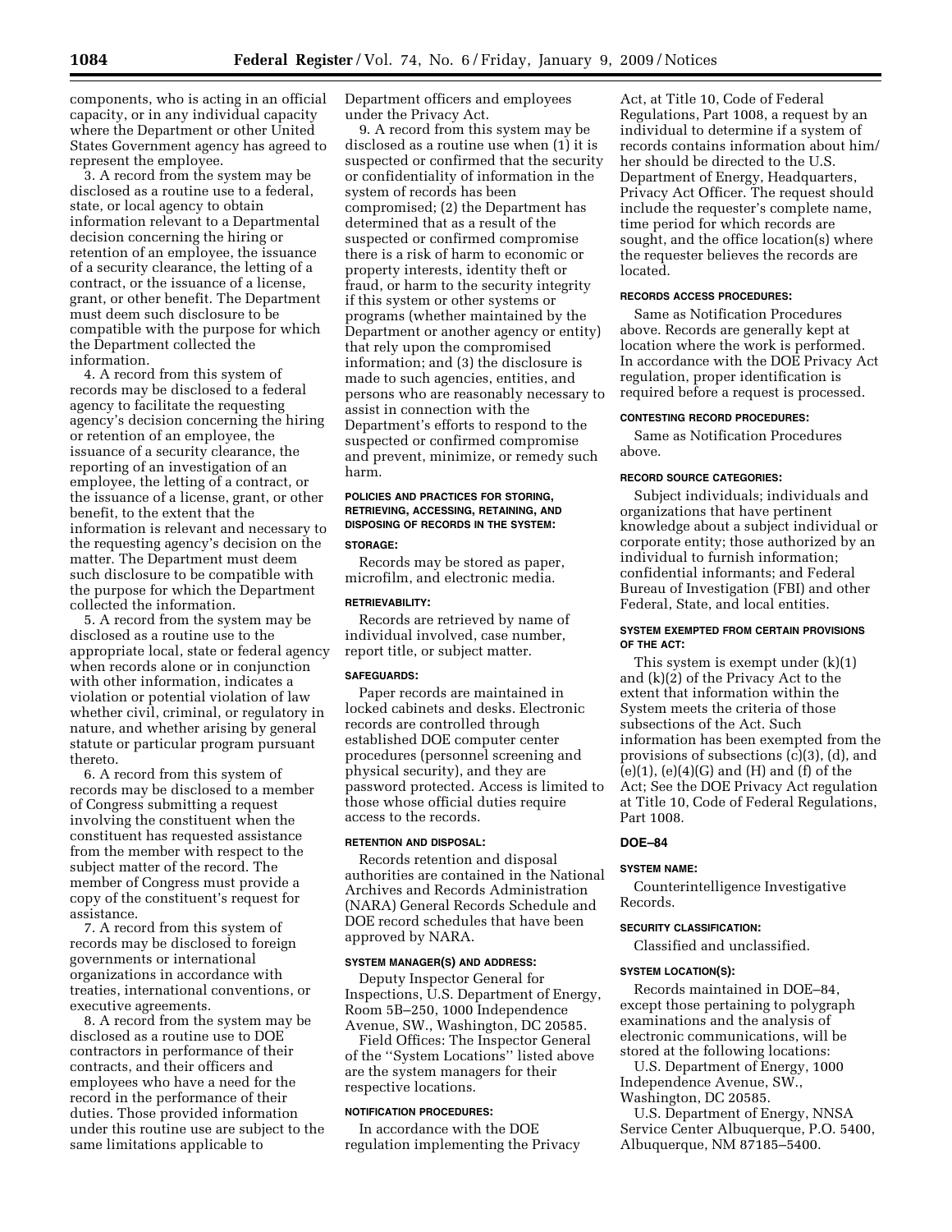components, who is acting in an official capacity, or in any individual capacity where the Department or other United States Government agency has agreed to represent the employee.

3. A record from the system may be disclosed as a routine use to a federal, state, or local agency to obtain information relevant to a Departmental decision concerning the hiring or retention of an employee, the issuance of a security clearance, the letting of a contract, or the issuance of a license, grant, or other benefit. The Department must deem such disclosure to be compatible with the purpose for which the Department collected the information.

4. A record from this system of records may be disclosed to a federal agency to facilitate the requesting agency's decision concerning the hiring or retention of an employee, the issuance of a security clearance, the reporting of an investigation of an employee, the letting of a contract, or the issuance of a license, grant, or other benefit, to the extent that the information is relevant and necessary to the requesting agency's decision on the matter. The Department must deem such disclosure to be compatible with the purpose for which the Department collected the information.

5. A record from the system may be disclosed as a routine use to the appropriate local, state or federal agency when records alone or in conjunction with other information, indicates a violation or potential violation of law whether civil, criminal, or regulatory in nature, and whether arising by general statute or particular program pursuant thereto.

6. A record from this system of records may be disclosed to a member of Congress submitting a request involving the constituent when the constituent has requested assistance from the member with respect to the subject matter of the record. The member of Congress must provide a copy of the constituent's request for assistance.

7. A record from this system of records may be disclosed to foreign governments or international organizations in accordance with treaties, international conventions, or executive agreements.

8. A record from the system may be disclosed as a routine use to DOE contractors in performance of their contracts, and their officers and employees who have a need for the record in the performance of their duties. Those provided information under this routine use are subject to the same limitations applicable to Department officers and employees under the Privacy Act.

9. A record from this system may be disclosed as a routine use when (1) it is suspected or confirmed that the security or confidentiality of information in the system of records has been compromised; (2) the Department has determined that as a result of the suspected or confirmed compromise there is a risk of harm to economic or property interests, identity theft or fraud, or harm to the security integrity if this system or other systems or programs (whether maintained by the Department or another agency or entity) that rely upon the compromised information; and (3) the disclosure is made to such agencies, entities, and persons who are reasonably necessary to assist in connection with the Department's efforts to respond to the suspected or confirmed compromise and prevent, minimize, or remedy such harm.

**POLICIES AND PRACTICES FOR STORING, RETRIEVING, ACCESSING, RETAINING, AND DISPOSING OF RECORDS IN THE SYSTEM:**

**STORAGE:**

Records may be stored as paper, microfilm, and electronic media.

**RETRIEVABILITY:**

Records are retrieved by name of individual involved, case number, report title, or subject matter.

**SAFEGUARDS:**

Paper records are maintained in locked cabinets and desks. Electronic records are controlled through established DOE computer center procedures (personnel screening and physical security), and they are password protected. Access is limited to those whose official duties require access to the records.

**RETENTION AND DISPOSAL:**

Records retention and disposal authorities are contained in the National Archives and Records Administration (NARA) General Records Schedule and DOE record schedules that have been approved by NARA.

**SYSTEM MANAGER(S) AND ADDRESS:**

Deputy Inspector General for Inspections, U.S. Department of Energy, Room 5B–250, 1000 Independence Avenue, SW., Washington, DC 20585.

Field Offices: The Inspector General of the ''System Locations'' listed above are the system managers for their respective locations.

**NOTIFICATION PROCEDURES:**

In accordance with the DOE regulation implementing the Privacy Act, at Title 10, Code of Federal Regulations, Part 1008, a request by an individual to determine if a system of records contains information about him/her should be directed to the U.S. Department of Energy, Headquarters, Privacy Act Officer. The request should include the requester's complete name, time period for which records are sought, and the office location(s) where the requester believes the records are located.

**RECORDS ACCESS PROCEDURES:**

Same as Notification Procedures above. Records are generally kept at location where the work is performed. In accordance with the DOE Privacy Act regulation, proper identification is required before a request is processed.

**CONTESTING RECORD PROCEDURES:**

Same as Notification Procedures above.

**RECORD SOURCE CATEGORIES:**

Subject individuals; individuals and organizations that have pertinent knowledge about a subject individual or corporate entity; those authorized by an individual to furnish information; confidential informants; and Federal Bureau of Investigation (FBI) and other Federal, State, and local entities.

**SYSTEM EXEMPTED FROM CERTAIN PROVISIONS OF THE ACT:**

This system is exempt under (k)(1) and (k)(2) of the Privacy Act to the extent that information within the System meets the criteria of those subsections of the Act. Such information has been exempted from the provisions of subsections (c)(3), (d), and (e)(1), (e)(4)(G) and (H) and (f) of the Act; See the DOE Privacy Act regulation at Title 10, Code of Federal Regulations, Part 1008.

## DOE–84

**SYSTEM NAME:**

Counterintelligence Investigative Records.

**SECURITY CLASSIFICATION:**

Classified and unclassified.

**SYSTEM LOCATION(S):**

Records maintained in DOE–84, except those pertaining to polygraph examinations and the analysis of electronic communications, will be stored at the following locations:

U.S. Department of Energy, 1000 Independence Avenue, SW., Washington, DC 20585.

U.S. Department of Energy, NNSA Service Center Albuquerque, P.O. 5400, Albuquerque, NM 87185–5400.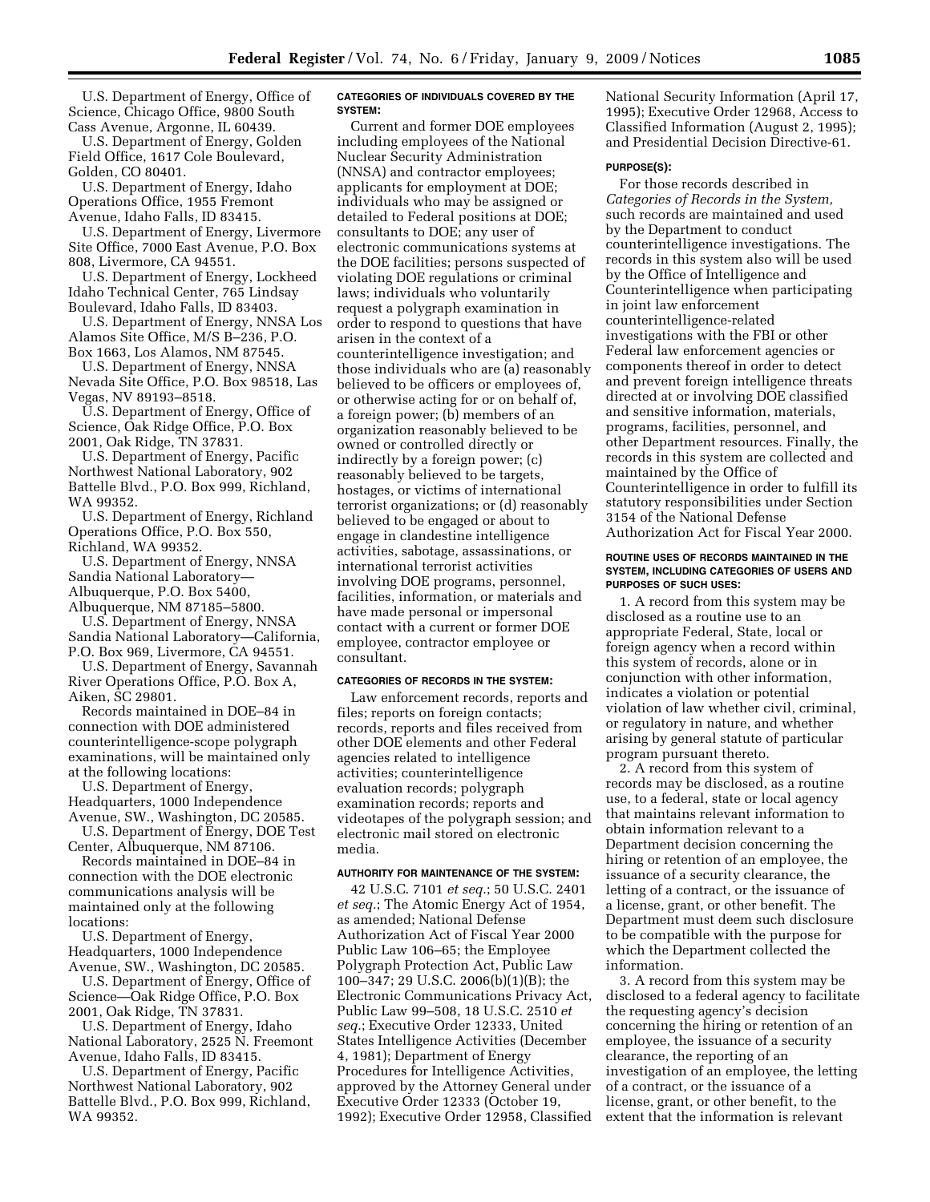U.S. Department of Energy, Office of Science, Chicago Office, 9800 South Cass Avenue, Argonne, IL 60439.

U.S. Department of Energy, Golden Field Office, 1617 Cole Boulevard, Golden, CO 80401.

U.S. Department of Energy, Idaho Operations Office, 1955 Fremont Avenue, Idaho Falls, ID 83415.

U.S. Department of Energy, Livermore Site Office, 7000 East Avenue, P.O. Box 808, Livermore, CA 94551.

U.S. Department of Energy, Lockheed Idaho Technical Center, 765 Lindsay Boulevard, Idaho Falls, ID 83403.

U.S. Department of Energy, NNSA Los Alamos Site Office, M/S B–236, P.O. Box 1663, Los Alamos, NM 87545.

U.S. Department of Energy, NNSA Nevada Site Office, P.O. Box 98518, Las Vegas, NV 89193–8518.

U.S. Department of Energy, Office of Science, Oak Ridge Office, P.O. Box 2001, Oak Ridge, TN 37831.

U.S. Department of Energy, Pacific Northwest National Laboratory, 902 Battelle Blvd., P.O. Box 999, Richland, WA 99352.

U.S. Department of Energy, Richland Operations Office, P.O. Box 550, Richland, WA 99352.

U.S. Department of Energy, NNSA Sandia National Laboratory—Albuquerque, P.O. Box 5400, Albuquerque, NM 87185–5800.

U.S. Department of Energy, NNSA Sandia National Laboratory—California, P.O. Box 969, Livermore, CA 94551.

U.S. Department of Energy, Savannah River Operations Office, P.O. Box A, Aiken, SC 29801.

Records maintained in DOE–84 in connection with DOE administered counterintelligence-scope polygraph examinations, will be maintained only at the following locations:

U.S. Department of Energy, Headquarters, 1000 Independence Avenue, SW., Washington, DC 20585.

U.S. Department of Energy, DOE Test Center, Albuquerque, NM 87106.

Records maintained in DOE–84 in connection with the DOE electronic communications analysis will be maintained only at the following locations:

U.S. Department of Energy, Headquarters, 1000 Independence Avenue, SW., Washington, DC 20585.

U.S. Department of Energy, Office of Science—Oak Ridge Office, P.O. Box 2001, Oak Ridge, TN 37831.

U.S. Department of Energy, Idaho National Laboratory, 2525 N. Freemont Avenue, Idaho Falls, ID 83415.

U.S. Department of Energy, Pacific Northwest National Laboratory, 902 Battelle Blvd., P.O. Box 999, Richland, WA 99352.

#### CATEGORIES OF INDIVIDUALS COVERED BY THE SYSTEM:

Current and former DOE employees including employees of the National Nuclear Security Administration (NNSA) and contractor employees; applicants for employment at DOE; individuals who may be assigned or detailed to Federal positions at DOE; consultants to DOE; any user of electronic communications systems at the DOE facilities; persons suspected of violating DOE regulations or criminal laws; individuals who voluntarily request a polygraph examination in order to respond to questions that have arisen in the context of a counterintelligence investigation; and those individuals who are (a) reasonably believed to be officers or employees of, or otherwise acting for or on behalf of, a foreign power; (b) members of an organization reasonably believed to be owned or controlled directly or indirectly by a foreign power; (c) reasonably believed to be targets, hostages, or victims of international terrorist organizations; or (d) reasonably believed to be engaged or about to engage in clandestine intelligence activities, sabotage, assassinations, or international terrorist activities involving DOE programs, personnel, facilities, information, or materials and have made personal or impersonal contact with a current or former DOE employee, contractor employee or consultant.

#### CATEGORIES OF RECORDS IN THE SYSTEM:

Law enforcement records, reports and files; reports on foreign contacts; records, reports and files received from other DOE elements and other Federal agencies related to intelligence activities; counterintelligence evaluation records; polygraph examination records; reports and videotapes of the polygraph session; and electronic mail stored on electronic media.

#### AUTHORITY FOR MAINTENANCE OF THE SYSTEM:

42 U.S.C. 7101 *et seq.*; 50 U.S.C. 2401 *et seq.*; The Atomic Energy Act of 1954, as amended; National Defense Authorization Act of Fiscal Year 2000 Public Law 106–65; the Employee Polygraph Protection Act, Public Law 100–347; 29 U.S.C. 2006(b)(1)(B); the Electronic Communications Privacy Act, Public Law 99–508, 18 U.S.C. 2510 *et seq.*; Executive Order 12333, United States Intelligence Activities (December 4, 1981); Department of Energy Procedures for Intelligence Activities, approved by the Attorney General under Executive Order 12333 (October 19, 1992); Executive Order 12958, Classified National Security Information (April 17, 1995); Executive Order 12968, Access to Classified Information (August 2, 1995); and Presidential Decision Directive-61.

#### PURPOSE(S):

For those records described in *Categories of Records in the System,* such records are maintained and used by the Department to conduct counterintelligence investigations. The records in this system also will be used by the Office of Intelligence and Counterintelligence when participating in joint law enforcement counterintelligence-related investigations with the FBI or other Federal law enforcement agencies or components thereof in order to detect and prevent foreign intelligence threats directed at or involving DOE classified and sensitive information, materials, programs, facilities, personnel, and other Department resources. Finally, the records in this system are collected and maintained by the Office of Counterintelligence in order to fulfill its statutory responsibilities under Section 3154 of the National Defense Authorization Act for Fiscal Year 2000.

#### ROUTINE USES OF RECORDS MAINTAINED IN THE SYSTEM, INCLUDING CATEGORIES OF USERS AND PURPOSES OF SUCH USES:

1. A record from this system may be disclosed as a routine use to an appropriate Federal, State, local or foreign agency when a record within this system of records, alone or in conjunction with other information, indicates a violation or potential violation of law whether civil, criminal, or regulatory in nature, and whether arising by general statute of particular program pursuant thereto.

2. A record from this system of records may be disclosed, as a routine use, to a federal, state or local agency that maintains relevant information to obtain information relevant to a Department decision concerning the hiring or retention of an employee, the issuance of a security clearance, the letting of a contract, or the issuance of a license, grant, or other benefit. The Department must deem such disclosure to be compatible with the purpose for which the Department collected the information.

3. A record from this system may be disclosed to a federal agency to facilitate the requesting agency's decision concerning the hiring or retention of an employee, the issuance of a security clearance, the reporting of an investigation of an employee, the letting of a contract, or the issuance of a license, grant, or other benefit, to the extent that the information is relevant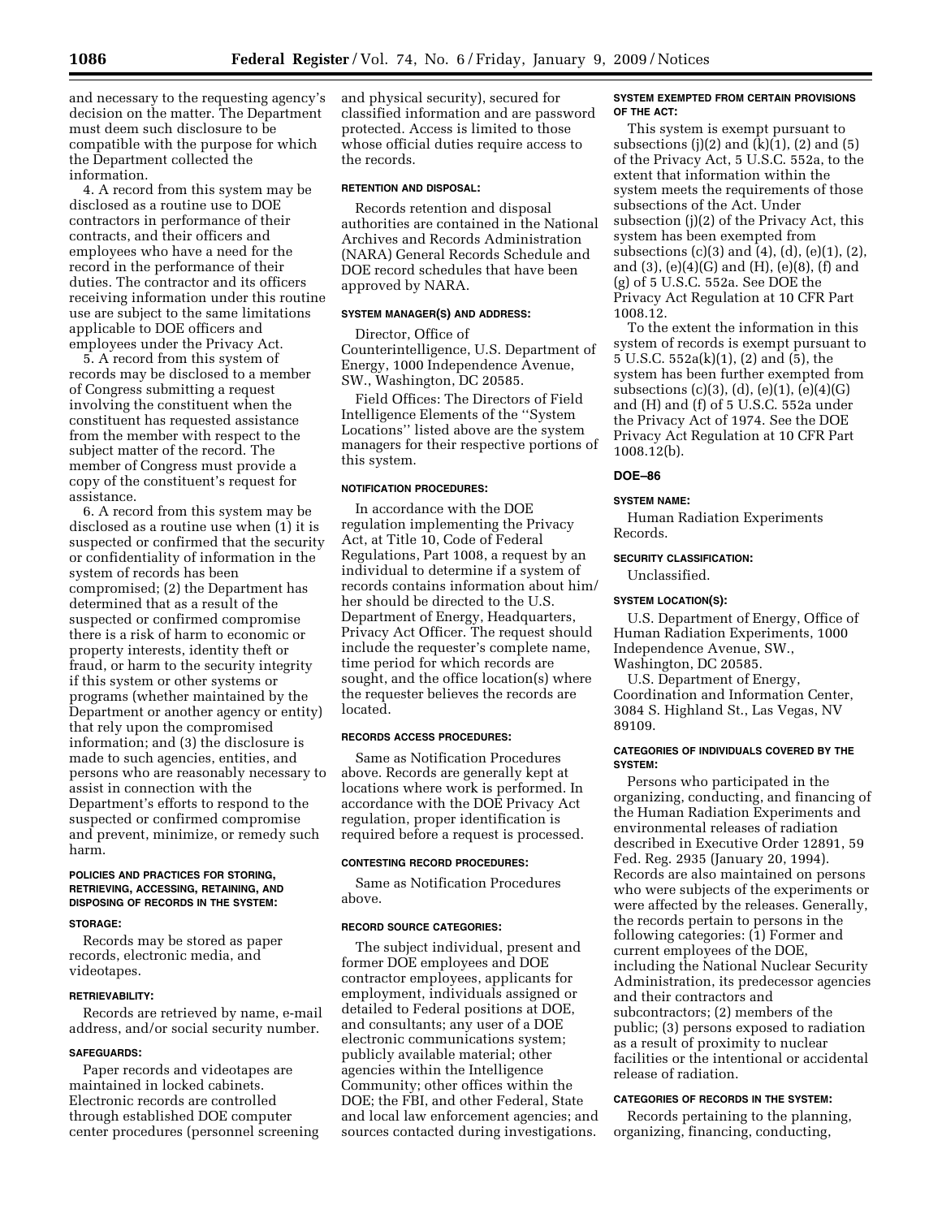and necessary to the requesting agency's decision on the matter. The Department must deem such disclosure to be compatible with the purpose for which the Department collected the information.

4. A record from this system may be disclosed as a routine use to DOE contractors in performance of their contracts, and their officers and employees who have a need for the record in the performance of their duties. The contractor and its officers receiving information under this routine use are subject to the same limitations applicable to DOE officers and employees under the Privacy Act.

5. A record from this system of records may be disclosed to a member of Congress submitting a request involving the constituent when the constituent has requested assistance from the member with respect to the subject matter of the record. The member of Congress must provide a copy of the constituent's request for assistance.

6. A record from this system may be disclosed as a routine use when (1) it is suspected or confirmed that the security or confidentiality of information in the system of records has been compromised; (2) the Department has determined that as a result of the suspected or confirmed compromise there is a risk of harm to economic or property interests, identity theft or fraud, or harm to the security integrity if this system or other systems or programs (whether maintained by the Department or another agency or entity) that rely upon the compromised information; and (3) the disclosure is made to such agencies, entities, and persons who are reasonably necessary to assist in connection with the Department's efforts to respond to the suspected or confirmed compromise and prevent, minimize, or remedy such harm.

**POLICIES AND PRACTICES FOR STORING, RETRIEVING, ACCESSING, RETAINING, AND DISPOSING OF RECORDS IN THE SYSTEM:**

**STORAGE:**

Records may be stored as paper records, electronic media, and videotapes.

**RETRIEVABILITY:**

Records are retrieved by name, e-mail address, and/or social security number.

**SAFEGUARDS:**

Paper records and videotapes are maintained in locked cabinets. Electronic records are controlled through established DOE computer center procedures (personnel screening and physical security), secured for classified information and are password protected. Access is limited to those whose official duties require access to the records.

**RETENTION AND DISPOSAL:**

Records retention and disposal authorities are contained in the National Archives and Records Administration (NARA) General Records Schedule and DOE record schedules that have been approved by NARA.

**SYSTEM MANAGER(S) AND ADDRESS:**

Director, Office of Counterintelligence, U.S. Department of Energy, 1000 Independence Avenue, SW., Washington, DC 20585.

Field Offices: The Directors of Field Intelligence Elements of the ''System Locations'' listed above are the system managers for their respective portions of this system.

**NOTIFICATION PROCEDURES:**

In accordance with the DOE regulation implementing the Privacy Act, at Title 10, Code of Federal Regulations, Part 1008, a request by an individual to determine if a system of records contains information about him/her should be directed to the U.S. Department of Energy, Headquarters, Privacy Act Officer. The request should include the requester's complete name, time period for which records are sought, and the office location(s) where the requester believes the records are located.

**RECORDS ACCESS PROCEDURES:**

Same as Notification Procedures above. Records are generally kept at locations where work is performed. In accordance with the DOE Privacy Act regulation, proper identification is required before a request is processed.

**CONTESTING RECORD PROCEDURES:**

Same as Notification Procedures above.

**RECORD SOURCE CATEGORIES:**

The subject individual, present and former DOE employees and DOE contractor employees, applicants for employment, individuals assigned or detailed to Federal positions at DOE, and consultants; any user of a DOE electronic communications system; publicly available material; other agencies within the Intelligence Community; other offices within the DOE; the FBI, and other Federal, State and local law enforcement agencies; and sources contacted during investigations.

**SYSTEM EXEMPTED FROM CERTAIN PROVISIONS OF THE ACT:**

This system is exempt pursuant to subsections (j)(2) and (k)(1), (2) and (5) of the Privacy Act, 5 U.S.C. 552a, to the extent that information within the system meets the requirements of those subsections of the Act. Under subsection (j)(2) of the Privacy Act, this system has been exempted from subsections (c)(3) and (4), (d), (e)(1), (2), and (3), (e)(4)(G) and (H), (e)(8), (f) and (g) of 5 U.S.C. 552a. See DOE the Privacy Act Regulation at 10 CFR Part 1008.12.

To the extent the information in this system of records is exempt pursuant to 5 U.S.C. 552a(k)(1), (2) and (5), the system has been further exempted from subsections (c)(3), (d), (e)(1), (e)(4)(G) and (H) and (f) of 5 U.S.C. 552a under the Privacy Act of 1974. See the DOE Privacy Act Regulation at 10 CFR Part 1008.12(b).

## DOE–86

**SYSTEM NAME:**

Human Radiation Experiments Records.

**SECURITY CLASSIFICATION:**

Unclassified.

**SYSTEM LOCATION(S):**

U.S. Department of Energy, Office of Human Radiation Experiments, 1000 Independence Avenue, SW., Washington, DC 20585.

U.S. Department of Energy, Coordination and Information Center, 3084 S. Highland St., Las Vegas, NV 89109.

**CATEGORIES OF INDIVIDUALS COVERED BY THE SYSTEM:**

Persons who participated in the organizing, conducting, and financing of the Human Radiation Experiments and environmental releases of radiation described in Executive Order 12891, 59 Fed. Reg. 2935 (January 20, 1994). Records are also maintained on persons who were subjects of the experiments or were affected by the releases. Generally, the records pertain to persons in the following categories: (1) Former and current employees of the DOE, including the National Nuclear Security Administration, its predecessor agencies and their contractors and subcontractors; (2) members of the public; (3) persons exposed to radiation as a result of proximity to nuclear facilities or the intentional or accidental release of radiation.

**CATEGORIES OF RECORDS IN THE SYSTEM:**

Records pertaining to the planning, organizing, financing, conducting,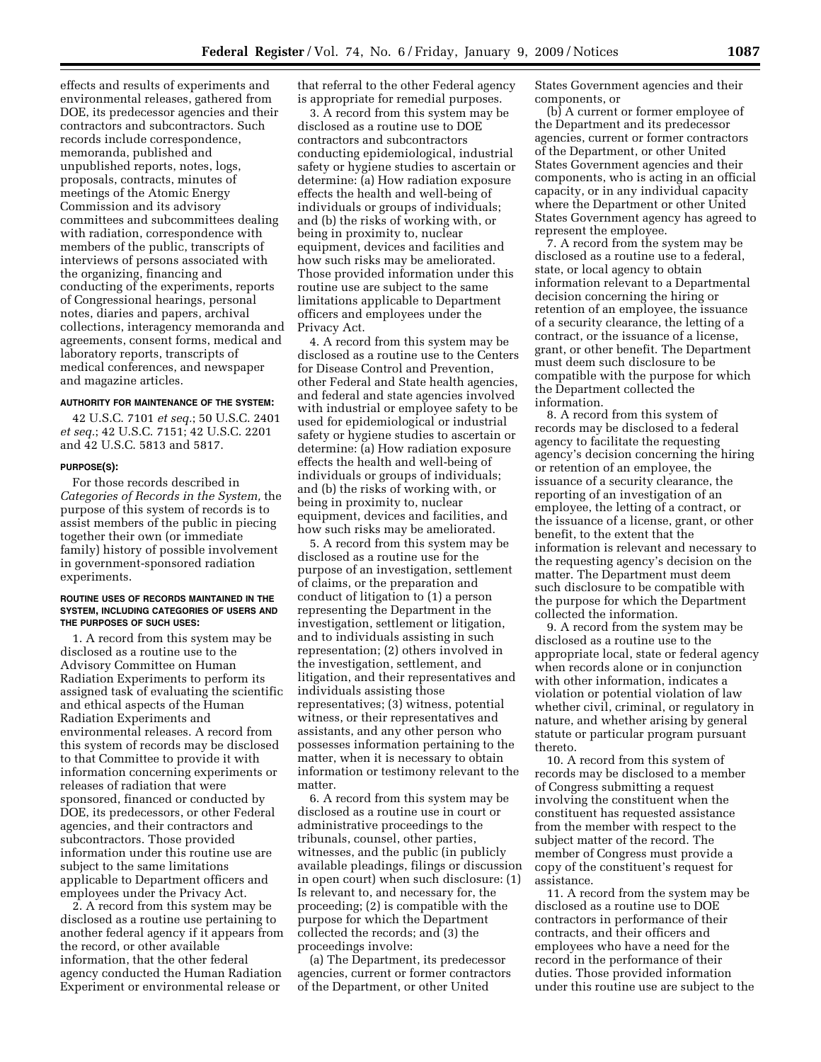effects and results of experiments and environmental releases, gathered from DOE, its predecessor agencies and their contractors and subcontractors. Such records include correspondence, memoranda, published and unpublished reports, notes, logs, proposals, contracts, minutes of meetings of the Atomic Energy Commission and its advisory committees and subcommittees dealing with radiation, correspondence with members of the public, transcripts of interviews of persons associated with the organizing, financing and conducting of the experiments, reports of Congressional hearings, personal notes, diaries and papers, archival collections, interagency memoranda and agreements, consent forms, medical and laboratory reports, transcripts of medical conferences, and newspaper and magazine articles.

**AUTHORITY FOR MAINTENANCE OF THE SYSTEM:**

42 U.S.C. 7101 *et seq.*; 50 U.S.C. 2401 *et seq.*; 42 U.S.C. 7151; 42 U.S.C. 2201 and 42 U.S.C. 5813 and 5817.

**PURPOSE(S):**

For those records described in *Categories of Records in the System,* the purpose of this system of records is to assist members of the public in piecing together their own (or immediate family) history of possible involvement in government-sponsored radiation experiments.

**ROUTINE USES OF RECORDS MAINTAINED IN THE SYSTEM, INCLUDING CATEGORIES OF USERS AND THE PURPOSES OF SUCH USES:**

1. A record from this system may be disclosed as a routine use to the Advisory Committee on Human Radiation Experiments to perform its assigned task of evaluating the scientific and ethical aspects of the Human Radiation Experiments and environmental releases. A record from this system of records may be disclosed to that Committee to provide it with information concerning experiments or releases of radiation that were sponsored, financed or conducted by DOE, its predecessors, or other Federal agencies, and their contractors and subcontractors. Those provided information under this routine use are subject to the same limitations applicable to Department officers and employees under the Privacy Act.

2. A record from this system may be disclosed as a routine use pertaining to another federal agency if it appears from the record, or other available information, that the other federal agency conducted the Human Radiation Experiment or environmental release or that referral to the other Federal agency is appropriate for remedial purposes.

3. A record from this system may be disclosed as a routine use to DOE contractors and subcontractors conducting epidemiological, industrial safety or hygiene studies to ascertain or determine: (a) How radiation exposure effects the health and well-being of individuals or groups of individuals; and (b) the risks of working with, or being in proximity to, nuclear equipment, devices and facilities and how such risks may be ameliorated. Those provided information under this routine use are subject to the same limitations applicable to Department officers and employees under the Privacy Act.

4. A record from this system may be disclosed as a routine use to the Centers for Disease Control and Prevention, other Federal and State health agencies, and federal and state agencies involved with industrial or employee safety to be used for epidemiological or industrial safety or hygiene studies to ascertain or determine: (a) How radiation exposure effects the health and well-being of individuals or groups of individuals; and (b) the risks of working with, or being in proximity to, nuclear equipment, devices and facilities, and how such risks may be ameliorated.

5. A record from this system may be disclosed as a routine use for the purpose of an investigation, settlement of claims, or the preparation and conduct of litigation to (1) a person representing the Department in the investigation, settlement or litigation, and to individuals assisting in such representation; (2) others involved in the investigation, settlement, and litigation, and their representatives and individuals assisting those representatives; (3) witness, potential witness, or their representatives and assistants, and any other person who possesses information pertaining to the matter, when it is necessary to obtain information or testimony relevant to the matter.

6. A record from this system may be disclosed as a routine use in court or administrative proceedings to the tribunals, counsel, other parties, witnesses, and the public (in publicly available pleadings, filings or discussion in open court) when such disclosure: (1) Is relevant to, and necessary for, the proceeding; (2) is compatible with the purpose for which the Department collected the records; and (3) the proceedings involve:

(a) The Department, its predecessor agencies, current or former contractors of the Department, or other United States Government agencies and their components, or

(b) A current or former employee of the Department and its predecessor agencies, current or former contractors of the Department, or other United States Government agencies and their components, who is acting in an official capacity, or in any individual capacity where the Department or other United States Government agency has agreed to represent the employee.

7. A record from the system may be disclosed as a routine use to a federal, state, or local agency to obtain information relevant to a Departmental decision concerning the hiring or retention of an employee, the issuance of a security clearance, the letting of a contract, or the issuance of a license, grant, or other benefit. The Department must deem such disclosure to be compatible with the purpose for which the Department collected the information.

8. A record from this system of records may be disclosed to a federal agency to facilitate the requesting agency's decision concerning the hiring or retention of an employee, the issuance of a security clearance, the reporting of an investigation of an employee, the letting of a contract, or the issuance of a license, grant, or other benefit, to the extent that the information is relevant and necessary to the requesting agency's decision on the matter. The Department must deem such disclosure to be compatible with the purpose for which the Department collected the information.

9. A record from the system may be disclosed as a routine use to the appropriate local, state or federal agency when records alone or in conjunction with other information, indicates a violation or potential violation of law whether civil, criminal, or regulatory in nature, and whether arising by general statute or particular program pursuant thereto.

10. A record from this system of records may be disclosed to a member of Congress submitting a request involving the constituent when the constituent has requested assistance from the member with respect to the subject matter of the record. The member of Congress must provide a copy of the constituent's request for assistance.

11. A record from the system may be disclosed as a routine use to DOE contractors in performance of their contracts, and their officers and employees who have a need for the record in the performance of their duties. Those provided information under this routine use are subject to the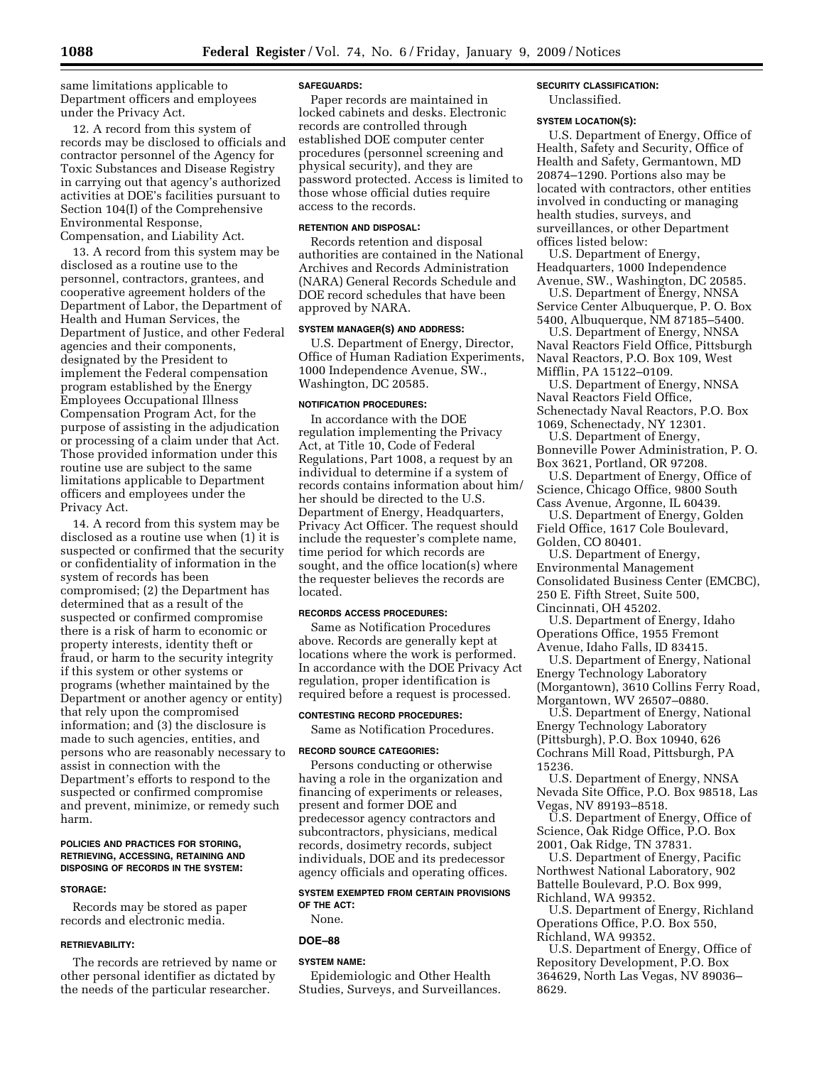same limitations applicable to Department officers and employees under the Privacy Act.

12. A record from this system of records may be disclosed to officials and contractor personnel of the Agency for Toxic Substances and Disease Registry in carrying out that agency's authorized activities at DOE's facilities pursuant to Section 104(I) of the Comprehensive Environmental Response, Compensation, and Liability Act.

13. A record from this system may be disclosed as a routine use to the personnel, contractors, grantees, and cooperative agreement holders of the Department of Labor, the Department of Health and Human Services, the Department of Justice, and other Federal agencies and their components, designated by the President to implement the Federal compensation program established by the Energy Employees Occupational Illness Compensation Program Act, for the purpose of assisting in the adjudication or processing of a claim under that Act. Those provided information under this routine use are subject to the same limitations applicable to Department officers and employees under the Privacy Act.

14. A record from this system may be disclosed as a routine use when (1) it is suspected or confirmed that the security or confidentiality of information in the system of records has been compromised; (2) the Department has determined that as a result of the suspected or confirmed compromise there is a risk of harm to economic or property interests, identity theft or fraud, or harm to the security integrity if this system or other systems or programs (whether maintained by the Department or another agency or entity) that rely upon the compromised information; and (3) the disclosure is made to such agencies, entities, and persons who are reasonably necessary to assist in connection with the Department's efforts to respond to the suspected or confirmed compromise and prevent, minimize, or remedy such harm.

#### POLICIES AND PRACTICES FOR STORING, RETRIEVING, ACCESSING, RETAINING AND DISPOSING OF RECORDS IN THE SYSTEM:

#### STORAGE:

Records may be stored as paper records and electronic media.

#### RETRIEVABILITY:

The records are retrieved by name or other personal identifier as dictated by the needs of the particular researcher.

#### SAFEGUARDS:

Paper records are maintained in locked cabinets and desks. Electronic records are controlled through established DOE computer center procedures (personnel screening and physical security), and they are password protected. Access is limited to those whose official duties require access to the records.

#### RETENTION AND DISPOSAL:

Records retention and disposal authorities are contained in the National Archives and Records Administration (NARA) General Records Schedule and DOE record schedules that have been approved by NARA.

#### SYSTEM MANAGER(S) AND ADDRESS:

U.S. Department of Energy, Director, Office of Human Radiation Experiments, 1000 Independence Avenue, SW., Washington, DC 20585.

#### NOTIFICATION PROCEDURES:

In accordance with the DOE regulation implementing the Privacy Act, at Title 10, Code of Federal Regulations, Part 1008, a request by an individual to determine if a system of records contains information about him/her should be directed to the U.S. Department of Energy, Headquarters, Privacy Act Officer. The request should include the requester's complete name, time period for which records are sought, and the office location(s) where the requester believes the records are located.

#### RECORDS ACCESS PROCEDURES:

Same as Notification Procedures above. Records are generally kept at locations where the work is performed. In accordance with the DOE Privacy Act regulation, proper identification is required before a request is processed.

#### CONTESTING RECORD PROCEDURES:

Same as Notification Procedures.

#### RECORD SOURCE CATEGORIES:

Persons conducting or otherwise having a role in the organization and financing of experiments or releases, present and former DOE and predecessor agency contractors and subcontractors, physicians, medical records, dosimetry records, subject individuals, DOE and its predecessor agency officials and operating offices.

#### SYSTEM EXEMPTED FROM CERTAIN PROVISIONS OF THE ACT:

None.

### DOE–88

#### SYSTEM NAME:

Epidemiologic and Other Health Studies, Surveys, and Surveillances.

#### SECURITY CLASSIFICATION:

Unclassified.

#### SYSTEM LOCATION(S):

U.S. Department of Energy, Office of Health, Safety and Security, Office of Health and Safety, Germantown, MD 20874–1290. Portions also may be located with contractors, other entities involved in conducting or managing health studies, surveys, and surveillances, or other Department offices listed below:

U.S. Department of Energy, Headquarters, 1000 Independence Avenue, SW., Washington, DC 20585.

U.S. Department of Energy, NNSA Service Center Albuquerque, P. O. Box 5400, Albuquerque, NM 87185–5400.

U.S. Department of Energy, NNSA Naval Reactors Field Office, Pittsburgh Naval Reactors, P.O. Box 109, West Mifflin, PA 15122–0109.

U.S. Department of Energy, NNSA Naval Reactors Field Office, Schenectady Naval Reactors, P.O. Box 1069, Schenectady, NY 12301.

U.S. Department of Energy, Bonneville Power Administration, P. O. Box 3621, Portland, OR 97208.

U.S. Department of Energy, Office of Science, Chicago Office, 9800 South Cass Avenue, Argonne, IL 60439.

U.S. Department of Energy, Golden Field Office, 1617 Cole Boulevard, Golden, CO 80401.

U.S. Department of Energy, Environmental Management Consolidated Business Center (EMCBC), 250 E. Fifth Street, Suite 500, Cincinnati, OH 45202.

U.S. Department of Energy, Idaho Operations Office, 1955 Fremont Avenue, Idaho Falls, ID 83415.

U.S. Department of Energy, National Energy Technology Laboratory (Morgantown), 3610 Collins Ferry Road, Morgantown, WV 26507–0880.

U.S. Department of Energy, National Energy Technology Laboratory (Pittsburgh), P.O. Box 10940, 626 Cochrans Mill Road, Pittsburgh, PA 15236.

U.S. Department of Energy, NNSA Nevada Site Office, P.O. Box 98518, Las Vegas, NV 89193–8518.

U.S. Department of Energy, Office of Science, Oak Ridge Office, P.O. Box 2001, Oak Ridge, TN 37831.

U.S. Department of Energy, Pacific Northwest National Laboratory, 902 Battelle Boulevard, P.O. Box 999, Richland, WA 99352.

U.S. Department of Energy, Richland Operations Office, P.O. Box 550, Richland, WA 99352.

U.S. Department of Energy, Office of Repository Development, P.O. Box 364629, North Las Vegas, NV 89036–8629.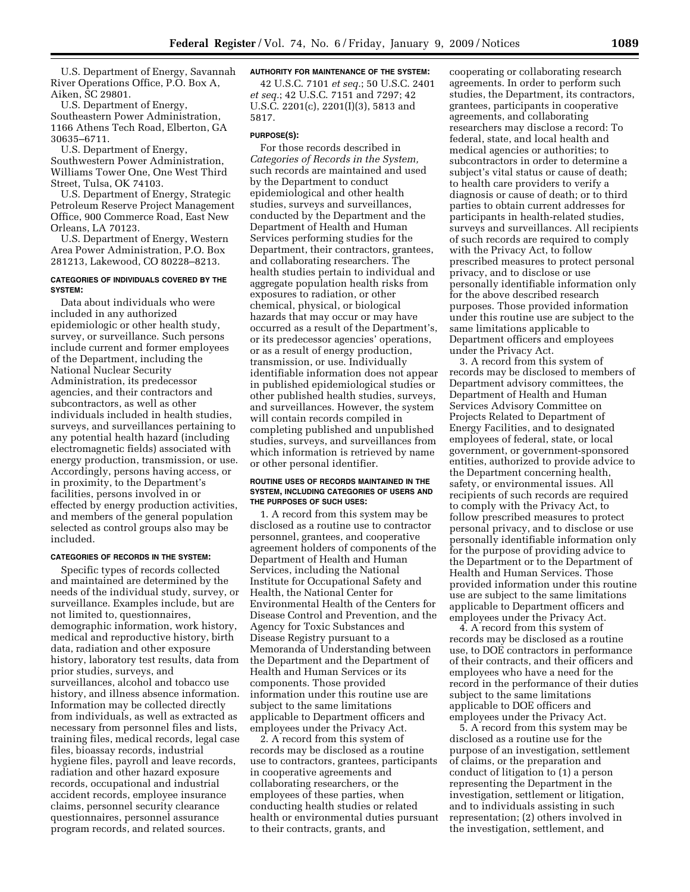U.S. Department of Energy, Savannah River Operations Office, P.O. Box A, Aiken, SC 29801.

U.S. Department of Energy, Southeastern Power Administration, 1166 Athens Tech Road, Elberton, GA 30635–6711.

U.S. Department of Energy, Southwestern Power Administration, Williams Tower One, One West Third Street, Tulsa, OK 74103.

U.S. Department of Energy, Strategic Petroleum Reserve Project Management Office, 900 Commerce Road, East New Orleans, LA 70123.

U.S. Department of Energy, Western Area Power Administration, P.O. Box 281213, Lakewood, CO 80228–8213.

#### CATEGORIES OF INDIVIDUALS COVERED BY THE SYSTEM:

Data about individuals who were included in any authorized epidemiologic or other health study, survey, or surveillance. Such persons include current and former employees of the Department, including the National Nuclear Security Administration, its predecessor agencies, and their contractors and subcontractors, as well as other individuals included in health studies, surveys, and surveillances pertaining to any potential health hazard (including electromagnetic fields) associated with energy production, transmission, or use. Accordingly, persons having access, or in proximity, to the Department's facilities, persons involved in or effected by energy production activities, and members of the general population selected as control groups also may be included.

#### CATEGORIES OF RECORDS IN THE SYSTEM:

Specific types of records collected and maintained are determined by the needs of the individual study, survey, or surveillance. Examples include, but are not limited to, questionnaires, demographic information, work history, medical and reproductive history, birth data, radiation and other exposure history, laboratory test results, data from prior studies, surveys, and surveillances, alcohol and tobacco use history, and illness absence information. Information may be collected directly from individuals, as well as extracted as necessary from personnel files and lists, training files, medical records, legal case files, bioassay records, industrial hygiene files, payroll and leave records, radiation and other hazard exposure records, occupational and industrial accident records, employee insurance claims, personnel security clearance questionnaires, personnel assurance program records, and related sources.

#### AUTHORITY FOR MAINTENANCE OF THE SYSTEM:

42 U.S.C. 7101 *et seq.*; 50 U.S.C. 2401 *et seq.*; 42 U.S.C. 7151 and 7297; 42 U.S.C. 2201(c), 2201(I)(3), 5813 and 5817.

#### PURPOSE(S):

For those records described in *Categories of Records in the System,* such records are maintained and used by the Department to conduct epidemiological and other health studies, surveys and surveillances, conducted by the Department and the Department of Health and Human Services performing studies for the Department, their contractors, grantees, and collaborating researchers. The health studies pertain to individual and aggregate population health risks from exposures to radiation, or other chemical, physical, or biological hazards that may occur or may have occurred as a result of the Department's, or its predecessor agencies' operations, or as a result of energy production, transmission, or use. Individually identifiable information does not appear in published epidemiological studies or other published health studies, surveys, and surveillances. However, the system will contain records compiled in completing published and unpublished studies, surveys, and surveillances from which information is retrieved by name or other personal identifier.

#### ROUTINE USES OF RECORDS MAINTAINED IN THE SYSTEM, INCLUDING CATEGORIES OF USERS AND THE PURPOSES OF SUCH USES:

1. A record from this system may be disclosed as a routine use to contractor personnel, grantees, and cooperative agreement holders of components of the Department of Health and Human Services, including the National Institute for Occupational Safety and Health, the National Center for Environmental Health of the Centers for Disease Control and Prevention, and the Agency for Toxic Substances and Disease Registry pursuant to a Memoranda of Understanding between the Department and the Department of Health and Human Services or its components. Those provided information under this routine use are subject to the same limitations applicable to Department officers and employees under the Privacy Act.

2. A record from this system of records may be disclosed as a routine use to contractors, grantees, participants in cooperative agreements and collaborating researchers, or the employees of these parties, when conducting health studies or related health or environmental duties pursuant to their contracts, grants, and cooperating or collaborating research agreements. In order to perform such studies, the Department, its contractors, grantees, participants in cooperative agreements, and collaborating researchers may disclose a record: To federal, state, and local health and medical agencies or authorities; to subcontractors in order to determine a subject's vital status or cause of death; to health care providers to verify a diagnosis or cause of death; or to third parties to obtain current addresses for participants in health-related studies, surveys and surveillances. All recipients of such records are required to comply with the Privacy Act, to follow prescribed measures to protect personal privacy, and to disclose or use personally identifiable information only for the above described research purposes. Those provided information under this routine use are subject to the same limitations applicable to Department officers and employees under the Privacy Act.

3. A record from this system of records may be disclosed to members of Department advisory committees, the Department of Health and Human Services Advisory Committee on Projects Related to Department of Energy Facilities, and to designated employees of federal, state, or local government, or government-sponsored entities, authorized to provide advice to the Department concerning health, safety, or environmental issues. All recipients of such records are required to comply with the Privacy Act, to follow prescribed measures to protect personal privacy, and to disclose or use personally identifiable information only for the purpose of providing advice to the Department or to the Department of Health and Human Services. Those provided information under this routine use are subject to the same limitations applicable to Department officers and employees under the Privacy Act.

4. A record from this system of records may be disclosed as a routine use, to DOE contractors in performance of their contracts, and their officers and employees who have a need for the record in the performance of their duties subject to the same limitations applicable to DOE officers and employees under the Privacy Act.

5. A record from this system may be disclosed as a routine use for the purpose of an investigation, settlement of claims, or the preparation and conduct of litigation to (1) a person representing the Department in the investigation, settlement or litigation, and to individuals assisting in such representation; (2) others involved in the investigation, settlement, and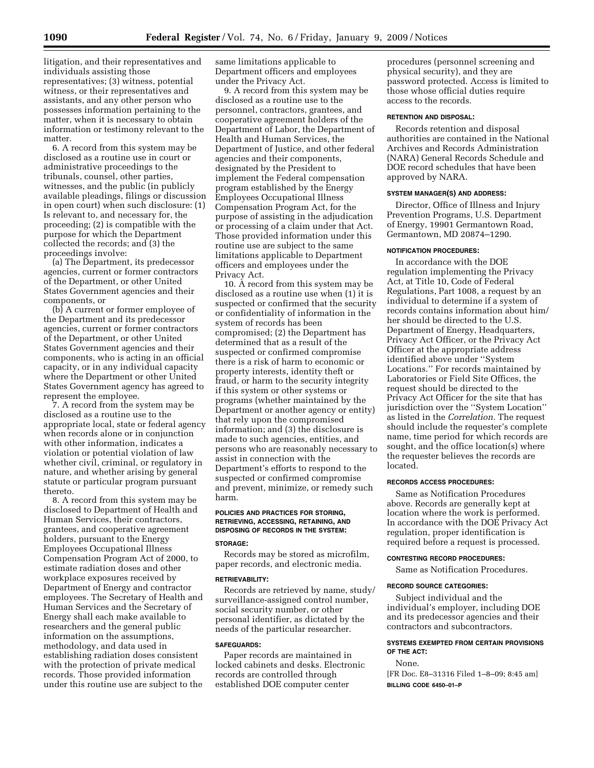litigation, and their representatives and individuals assisting those representatives; (3) witness, potential witness, or their representatives and assistants, and any other person who possesses information pertaining to the matter, when it is necessary to obtain information or testimony relevant to the matter.

6. A record from this system may be disclosed as a routine use in court or administrative proceedings to the tribunals, counsel, other parties, witnesses, and the public (in publicly available pleadings, filings or discussion in open court) when such disclosure: (1) Is relevant to, and necessary for, the proceeding; (2) is compatible with the purpose for which the Department collected the records; and (3) the proceedings involve:

(a) The Department, its predecessor agencies, current or former contractors of the Department, or other United States Government agencies and their components, or

(b) A current or former employee of the Department and its predecessor agencies, current or former contractors of the Department, or other United States Government agencies and their components, who is acting in an official capacity, or in any individual capacity where the Department or other United States Government agency has agreed to represent the employee.

7. A record from the system may be disclosed as a routine use to the appropriate local, state or federal agency when records alone or in conjunction with other information, indicates a violation or potential violation of law whether civil, criminal, or regulatory in nature, and whether arising by general statute or particular program pursuant thereto.

8. A record from this system may be disclosed to Department of Health and Human Services, their contractors, grantees, and cooperative agreement holders, pursuant to the Energy Employees Occupational Illness Compensation Program Act of 2000, to estimate radiation doses and other workplace exposures received by Department of Energy and contractor employees. The Secretary of Health and Human Services and the Secretary of Energy shall each make available to researchers and the general public information on the assumptions, methodology, and data used in establishing radiation doses consistent with the protection of private medical records. Those provided information under this routine use are subject to the same limitations applicable to Department officers and employees under the Privacy Act.

9. A record from this system may be disclosed as a routine use to the personnel, contractors, grantees, and cooperative agreement holders of the Department of Labor, the Department of Health and Human Services, the Department of Justice, and other federal agencies and their components, designated by the President to implement the Federal compensation program established by the Energy Employees Occupational Illness Compensation Program Act, for the purpose of assisting in the adjudication or processing of a claim under that Act. Those provided information under this routine use are subject to the same limitations applicable to Department officers and employees under the Privacy Act.

10. A record from this system may be disclosed as a routine use when (1) it is suspected or confirmed that the security or confidentiality of information in the system of records has been compromised; (2) the Department has determined that as a result of the suspected or confirmed compromise there is a risk of harm to economic or property interests, identity theft or fraud, or harm to the security integrity if this system or other systems or programs (whether maintained by the Department or another agency or entity) that rely upon the compromised information; and (3) the disclosure is made to such agencies, entities, and persons who are reasonably necessary to assist in connection with the Department's efforts to respond to the suspected or confirmed compromise and prevent, minimize, or remedy such harm.

#### POLICIES AND PRACTICES FOR STORING, RETRIEVING, ACCESSING, RETAINING, AND DISPOSING OF RECORDS IN THE SYSTEM:

#### STORAGE:

Records may be stored as microfilm, paper records, and electronic media.

#### RETRIEVABILITY:

Records are retrieved by name, study/surveillance-assigned control number, social security number, or other personal identifier, as dictated by the needs of the particular researcher.

#### SAFEGUARDS:

Paper records are maintained in locked cabinets and desks. Electronic records are controlled through established DOE computer center procedures (personnel screening and physical security), and they are password protected. Access is limited to those whose official duties require access to the records.

#### RETENTION AND DISPOSAL:

Records retention and disposal authorities are contained in the National Archives and Records Administration (NARA) General Records Schedule and DOE record schedules that have been approved by NARA.

#### SYSTEM MANAGER(S) AND ADDRESS:

Director, Office of Illness and Injury Prevention Programs, U.S. Department of Energy, 19901 Germantown Road, Germantown, MD 20874–1290.

#### NOTIFICATION PROCEDURES:

In accordance with the DOE regulation implementing the Privacy Act, at Title 10, Code of Federal Regulations, Part 1008, a request by an individual to determine if a system of records contains information about him/her should be directed to the U.S. Department of Energy, Headquarters, Privacy Act Officer, or the Privacy Act Officer at the appropriate address identified above under ''System Locations.'' For records maintained by Laboratories or Field Site Offices, the request should be directed to the Privacy Act Officer for the site that has jurisdiction over the ''System Location'' as listed in the *Correlation.* The request should include the requester's complete name, time period for which records are sought, and the office location(s) where the requester believes the records are located.

#### RECORDS ACCESS PROCEDURES:

Same as Notification Procedures above. Records are generally kept at location where the work is performed. In accordance with the DOE Privacy Act regulation, proper identification is required before a request is processed.

#### CONTESTING RECORD PROCEDURES:

Same as Notification Procedures.

#### RECORD SOURCE CATEGORIES:

Subject individual and the individual's employer, including DOE and its predecessor agencies and their contractors and subcontractors.

#### SYSTEMS EXEMPTED FROM CERTAIN PROVISIONS OF THE ACT:

None.

[FR Doc. E8–31316 Filed 1–8–09; 8:45 am]

**BILLING CODE 6450–01–P**